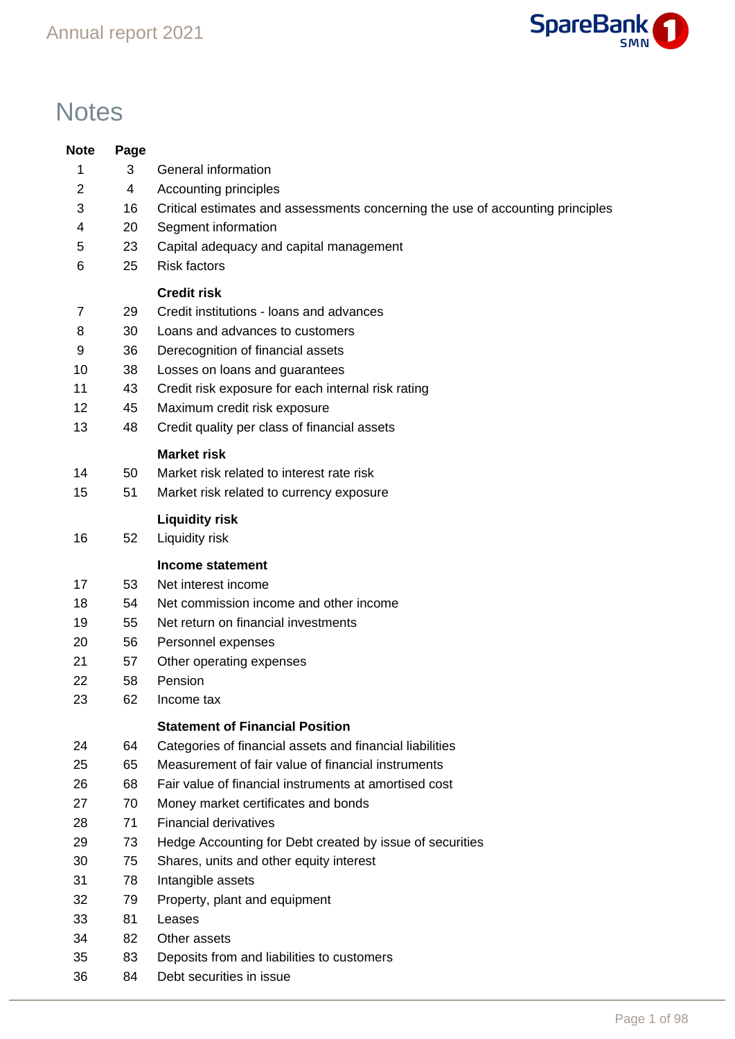# Notes

| Note | Page | |
|---|---|---|
| 1 | 3 | General information |
| 2 | 4 | Accounting principles |
| 3 | 16 | Critical estimates and assessments concerning the use of accounting principles |
| 4 | 20 | Segment information |
| 5 | 23 | Capital adequacy and capital management |
| 6 | 25 | Risk factors |
| | | **Credit risk** |
| 7 | 29 | Credit institutions - loans and advances |
| 8 | 30 | Loans and advances to customers |
| 9 | 36 | Derecognition of financial assets |
| 10 | 38 | Losses on loans and guarantees |
| 11 | 43 | Credit risk exposure for each internal risk rating |
| 12 | 45 | Maximum credit risk exposure |
| 13 | 48 | Credit quality per class of financial assets |
| | | **Market risk** |
| 14 | 50 | Market risk related to interest rate risk |
| 15 | 51 | Market risk related to currency exposure |
| | | **Liquidity risk** |
| 16 | 52 | Liquidity risk |
| | | **Income statement** |
| 17 | 53 | Net interest income |
| 18 | 54 | Net commission income and other income |
| 19 | 55 | Net return on financial investments |
| 20 | 56 | Personnel expenses |
| 21 | 57 | Other operating expenses |
| 22 | 58 | Pension |
| 23 | 62 | Income tax |
| | | **Statement of Financial Position** |
| 24 | 64 | Categories of financial assets and financial liabilities |
| 25 | 65 | Measurement of fair value of financial instruments |
| 26 | 68 | Fair value of financial instruments at amortised cost |
| 27 | 70 | Money market certificates and bonds |
| 28 | 71 | Financial derivatives |
| 29 | 73 | Hedge Accounting for Debt created by issue of securities |
| 30 | 75 | Shares, units and other equity interest |
| 31 | 78 | Intangible assets |
| 32 | 79 | Property, plant and equipment |
| 33 | 81 | Leases |
| 34 | 82 | Other assets |
| 35 | 83 | Deposits from and liabilities to customers |
| 36 | 84 | Debt securities in issue |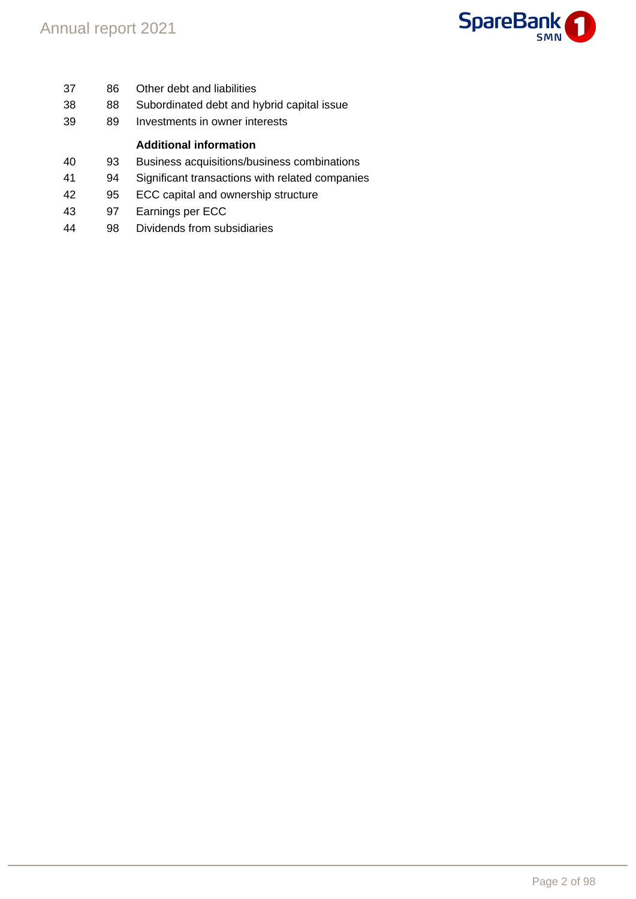| | | |
|---|---|---|
| 37 | 86 | Other debt and liabilities |
| 38 | 88 | Subordinated debt and hybrid capital issue |
| 39 | 89 | Investments in owner interests |
| | | **Additional information** |
| 40 | 93 | Business acquisitions/business combinations |
| 41 | 94 | Significant transactions with related companies |
| 42 | 95 | ECC capital and ownership structure |
| 43 | 97 | Earnings per ECC |
| 44 | 98 | Dividends from subsidiaries |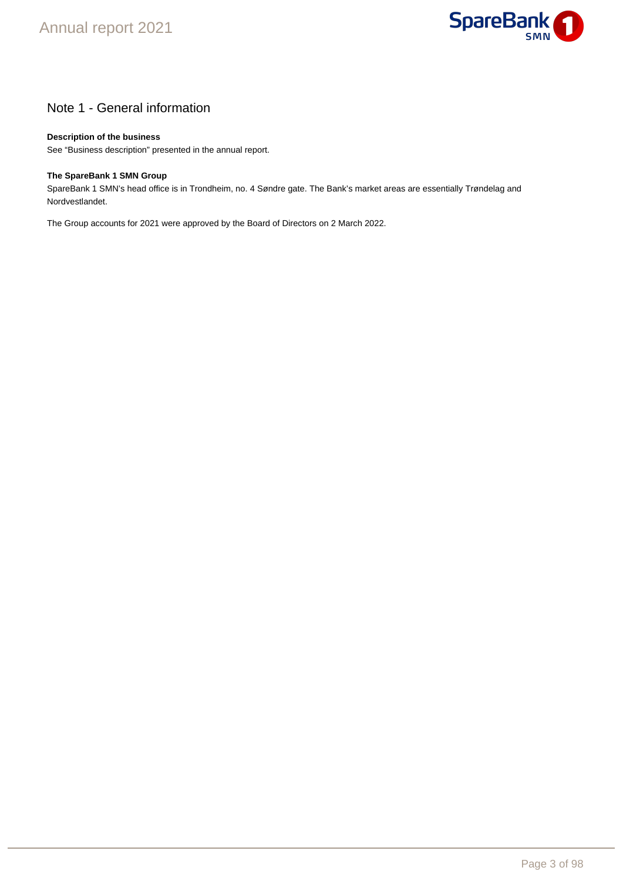# Note 1 - General information

**Description of the business**

See “Business description” presented in the annual report.

**The SpareBank 1 SMN Group**

SpareBank 1 SMN’s head office is in Trondheim, no. 4 Søndre gate. The Bank’s market areas are essentially Trøndelag and Nordvestlandet.

The Group accounts for 2021 were approved by the Board of Directors on 2 March 2022.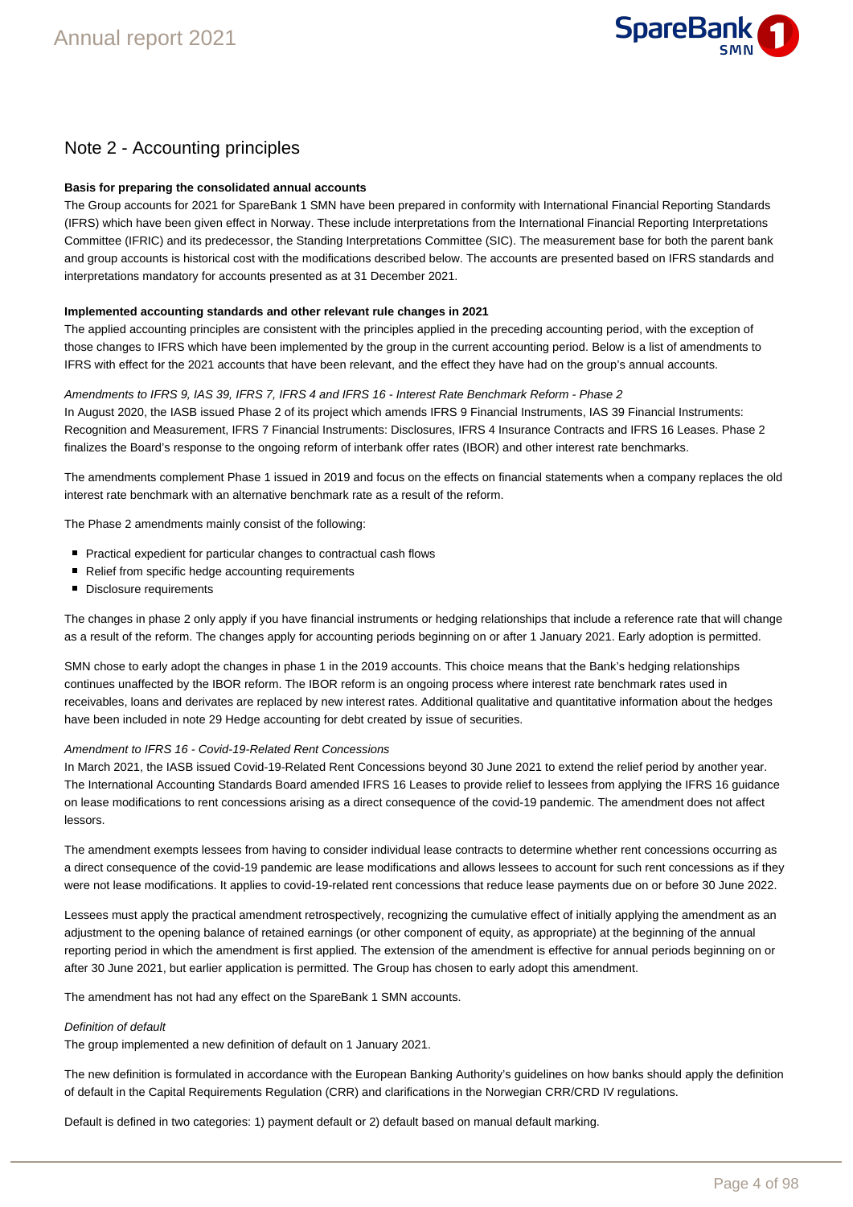## Note 2 - Accounting principles

**Basis for preparing the consolidated annual accounts**

The Group accounts for 2021 for SpareBank 1 SMN have been prepared in conformity with International Financial Reporting Standards (IFRS) which have been given effect in Norway. These include interpretations from the International Financial Reporting Interpretations Committee (IFRIC) and its predecessor, the Standing Interpretations Committee (SIC). The measurement base for both the parent bank and group accounts is historical cost with the modifications described below. The accounts are presented based on IFRS standards and interpretations mandatory for accounts presented as at 31 December 2021.

**Implemented accounting standards and other relevant rule changes in 2021**

The applied accounting principles are consistent with the principles applied in the preceding accounting period, with the exception of those changes to IFRS which have been implemented by the group in the current accounting period. Below is a list of amendments to IFRS with effect for the 2021 accounts that have been relevant, and the effect they have had on the group's annual accounts.

*Amendments to IFRS 9, IAS 39, IFRS 7, IFRS 4 and IFRS 16 - Interest Rate Benchmark Reform - Phase 2*

In August 2020, the IASB issued Phase 2 of its project which amends IFRS 9 Financial Instruments, IAS 39 Financial Instruments: Recognition and Measurement, IFRS 7 Financial Instruments: Disclosures, IFRS 4 Insurance Contracts and IFRS 16 Leases. Phase 2 finalizes the Board's response to the ongoing reform of interbank offer rates (IBOR) and other interest rate benchmarks.

The amendments complement Phase 1 issued in 2019 and focus on the effects on financial statements when a company replaces the old interest rate benchmark with an alternative benchmark rate as a result of the reform.

The Phase 2 amendments mainly consist of the following:

- Practical expedient for particular changes to contractual cash flows
- Relief from specific hedge accounting requirements
- Disclosure requirements

The changes in phase 2 only apply if you have financial instruments or hedging relationships that include a reference rate that will change as a result of the reform. The changes apply for accounting periods beginning on or after 1 January 2021. Early adoption is permitted.

SMN chose to early adopt the changes in phase 1 in the 2019 accounts. This choice means that the Bank's hedging relationships continues unaffected by the IBOR reform. The IBOR reform is an ongoing process where interest rate benchmark rates used in receivables, loans and derivates are replaced by new interest rates. Additional qualitative and quantitative information about the hedges have been included in note 29 Hedge accounting for debt created by issue of securities.

*Amendment to IFRS 16 - Covid-19-Related Rent Concessions*

In March 2021, the IASB issued Covid-19-Related Rent Concessions beyond 30 June 2021 to extend the relief period by another year. The International Accounting Standards Board amended IFRS 16 Leases to provide relief to lessees from applying the IFRS 16 guidance on lease modifications to rent concessions arising as a direct consequence of the covid-19 pandemic. The amendment does not affect lessors.

The amendment exempts lessees from having to consider individual lease contracts to determine whether rent concessions occurring as a direct consequence of the covid-19 pandemic are lease modifications and allows lessees to account for such rent concessions as if they were not lease modifications. It applies to covid-19-related rent concessions that reduce lease payments due on or before 30 June 2022.

Lessees must apply the practical amendment retrospectively, recognizing the cumulative effect of initially applying the amendment as an adjustment to the opening balance of retained earnings (or other component of equity, as appropriate) at the beginning of the annual reporting period in which the amendment is first applied. The extension of the amendment is effective for annual periods beginning on or after 30 June 2021, but earlier application is permitted. The Group has chosen to early adopt this amendment.

The amendment has not had any effect on the SpareBank 1 SMN accounts.

*Definition of default*

The group implemented a new definition of default on 1 January 2021.

The new definition is formulated in accordance with the European Banking Authority's guidelines on how banks should apply the definition of default in the Capital Requirements Regulation (CRR) and clarifications in the Norwegian CRR/CRD IV regulations.

Default is defined in two categories: 1) payment default or 2) default based on manual default marking.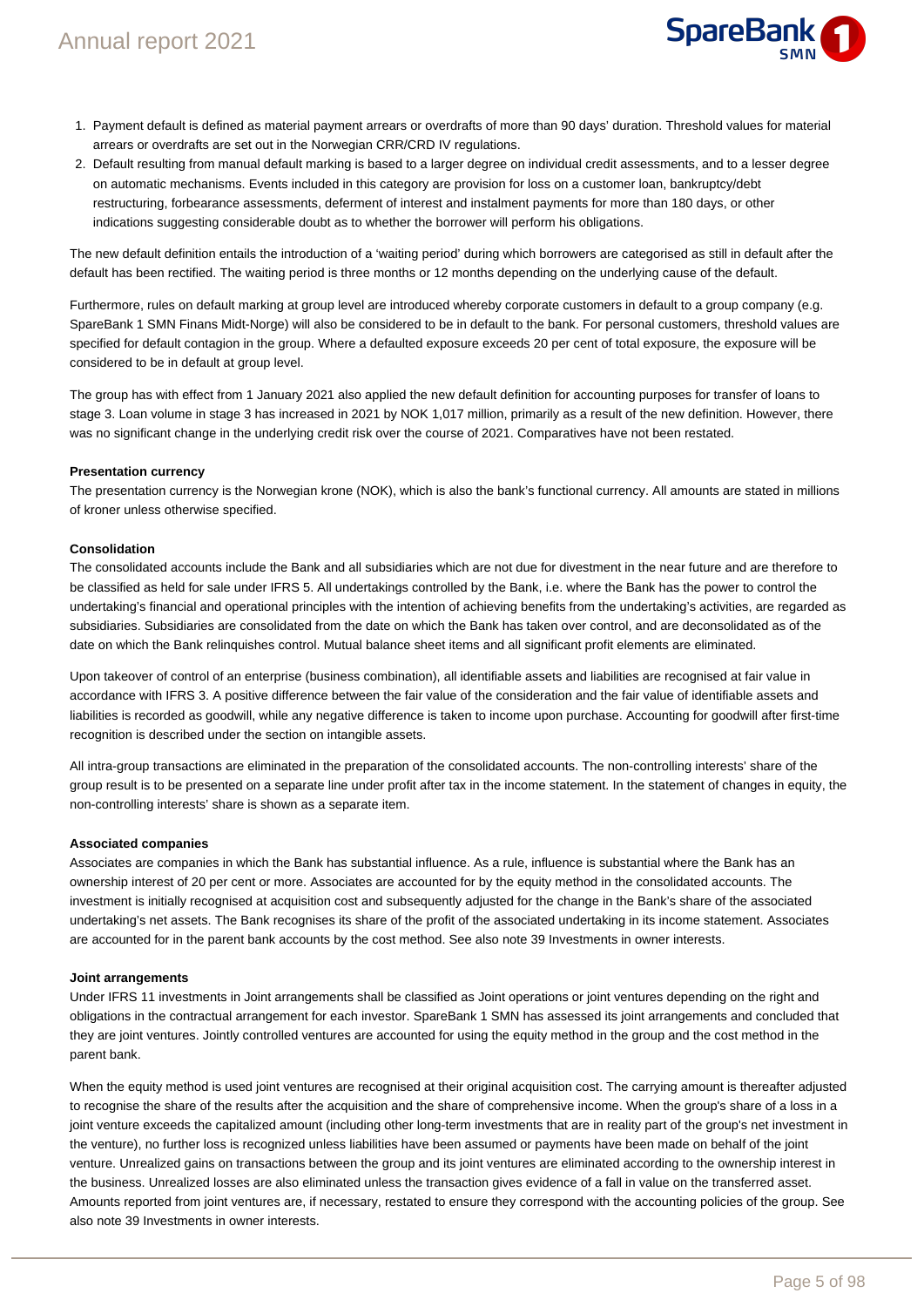1. Payment default is defined as material payment arrears or overdrafts of more than 90 days' duration. Threshold values for material arrears or overdrafts are set out in the Norwegian CRR/CRD IV regulations.
2. Default resulting from manual default marking is based to a larger degree on individual credit assessments, and to a lesser degree on automatic mechanisms. Events included in this category are provision for loss on a customer loan, bankruptcy/debt restructuring, forbearance assessments, deferment of interest and instalment payments for more than 180 days, or other indications suggesting considerable doubt as to whether the borrower will perform his obligations.

The new default definition entails the introduction of a 'waiting period' during which borrowers are categorised as still in default after the default has been rectified. The waiting period is three months or 12 months depending on the underlying cause of the default.

Furthermore, rules on default marking at group level are introduced whereby corporate customers in default to a group company (e.g. SpareBank 1 SMN Finans Midt-Norge) will also be considered to be in default to the bank. For personal customers, threshold values are specified for default contagion in the group. Where a defaulted exposure exceeds 20 per cent of total exposure, the exposure will be considered to be in default at group level.

The group has with effect from 1 January 2021 also applied the new default definition for accounting purposes for transfer of loans to stage 3. Loan volume in stage 3 has increased in 2021 by NOK 1,017 million, primarily as a result of the new definition. However, there was no significant change in the underlying credit risk over the course of 2021. Comparatives have not been restated.

**Presentation currency**

The presentation currency is the Norwegian krone (NOK), which is also the bank's functional currency. All amounts are stated in millions of kroner unless otherwise specified.

**Consolidation**

The consolidated accounts include the Bank and all subsidiaries which are not due for divestment in the near future and are therefore to be classified as held for sale under IFRS 5. All undertakings controlled by the Bank, i.e. where the Bank has the power to control the undertaking's financial and operational principles with the intention of achieving benefits from the undertaking's activities, are regarded as subsidiaries. Subsidiaries are consolidated from the date on which the Bank has taken over control, and are deconsolidated as of the date on which the Bank relinquishes control. Mutual balance sheet items and all significant profit elements are eliminated.

Upon takeover of control of an enterprise (business combination), all identifiable assets and liabilities are recognised at fair value in accordance with IFRS 3. A positive difference between the fair value of the consideration and the fair value of identifiable assets and liabilities is recorded as goodwill, while any negative difference is taken to income upon purchase. Accounting for goodwill after first-time recognition is described under the section on intangible assets.

All intra-group transactions are eliminated in the preparation of the consolidated accounts. The non-controlling interests' share of the group result is to be presented on a separate line under profit after tax in the income statement. In the statement of changes in equity, the non-controlling interests' share is shown as a separate item.

**Associated companies**

Associates are companies in which the Bank has substantial influence. As a rule, influence is substantial where the Bank has an ownership interest of 20 per cent or more. Associates are accounted for by the equity method in the consolidated accounts. The investment is initially recognised at acquisition cost and subsequently adjusted for the change in the Bank's share of the associated undertaking's net assets. The Bank recognises its share of the profit of the associated undertaking in its income statement. Associates are accounted for in the parent bank accounts by the cost method. See also note 39 Investments in owner interests.

**Joint arrangements**

Under IFRS 11 investments in Joint arrangements shall be classified as Joint operations or joint ventures depending on the right and obligations in the contractual arrangement for each investor. SpareBank 1 SMN has assessed its joint arrangements and concluded that they are joint ventures. Jointly controlled ventures are accounted for using the equity method in the group and the cost method in the parent bank.

When the equity method is used joint ventures are recognised at their original acquisition cost. The carrying amount is thereafter adjusted to recognise the share of the results after the acquisition and the share of comprehensive income. When the group's share of a loss in a joint venture exceeds the capitalized amount (including other long-term investments that are in reality part of the group's net investment in the venture), no further loss is recognized unless liabilities have been assumed or payments have been made on behalf of the joint venture. Unrealized gains on transactions between the group and its joint ventures are eliminated according to the ownership interest in the business. Unrealized losses are also eliminated unless the transaction gives evidence of a fall in value on the transferred asset. Amounts reported from joint ventures are, if necessary, restated to ensure they correspond with the accounting policies of the group. See also note 39 Investments in owner interests.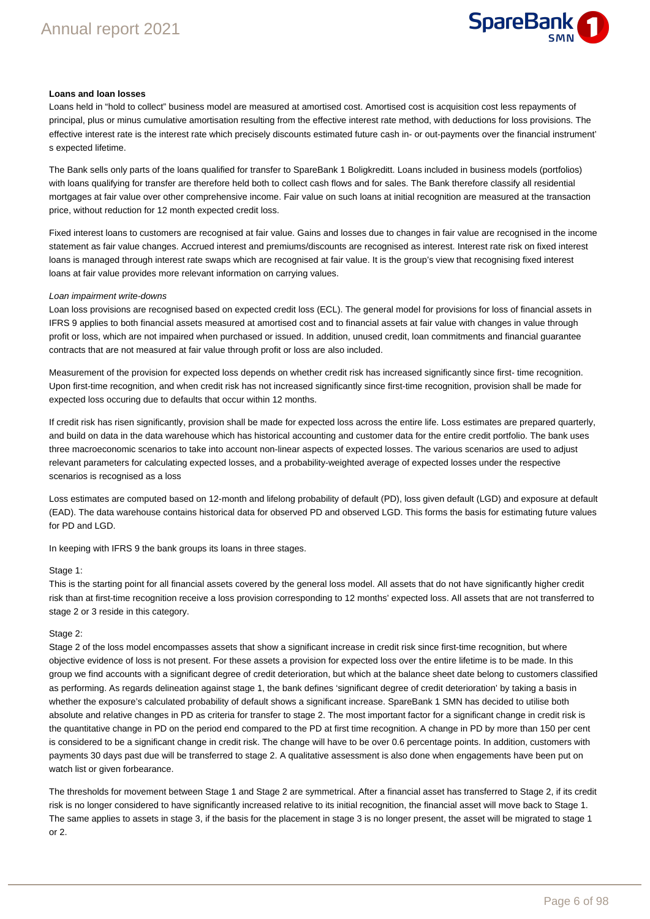**Loans and loan losses**

Loans held in "hold to collect" business model are measured at amortised cost. Amortised cost is acquisition cost less repayments of principal, plus or minus cumulative amortisation resulting from the effective interest rate method, with deductions for loss provisions. The effective interest rate is the interest rate which precisely discounts estimated future cash in- or out-payments over the financial instrument' s expected lifetime.

The Bank sells only parts of the loans qualified for transfer to SpareBank 1 Boligkreditt. Loans included in business models (portfolios) with loans qualifying for transfer are therefore held both to collect cash flows and for sales. The Bank therefore classify all residential mortgages at fair value over other comprehensive income. Fair value on such loans at initial recognition are measured at the transaction price, without reduction for 12 month expected credit loss.

Fixed interest loans to customers are recognised at fair value. Gains and losses due to changes in fair value are recognised in the income statement as fair value changes. Accrued interest and premiums/discounts are recognised as interest. Interest rate risk on fixed interest loans is managed through interest rate swaps which are recognised at fair value. It is the group's view that recognising fixed interest loans at fair value provides more relevant information on carrying values.

*Loan impairment write-downs*

Loan loss provisions are recognised based on expected credit loss (ECL). The general model for provisions for loss of financial assets in IFRS 9 applies to both financial assets measured at amortised cost and to financial assets at fair value with changes in value through profit or loss, which are not impaired when purchased or issued. In addition, unused credit, loan commitments and financial guarantee contracts that are not measured at fair value through profit or loss are also included.

Measurement of the provision for expected loss depends on whether credit risk has increased significantly since first- time recognition. Upon first-time recognition, and when credit risk has not increased significantly since first-time recognition, provision shall be made for expected loss occuring due to defaults that occur within 12 months.

If credit risk has risen significantly, provision shall be made for expected loss across the entire life. Loss estimates are prepared quarterly, and build on data in the data warehouse which has historical accounting and customer data for the entire credit portfolio. The bank uses three macroeconomic scenarios to take into account non-linear aspects of expected losses. The various scenarios are used to adjust relevant parameters for calculating expected losses, and a probability-weighted average of expected losses under the respective scenarios is recognised as a loss

Loss estimates are computed based on 12-month and lifelong probability of default (PD), loss given default (LGD) and exposure at default (EAD). The data warehouse contains historical data for observed PD and observed LGD. This forms the basis for estimating future values for PD and LGD.

In keeping with IFRS 9 the bank groups its loans in three stages.

Stage 1:

This is the starting point for all financial assets covered by the general loss model. All assets that do not have significantly higher credit risk than at first-time recognition receive a loss provision corresponding to 12 months' expected loss. All assets that are not transferred to stage 2 or 3 reside in this category.

Stage 2:

Stage 2 of the loss model encompasses assets that show a significant increase in credit risk since first-time recognition, but where objective evidence of loss is not present. For these assets a provision for expected loss over the entire lifetime is to be made. In this group we find accounts with a significant degree of credit deterioration, but which at the balance sheet date belong to customers classified as performing. As regards delineation against stage 1, the bank defines 'significant degree of credit deterioration' by taking a basis in whether the exposure's calculated probability of default shows a significant increase. SpareBank 1 SMN has decided to utilise both absolute and relative changes in PD as criteria for transfer to stage 2. The most important factor for a significant change in credit risk is the quantitative change in PD on the period end compared to the PD at first time recognition. A change in PD by more than 150 per cent is considered to be a significant change in credit risk. The change will have to be over 0.6 percentage points. In addition, customers with payments 30 days past due will be transferred to stage 2. A qualitative assessment is also done when engagements have been put on watch list or given forbearance.

The thresholds for movement between Stage 1 and Stage 2 are symmetrical. After a financial asset has transferred to Stage 2, if its credit risk is no longer considered to have significantly increased relative to its initial recognition, the financial asset will move back to Stage 1. The same applies to assets in stage 3, if the basis for the placement in stage 3 is no longer present, the asset will be migrated to stage 1 or 2.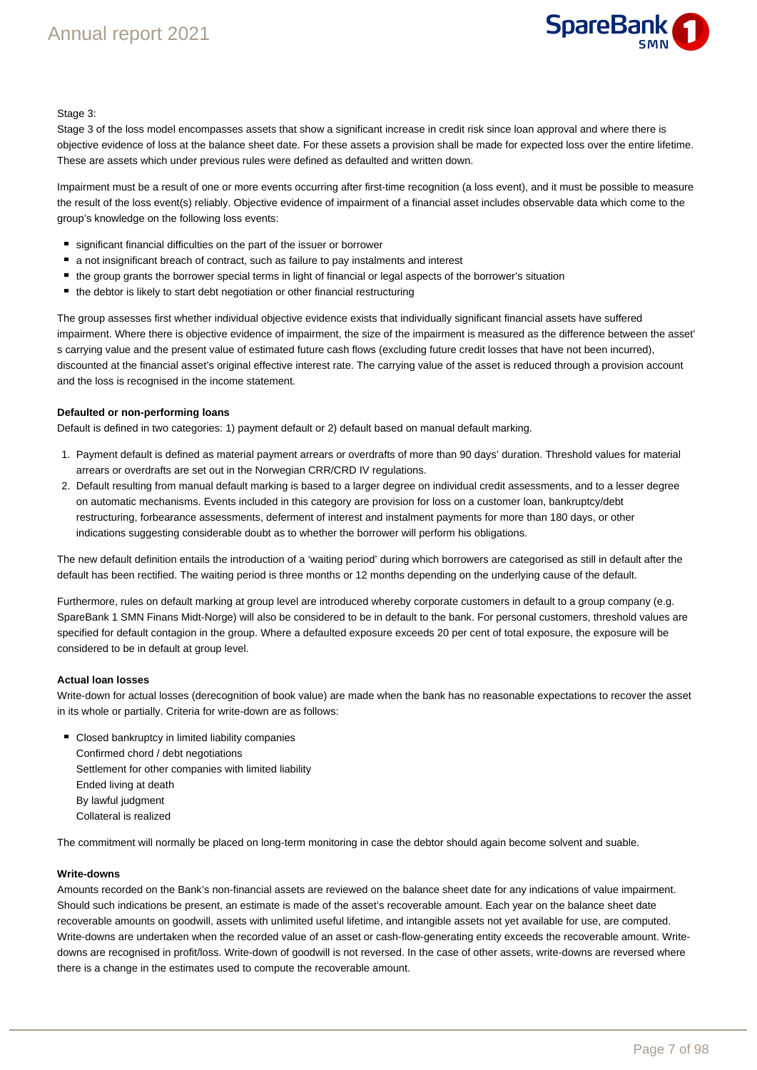Stage 3:
Stage 3 of the loss model encompasses assets that show a significant increase in credit risk since loan approval and where there is objective evidence of loss at the balance sheet date. For these assets a provision shall be made for expected loss over the entire lifetime. These are assets which under previous rules were defined as defaulted and written down.

Impairment must be a result of one or more events occurring after first-time recognition (a loss event), and it must be possible to measure the result of the loss event(s) reliably. Objective evidence of impairment of a financial asset includes observable data which come to the group's knowledge on the following loss events:

- significant financial difficulties on the part of the issuer or borrower
- a not insignificant breach of contract, such as failure to pay instalments and interest
- the group grants the borrower special terms in light of financial or legal aspects of the borrower's situation
- the debtor is likely to start debt negotiation or other financial restructuring

The group assesses first whether individual objective evidence exists that individually significant financial assets have suffered impairment. Where there is objective evidence of impairment, the size of the impairment is measured as the difference between the asset' s carrying value and the present value of estimated future cash flows (excluding future credit losses that have not been incurred), discounted at the financial asset's original effective interest rate. The carrying value of the asset is reduced through a provision account and the loss is recognised in the income statement.

**Defaulted or non-performing loans**
Default is defined in two categories: 1) payment default or 2) default based on manual default marking.

1. Payment default is defined as material payment arrears or overdrafts of more than 90 days' duration. Threshold values for material arrears or overdrafts are set out in the Norwegian CRR/CRD IV regulations.
2. Default resulting from manual default marking is based to a larger degree on individual credit assessments, and to a lesser degree on automatic mechanisms. Events included in this category are provision for loss on a customer loan, bankruptcy/debt restructuring, forbearance assessments, deferment of interest and instalment payments for more than 180 days, or other indications suggesting considerable doubt as to whether the borrower will perform his obligations.

The new default definition entails the introduction of a 'waiting period' during which borrowers are categorised as still in default after the default has been rectified. The waiting period is three months or 12 months depending on the underlying cause of the default.

Furthermore, rules on default marking at group level are introduced whereby corporate customers in default to a group company (e.g. SpareBank 1 SMN Finans Midt-Norge) will also be considered to be in default to the bank. For personal customers, threshold values are specified for default contagion in the group. Where a defaulted exposure exceeds 20 per cent of total exposure, the exposure will be considered to be in default at group level.

**Actual loan losses**
Write-down for actual losses (derecognition of book value) are made when the bank has no reasonable expectations to recover the asset in its whole or partially. Criteria for write-down are as follows:

- Closed bankruptcy in limited liability companies
  Confirmed chord / debt negotiations
  Settlement for other companies with limited liability
  Ended living at death
  By lawful judgment
  Collateral is realized

The commitment will normally be placed on long-term monitoring in case the debtor should again become solvent and suable.

**Write-downs**
Amounts recorded on the Bank's non-financial assets are reviewed on the balance sheet date for any indications of value impairment. Should such indications be present, an estimate is made of the asset's recoverable amount. Each year on the balance sheet date recoverable amounts on goodwill, assets with unlimited useful lifetime, and intangible assets not yet available for use, are computed. Write-downs are undertaken when the recorded value of an asset or cash-flow-generating entity exceeds the recoverable amount. Write-downs are recognised in profit/loss. Write-down of goodwill is not reversed. In the case of other assets, write-downs are reversed where there is a change in the estimates used to compute the recoverable amount.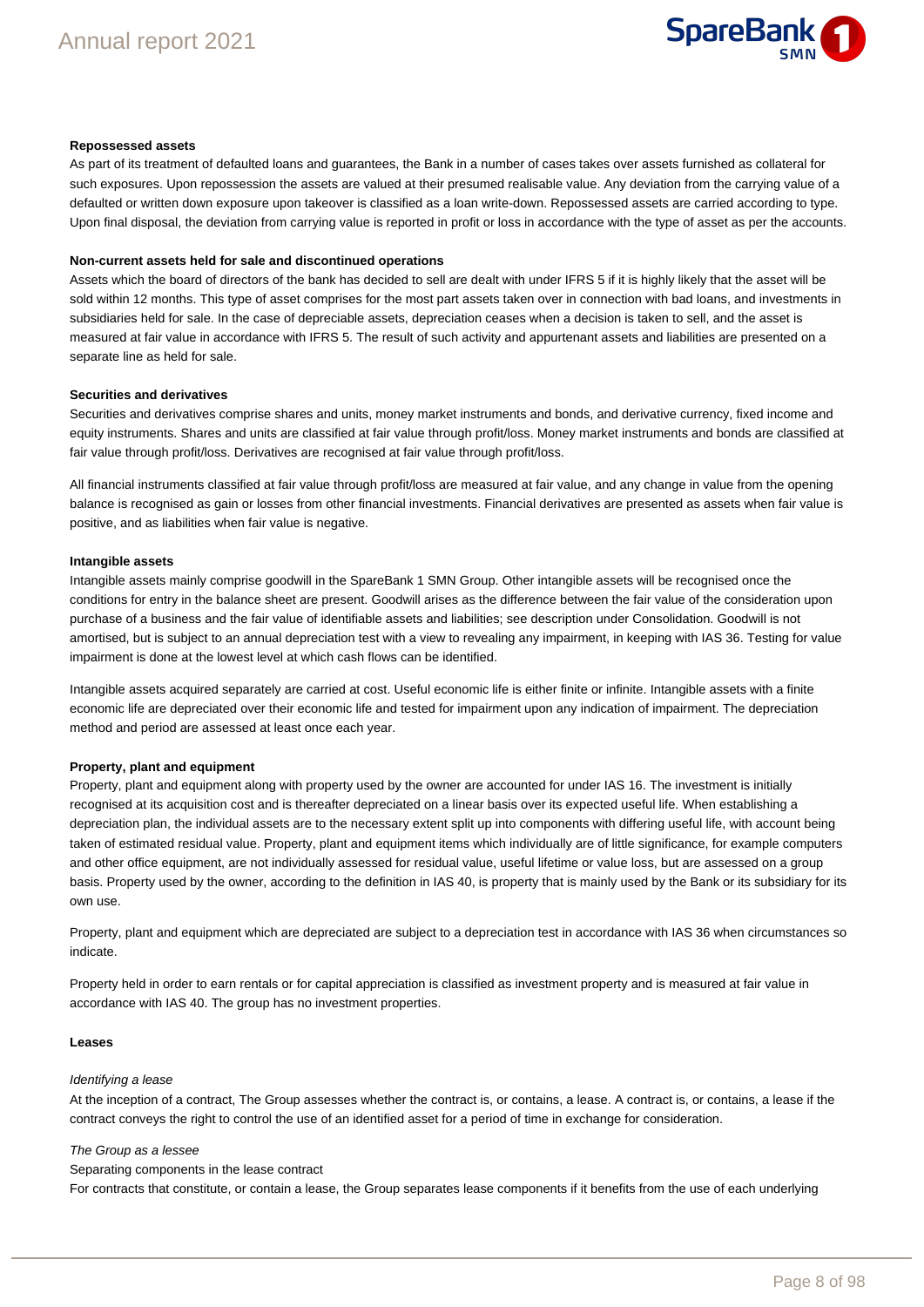**Repossessed assets**

As part of its treatment of defaulted loans and guarantees, the Bank in a number of cases takes over assets furnished as collateral for such exposures. Upon repossession the assets are valued at their presumed realisable value. Any deviation from the carrying value of a defaulted or written down exposure upon takeover is classified as a loan write-down. Repossessed assets are carried according to type. Upon final disposal, the deviation from carrying value is reported in profit or loss in accordance with the type of asset as per the accounts.

**Non-current assets held for sale and discontinued operations**

Assets which the board of directors of the bank has decided to sell are dealt with under IFRS 5 if it is highly likely that the asset will be sold within 12 months. This type of asset comprises for the most part assets taken over in connection with bad loans, and investments in subsidiaries held for sale. In the case of depreciable assets, depreciation ceases when a decision is taken to sell, and the asset is measured at fair value in accordance with IFRS 5. The result of such activity and appurtenant assets and liabilities are presented on a separate line as held for sale.

**Securities and derivatives**

Securities and derivatives comprise shares and units, money market instruments and bonds, and derivative currency, fixed income and equity instruments. Shares and units are classified at fair value through profit/loss. Money market instruments and bonds are classified at fair value through profit/loss. Derivatives are recognised at fair value through profit/loss.

All financial instruments classified at fair value through profit/loss are measured at fair value, and any change in value from the opening balance is recognised as gain or losses from other financial investments. Financial derivatives are presented as assets when fair value is positive, and as liabilities when fair value is negative.

**Intangible assets**

Intangible assets mainly comprise goodwill in the SpareBank 1 SMN Group. Other intangible assets will be recognised once the conditions for entry in the balance sheet are present. Goodwill arises as the difference between the fair value of the consideration upon purchase of a business and the fair value of identifiable assets and liabilities; see description under Consolidation. Goodwill is not amortised, but is subject to an annual depreciation test with a view to revealing any impairment, in keeping with IAS 36. Testing for value impairment is done at the lowest level at which cash flows can be identified.

Intangible assets acquired separately are carried at cost. Useful economic life is either finite or infinite. Intangible assets with a finite economic life are depreciated over their economic life and tested for impairment upon any indication of impairment. The depreciation method and period are assessed at least once each year.

**Property, plant and equipment**

Property, plant and equipment along with property used by the owner are accounted for under IAS 16. The investment is initially recognised at its acquisition cost and is thereafter depreciated on a linear basis over its expected useful life. When establishing a depreciation plan, the individual assets are to the necessary extent split up into components with differing useful life, with account being taken of estimated residual value. Property, plant and equipment items which individually are of little significance, for example computers and other office equipment, are not individually assessed for residual value, useful lifetime or value loss, but are assessed on a group basis. Property used by the owner, according to the definition in IAS 40, is property that is mainly used by the Bank or its subsidiary for its own use.

Property, plant and equipment which are depreciated are subject to a depreciation test in accordance with IAS 36 when circumstances so indicate.

Property held in order to earn rentals or for capital appreciation is classified as investment property and is measured at fair value in accordance with IAS 40. The group has no investment properties.

**Leases**

*Identifying a lease*

At the inception of a contract, The Group assesses whether the contract is, or contains, a lease. A contract is, or contains, a lease if the contract conveys the right to control the use of an identified asset for a period of time in exchange for consideration.

*The Group as a lessee*

Separating components in the lease contract

For contracts that constitute, or contain a lease, the Group separates lease components if it benefits from the use of each underlying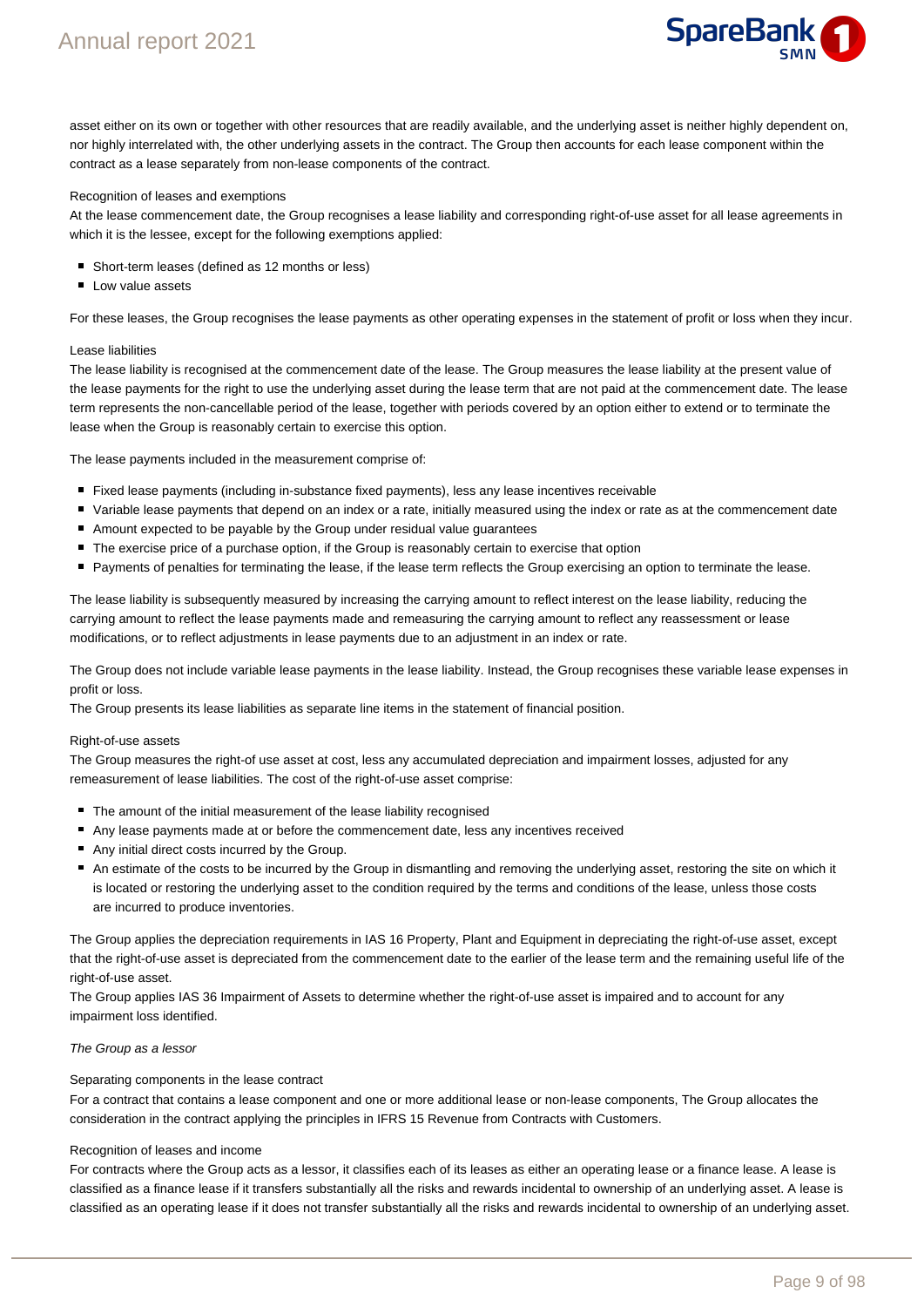asset either on its own or together with other resources that are readily available, and the underlying asset is neither highly dependent on, nor highly interrelated with, the other underlying assets in the contract. The Group then accounts for each lease component within the contract as a lease separately from non-lease components of the contract.

Recognition of leases and exemptions

At the lease commencement date, the Group recognises a lease liability and corresponding right-of-use asset for all lease agreements in which it is the lessee, except for the following exemptions applied:

- Short-term leases (defined as 12 months or less)
- Low value assets

For these leases, the Group recognises the lease payments as other operating expenses in the statement of profit or loss when they incur.

Lease liabilities

The lease liability is recognised at the commencement date of the lease. The Group measures the lease liability at the present value of the lease payments for the right to use the underlying asset during the lease term that are not paid at the commencement date. The lease term represents the non-cancellable period of the lease, together with periods covered by an option either to extend or to terminate the lease when the Group is reasonably certain to exercise this option.

The lease payments included in the measurement comprise of:

- Fixed lease payments (including in-substance fixed payments), less any lease incentives receivable
- Variable lease payments that depend on an index or a rate, initially measured using the index or rate as at the commencement date
- Amount expected to be payable by the Group under residual value guarantees
- The exercise price of a purchase option, if the Group is reasonably certain to exercise that option
- Payments of penalties for terminating the lease, if the lease term reflects the Group exercising an option to terminate the lease.

The lease liability is subsequently measured by increasing the carrying amount to reflect interest on the lease liability, reducing the carrying amount to reflect the lease payments made and remeasuring the carrying amount to reflect any reassessment or lease modifications, or to reflect adjustments in lease payments due to an adjustment in an index or rate.

The Group does not include variable lease payments in the lease liability. Instead, the Group recognises these variable lease expenses in profit or loss.

The Group presents its lease liabilities as separate line items in the statement of financial position.

Right-of-use assets

The Group measures the right-of use asset at cost, less any accumulated depreciation and impairment losses, adjusted for any remeasurement of lease liabilities. The cost of the right-of-use asset comprise:

- The amount of the initial measurement of the lease liability recognised
- Any lease payments made at or before the commencement date, less any incentives received
- Any initial direct costs incurred by the Group.
- An estimate of the costs to be incurred by the Group in dismantling and removing the underlying asset, restoring the site on which it is located or restoring the underlying asset to the condition required by the terms and conditions of the lease, unless those costs are incurred to produce inventories.

The Group applies the depreciation requirements in IAS 16 Property, Plant and Equipment in depreciating the right-of-use asset, except that the right-of-use asset is depreciated from the commencement date to the earlier of the lease term and the remaining useful life of the right-of-use asset.

The Group applies IAS 36 Impairment of Assets to determine whether the right-of-use asset is impaired and to account for any impairment loss identified.

*The Group as a lessor*

Separating components in the lease contract

For a contract that contains a lease component and one or more additional lease or non-lease components, The Group allocates the consideration in the contract applying the principles in IFRS 15 Revenue from Contracts with Customers.

Recognition of leases and income

For contracts where the Group acts as a lessor, it classifies each of its leases as either an operating lease or a finance lease. A lease is classified as a finance lease if it transfers substantially all the risks and rewards incidental to ownership of an underlying asset. A lease is classified as an operating lease if it does not transfer substantially all the risks and rewards incidental to ownership of an underlying asset.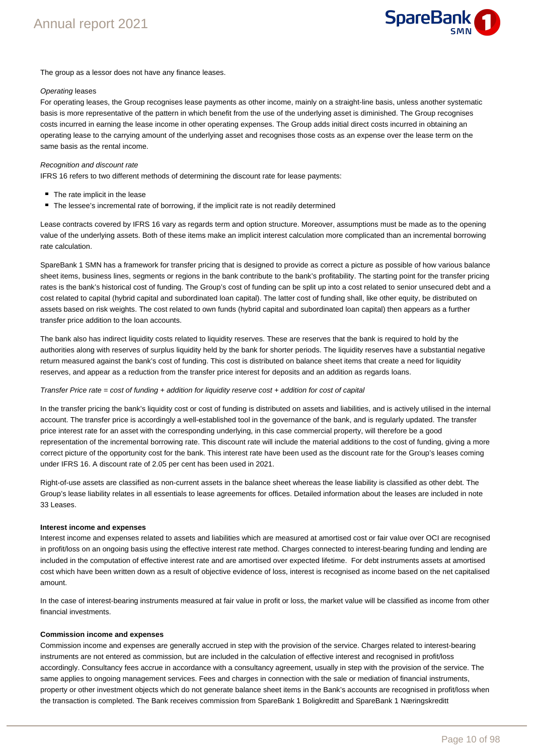The group as a lessor does not have any finance leases.

*Operating* leases

For operating leases, the Group recognises lease payments as other income, mainly on a straight-line basis, unless another systematic basis is more representative of the pattern in which benefit from the use of the underlying asset is diminished. The Group recognises costs incurred in earning the lease income in other operating expenses. The Group adds initial direct costs incurred in obtaining an operating lease to the carrying amount of the underlying asset and recognises those costs as an expense over the lease term on the same basis as the rental income.

*Recognition and discount rate*

IFRS 16 refers to two different methods of determining the discount rate for lease payments:

- The rate implicit in the lease
- The lessee's incremental rate of borrowing, if the implicit rate is not readily determined

Lease contracts covered by IFRS 16 vary as regards term and option structure. Moreover, assumptions must be made as to the opening value of the underlying assets. Both of these items make an implicit interest calculation more complicated than an incremental borrowing rate calculation.

SpareBank 1 SMN has a framework for transfer pricing that is designed to provide as correct a picture as possible of how various balance sheet items, business lines, segments or regions in the bank contribute to the bank's profitability. The starting point for the transfer pricing rates is the bank's historical cost of funding. The Group's cost of funding can be split up into a cost related to senior unsecured debt and a cost related to capital (hybrid capital and subordinated loan capital). The latter cost of funding shall, like other equity, be distributed on assets based on risk weights. The cost related to own funds (hybrid capital and subordinated loan capital) then appears as a further transfer price addition to the loan accounts.

The bank also has indirect liquidity costs related to liquidity reserves. These are reserves that the bank is required to hold by the authorities along with reserves of surplus liquidity held by the bank for shorter periods. The liquidity reserves have a substantial negative return measured against the bank's cost of funding. This cost is distributed on balance sheet items that create a need for liquidity reserves, and appear as a reduction from the transfer price interest for deposits and an addition as regards loans.

*Transfer Price rate = cost of funding + addition for liquidity reserve cost + addition for cost of capital*

In the transfer pricing the bank's liquidity cost or cost of funding is distributed on assets and liabilities, and is actively utilised in the internal account. The transfer price is accordingly a well-established tool in the governance of the bank, and is regularly updated. The transfer price interest rate for an asset with the corresponding underlying, in this case commercial property, will therefore be a good representation of the incremental borrowing rate. This discount rate will include the material additions to the cost of funding, giving a more correct picture of the opportunity cost for the bank. This interest rate have been used as the discount rate for the Group's leases coming under IFRS 16. A discount rate of 2.05 per cent has been used in 2021.

Right-of-use assets are classified as non-current assets in the balance sheet whereas the lease liability is classified as other debt. The Group's lease liability relates in all essentials to lease agreements for offices. Detailed information about the leases are included in note 33 Leases.

**Interest income and expenses**

Interest income and expenses related to assets and liabilities which are measured at amortised cost or fair value over OCI are recognised in profit/loss on an ongoing basis using the effective interest rate method. Charges connected to interest-bearing funding and lending are included in the computation of effective interest rate and are amortised over expected lifetime. For debt instruments assets at amortised cost which have been written down as a result of objective evidence of loss, interest is recognised as income based on the net capitalised amount.

In the case of interest-bearing instruments measured at fair value in profit or loss, the market value will be classified as income from other financial investments.

**Commission income and expenses**

Commission income and expenses are generally accrued in step with the provision of the service. Charges related to interest-bearing instruments are not entered as commission, but are included in the calculation of effective interest and recognised in profit/loss accordingly. Consultancy fees accrue in accordance with a consultancy agreement, usually in step with the provision of the service. The same applies to ongoing management services. Fees and charges in connection with the sale or mediation of financial instruments, property or other investment objects which do not generate balance sheet items in the Bank's accounts are recognised in profit/loss when the transaction is completed. The Bank receives commission from SpareBank 1 Boligkreditt and SpareBank 1 Næringskreditt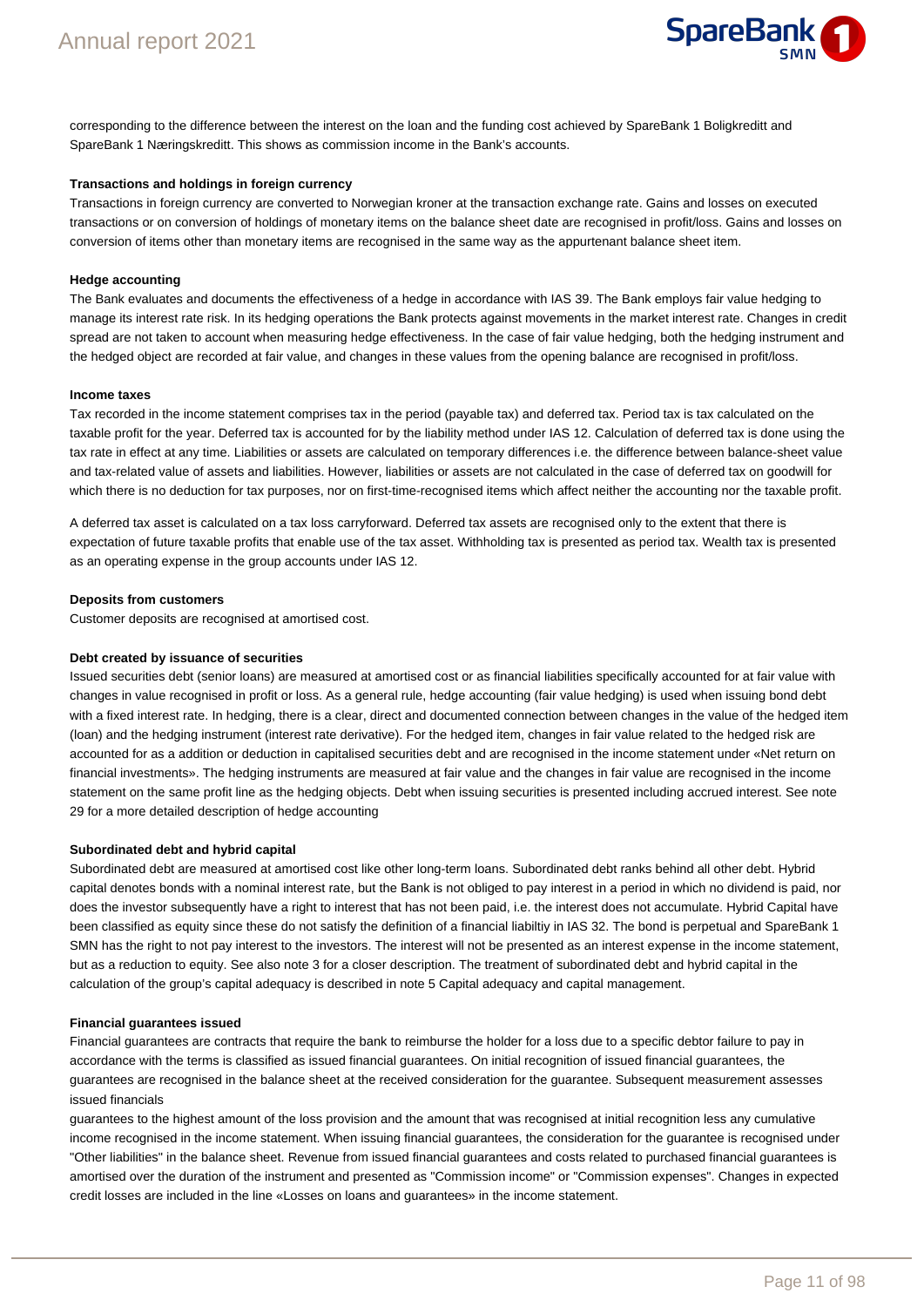corresponding to the difference between the interest on the loan and the funding cost achieved by SpareBank 1 Boligkreditt and SpareBank 1 Næringskreditt. This shows as commission income in the Bank's accounts.

**Transactions and holdings in foreign currency**

Transactions in foreign currency are converted to Norwegian kroner at the transaction exchange rate. Gains and losses on executed transactions or on conversion of holdings of monetary items on the balance sheet date are recognised in profit/loss. Gains and losses on conversion of items other than monetary items are recognised in the same way as the appurtenant balance sheet item.

**Hedge accounting**

The Bank evaluates and documents the effectiveness of a hedge in accordance with IAS 39. The Bank employs fair value hedging to manage its interest rate risk. In its hedging operations the Bank protects against movements in the market interest rate. Changes in credit spread are not taken to account when measuring hedge effectiveness. In the case of fair value hedging, both the hedging instrument and the hedged object are recorded at fair value, and changes in these values from the opening balance are recognised in profit/loss.

**Income taxes**

Tax recorded in the income statement comprises tax in the period (payable tax) and deferred tax. Period tax is tax calculated on the taxable profit for the year. Deferred tax is accounted for by the liability method under IAS 12. Calculation of deferred tax is done using the tax rate in effect at any time. Liabilities or assets are calculated on temporary differences i.e. the difference between balance-sheet value and tax-related value of assets and liabilities. However, liabilities or assets are not calculated in the case of deferred tax on goodwill for which there is no deduction for tax purposes, nor on first-time-recognised items which affect neither the accounting nor the taxable profit.

A deferred tax asset is calculated on a tax loss carryforward. Deferred tax assets are recognised only to the extent that there is expectation of future taxable profits that enable use of the tax asset. Withholding tax is presented as period tax. Wealth tax is presented as an operating expense in the group accounts under IAS 12.

**Deposits from customers**

Customer deposits are recognised at amortised cost.

**Debt created by issuance of securities**

Issued securities debt (senior loans) are measured at amortised cost or as financial liabilities specifically accounted for at fair value with changes in value recognised in profit or loss. As a general rule, hedge accounting (fair value hedging) is used when issuing bond debt with a fixed interest rate. In hedging, there is a clear, direct and documented connection between changes in the value of the hedged item (loan) and the hedging instrument (interest rate derivative). For the hedged item, changes in fair value related to the hedged risk are accounted for as a addition or deduction in capitalised securities debt and are recognised in the income statement under «Net return on financial investments». The hedging instruments are measured at fair value and the changes in fair value are recognised in the income statement on the same profit line as the hedging objects. Debt when issuing securities is presented including accrued interest. See note 29 for a more detailed description of hedge accounting

**Subordinated debt and hybrid capital**

Subordinated debt are measured at amortised cost like other long-term loans. Subordinated debt ranks behind all other debt. Hybrid capital denotes bonds with a nominal interest rate, but the Bank is not obliged to pay interest in a period in which no dividend is paid, nor does the investor subsequently have a right to interest that has not been paid, i.e. the interest does not accumulate. Hybrid Capital have been classified as equity since these do not satisfy the definition of a financial liabiltiy in IAS 32. The bond is perpetual and SpareBank 1 SMN has the right to not pay interest to the investors. The interest will not be presented as an interest expense in the income statement, but as a reduction to equity. See also note 3 for a closer description. The treatment of subordinated debt and hybrid capital in the calculation of the group's capital adequacy is described in note 5 Capital adequacy and capital management.

**Financial guarantees issued**

Financial guarantees are contracts that require the bank to reimburse the holder for a loss due to a specific debtor failure to pay in accordance with the terms is classified as issued financial guarantees. On initial recognition of issued financial guarantees, the guarantees are recognised in the balance sheet at the received consideration for the guarantee. Subsequent measurement assesses issued financials

guarantees to the highest amount of the loss provision and the amount that was recognised at initial recognition less any cumulative income recognised in the income statement. When issuing financial guarantees, the consideration for the guarantee is recognised under "Other liabilities" in the balance sheet. Revenue from issued financial guarantees and costs related to purchased financial guarantees is amortised over the duration of the instrument and presented as "Commission income" or "Commission expenses". Changes in expected credit losses are included in the line «Losses on loans and guarantees» in the income statement.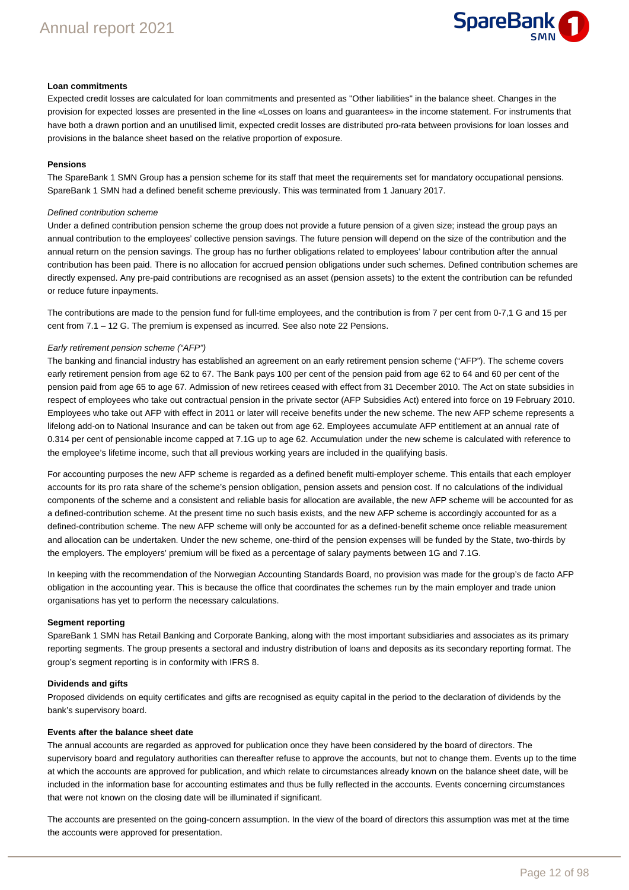**Loan commitments**

Expected credit losses are calculated for loan commitments and presented as "Other liabilities" in the balance sheet. Changes in the provision for expected losses are presented in the line «Losses on loans and guarantees» in the income statement. For instruments that have both a drawn portion and an unutilised limit, expected credit losses are distributed pro-rata between provisions for loan losses and provisions in the balance sheet based on the relative proportion of exposure.

**Pensions**

The SpareBank 1 SMN Group has a pension scheme for its staff that meet the requirements set for mandatory occupational pensions. SpareBank 1 SMN had a defined benefit scheme previously. This was terminated from 1 January 2017.

*Defined contribution scheme*

Under a defined contribution pension scheme the group does not provide a future pension of a given size; instead the group pays an annual contribution to the employees' collective pension savings. The future pension will depend on the size of the contribution and the annual return on the pension savings. The group has no further obligations related to employees' labour contribution after the annual contribution has been paid. There is no allocation for accrued pension obligations under such schemes. Defined contribution schemes are directly expensed. Any pre-paid contributions are recognised as an asset (pension assets) to the extent the contribution can be refunded or reduce future inpayments.

The contributions are made to the pension fund for full-time employees, and the contribution is from 7 per cent from 0-7,1 G and 15 per cent from 7.1 – 12 G. The premium is expensed as incurred. See also note 22 Pensions.

*Early retirement pension scheme ("AFP")*

The banking and financial industry has established an agreement on an early retirement pension scheme ("AFP"). The scheme covers early retirement pension from age 62 to 67. The Bank pays 100 per cent of the pension paid from age 62 to 64 and 60 per cent of the pension paid from age 65 to age 67. Admission of new retirees ceased with effect from 31 December 2010. The Act on state subsidies in respect of employees who take out contractual pension in the private sector (AFP Subsidies Act) entered into force on 19 February 2010. Employees who take out AFP with effect in 2011 or later will receive benefits under the new scheme. The new AFP scheme represents a lifelong add-on to National Insurance and can be taken out from age 62. Employees accumulate AFP entitlement at an annual rate of 0.314 per cent of pensionable income capped at 7.1G up to age 62. Accumulation under the new scheme is calculated with reference to the employee's lifetime income, such that all previous working years are included in the qualifying basis.

For accounting purposes the new AFP scheme is regarded as a defined benefit multi-employer scheme. This entails that each employer accounts for its pro rata share of the scheme's pension obligation, pension assets and pension cost. If no calculations of the individual components of the scheme and a consistent and reliable basis for allocation are available, the new AFP scheme will be accounted for as a defined-contribution scheme. At the present time no such basis exists, and the new AFP scheme is accordingly accounted for as a defined-contribution scheme. The new AFP scheme will only be accounted for as a defined-benefit scheme once reliable measurement and allocation can be undertaken. Under the new scheme, one-third of the pension expenses will be funded by the State, two-thirds by the employers. The employers' premium will be fixed as a percentage of salary payments between 1G and 7.1G.

In keeping with the recommendation of the Norwegian Accounting Standards Board, no provision was made for the group's de facto AFP obligation in the accounting year. This is because the office that coordinates the schemes run by the main employer and trade union organisations has yet to perform the necessary calculations.

**Segment reporting**

SpareBank 1 SMN has Retail Banking and Corporate Banking, along with the most important subsidiaries and associates as its primary reporting segments. The group presents a sectoral and industry distribution of loans and deposits as its secondary reporting format. The group's segment reporting is in conformity with IFRS 8.

**Dividends and gifts**

Proposed dividends on equity certificates and gifts are recognised as equity capital in the period to the declaration of dividends by the bank's supervisory board.

**Events after the balance sheet date**

The annual accounts are regarded as approved for publication once they have been considered by the board of directors. The supervisory board and regulatory authorities can thereafter refuse to approve the accounts, but not to change them. Events up to the time at which the accounts are approved for publication, and which relate to circumstances already known on the balance sheet date, will be included in the information base for accounting estimates and thus be fully reflected in the accounts. Events concerning circumstances that were not known on the closing date will be illuminated if significant.

The accounts are presented on the going-concern assumption. In the view of the board of directors this assumption was met at the time the accounts were approved for presentation.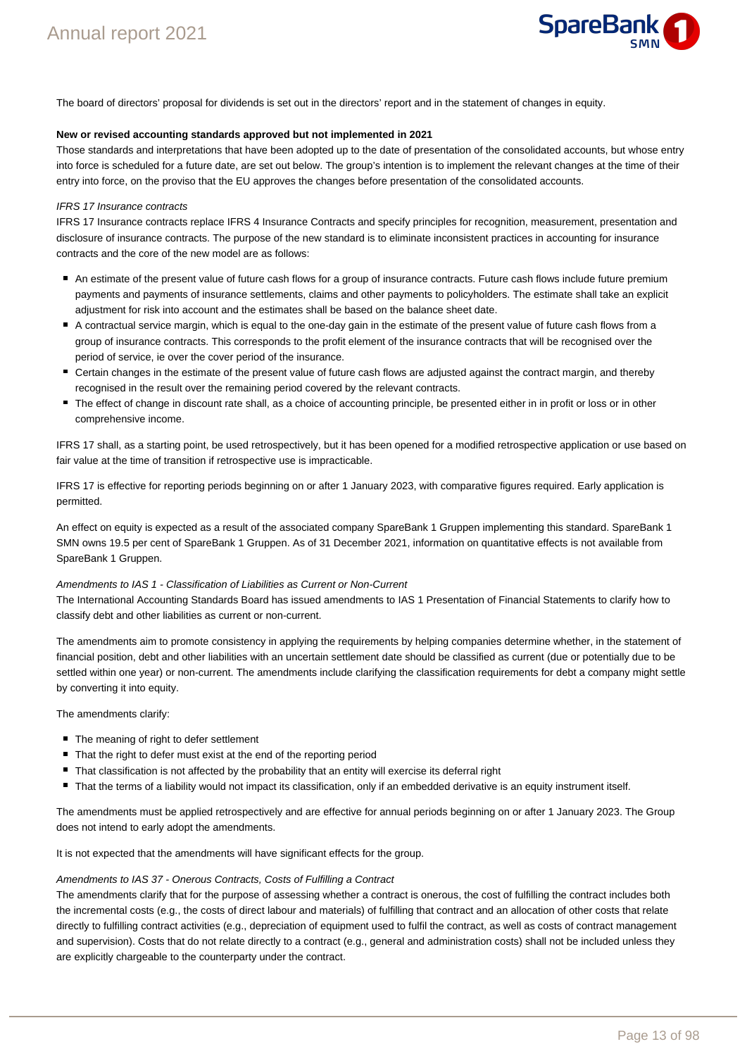The board of directors' proposal for dividends is set out in the directors' report and in the statement of changes in equity.

**New or revised accounting standards approved but not implemented in 2021**

Those standards and interpretations that have been adopted up to the date of presentation of the consolidated accounts, but whose entry into force is scheduled for a future date, are set out below. The group's intention is to implement the relevant changes at the time of their entry into force, on the proviso that the EU approves the changes before presentation of the consolidated accounts.

*IFRS 17 Insurance contracts*

IFRS 17 Insurance contracts replace IFRS 4 Insurance Contracts and specify principles for recognition, measurement, presentation and disclosure of insurance contracts. The purpose of the new standard is to eliminate inconsistent practices in accounting for insurance contracts and the core of the new model are as follows:

- An estimate of the present value of future cash flows for a group of insurance contracts. Future cash flows include future premium payments and payments of insurance settlements, claims and other payments to policyholders. The estimate shall take an explicit adjustment for risk into account and the estimates shall be based on the balance sheet date.
- A contractual service margin, which is equal to the one-day gain in the estimate of the present value of future cash flows from a group of insurance contracts. This corresponds to the profit element of the insurance contracts that will be recognised over the period of service, ie over the cover period of the insurance.
- Certain changes in the estimate of the present value of future cash flows are adjusted against the contract margin, and thereby recognised in the result over the remaining period covered by the relevant contracts.
- The effect of change in discount rate shall, as a choice of accounting principle, be presented either in in profit or loss or in other comprehensive income.

IFRS 17 shall, as a starting point, be used retrospectively, but it has been opened for a modified retrospective application or use based on fair value at the time of transition if retrospective use is impracticable.

IFRS 17 is effective for reporting periods beginning on or after 1 January 2023, with comparative figures required. Early application is permitted.

An effect on equity is expected as a result of the associated company SpareBank 1 Gruppen implementing this standard. SpareBank 1 SMN owns 19.5 per cent of SpareBank 1 Gruppen. As of 31 December 2021, information on quantitative effects is not available from SpareBank 1 Gruppen.

*Amendments to IAS 1 - Classification of Liabilities as Current or Non-Current*

The International Accounting Standards Board has issued amendments to IAS 1 Presentation of Financial Statements to clarify how to classify debt and other liabilities as current or non-current.

The amendments aim to promote consistency in applying the requirements by helping companies determine whether, in the statement of financial position, debt and other liabilities with an uncertain settlement date should be classified as current (due or potentially due to be settled within one year) or non-current. The amendments include clarifying the classification requirements for debt a company might settle by converting it into equity.

The amendments clarify:

- The meaning of right to defer settlement
- That the right to defer must exist at the end of the reporting period
- That classification is not affected by the probability that an entity will exercise its deferral right
- That the terms of a liability would not impact its classification, only if an embedded derivative is an equity instrument itself.

The amendments must be applied retrospectively and are effective for annual periods beginning on or after 1 January 2023. The Group does not intend to early adopt the amendments.

It is not expected that the amendments will have significant effects for the group.

*Amendments to IAS 37 - Onerous Contracts, Costs of Fulfilling a Contract*

The amendments clarify that for the purpose of assessing whether a contract is onerous, the cost of fulfilling the contract includes both the incremental costs (e.g., the costs of direct labour and materials) of fulfilling that contract and an allocation of other costs that relate directly to fulfilling contract activities (e.g., depreciation of equipment used to fulfil the contract, as well as costs of contract management and supervision). Costs that do not relate directly to a contract (e.g., general and administration costs) shall not be included unless they are explicitly chargeable to the counterparty under the contract.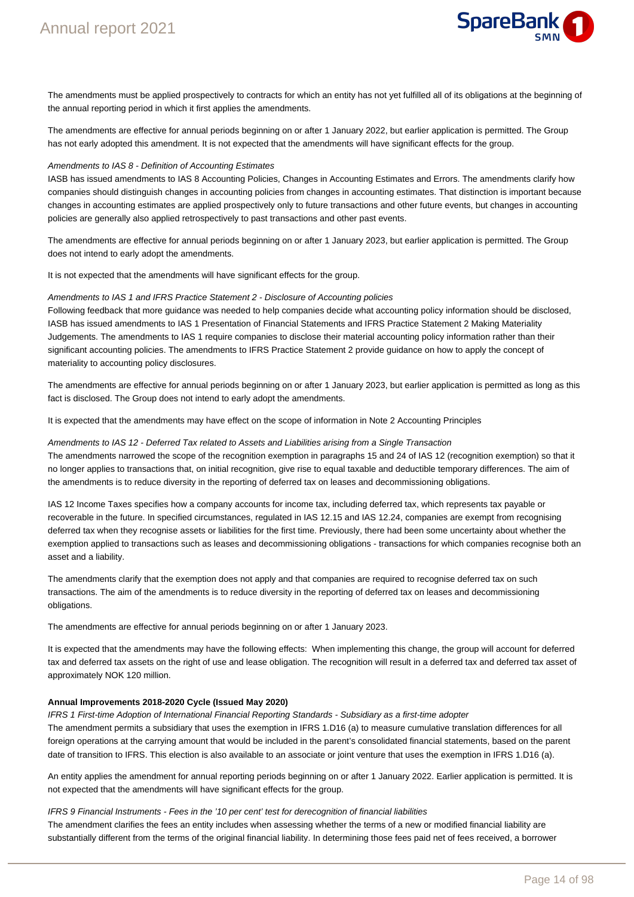The amendments must be applied prospectively to contracts for which an entity has not yet fulfilled all of its obligations at the beginning of the annual reporting period in which it first applies the amendments.

The amendments are effective for annual periods beginning on or after 1 January 2022, but earlier application is permitted. The Group has not early adopted this amendment. It is not expected that the amendments will have significant effects for the group.

*Amendments to IAS 8 - Definition of Accounting Estimates*

IASB has issued amendments to IAS 8 Accounting Policies, Changes in Accounting Estimates and Errors. The amendments clarify how companies should distinguish changes in accounting policies from changes in accounting estimates. That distinction is important because changes in accounting estimates are applied prospectively only to future transactions and other future events, but changes in accounting policies are generally also applied retrospectively to past transactions and other past events.

The amendments are effective for annual periods beginning on or after 1 January 2023, but earlier application is permitted. The Group does not intend to early adopt the amendments.

It is not expected that the amendments will have significant effects for the group.

*Amendments to IAS 1 and IFRS Practice Statement 2 - Disclosure of Accounting policies*

Following feedback that more guidance was needed to help companies decide what accounting policy information should be disclosed, IASB has issued amendments to IAS 1 Presentation of Financial Statements and IFRS Practice Statement 2 Making Materiality Judgements. The amendments to IAS 1 require companies to disclose their material accounting policy information rather than their significant accounting policies. The amendments to IFRS Practice Statement 2 provide guidance on how to apply the concept of materiality to accounting policy disclosures.

The amendments are effective for annual periods beginning on or after 1 January 2023, but earlier application is permitted as long as this fact is disclosed. The Group does not intend to early adopt the amendments.

It is expected that the amendments may have effect on the scope of information in Note 2 Accounting Principles

*Amendments to IAS 12 - Deferred Tax related to Assets and Liabilities arising from a Single Transaction*

The amendments narrowed the scope of the recognition exemption in paragraphs 15 and 24 of IAS 12 (recognition exemption) so that it no longer applies to transactions that, on initial recognition, give rise to equal taxable and deductible temporary differences. The aim of the amendments is to reduce diversity in the reporting of deferred tax on leases and decommissioning obligations.

IAS 12 Income Taxes specifies how a company accounts for income tax, including deferred tax, which represents tax payable or recoverable in the future. In specified circumstances, regulated in IAS 12.15 and IAS 12.24, companies are exempt from recognising deferred tax when they recognise assets or liabilities for the first time. Previously, there had been some uncertainty about whether the exemption applied to transactions such as leases and decommissioning obligations - transactions for which companies recognise both an asset and a liability.

The amendments clarify that the exemption does not apply and that companies are required to recognise deferred tax on such transactions. The aim of the amendments is to reduce diversity in the reporting of deferred tax on leases and decommissioning obligations.

The amendments are effective for annual periods beginning on or after 1 January 2023.

It is expected that the amendments may have the following effects: When implementing this change, the group will account for deferred tax and deferred tax assets on the right of use and lease obligation. The recognition will result in a deferred tax and deferred tax asset of approximately NOK 120 million.

**Annual Improvements 2018-2020 Cycle (Issued May 2020)**

*IFRS 1 First-time Adoption of International Financial Reporting Standards - Subsidiary as a first-time adopter*

The amendment permits a subsidiary that uses the exemption in IFRS 1.D16 (a) to measure cumulative translation differences for all foreign operations at the carrying amount that would be included in the parent's consolidated financial statements, based on the parent date of transition to IFRS. This election is also available to an associate or joint venture that uses the exemption in IFRS 1.D16 (a).

An entity applies the amendment for annual reporting periods beginning on or after 1 January 2022. Earlier application is permitted. It is not expected that the amendments will have significant effects for the group.

*IFRS 9 Financial Instruments - Fees in the '10 per cent' test for derecognition of financial liabilities*

The amendment clarifies the fees an entity includes when assessing whether the terms of a new or modified financial liability are substantially different from the terms of the original financial liability. In determining those fees paid net of fees received, a borrower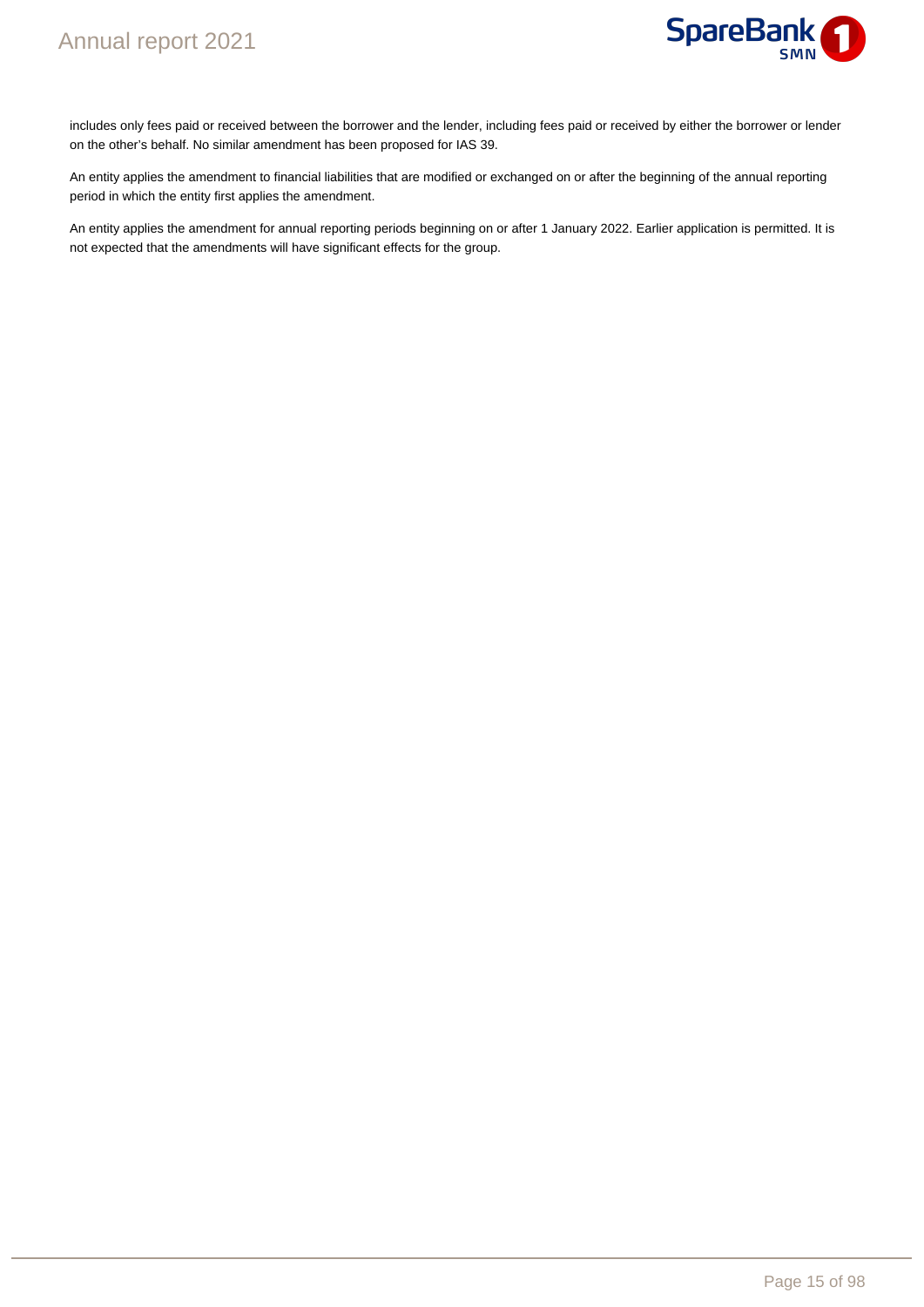includes only fees paid or received between the borrower and the lender, including fees paid or received by either the borrower or lender on the other's behalf. No similar amendment has been proposed for IAS 39.

An entity applies the amendment to financial liabilities that are modified or exchanged on or after the beginning of the annual reporting period in which the entity first applies the amendment.

An entity applies the amendment for annual reporting periods beginning on or after 1 January 2022. Earlier application is permitted. It is not expected that the amendments will have significant effects for the group.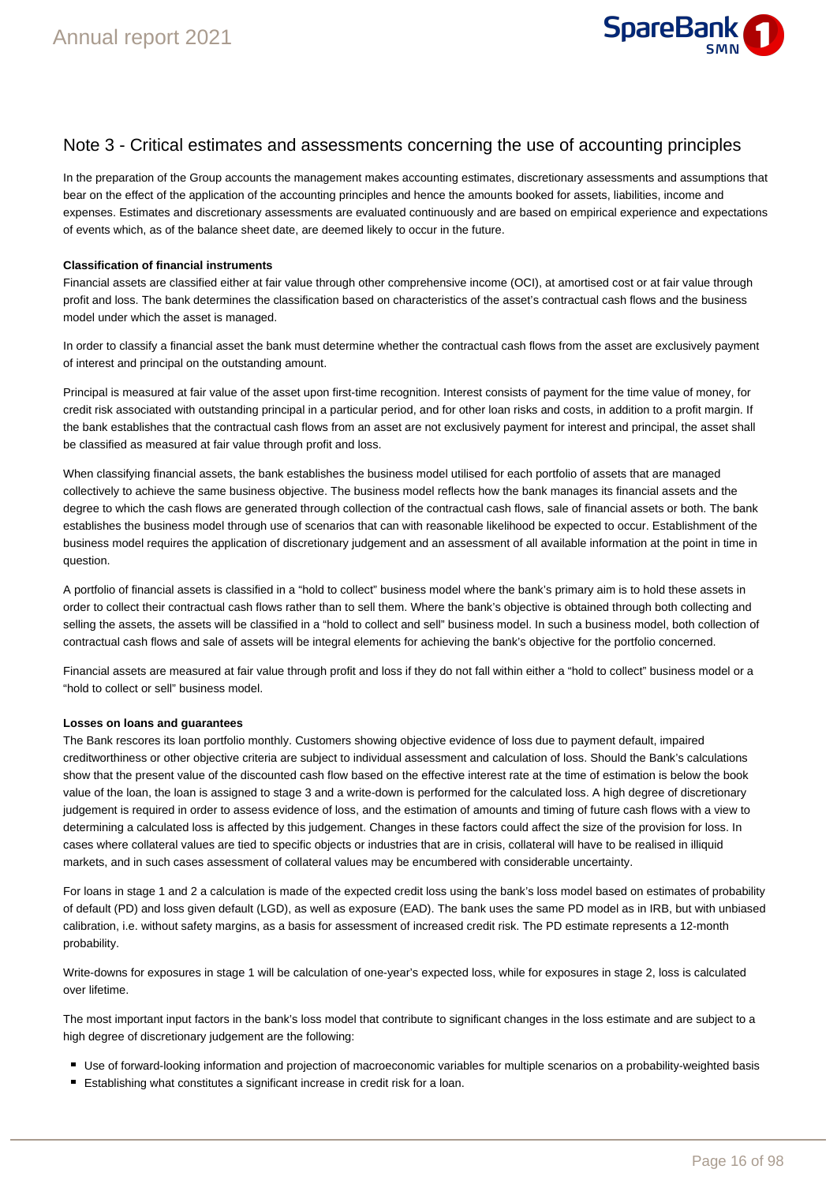# Note 3 - Critical estimates and assessments concerning the use of accounting principles

In the preparation of the Group accounts the management makes accounting estimates, discretionary assessments and assumptions that bear on the effect of the application of the accounting principles and hence the amounts booked for assets, liabilities, income and expenses. Estimates and discretionary assessments are evaluated continuously and are based on empirical experience and expectations of events which, as of the balance sheet date, are deemed likely to occur in the future.

**Classification of financial instruments**

Financial assets are classified either at fair value through other comprehensive income (OCI), at amortised cost or at fair value through profit and loss. The bank determines the classification based on characteristics of the asset's contractual cash flows and the business model under which the asset is managed.

In order to classify a financial asset the bank must determine whether the contractual cash flows from the asset are exclusively payment of interest and principal on the outstanding amount.

Principal is measured at fair value of the asset upon first-time recognition. Interest consists of payment for the time value of money, for credit risk associated with outstanding principal in a particular period, and for other loan risks and costs, in addition to a profit margin. If the bank establishes that the contractual cash flows from an asset are not exclusively payment for interest and principal, the asset shall be classified as measured at fair value through profit and loss.

When classifying financial assets, the bank establishes the business model utilised for each portfolio of assets that are managed collectively to achieve the same business objective. The business model reflects how the bank manages its financial assets and the degree to which the cash flows are generated through collection of the contractual cash flows, sale of financial assets or both. The bank establishes the business model through use of scenarios that can with reasonable likelihood be expected to occur. Establishment of the business model requires the application of discretionary judgement and an assessment of all available information at the point in time in question.

A portfolio of financial assets is classified in a "hold to collect" business model where the bank's primary aim is to hold these assets in order to collect their contractual cash flows rather than to sell them. Where the bank's objective is obtained through both collecting and selling the assets, the assets will be classified in a "hold to collect and sell" business model. In such a business model, both collection of contractual cash flows and sale of assets will be integral elements for achieving the bank's objective for the portfolio concerned.

Financial assets are measured at fair value through profit and loss if they do not fall within either a "hold to collect" business model or a "hold to collect or sell" business model.

**Losses on loans and guarantees**

The Bank rescores its loan portfolio monthly. Customers showing objective evidence of loss due to payment default, impaired creditworthiness or other objective criteria are subject to individual assessment and calculation of loss. Should the Bank's calculations show that the present value of the discounted cash flow based on the effective interest rate at the time of estimation is below the book value of the loan, the loan is assigned to stage 3 and a write-down is performed for the calculated loss. A high degree of discretionary judgement is required in order to assess evidence of loss, and the estimation of amounts and timing of future cash flows with a view to determining a calculated loss is affected by this judgement. Changes in these factors could affect the size of the provision for loss. In cases where collateral values are tied to specific objects or industries that are in crisis, collateral will have to be realised in illiquid markets, and in such cases assessment of collateral values may be encumbered with considerable uncertainty.

For loans in stage 1 and 2 a calculation is made of the expected credit loss using the bank's loss model based on estimates of probability of default (PD) and loss given default (LGD), as well as exposure (EAD). The bank uses the same PD model as in IRB, but with unbiased calibration, i.e. without safety margins, as a basis for assessment of increased credit risk. The PD estimate represents a 12-month probability.

Write-downs for exposures in stage 1 will be calculation of one-year's expected loss, while for exposures in stage 2, loss is calculated over lifetime.

The most important input factors in the bank's loss model that contribute to significant changes in the loss estimate and are subject to a high degree of discretionary judgement are the following:

- Use of forward-looking information and projection of macroeconomic variables for multiple scenarios on a probability-weighted basis
- Establishing what constitutes a significant increase in credit risk for a loan.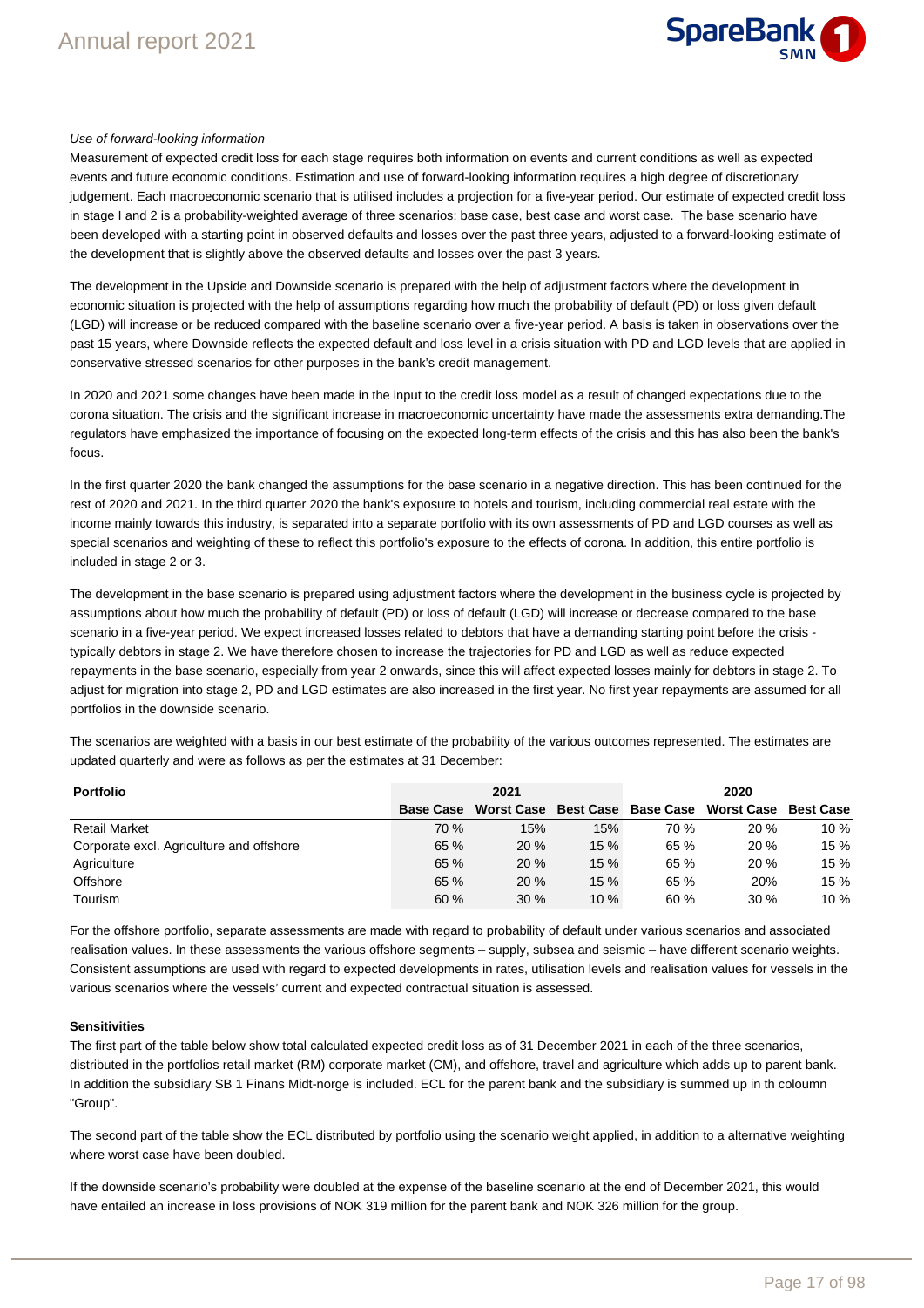*Use of forward-looking information*

Measurement of expected credit loss for each stage requires both information on events and current conditions as well as expected events and future economic conditions. Estimation and use of forward-looking information requires a high degree of discretionary judgement. Each macroeconomic scenario that is utilised includes a projection for a five-year period. Our estimate of expected credit loss in stage I and 2 is a probability-weighted average of three scenarios: base case, best case and worst case.  The base scenario have been developed with a starting point in observed defaults and losses over the past three years, adjusted to a forward-looking estimate of the development that is slightly above the observed defaults and losses over the past 3 years.

The development in the Upside and Downside scenario is prepared with the help of adjustment factors where the development in economic situation is projected with the help of assumptions regarding how much the probability of default (PD) or loss given default (LGD) will increase or be reduced compared with the baseline scenario over a five-year period. A basis is taken in observations over the past 15 years, where Downside reflects the expected default and loss level in a crisis situation with PD and LGD levels that are applied in conservative stressed scenarios for other purposes in the bank's credit management.

In 2020 and 2021 some changes have been made in the input to the credit loss model as a result of changed expectations due to the corona situation. The crisis and the significant increase in macroeconomic uncertainty have made the assessments extra demanding.The regulators have emphasized the importance of focusing on the expected long-term effects of the crisis and this has also been the bank's focus.

In the first quarter 2020 the bank changed the assumptions for the base scenario in a negative direction. This has been continued for the rest of 2020 and 2021. In the third quarter 2020 the bank's exposure to hotels and tourism, including commercial real estate with the income mainly towards this industry, is separated into a separate portfolio with its own assessments of PD and LGD courses as well as special scenarios and weighting of these to reflect this portfolio's exposure to the effects of corona. In addition, this entire portfolio is included in stage 2 or 3.

The development in the base scenario is prepared using adjustment factors where the development in the business cycle is projected by assumptions about how much the probability of default (PD) or loss of default (LGD) will increase or decrease compared to the base scenario in a five-year period. We expect increased losses related to debtors that have a demanding starting point before the crisis - typically debtors in stage 2. We have therefore chosen to increase the trajectories for PD and LGD as well as reduce expected repayments in the base scenario, especially from year 2 onwards, since this will affect expected losses mainly for debtors in stage 2. To adjust for migration into stage 2, PD and LGD estimates are also increased in the first year. No first year repayments are assumed for all portfolios in the downside scenario.

The scenarios are weighted with a basis in our best estimate of the probability of the various outcomes represented. The estimates are updated quarterly and were as follows as per the estimates at 31 December:

| Portfolio | 2021 | | | 2020 | | |
|---|---|---|---|---|---|---|
| | Base Case | Worst Case | Best Case | Base Case | Worst Case | Best Case |
| Retail Market | 70 % | 15% | 15% | 70 % | 20 % | 10 % |
| Corporate excl. Agriculture and offshore | 65 % | 20 % | 15 % | 65 % | 20 % | 15 % |
| Agriculture | 65 % | 20 % | 15 % | 65 % | 20 % | 15 % |
| Offshore | 65 % | 20 % | 15 % | 65 % | 20% | 15 % |
| Tourism | 60 % | 30 % | 10 % | 60 % | 30 % | 10 % |

For the offshore portfolio, separate assessments are made with regard to probability of default under various scenarios and associated realisation values. In these assessments the various offshore segments – supply, subsea and seismic – have different scenario weights. Consistent assumptions are used with regard to expected developments in rates, utilisation levels and realisation values for vessels in the various scenarios where the vessels' current and expected contractual situation is assessed.

**Sensitivities**

The first part of the table below show total calculated expected credit loss as of 31 December 2021 in each of the three scenarios, distributed in the portfolios retail market (RM) corporate market (CM), and offshore, travel and agriculture which adds up to parent bank. In addition the subsidiary SB 1 Finans Midt-norge is included. ECL for the parent bank and the subsidiary is summed up in th coloumn "Group".

The second part of the table show the ECL distributed by portfolio using the scenario weight applied, in addition to a alternative weighting where worst case have been doubled.

If the downside scenario's probability were doubled at the expense of the baseline scenario at the end of December 2021, this would have entailed an increase in loss provisions of NOK 319 million for the parent bank and NOK 326 million for the group.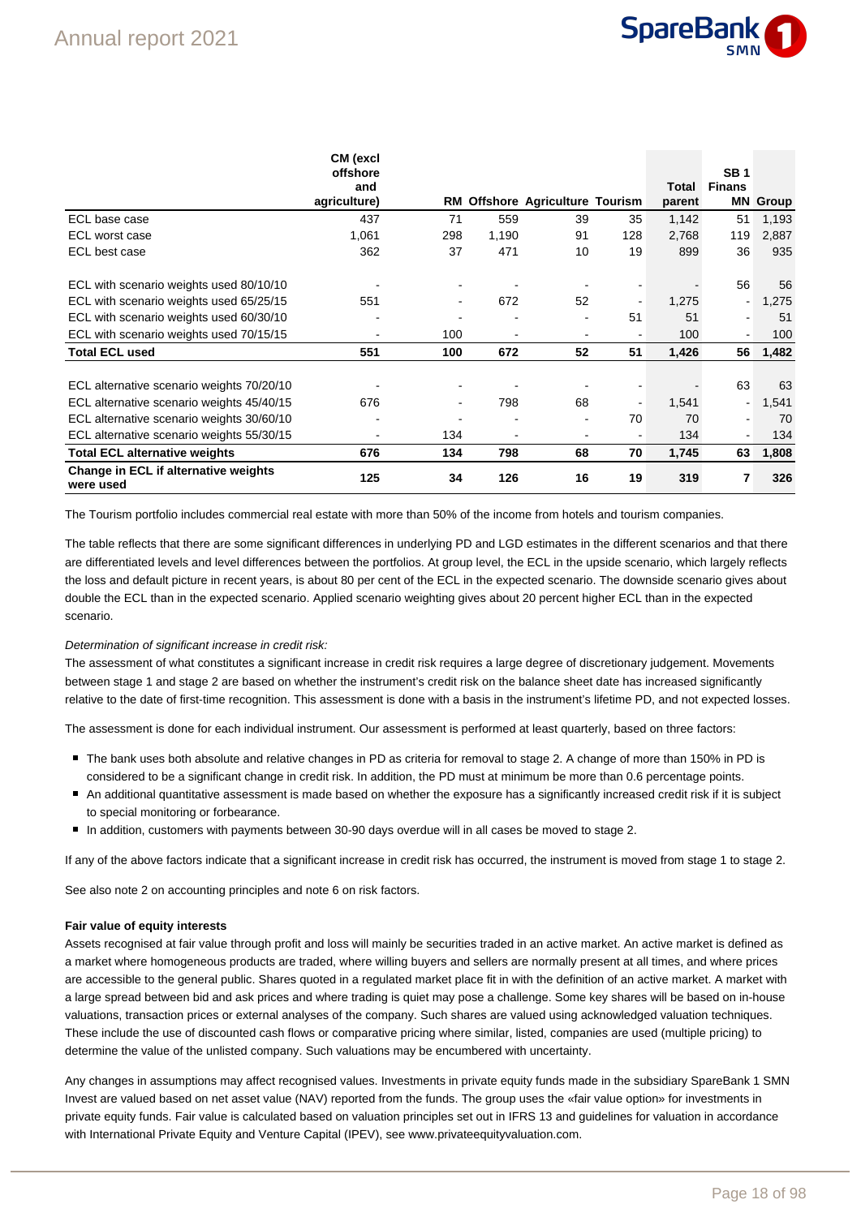|  | CM (excl offshore and agriculture) | RM | Offshore | Agriculture | Tourism | Total parent | SB 1 Finans MN | Group |
|---|---|---|---|---|---|---|---|---|
| ECL base case | 437 | 71 | 559 | 39 | 35 | 1,142 | 51 | 1,193 |
| ECL worst case | 1,061 | 298 | 1,190 | 91 | 128 | 2,768 | 119 | 2,887 |
| ECL best case | 362 | 37 | 471 | 10 | 19 | 899 | 36 | 935 |
|  |  |  |  |  |  |  |  |  |
| ECL with scenario weights used 80/10/10 | - | - | - | - | - | - | 56 | 56 |
| ECL with scenario weights used 65/25/15 | 551 | - | 672 | 52 | - | 1,275 | - | 1,275 |
| ECL with scenario weights used 60/30/10 | - | - | - | - | 51 | 51 | - | 51 |
| ECL with scenario weights used 70/15/15 | - | 100 | - | - | - | 100 | - | 100 |
| **Total ECL used** | **551** | **100** | **672** | **52** | **51** | **1,426** | **56** | **1,482** |
|  |  |  |  |  |  |  |  |  |
| ECL alternative scenario weights 70/20/10 | - | - | - | - | - | - | 63 | 63 |
| ECL alternative scenario weights 45/40/15 | 676 | - | 798 | 68 | - | 1,541 | - | 1,541 |
| ECL alternative scenario weights 30/60/10 | - | - | - | - | 70 | 70 | - | 70 |
| ECL alternative scenario weights 55/30/15 | - | 134 | - | - | - | 134 | - | 134 |
| **Total ECL alternative weights** | **676** | **134** | **798** | **68** | **70** | **1,745** | **63** | **1,808** |
| **Change in ECL if alternative weights were used** | **125** | **34** | **126** | **16** | **19** | **319** | **7** | **326** |

The Tourism portfolio includes commercial real estate with more than 50% of the income from hotels and tourism companies.

The table reflects that there are some significant differences in underlying PD and LGD estimates in the different scenarios and that there are differentiated levels and level differences between the portfolios. At group level, the ECL in the upside scenario, which largely reflects the loss and default picture in recent years, is about 80 per cent of the ECL in the expected scenario. The downside scenario gives about double the ECL than in the expected scenario. Applied scenario weighting gives about 20 percent higher ECL than in the expected scenario.

*Determination of significant increase in credit risk:*

The assessment of what constitutes a significant increase in credit risk requires a large degree of discretionary judgement. Movements between stage 1 and stage 2 are based on whether the instrument's credit risk on the balance sheet date has increased significantly relative to the date of first-time recognition. This assessment is done with a basis in the instrument's lifetime PD, and not expected losses.

The assessment is done for each individual instrument. Our assessment is performed at least quarterly, based on three factors:

- The bank uses both absolute and relative changes in PD as criteria for removal to stage 2. A change of more than 150% in PD is considered to be a significant change in credit risk. In addition, the PD must at minimum be more than 0.6 percentage points.
- An additional quantitative assessment is made based on whether the exposure has a significantly increased credit risk if it is subject to special monitoring or forbearance.
- In addition, customers with payments between 30-90 days overdue will in all cases be moved to stage 2.

If any of the above factors indicate that a significant increase in credit risk has occurred, the instrument is moved from stage 1 to stage 2.

See also note 2 on accounting principles and note 6 on risk factors.

**Fair value of equity interests**

Assets recognised at fair value through profit and loss will mainly be securities traded in an active market. An active market is defined as a market where homogeneous products are traded, where willing buyers and sellers are normally present at all times, and where prices are accessible to the general public. Shares quoted in a regulated market place fit in with the definition of an active market. A market with a large spread between bid and ask prices and where trading is quiet may pose a challenge. Some key shares will be based on in-house valuations, transaction prices or external analyses of the company. Such shares are valued using acknowledged valuation techniques. These include the use of discounted cash flows or comparative pricing where similar, listed, companies are used (multiple pricing) to determine the value of the unlisted company. Such valuations may be encumbered with uncertainty.

Any changes in assumptions may affect recognised values. Investments in private equity funds made in the subsidiary SpareBank 1 SMN Invest are valued based on net asset value (NAV) reported from the funds. The group uses the «fair value option» for investments in private equity funds. Fair value is calculated based on valuation principles set out in IFRS 13 and guidelines for valuation in accordance with International Private Equity and Venture Capital (IPEV), see www.privateequityvaluation.com.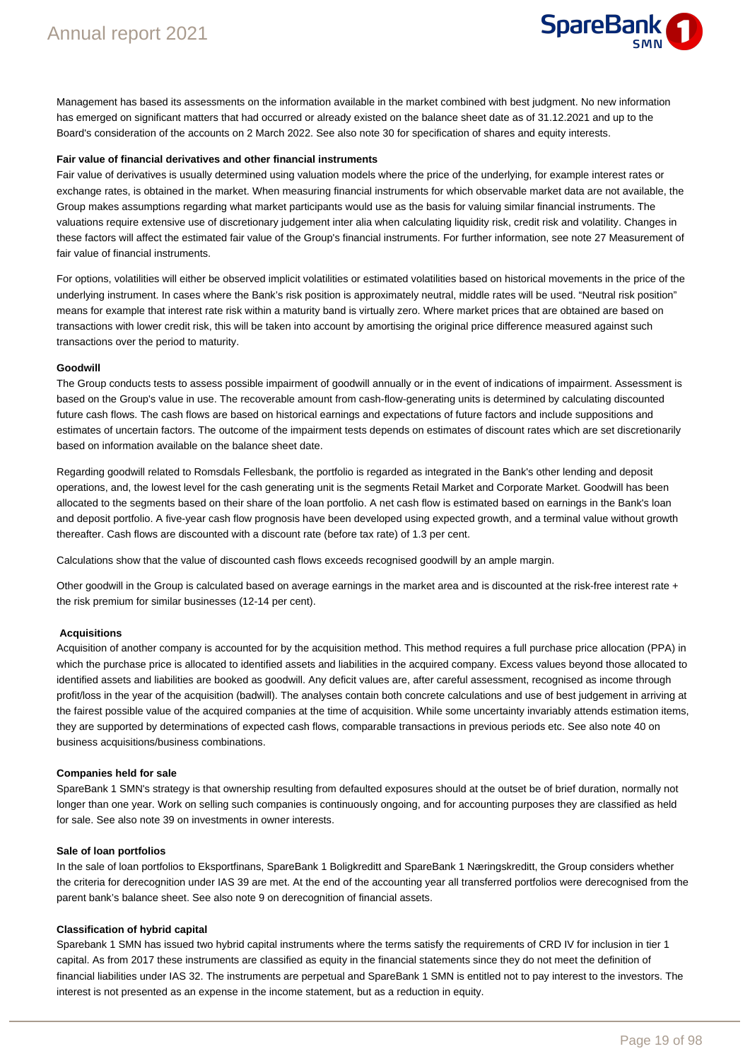Management has based its assessments on the information available in the market combined with best judgment. No new information has emerged on significant matters that had occurred or already existed on the balance sheet date as of 31.12.2021 and up to the Board's consideration of the accounts on 2 March 2022. See also note 30 for specification of shares and equity interests.

**Fair value of financial derivatives and other financial instruments**

Fair value of derivatives is usually determined using valuation models where the price of the underlying, for example interest rates or exchange rates, is obtained in the market. When measuring financial instruments for which observable market data are not available, the Group makes assumptions regarding what market participants would use as the basis for valuing similar financial instruments. The valuations require extensive use of discretionary judgement inter alia when calculating liquidity risk, credit risk and volatility. Changes in these factors will affect the estimated fair value of the Group's financial instruments. For further information, see note 27 Measurement of fair value of financial instruments.

For options, volatilities will either be observed implicit volatilities or estimated volatilities based on historical movements in the price of the underlying instrument. In cases where the Bank's risk position is approximately neutral, middle rates will be used. "Neutral risk position" means for example that interest rate risk within a maturity band is virtually zero. Where market prices that are obtained are based on transactions with lower credit risk, this will be taken into account by amortising the original price difference measured against such transactions over the period to maturity.

**Goodwill**

The Group conducts tests to assess possible impairment of goodwill annually or in the event of indications of impairment. Assessment is based on the Group's value in use. The recoverable amount from cash-flow-generating units is determined by calculating discounted future cash flows. The cash flows are based on historical earnings and expectations of future factors and include suppositions and estimates of uncertain factors. The outcome of the impairment tests depends on estimates of discount rates which are set discretionarily based on information available on the balance sheet date.

Regarding goodwill related to Romsdals Fellesbank, the portfolio is regarded as integrated in the Bank's other lending and deposit operations, and, the lowest level for the cash generating unit is the segments Retail Market and Corporate Market. Goodwill has been allocated to the segments based on their share of the loan portfolio. A net cash flow is estimated based on earnings in the Bank's loan and deposit portfolio. A five-year cash flow prognosis have been developed using expected growth, and a terminal value without growth thereafter. Cash flows are discounted with a discount rate (before tax rate) of 1.3 per cent.

Calculations show that the value of discounted cash flows exceeds recognised goodwill by an ample margin.

Other goodwill in the Group is calculated based on average earnings in the market area and is discounted at the risk-free interest rate + the risk premium for similar businesses (12-14 per cent).

**Acquisitions**

Acquisition of another company is accounted for by the acquisition method. This method requires a full purchase price allocation (PPA) in which the purchase price is allocated to identified assets and liabilities in the acquired company. Excess values beyond those allocated to identified assets and liabilities are booked as goodwill. Any deficit values are, after careful assessment, recognised as income through profit/loss in the year of the acquisition (badwill). The analyses contain both concrete calculations and use of best judgement in arriving at the fairest possible value of the acquired companies at the time of acquisition. While some uncertainty invariably attends estimation items, they are supported by determinations of expected cash flows, comparable transactions in previous periods etc. See also note 40 on business acquisitions/business combinations.

**Companies held for sale**

SpareBank 1 SMN's strategy is that ownership resulting from defaulted exposures should at the outset be of brief duration, normally not longer than one year. Work on selling such companies is continuously ongoing, and for accounting purposes they are classified as held for sale. See also note 39 on investments in owner interests.

**Sale of loan portfolios**

In the sale of loan portfolios to Eksportfinans, SpareBank 1 Boligkreditt and SpareBank 1 Næringskreditt, the Group considers whether the criteria for derecognition under IAS 39 are met. At the end of the accounting year all transferred portfolios were derecognised from the parent bank's balance sheet. See also note 9 on derecognition of financial assets.

**Classification of hybrid capital**

Sparebank 1 SMN has issued two hybrid capital instruments where the terms satisfy the requirements of CRD IV for inclusion in tier 1 capital. As from 2017 these instruments are classified as equity in the financial statements since they do not meet the definition of financial liabilities under IAS 32. The instruments are perpetual and SpareBank 1 SMN is entitled not to pay interest to the investors. The interest is not presented as an expense in the income statement, but as a reduction in equity.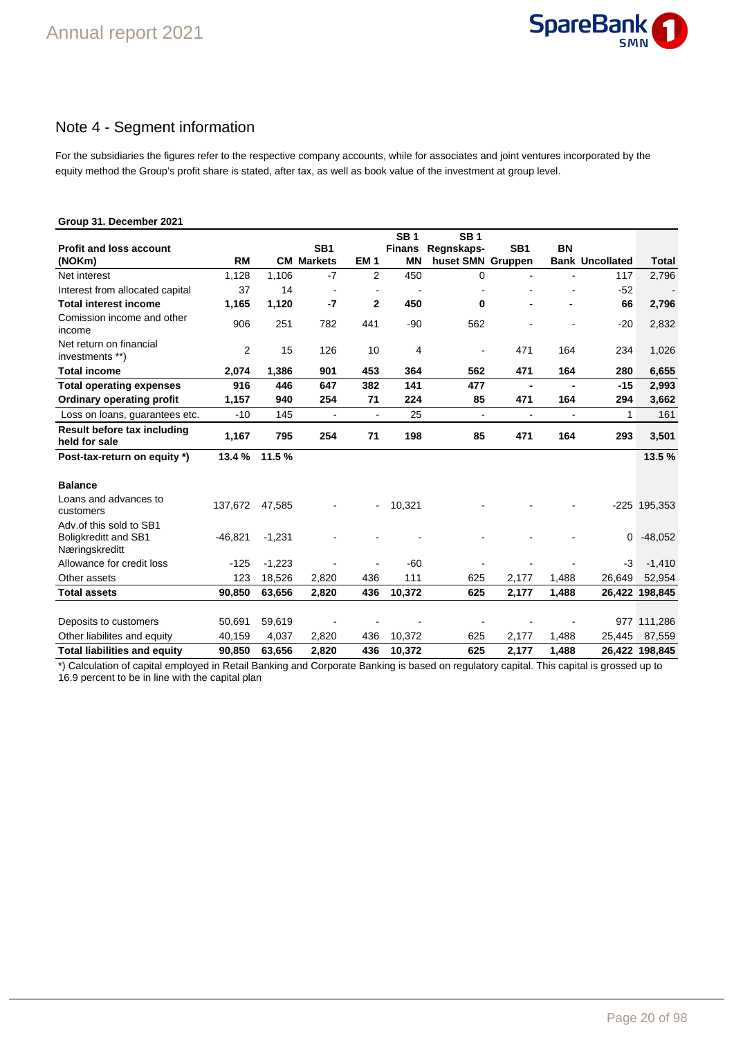# Note 4 - Segment information

For the subsidiaries the figures refer to the respective company accounts, while for associates and joint ventures incorporated by the equity method the Group's profit share is stated, after tax, as well as book value of the investment at group level.

**Group 31. December 2021**

| Profit and loss account (NOKm) | RM | CM | SB1 Markets | EM 1 | SB 1 Finans MN | SB 1 Regnskaps-huset SMN | SB1 Gruppen | BN Bank | Uncollated | Total |
|---|---|---|---|---|---|---|---|---|---|---|
| Net interest | 1,128 | 1,106 | -7 | 2 | 450 | 0 | - | - | 117 | 2,796 |
| Interest from allocated capital | 37 | 14 | - | - | - | - | - | - | -52 | - |
| **Total interest income** | **1,165** | **1,120** | **-7** | **2** | **450** | **0** | **-** | **-** | **66** | **2,796** |
| Comission income and other income | 906 | 251 | 782 | 441 | -90 | 562 | - | - | -20 | 2,832 |
| Net return on financial investments **) | 2 | 15 | 126 | 10 | 4 | - | 471 | 164 | 234 | 1,026 |
| **Total income** | **2,074** | **1,386** | **901** | **453** | **364** | **562** | **471** | **164** | **280** | **6,655** |
| **Total operating expenses** | **916** | **446** | **647** | **382** | **141** | **477** | **-** | **-** | **-15** | **2,993** |
| **Ordinary operating profit** | **1,157** | **940** | **254** | **71** | **224** | **85** | **471** | **164** | **294** | **3,662** |
| Loss on loans, guarantees etc. | -10 | 145 | - | - | 25 | - | - | - | 1 | 161 |
| **Result before tax including held for sale** | **1,167** | **795** | **254** | **71** | **198** | **85** | **471** | **164** | **293** | **3,501** |
| **Post-tax-return on equity *)** | **13.4 %** | **11.5 %** | | | | | | | | **13.5 %** |
| | | | | | | | | | | |
| **Balance** | | | | | | | | | | |
| Loans and advances to customers | 137,672 | 47,585 | - | - | 10,321 | - | - | - | -225 | 195,353 |
| Adv.of this sold to SB1 Boligkreditt and SB1 Næringskreditt | -46,821 | -1,231 | - | - | - | - | - | - | 0 | -48,052 |
| Allowance for credit loss | -125 | -1,223 | - | - | -60 | - | - | - | -3 | -1,410 |
| Other assets | 123 | 18,526 | 2,820 | 436 | 111 | 625 | 2,177 | 1,488 | 26,649 | 52,954 |
| **Total assets** | **90,850** | **63,656** | **2,820** | **436** | **10,372** | **625** | **2,177** | **1,488** | **26,422** | **198,845** |
| | | | | | | | | | | |
| Deposits to customers | 50,691 | 59,619 | - | - | - | - | - | - | 977 | 111,286 |
| Other liabilites and equity | 40,159 | 4,037 | 2,820 | 436 | 10,372 | 625 | 2,177 | 1,488 | 25,445 | 87,559 |
| **Total liabilities and equity** | **90,850** | **63,656** | **2,820** | **436** | **10,372** | **625** | **2,177** | **1,488** | **26,422** | **198,845** |

*) Calculation of capital employed in Retail Banking and Corporate Banking is based on regulatory capital. This capital is grossed up to 16.9 percent to be in line with the capital plan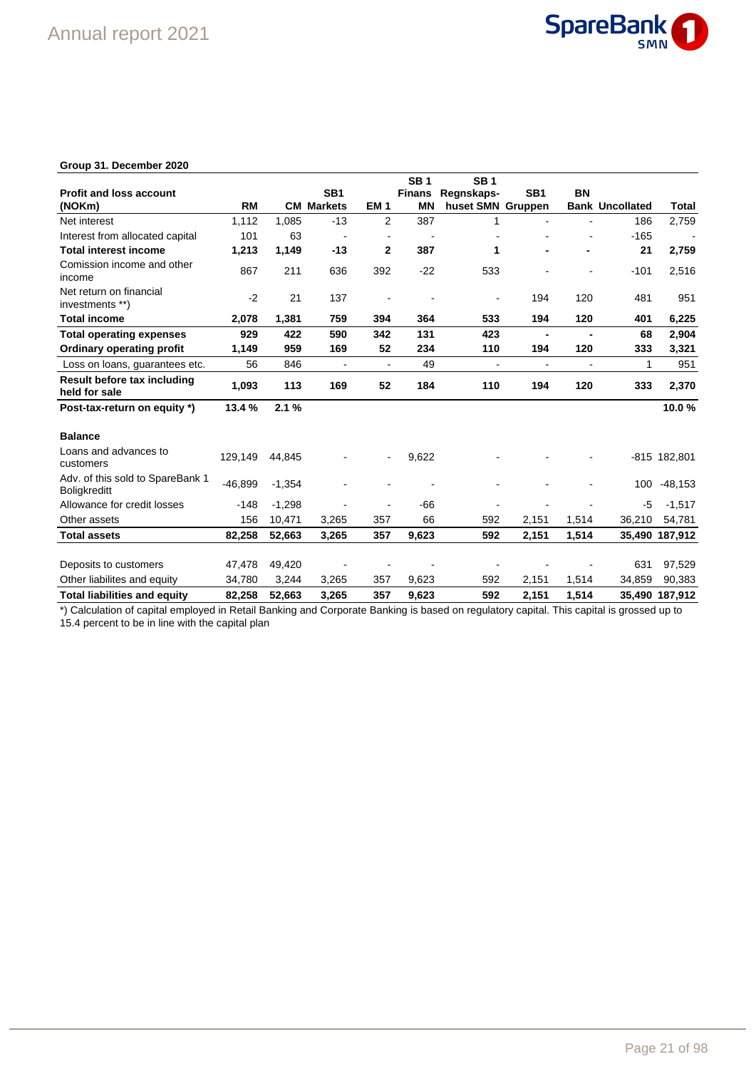**Group 31. December 2020**

| Profit and loss account (NOKm) | RM | CM | SB1 Markets | EM 1 | SB 1 Finans MN | SB 1 Regnskaps-huset SMN | SB1 Gruppen | BN Bank | Uncollated | Total |
|---|---|---|---|---|---|---|---|---|---|---|
| Net interest | 1,112 | 1,085 | -13 | 2 | 387 | 1 | - | - | 186 | 2,759 |
| Interest from allocated capital | 101 | 63 | - | - | - | - | - | - | -165 | - |
| **Total interest income** | **1,213** | **1,149** | **-13** | **2** | **387** | **1** | **-** | **-** | **21** | **2,759** |
| Comission income and other income | 867 | 211 | 636 | 392 | -22 | 533 | - | - | -101 | 2,516 |
| Net return on financial investments **) | -2 | 21 | 137 | - | - | - | 194 | 120 | 481 | 951 |
| **Total income** | **2,078** | **1,381** | **759** | **394** | **364** | **533** | **194** | **120** | **401** | **6,225** |
| **Total operating expenses** | **929** | **422** | **590** | **342** | **131** | **423** | **-** | **-** | **68** | **2,904** |
| **Ordinary operating profit** | **1,149** | **959** | **169** | **52** | **234** | **110** | **194** | **120** | **333** | **3,321** |
| Loss on loans, guarantees etc. | 56 | 846 | - | - | 49 | - | - | - | 1 | 951 |
| **Result before tax including held for sale** | **1,093** | **113** | **169** | **52** | **184** | **110** | **194** | **120** | **333** | **2,370** |
| **Post-tax-return on equity *)** | **13.4 %** | **2.1 %** | | | | | | | | **10.0 %** |
| | | | | | | | | | | |
| **Balance** | | | | | | | | | | |
| Loans and advances to customers | 129,149 | 44,845 | - | - | 9,622 | - | - | - | -815 | 182,801 |
| Adv. of this sold to SpareBank 1 Boligkreditt | -46,899 | -1,354 | - | - | - | - | - | - | 100 | -48,153 |
| Allowance for credit losses | -148 | -1,298 | - | - | -66 | - | - | - | -5 | -1,517 |
| Other assets | 156 | 10,471 | 3,265 | 357 | 66 | 592 | 2,151 | 1,514 | 36,210 | 54,781 |
| **Total assets** | **82,258** | **52,663** | **3,265** | **357** | **9,623** | **592** | **2,151** | **1,514** | **35,490** | **187,912** |
| | | | | | | | | | | |
| Deposits to customers | 47,478 | 49,420 | - | - | - | - | - | - | 631 | 97,529 |
| Other liabilites and equity | 34,780 | 3,244 | 3,265 | 357 | 9,623 | 592 | 2,151 | 1,514 | 34,859 | 90,383 |
| **Total liabilities and equity** | **82,258** | **52,663** | **3,265** | **357** | **9,623** | **592** | **2,151** | **1,514** | **35,490** | **187,912** |

*) Calculation of capital employed in Retail Banking and Corporate Banking is based on regulatory capital. This capital is grossed up to 15.4 percent to be in line with the capital plan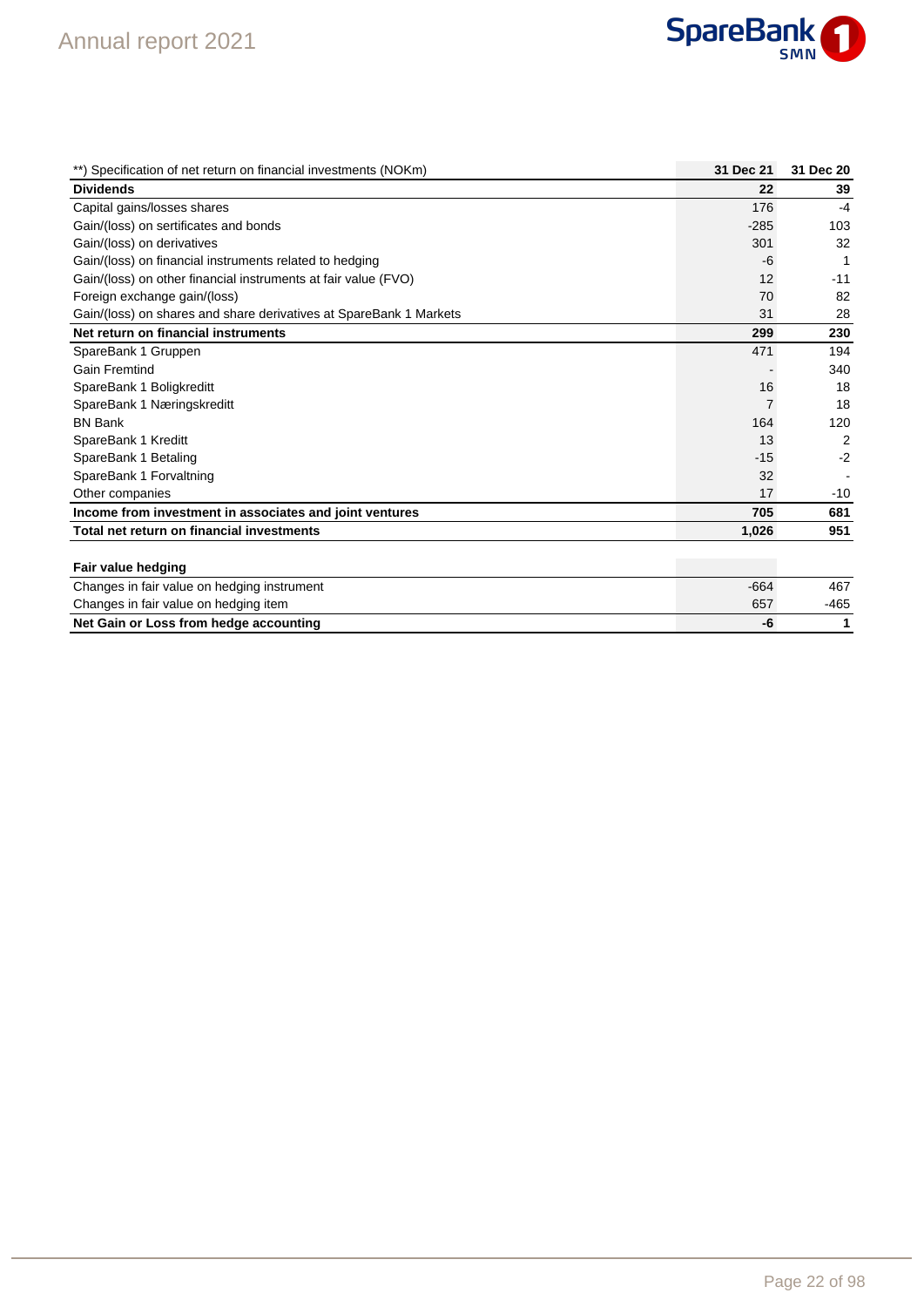| **) Specification of net return on financial investments (NOKm) | 31 Dec 21 | 31 Dec 20 |
|---|---|---|
| **Dividends** | **22** | **39** |
| Capital gains/losses shares | 176 | -4 |
| Gain/(loss) on sertificates and bonds | -285 | 103 |
| Gain/(loss) on derivatives | 301 | 32 |
| Gain/(loss) on financial instruments related to hedging | -6 | 1 |
| Gain/(loss) on other financial instruments at fair value (FVO) | 12 | -11 |
| Foreign exchange gain/(loss) | 70 | 82 |
| Gain/(loss) on shares and share derivatives at SpareBank 1 Markets | 31 | 28 |
| **Net return on financial instruments** | **299** | **230** |
| SpareBank 1 Gruppen | 471 | 194 |
| Gain Fremtind | - | 340 |
| SpareBank 1 Boligkreditt | 16 | 18 |
| SpareBank 1 Næringskreditt | 7 | 18 |
| BN Bank | 164 | 120 |
| SpareBank 1 Kreditt | 13 | 2 |
| SpareBank 1 Betaling | -15 | -2 |
| SpareBank 1 Forvaltning | 32 | - |
| Other companies | 17 | -10 |
| **Income from investment in associates and joint ventures** | **705** | **681** |
| **Total net return on financial investments** | **1,026** | **951** |

| **Fair value hedging** | | |
|---|---|---|
| Changes in fair value on hedging instrument | -664 | 467 |
| Changes in fair value on hedging item | 657 | -465 |
| **Net Gain or Loss from hedge accounting** | **-6** | **1** |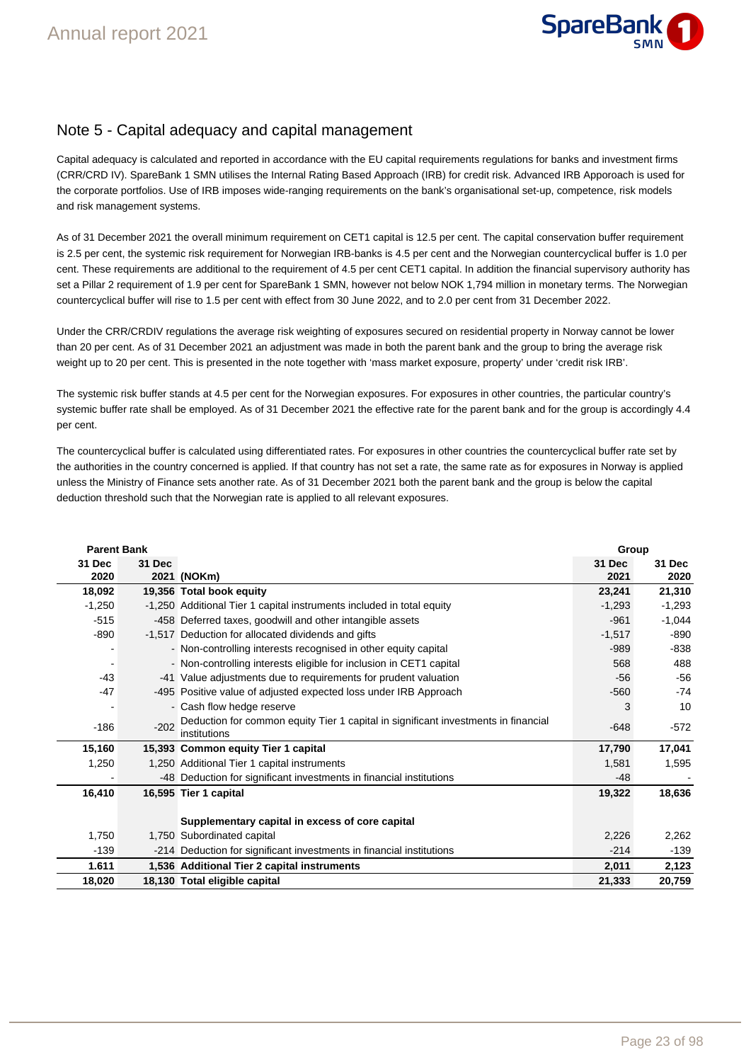## Note 5 - Capital adequacy and capital management

Capital adequacy is calculated and reported in accordance with the EU capital requirements regulations for banks and investment firms (CRR/CRD IV). SpareBank 1 SMN utilises the Internal Rating Based Approach (IRB) for credit risk. Advanced IRB Apporoach is used for the corporate portfolios. Use of IRB imposes wide-ranging requirements on the bank's organisational set-up, competence, risk models and risk management systems.

As of 31 December 2021 the overall minimum requirement on CET1 capital is 12.5 per cent. The capital conservation buffer requirement is 2.5 per cent, the systemic risk requirement for Norwegian IRB-banks is 4.5 per cent and the Norwegian countercyclical buffer is 1.0 per cent. These requirements are additional to the requirement of 4.5 per cent CET1 capital. In addition the financial supervisory authority has set a Pillar 2 requirement of 1.9 per cent for SpareBank 1 SMN, however not below NOK 1,794 million in monetary terms. The Norwegian countercyclical buffer will rise to 1.5 per cent with effect from 30 June 2022, and to 2.0 per cent from 31 December 2022.

Under the CRR/CRDIV regulations the average risk weighting of exposures secured on residential property in Norway cannot be lower than 20 per cent. As of 31 December 2021 an adjustment was made in both the parent bank and the group to bring the average risk weight up to 20 per cent. This is presented in the note together with 'mass market exposure, property' under 'credit risk IRB'.

The systemic risk buffer stands at 4.5 per cent for the Norwegian exposures. For exposures in other countries, the particular country's systemic buffer rate shall be employed. As of 31 December 2021 the effective rate for the parent bank and for the group is accordingly 4.4 per cent.

The countercyclical buffer is calculated using differentiated rates. For exposures in other countries the countercyclical buffer rate set by the authorities in the country concerned is applied. If that country has not set a rate, the same rate as for exposures in Norway is applied unless the Ministry of Finance sets another rate. As of 31 December 2021 both the parent bank and the group is below the capital deduction threshold such that the Norwegian rate is applied to all relevant exposures.

| Parent Bank | | | Group | |
|---|---|---|---|---|
| **31 Dec 2020** | **31 Dec 2021** | **(NOKm)** | **31 Dec 2021** | **31 Dec 2020** |
| **18,092** | **19,356** | **Total book equity** | **23,241** | **21,310** |
| -1,250 | -1,250 | Additional Tier 1 capital instruments included in total equity | -1,293 | -1,293 |
| -515 | -458 | Deferred taxes, goodwill and other intangible assets | -961 | -1,044 |
| -890 | -1,517 | Deduction for allocated dividends and gifts | -1,517 | -890 |
| - | - | Non-controlling interests recognised in other equity capital | -989 | -838 |
| - | - | Non-controlling interests eligible for inclusion in CET1 capital | 568 | 488 |
| -43 | -41 | Value adjustments due to requirements for prudent valuation | -56 | -56 |
| -47 | -495 | Positive value of adjusted expected loss under IRB Approach | -560 | -74 |
| - | - | Cash flow hedge reserve | 3 | 10 |
| -186 | -202 | Deduction for common equity Tier 1 capital in significant investments in financial institutions | -648 | -572 |
| **15,160** | **15,393** | **Common equity Tier 1 capital** | **17,790** | **17,041** |
| 1,250 | 1,250 | Additional Tier 1 capital instruments | 1,581 | 1,595 |
| - | -48 | Deduction for significant investments in financial institutions | -48 | - |
| **16,410** | **16,595** | **Tier 1 capital** | **19,322** | **18,636** |
| | | **Supplementary capital in excess of core capital** | | |
| 1,750 | 1,750 | Subordinated capital | 2,226 | 2,262 |
| -139 | -214 | Deduction for significant investments in financial institutions | -214 | -139 |
| **1.611** | **1,536** | **Additional Tier 2 capital instruments** | **2,011** | **2,123** |
| **18,020** | **18,130** | **Total eligible capital** | **21,333** | **20,759** |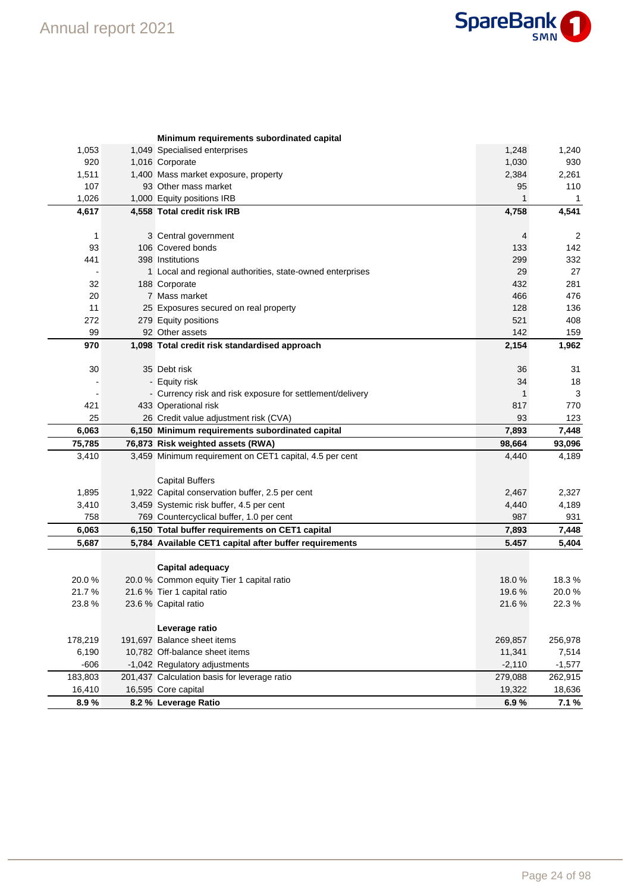| | | | | |
|---|---|---|---|---|
| | | **Minimum requirements subordinated capital** | | |
| 1,053 | 1,049 | Specialised enterprises | 1,248 | 1,240 |
| 920 | 1,016 | Corporate | 1,030 | 930 |
| 1,511 | 1,400 | Mass market exposure, property | 2,384 | 2,261 |
| 107 | 93 | Other mass market | 95 | 110 |
| 1,026 | 1,000 | Equity positions IRB | 1 | 1 |
| **4,617** | **4,558** | **Total credit risk IRB** | **4,758** | **4,541** |
| | | | | |
| 1 | 3 | Central government | 4 | 2 |
| 93 | 106 | Covered bonds | 133 | 142 |
| 441 | 398 | Institutions | 299 | 332 |
| - | 1 | Local and regional authorities, state-owned enterprises | 29 | 27 |
| 32 | 188 | Corporate | 432 | 281 |
| 20 | 7 | Mass market | 466 | 476 |
| 11 | 25 | Exposures secured on real property | 128 | 136 |
| 272 | 279 | Equity positions | 521 | 408 |
| 99 | 92 | Other assets | 142 | 159 |
| **970** | **1,098** | **Total credit risk standardised approach** | **2,154** | **1,962** |
| | | | | |
| 30 | 35 | Debt risk | 36 | 31 |
| - | - | Equity risk | 34 | 18 |
| - | - | Currency risk and risk exposure for settlement/delivery | 1 | 3 |
| 421 | 433 | Operational risk | 817 | 770 |
| 25 | 26 | Credit value adjustment risk (CVA) | 93 | 123 |
| **6,063** | **6,150** | **Minimum requirements subordinated capital** | **7,893** | **7,448** |
| **75,785** | **76,873** | **Risk weighted assets (RWA)** | **98,664** | **93,096** |
| 3,410 | 3,459 | Minimum requirement on CET1 capital, 4.5 per cent | 4,440 | 4,189 |
| | | | | |
| | | Capital Buffers | | |
| 1,895 | 1,922 | Capital conservation buffer, 2.5 per cent | 2,467 | 2,327 |
| 3,410 | 3,459 | Systemic risk buffer, 4.5 per cent | 4,440 | 4,189 |
| 758 | 769 | Countercyclical buffer, 1.0 per cent | 987 | 931 |
| **6,063** | **6,150** | **Total buffer requirements on CET1 capital** | **7,893** | **7,448** |
| **5,687** | **5,784** | **Available CET1 capital after buffer requirements** | **5.457** | **5,404** |
| | | | | |
| | | **Capital adequacy** | | |
| 20.0 % | 20.0 % | Common equity Tier 1 capital ratio | 18.0 % | 18.3 % |
| 21.7 % | 21.6 % | Tier 1 capital ratio | 19.6 % | 20.0 % |
| 23.8 % | 23.6 % | Capital ratio | 21.6 % | 22.3 % |
| | | | | |
| | | **Leverage ratio** | | |
| 178,219 | 191,697 | Balance sheet items | 269,857 | 256,978 |
| 6,190 | 10,782 | Off-balance sheet items | 11,341 | 7,514 |
| -606 | -1,042 | Regulatory adjustments | -2,110 | -1,577 |
| 183,803 | 201,437 | Calculation basis for leverage ratio | 279,088 | 262,915 |
| 16,410 | 16,595 | Core capital | 19,322 | 18,636 |
| **8.9 %** | **8.2 %** | **Leverage Ratio** | **6.9 %** | **7.1 %** |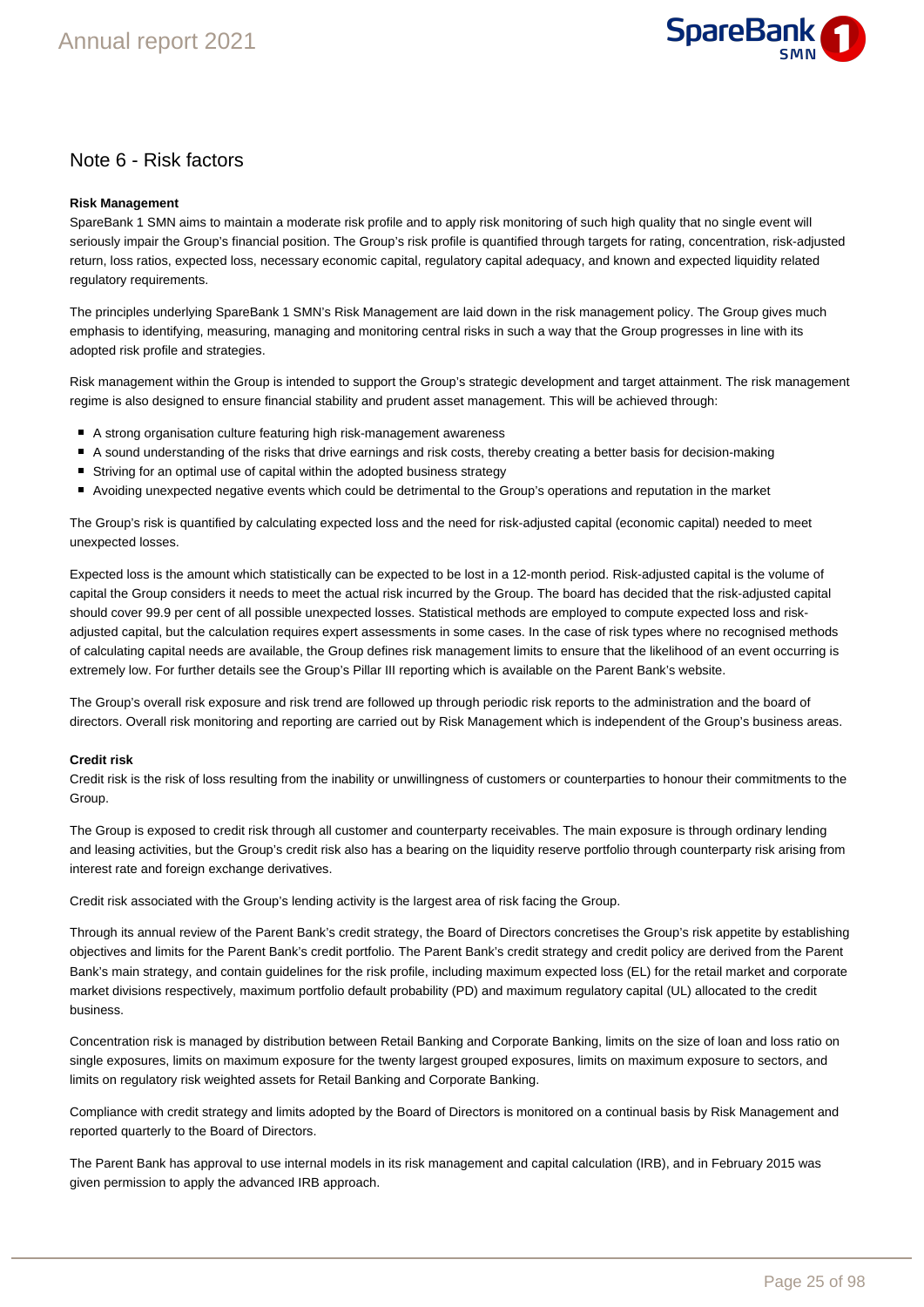## Note 6 - Risk factors

**Risk Management**

SpareBank 1 SMN aims to maintain a moderate risk profile and to apply risk monitoring of such high quality that no single event will seriously impair the Group's financial position. The Group's risk profile is quantified through targets for rating, concentration, risk-adjusted return, loss ratios, expected loss, necessary economic capital, regulatory capital adequacy, and known and expected liquidity related regulatory requirements.

The principles underlying SpareBank 1 SMN's Risk Management are laid down in the risk management policy. The Group gives much emphasis to identifying, measuring, managing and monitoring central risks in such a way that the Group progresses in line with its adopted risk profile and strategies.

Risk management within the Group is intended to support the Group's strategic development and target attainment. The risk management regime is also designed to ensure financial stability and prudent asset management. This will be achieved through:

- A strong organisation culture featuring high risk-management awareness
- A sound understanding of the risks that drive earnings and risk costs, thereby creating a better basis for decision-making
- Striving for an optimal use of capital within the adopted business strategy
- Avoiding unexpected negative events which could be detrimental to the Group's operations and reputation in the market

The Group's risk is quantified by calculating expected loss and the need for risk-adjusted capital (economic capital) needed to meet unexpected losses.

Expected loss is the amount which statistically can be expected to be lost in a 12-month period. Risk-adjusted capital is the volume of capital the Group considers it needs to meet the actual risk incurred by the Group. The board has decided that the risk-adjusted capital should cover 99.9 per cent of all possible unexpected losses. Statistical methods are employed to compute expected loss and risk-adjusted capital, but the calculation requires expert assessments in some cases. In the case of risk types where no recognised methods of calculating capital needs are available, the Group defines risk management limits to ensure that the likelihood of an event occurring is extremely low. For further details see the Group's Pillar III reporting which is available on the Parent Bank's website.

The Group's overall risk exposure and risk trend are followed up through periodic risk reports to the administration and the board of directors. Overall risk monitoring and reporting are carried out by Risk Management which is independent of the Group's business areas.

**Credit risk**

Credit risk is the risk of loss resulting from the inability or unwillingness of customers or counterparties to honour their commitments to the Group.

The Group is exposed to credit risk through all customer and counterparty receivables. The main exposure is through ordinary lending and leasing activities, but the Group's credit risk also has a bearing on the liquidity reserve portfolio through counterparty risk arising from interest rate and foreign exchange derivatives.

Credit risk associated with the Group's lending activity is the largest area of risk facing the Group.

Through its annual review of the Parent Bank's credit strategy, the Board of Directors concretises the Group's risk appetite by establishing objectives and limits for the Parent Bank's credit portfolio. The Parent Bank's credit strategy and credit policy are derived from the Parent Bank's main strategy, and contain guidelines for the risk profile, including maximum expected loss (EL) for the retail market and corporate market divisions respectively, maximum portfolio default probability (PD) and maximum regulatory capital (UL) allocated to the credit business.

Concentration risk is managed by distribution between Retail Banking and Corporate Banking, limits on the size of loan and loss ratio on single exposures, limits on maximum exposure for the twenty largest grouped exposures, limits on maximum exposure to sectors, and limits on regulatory risk weighted assets for Retail Banking and Corporate Banking.

Compliance with credit strategy and limits adopted by the Board of Directors is monitored on a continual basis by Risk Management and reported quarterly to the Board of Directors.

The Parent Bank has approval to use internal models in its risk management and capital calculation (IRB), and in February 2015 was given permission to apply the advanced IRB approach.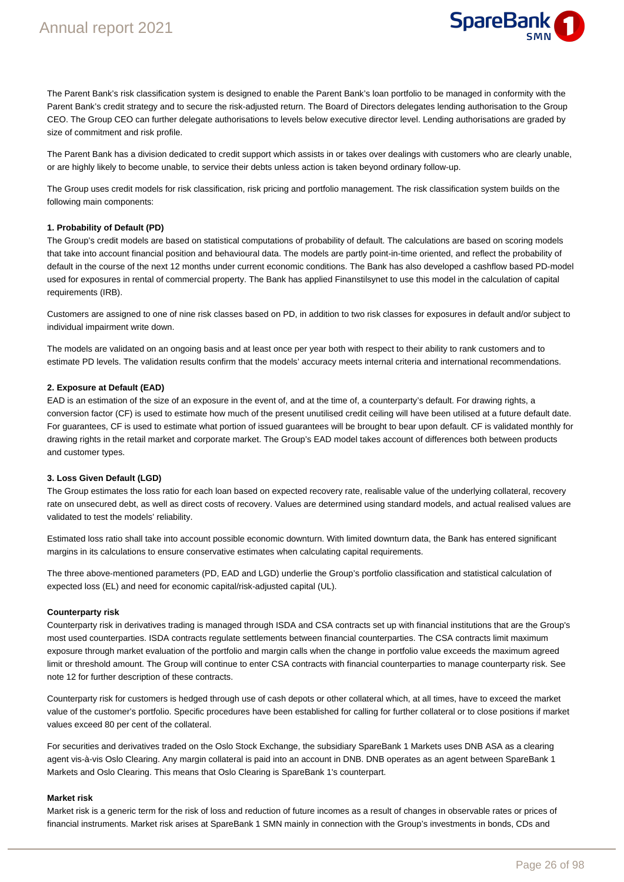The Parent Bank's risk classification system is designed to enable the Parent Bank's loan portfolio to be managed in conformity with the Parent Bank's credit strategy and to secure the risk-adjusted return. The Board of Directors delegates lending authorisation to the Group CEO. The Group CEO can further delegate authorisations to levels below executive director level. Lending authorisations are graded by size of commitment and risk profile.

The Parent Bank has a division dedicated to credit support which assists in or takes over dealings with customers who are clearly unable, or are highly likely to become unable, to service their debts unless action is taken beyond ordinary follow-up.

The Group uses credit models for risk classification, risk pricing and portfolio management. The risk classification system builds on the following main components:

**1. Probability of Default (PD)**

The Group's credit models are based on statistical computations of probability of default. The calculations are based on scoring models that take into account financial position and behavioural data. The models are partly point-in-time oriented, and reflect the probability of default in the course of the next 12 months under current economic conditions. The Bank has also developed a cashflow based PD-model used for exposures in rental of commercial property. The Bank has applied Finanstilsynet to use this model in the calculation of capital requirements (IRB).

Customers are assigned to one of nine risk classes based on PD, in addition to two risk classes for exposures in default and/or subject to individual impairment write down.

The models are validated on an ongoing basis and at least once per year both with respect to their ability to rank customers and to estimate PD levels. The validation results confirm that the models' accuracy meets internal criteria and international recommendations.

**2. Exposure at Default (EAD)**

EAD is an estimation of the size of an exposure in the event of, and at the time of, a counterparty's default. For drawing rights, a conversion factor (CF) is used to estimate how much of the present unutilised credit ceiling will have been utilised at a future default date. For guarantees, CF is used to estimate what portion of issued guarantees will be brought to bear upon default. CF is validated monthly for drawing rights in the retail market and corporate market. The Group's EAD model takes account of differences both between products and customer types.

**3. Loss Given Default (LGD)**

The Group estimates the loss ratio for each loan based on expected recovery rate, realisable value of the underlying collateral, recovery rate on unsecured debt, as well as direct costs of recovery. Values are determined using standard models, and actual realised values are validated to test the models' reliability.

Estimated loss ratio shall take into account possible economic downturn. With limited downturn data, the Bank has entered significant margins in its calculations to ensure conservative estimates when calculating capital requirements.

The three above-mentioned parameters (PD, EAD and LGD) underlie the Group's portfolio classification and statistical calculation of expected loss (EL) and need for economic capital/risk-adjusted capital (UL).

**Counterparty risk**

Counterparty risk in derivatives trading is managed through ISDA and CSA contracts set up with financial institutions that are the Group's most used counterparties. ISDA contracts regulate settlements between financial counterparties. The CSA contracts limit maximum exposure through market evaluation of the portfolio and margin calls when the change in portfolio value exceeds the maximum agreed limit or threshold amount. The Group will continue to enter CSA contracts with financial counterparties to manage counterparty risk. See note 12 for further description of these contracts.

Counterparty risk for customers is hedged through use of cash depots or other collateral which, at all times, have to exceed the market value of the customer's portfolio. Specific procedures have been established for calling for further collateral or to close positions if market values exceed 80 per cent of the collateral.

For securities and derivatives traded on the Oslo Stock Exchange, the subsidiary SpareBank 1 Markets uses DNB ASA as a clearing agent vis-à-vis Oslo Clearing. Any margin collateral is paid into an account in DNB. DNB operates as an agent between SpareBank 1 Markets and Oslo Clearing. This means that Oslo Clearing is SpareBank 1's counterpart.

**Market risk**

Market risk is a generic term for the risk of loss and reduction of future incomes as a result of changes in observable rates or prices of financial instruments. Market risk arises at SpareBank 1 SMN mainly in connection with the Group's investments in bonds, CDs and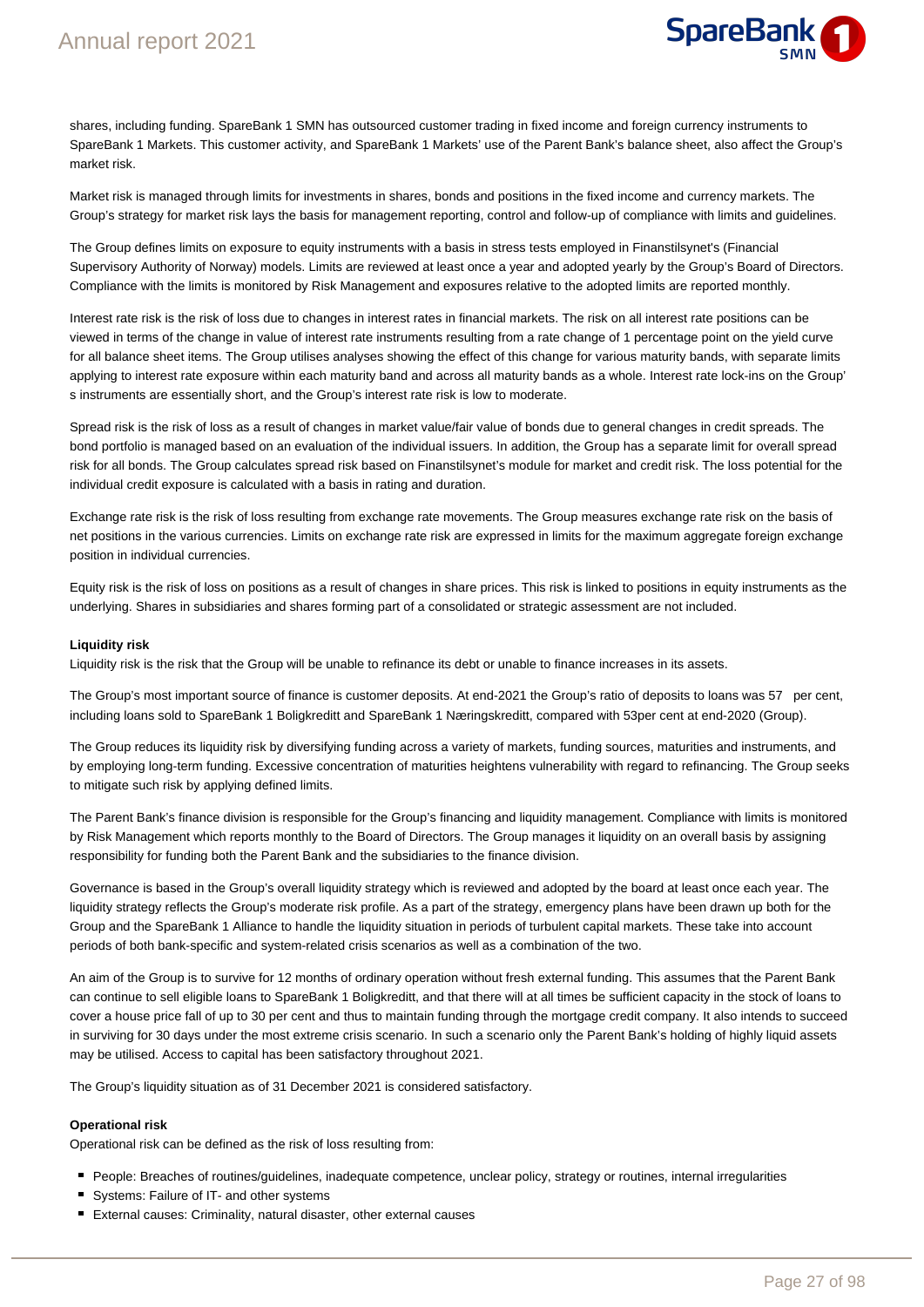shares, including funding. SpareBank 1 SMN has outsourced customer trading in fixed income and foreign currency instruments to SpareBank 1 Markets. This customer activity, and SpareBank 1 Markets' use of the Parent Bank's balance sheet, also affect the Group's market risk.

Market risk is managed through limits for investments in shares, bonds and positions in the fixed income and currency markets. The Group's strategy for market risk lays the basis for management reporting, control and follow-up of compliance with limits and guidelines.

The Group defines limits on exposure to equity instruments with a basis in stress tests employed in Finanstilsynet's (Financial Supervisory Authority of Norway) models. Limits are reviewed at least once a year and adopted yearly by the Group's Board of Directors. Compliance with the limits is monitored by Risk Management and exposures relative to the adopted limits are reported monthly.

Interest rate risk is the risk of loss due to changes in interest rates in financial markets. The risk on all interest rate positions can be viewed in terms of the change in value of interest rate instruments resulting from a rate change of 1 percentage point on the yield curve for all balance sheet items. The Group utilises analyses showing the effect of this change for various maturity bands, with separate limits applying to interest rate exposure within each maturity band and across all maturity bands as a whole. Interest rate lock-ins on the Group' s instruments are essentially short, and the Group's interest rate risk is low to moderate.

Spread risk is the risk of loss as a result of changes in market value/fair value of bonds due to general changes in credit spreads. The bond portfolio is managed based on an evaluation of the individual issuers. In addition, the Group has a separate limit for overall spread risk for all bonds. The Group calculates spread risk based on Finanstilsynet's module for market and credit risk. The loss potential for the individual credit exposure is calculated with a basis in rating and duration.

Exchange rate risk is the risk of loss resulting from exchange rate movements. The Group measures exchange rate risk on the basis of net positions in the various currencies. Limits on exchange rate risk are expressed in limits for the maximum aggregate foreign exchange position in individual currencies.

Equity risk is the risk of loss on positions as a result of changes in share prices. This risk is linked to positions in equity instruments as the underlying. Shares in subsidiaries and shares forming part of a consolidated or strategic assessment are not included.

**Liquidity risk**

Liquidity risk is the risk that the Group will be unable to refinance its debt or unable to finance increases in its assets.

The Group's most important source of finance is customer deposits. At end-2021 the Group's ratio of deposits to loans was 57 per cent, including loans sold to SpareBank 1 Boligkreditt and SpareBank 1 Næringskreditt, compared with 53per cent at end-2020 (Group).

The Group reduces its liquidity risk by diversifying funding across a variety of markets, funding sources, maturities and instruments, and by employing long-term funding. Excessive concentration of maturities heightens vulnerability with regard to refinancing. The Group seeks to mitigate such risk by applying defined limits.

The Parent Bank's finance division is responsible for the Group's financing and liquidity management. Compliance with limits is monitored by Risk Management which reports monthly to the Board of Directors. The Group manages it liquidity on an overall basis by assigning responsibility for funding both the Parent Bank and the subsidiaries to the finance division.

Governance is based in the Group's overall liquidity strategy which is reviewed and adopted by the board at least once each year. The liquidity strategy reflects the Group's moderate risk profile. As a part of the strategy, emergency plans have been drawn up both for the Group and the SpareBank 1 Alliance to handle the liquidity situation in periods of turbulent capital markets. These take into account periods of both bank-specific and system-related crisis scenarios as well as a combination of the two.

An aim of the Group is to survive for 12 months of ordinary operation without fresh external funding. This assumes that the Parent Bank can continue to sell eligible loans to SpareBank 1 Boligkreditt, and that there will at all times be sufficient capacity in the stock of loans to cover a house price fall of up to 30 per cent and thus to maintain funding through the mortgage credit company. It also intends to succeed in surviving for 30 days under the most extreme crisis scenario. In such a scenario only the Parent Bank's holding of highly liquid assets may be utilised. Access to capital has been satisfactory throughout 2021.

The Group's liquidity situation as of 31 December 2021 is considered satisfactory.

**Operational risk**

Operational risk can be defined as the risk of loss resulting from:

- People: Breaches of routines/guidelines, inadequate competence, unclear policy, strategy or routines, internal irregularities
- Systems: Failure of IT- and other systems
- External causes: Criminality, natural disaster, other external causes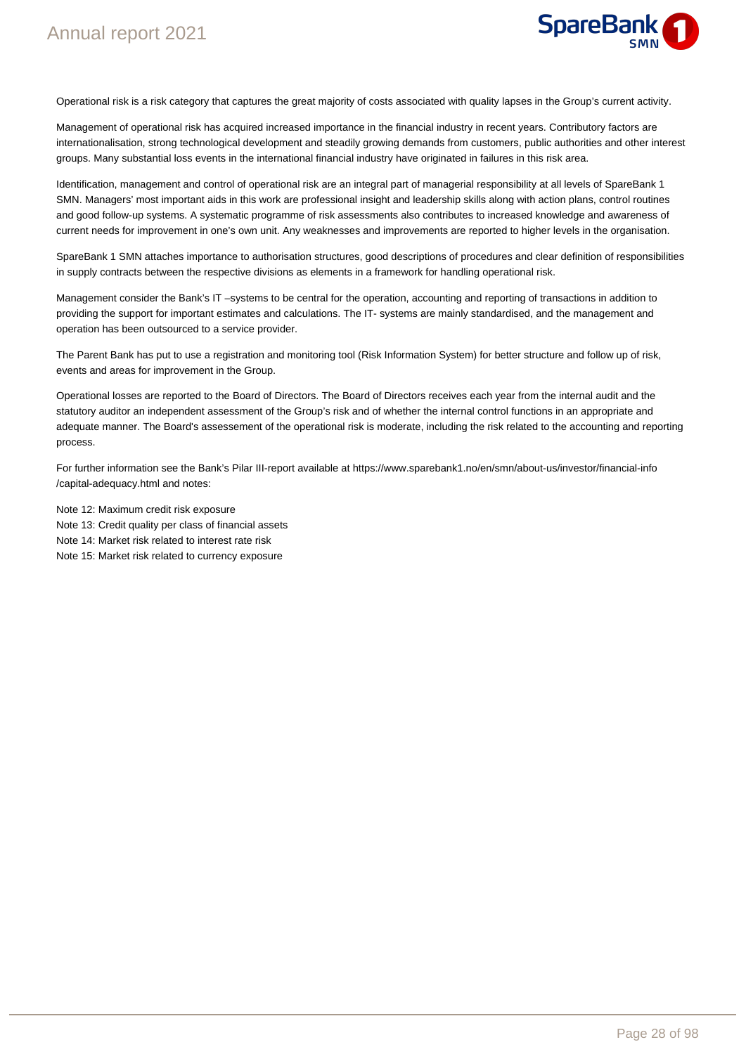Operational risk is a risk category that captures the great majority of costs associated with quality lapses in the Group's current activity.

Management of operational risk has acquired increased importance in the financial industry in recent years. Contributory factors are internationalisation, strong technological development and steadily growing demands from customers, public authorities and other interest groups. Many substantial loss events in the international financial industry have originated in failures in this risk area.

Identification, management and control of operational risk are an integral part of managerial responsibility at all levels of SpareBank 1 SMN. Managers' most important aids in this work are professional insight and leadership skills along with action plans, control routines and good follow-up systems. A systematic programme of risk assessments also contributes to increased knowledge and awareness of current needs for improvement in one's own unit. Any weaknesses and improvements are reported to higher levels in the organisation.

SpareBank 1 SMN attaches importance to authorisation structures, good descriptions of procedures and clear definition of responsibilities in supply contracts between the respective divisions as elements in a framework for handling operational risk.

Management consider the Bank's IT –systems to be central for the operation, accounting and reporting of transactions in addition to providing the support for important estimates and calculations. The IT- systems are mainly standardised, and the management and operation has been outsourced to a service provider.

The Parent Bank has put to use a registration and monitoring tool (Risk Information System) for better structure and follow up of risk, events and areas for improvement in the Group.

Operational losses are reported to the Board of Directors. The Board of Directors receives each year from the internal audit and the statutory auditor an independent assessment of the Group's risk and of whether the internal control functions in an appropriate and adequate manner. The Board's assessement of the operational risk is moderate, including the risk related to the accounting and reporting process.

For further information see the Bank's Pilar III-report available at https://www.sparebank1.no/en/smn/about-us/investor/financial-info/capital-adequacy.html and notes:

Note 12: Maximum credit risk exposure  
Note 13: Credit quality per class of financial assets  
Note 14: Market risk related to interest rate risk  
Note 15: Market risk related to currency exposure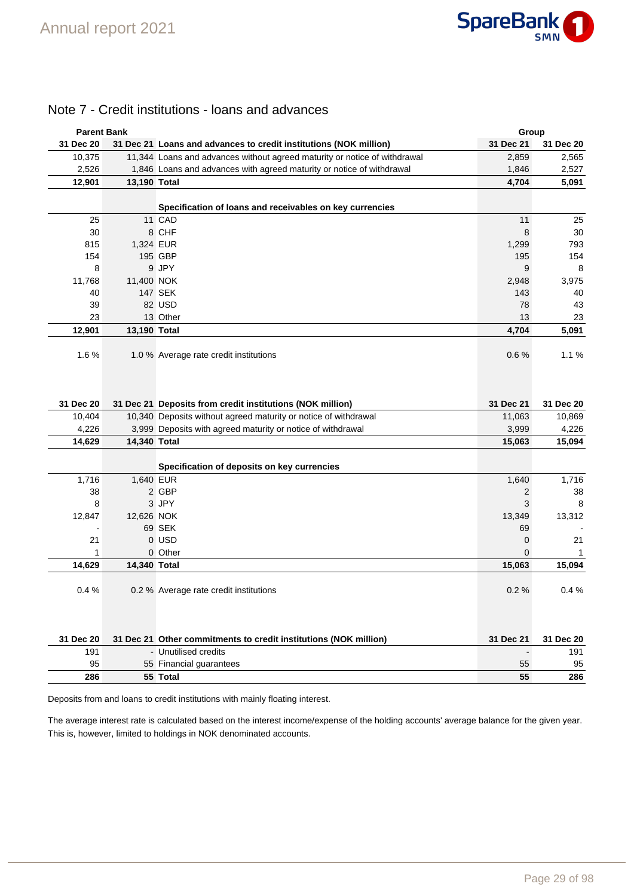# Note 7 - Credit institutions - loans and advances

| Parent Bank | | | Group | |
|---|---|---|---|---|
| **31 Dec 20** | **31 Dec 21** | **Loans and advances to credit institutions (NOK million)** | **31 Dec 21** | **31 Dec 20** |
| 10,375 | 11,344 | Loans and advances without agreed maturity or notice of withdrawal | 2,859 | 2,565 |
| 2,526 | 1,846 | Loans and advances with agreed maturity or notice of withdrawal | 1,846 | 2,527 |
| **12,901** | **13,190** | **Total** | **4,704** | **5,091** |
| | | **Specification of loans and receivables on key currencies** | | |
| 25 | 11 | CAD | 11 | 25 |
| 30 | 8 | CHF | 8 | 30 |
| 815 | 1,324 | EUR | 1,299 | 793 |
| 154 | 195 | GBP | 195 | 154 |
| 8 | 9 | JPY | 9 | 8 |
| 11,768 | 11,400 | NOK | 2,948 | 3,975 |
| 40 | 147 | SEK | 143 | 40 |
| 39 | 82 | USD | 78 | 43 |
| 23 | 13 | Other | 13 | 23 |
| **12,901** | **13,190** | **Total** | **4,704** | **5,091** |
| 1.6 % | 1.0 % | Average rate credit institutions | 0.6 % | 1.1 % |

| **31 Dec 20** | **31 Dec 21** | **Deposits from credit institutions (NOK million)** | **31 Dec 21** | **31 Dec 20** |
|---|---|---|---|---|
| 10,404 | 10,340 | Deposits without agreed maturity or notice of withdrawal | 11,063 | 10,869 |
| 4,226 | 3,999 | Deposits with agreed maturity or notice of withdrawal | 3,999 | 4,226 |
| **14,629** | **14,340** | **Total** | **15,063** | **15,094** |
| | | **Specification of deposits on key currencies** | | |
| 1,716 | 1,640 | EUR | 1,640 | 1,716 |
| 38 | 2 | GBP | 2 | 38 |
| 8 | 3 | JPY | 3 | 8 |
| 12,847 | 12,626 | NOK | 13,349 | 13,312 |
| - | 69 | SEK | 69 | - |
| 21 | 0 | USD | 0 | 21 |
| 1 | 0 | Other | 0 | 1 |
| **14,629** | **14,340** | **Total** | **15,063** | **15,094** |
| 0.4 % | 0.2 % | Average rate credit institutions | 0.2 % | 0.4 % |

| **31 Dec 20** | **31 Dec 21** | **Other commitments to credit institutions (NOK million)** | **31 Dec 21** | **31 Dec 20** |
|---|---|---|---|---|
| 191 | - | Unutilised credits | - | 191 |
| 95 | 55 | Financial guarantees | 55 | 95 |
| **286** | **55** | **Total** | **55** | **286** |

Deposits from and loans to credit institutions with mainly floating interest.

The average interest rate is calculated based on the interest income/expense of the holding accounts' average balance for the given year. This is, however, limited to holdings in NOK denominated accounts.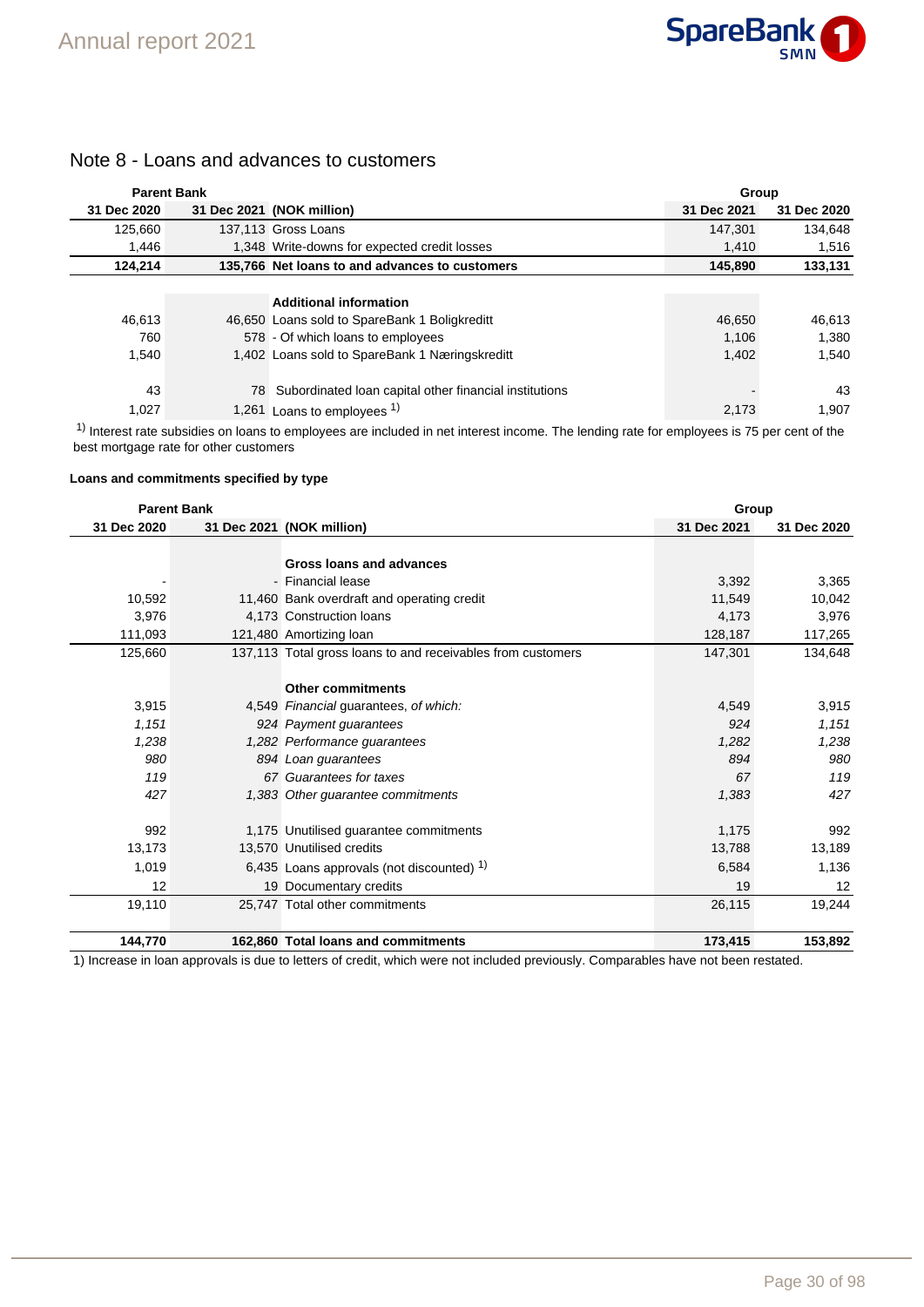# Note 8 - Loans and advances to customers

| Parent Bank | | | Group | |
|---|---|---|---|---|
| 31 Dec 2020 | 31 Dec 2021 | (NOK million) | 31 Dec 2021 | 31 Dec 2020 |
| 125,660 | 137,113 | Gross Loans | 147,301 | 134,648 |
| 1,446 | 1,348 | Write-downs for expected credit losses | 1,410 | 1,516 |
| **124,214** | **135,766** | **Net loans to and advances to customers** | **145,890** | **133,131** |
| | | | | |
| | | **Additional information** | | |
| 46,613 | 46,650 | Loans sold to SpareBank 1 Boligkreditt | 46,650 | 46,613 |
| 760 | 578 | - Of which loans to employees | 1,106 | 1,380 |
| 1,540 | 1,402 | Loans sold to SpareBank 1 Næringskreditt | 1,402 | 1,540 |
| | | | | |
| 43 | 78 | Subordinated loan capital other financial institutions | - | 43 |
| 1,027 | 1,261 | Loans to employees [1] | 2,173 | 1,907 |

[1] Interest rate subsidies on loans to employees are included in net interest income. The lending rate for employees is 75 per cent of the best mortgage rate for other customers

**Loans and commitments specified by type**

| Parent Bank | | | Group | |
|---|---|---|---|---|
| 31 Dec 2020 | 31 Dec 2021 | (NOK million) | 31 Dec 2021 | 31 Dec 2020 |
| | | | | |
| | | **Gross loans and advances** | | |
| - | - | Financial lease | 3,392 | 3,365 |
| 10,592 | 11,460 | Bank overdraft and operating credit | 11,549 | 10,042 |
| 3,976 | 4,173 | Construction loans | 4,173 | 3,976 |
| 111,093 | 121,480 | Amortizing loan | 128,187 | 117,265 |
| 125,660 | 137,113 | Total gross loans to and receivables from customers | 147,301 | 134,648 |
| | | | | |
| | | **Other commitments** | | |
| 3,915 | 4,549 | *Financial* guarantees, *of which:* | 4,549 | 3,915 |
| *1,151* | *924* | *Payment guarantees* | *924* | *1,151* |
| *1,238* | *1,282* | *Performance guarantees* | *1,282* | *1,238* |
| *980* | *894* | *Loan guarantees* | *894* | *980* |
| *119* | *67* | *Guarantees for taxes* | *67* | *119* |
| *427* | *1,383* | *Other guarantee commitments* | *1,383* | *427* |
| | | | | |
| 992 | 1,175 | Unutilised guarantee commitments | 1,175 | 992 |
| 13,173 | 13,570 | Unutilised credits | 13,788 | 13,189 |
| 1,019 | 6,435 | Loans approvals (not discounted) [1] | 6,584 | 1,136 |
| 12 | 19 | Documentary credits | 19 | 12 |
| 19,110 | 25,747 | Total other commitments | 26,115 | 19,244 |
| | | | | |
| **144,770** | **162,860** | **Total loans and commitments** | **173,415** | **153,892** |

1) Increase in loan approvals is due to letters of credit, which were not included previously. Comparables have not been restated.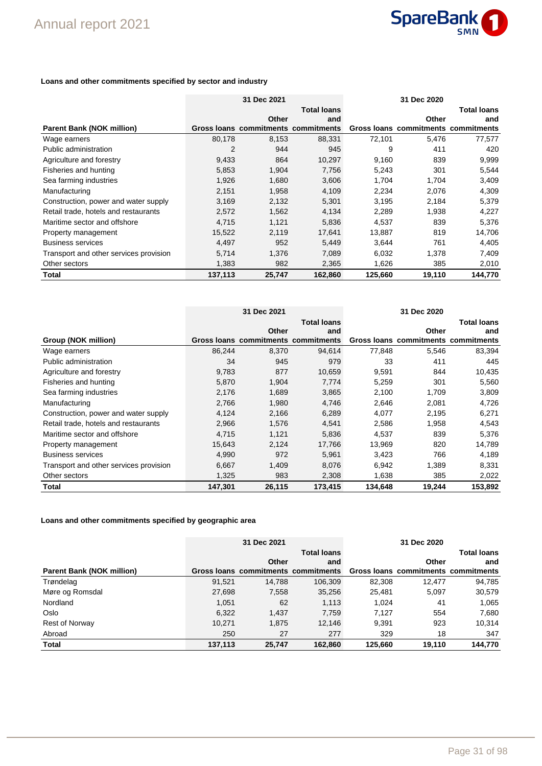**Loans and other commitments specified by sector and industry**

| Parent Bank (NOK million) | 31 Dec 2021 Gross loans | 31 Dec 2021 Other commitments | 31 Dec 2021 Total loans and commitments | 31 Dec 2020 Gross loans | 31 Dec 2020 Other commitments | 31 Dec 2020 Total loans and commitments |
|---|---|---|---|---|---|---|
| Wage earners | 80,178 | 8,153 | 88,331 | 72,101 | 5,476 | 77,577 |
| Public administration | 2 | 944 | 945 | 9 | 411 | 420 |
| Agriculture and forestry | 9,433 | 864 | 10,297 | 9,160 | 839 | 9,999 |
| Fisheries and hunting | 5,853 | 1,904 | 7,756 | 5,243 | 301 | 5,544 |
| Sea farming industries | 1,926 | 1,680 | 3,606 | 1,704 | 1,704 | 3,409 |
| Manufacturing | 2,151 | 1,958 | 4,109 | 2,234 | 2,076 | 4,309 |
| Construction, power and water supply | 3,169 | 2,132 | 5,301 | 3,195 | 2,184 | 5,379 |
| Retail trade, hotels and restaurants | 2,572 | 1,562 | 4,134 | 2,289 | 1,938 | 4,227 |
| Maritime sector and offshore | 4,715 | 1,121 | 5,836 | 4,537 | 839 | 5,376 |
| Property management | 15,522 | 2,119 | 17,641 | 13,887 | 819 | 14,706 |
| Business services | 4,497 | 952 | 5,449 | 3,644 | 761 | 4,405 |
| Transport and other services provision | 5,714 | 1,376 | 7,089 | 6,032 | 1,378 | 7,409 |
| Other sectors | 1,383 | 982 | 2,365 | 1,626 | 385 | 2,010 |
| **Total** | **137,113** | **25,747** | **162,860** | **125,660** | **19,110** | **144,770** |

| Group (NOK million) | 31 Dec 2021 Gross loans | 31 Dec 2021 Other commitments | 31 Dec 2021 Total loans and commitments | 31 Dec 2020 Gross loans | 31 Dec 2020 Other commitments | 31 Dec 2020 Total loans and commitments |
|---|---|---|---|---|---|---|
| Wage earners | 86,244 | 8,370 | 94,614 | 77,848 | 5,546 | 83,394 |
| Public administration | 34 | 945 | 979 | 33 | 411 | 445 |
| Agriculture and forestry | 9,783 | 877 | 10,659 | 9,591 | 844 | 10,435 |
| Fisheries and hunting | 5,870 | 1,904 | 7,774 | 5,259 | 301 | 5,560 |
| Sea farming industries | 2,176 | 1,689 | 3,865 | 2,100 | 1,709 | 3,809 |
| Manufacturing | 2,766 | 1,980 | 4,746 | 2,646 | 2,081 | 4,726 |
| Construction, power and water supply | 4,124 | 2,166 | 6,289 | 4,077 | 2,195 | 6,271 |
| Retail trade, hotels and restaurants | 2,966 | 1,576 | 4,541 | 2,586 | 1,958 | 4,543 |
| Maritime sector and offshore | 4,715 | 1,121 | 5,836 | 4,537 | 839 | 5,376 |
| Property management | 15,643 | 2,124 | 17,766 | 13,969 | 820 | 14,789 |
| Business services | 4,990 | 972 | 5,961 | 3,423 | 766 | 4,189 |
| Transport and other services provision | 6,667 | 1,409 | 8,076 | 6,942 | 1,389 | 8,331 |
| Other sectors | 1,325 | 983 | 2,308 | 1,638 | 385 | 2,022 |
| **Total** | **147,301** | **26,115** | **173,415** | **134,648** | **19,244** | **153,892** |

**Loans and other commitments specified by geographic area**

| Parent Bank (NOK million) | 31 Dec 2021 Gross loans | 31 Dec 2021 Other commitments | 31 Dec 2021 Total loans and commitments | 31 Dec 2020 Gross loans | 31 Dec 2020 Other commitments | 31 Dec 2020 Total loans and commitments |
|---|---|---|---|---|---|---|
| Trøndelag | 91,521 | 14,788 | 106,309 | 82,308 | 12,477 | 94,785 |
| Møre og Romsdal | 27,698 | 7,558 | 35,256 | 25,481 | 5,097 | 30,579 |
| Nordland | 1,051 | 62 | 1,113 | 1,024 | 41 | 1,065 |
| Oslo | 6,322 | 1,437 | 7,759 | 7,127 | 554 | 7,680 |
| Rest of Norway | 10,271 | 1,875 | 12,146 | 9,391 | 923 | 10,314 |
| Abroad | 250 | 27 | 277 | 329 | 18 | 347 |
| **Total** | **137,113** | **25,747** | **162,860** | **125,660** | **19,110** | **144,770** |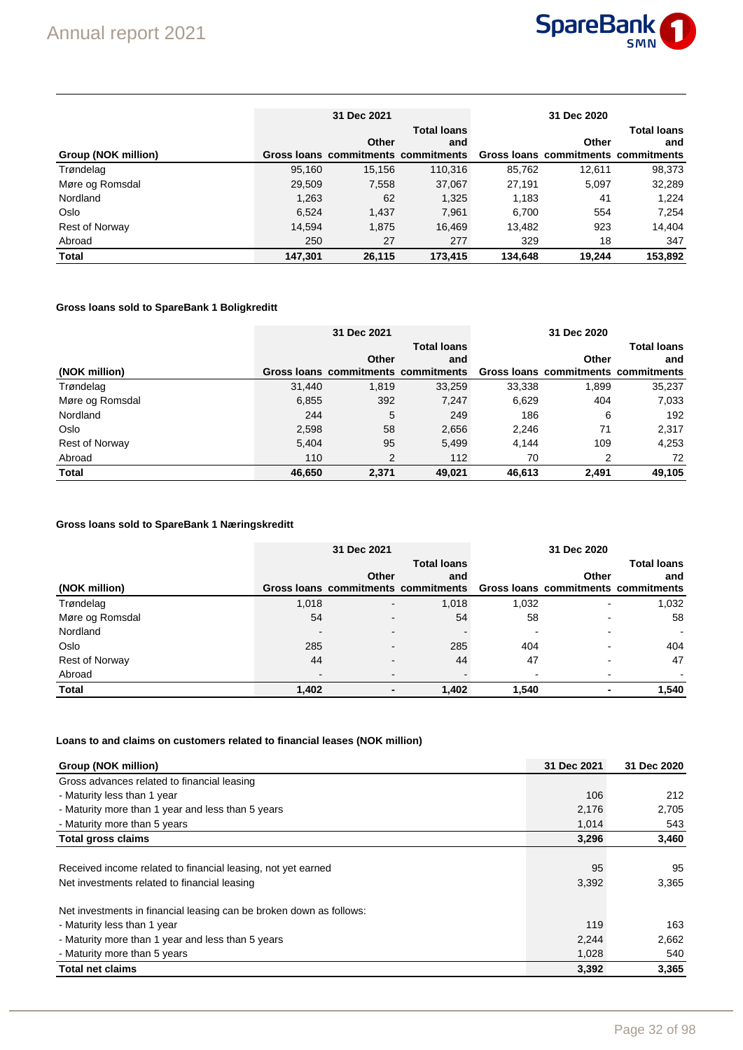| Group (NOK million) | 31 Dec 2021 | | | 31 Dec 2020 | | |
|---|---|---|---|---|---|---|
| | Gross loans | Other commitments | Total loans and commitments | Gross loans | Other commitments | Total loans and commitments |
| Trøndelag | 95,160 | 15,156 | 110,316 | 85,762 | 12,611 | 98,373 |
| Møre og Romsdal | 29,509 | 7,558 | 37,067 | 27,191 | 5,097 | 32,289 |
| Nordland | 1,263 | 62 | 1,325 | 1,183 | 41 | 1,224 |
| Oslo | 6,524 | 1,437 | 7,961 | 6,700 | 554 | 7,254 |
| Rest of Norway | 14,594 | 1,875 | 16,469 | 13,482 | 923 | 14,404 |
| Abroad | 250 | 27 | 277 | 329 | 18 | 347 |
| **Total** | **147,301** | **26,115** | **173,415** | **134,648** | **19,244** | **153,892** |

**Gross loans sold to SpareBank 1 Boligkreditt**

| (NOK million) | 31 Dec 2021 | | | 31 Dec 2020 | | |
|---|---|---|---|---|---|---|
| | Gross loans | Other commitments | Total loans and commitments | Gross loans | Other commitments | Total loans and commitments |
| Trøndelag | 31,440 | 1,819 | 33,259 | 33,338 | 1,899 | 35,237 |
| Møre og Romsdal | 6,855 | 392 | 7,247 | 6,629 | 404 | 7,033 |
| Nordland | 244 | 5 | 249 | 186 | 6 | 192 |
| Oslo | 2,598 | 58 | 2,656 | 2,246 | 71 | 2,317 |
| Rest of Norway | 5,404 | 95 | 5,499 | 4,144 | 109 | 4,253 |
| Abroad | 110 | 2 | 112 | 70 | 2 | 72 |
| **Total** | **46,650** | **2,371** | **49,021** | **46,613** | **2,491** | **49,105** |

**Gross loans sold to SpareBank 1 Næringskreditt**

| (NOK million) | 31 Dec 2021 | | | 31 Dec 2020 | | |
|---|---|---|---|---|---|---|
| | Gross loans | Other commitments | Total loans and commitments | Gross loans | Other commitments | Total loans and commitments |
| Trøndelag | 1,018 | - | 1,018 | 1,032 | - | 1,032 |
| Møre og Romsdal | 54 | - | 54 | 58 | - | 58 |
| Nordland | - | - | - | - | - | - |
| Oslo | 285 | - | 285 | 404 | - | 404 |
| Rest of Norway | 44 | - | 44 | 47 | - | 47 |
| Abroad | - | - | - | - | - | - |
| **Total** | **1,402** | **-** | **1,402** | **1,540** | **-** | **1,540** |

**Loans to and claims on customers related to financial leases (NOK million)**

| Group (NOK million) | 31 Dec 2021 | 31 Dec 2020 |
|---|---|---|
| Gross advances related to financial leasing | | |
| - Maturity less than 1 year | 106 | 212 |
| - Maturity more than 1 year and less than 5 years | 2,176 | 2,705 |
| - Maturity more than 5 years | 1,014 | 543 |
| **Total gross claims** | **3,296** | **3,460** |
| | | |
| Received income related to financial leasing, not yet earned | 95 | 95 |
| Net investments related to financial leasing | 3,392 | 3,365 |
| | | |
| Net investments in financial leasing can be broken down as follows: | | |
| - Maturity less than 1 year | 119 | 163 |
| - Maturity more than 1 year and less than 5 years | 2,244 | 2,662 |
| - Maturity more than 5 years | 1,028 | 540 |
| **Total net claims** | **3,392** | **3,365** |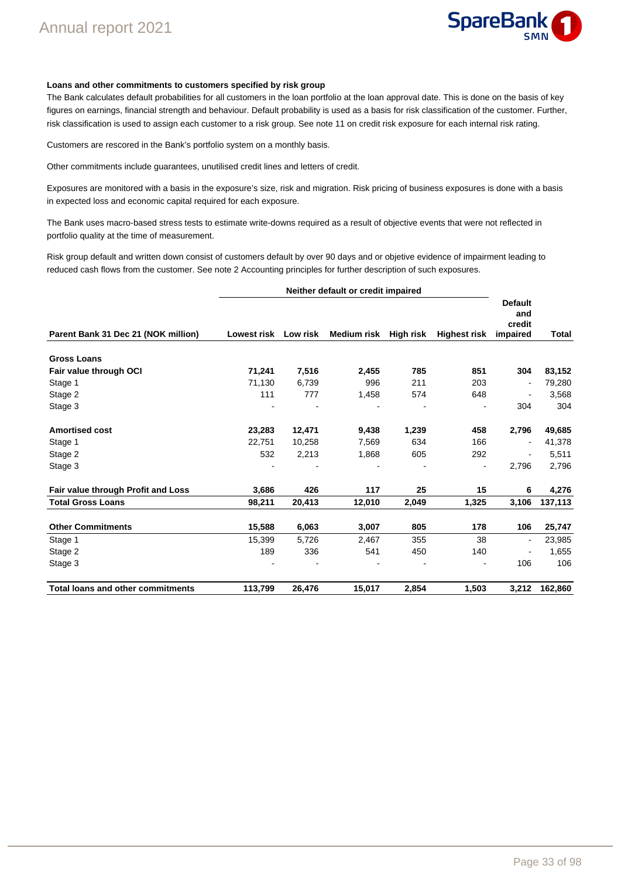**Loans and other commitments to customers specified by risk group**

The Bank calculates default probabilities for all customers in the loan portfolio at the loan approval date. This is done on the basis of key figures on earnings, financial strength and behaviour. Default probability is used as a basis for risk classification of the customer. Further, risk classification is used to assign each customer to a risk group. See note 11 on credit risk exposure for each internal risk rating.

Customers are rescored in the Bank's portfolio system on a monthly basis.

Other commitments include guarantees, unutilised credit lines and letters of credit.

Exposures are monitored with a basis in the exposure's size, risk and migration. Risk pricing of business exposures is done with a basis in expected loss and economic capital required for each exposure.

The Bank uses macro-based stress tests to estimate write-downs required as a result of objective events that were not reflected in portfolio quality at the time of measurement.

Risk group default and written down consist of customers default by over 90 days and or objetive evidence of impairment leading to reduced cash flows from the customer. See note 2 Accounting principles for further description of such exposures.

| | Neither default or credit impaired | | | | | | |
|---|---|---|---|---|---|---|---|
| **Parent Bank 31 Dec 21 (NOK million)** | **Lowest risk** | **Low risk** | **Medium risk** | **High risk** | **Highest risk** | **Default and credit impaired** | **Total** |
| **Gross Loans** | | | | | | | |
| **Fair value through OCI** | **71,241** | **7,516** | **2,455** | **785** | **851** | **304** | **83,152** |
| Stage 1 | 71,130 | 6,739 | 996 | 211 | 203 | - | 79,280 |
| Stage 2 | 111 | 777 | 1,458 | 574 | 648 | - | 3,568 |
| Stage 3 | - | - | - | - | - | 304 | 304 |
| **Amortised cost** | **23,283** | **12,471** | **9,438** | **1,239** | **458** | **2,796** | **49,685** |
| Stage 1 | 22,751 | 10,258 | 7,569 | 634 | 166 | - | 41,378 |
| Stage 2 | 532 | 2,213 | 1,868 | 605 | 292 | - | 5,511 |
| Stage 3 | - | - | - | - | - | 2,796 | 2,796 |
| **Fair value through Profit and Loss** | **3,686** | **426** | **117** | **25** | **15** | **6** | **4,276** |
| **Total Gross Loans** | **98,211** | **20,413** | **12,010** | **2,049** | **1,325** | **3,106** | **137,113** |
| **Other Commitments** | **15,588** | **6,063** | **3,007** | **805** | **178** | **106** | **25,747** |
| Stage 1 | 15,399 | 5,726 | 2,467 | 355 | 38 | - | 23,985 |
| Stage 2 | 189 | 336 | 541 | 450 | 140 | - | 1,655 |
| Stage 3 | - | - | - | - | - | 106 | 106 |
| **Total loans and other commitments** | **113,799** | **26,476** | **15,017** | **2,854** | **1,503** | **3,212** | **162,860** |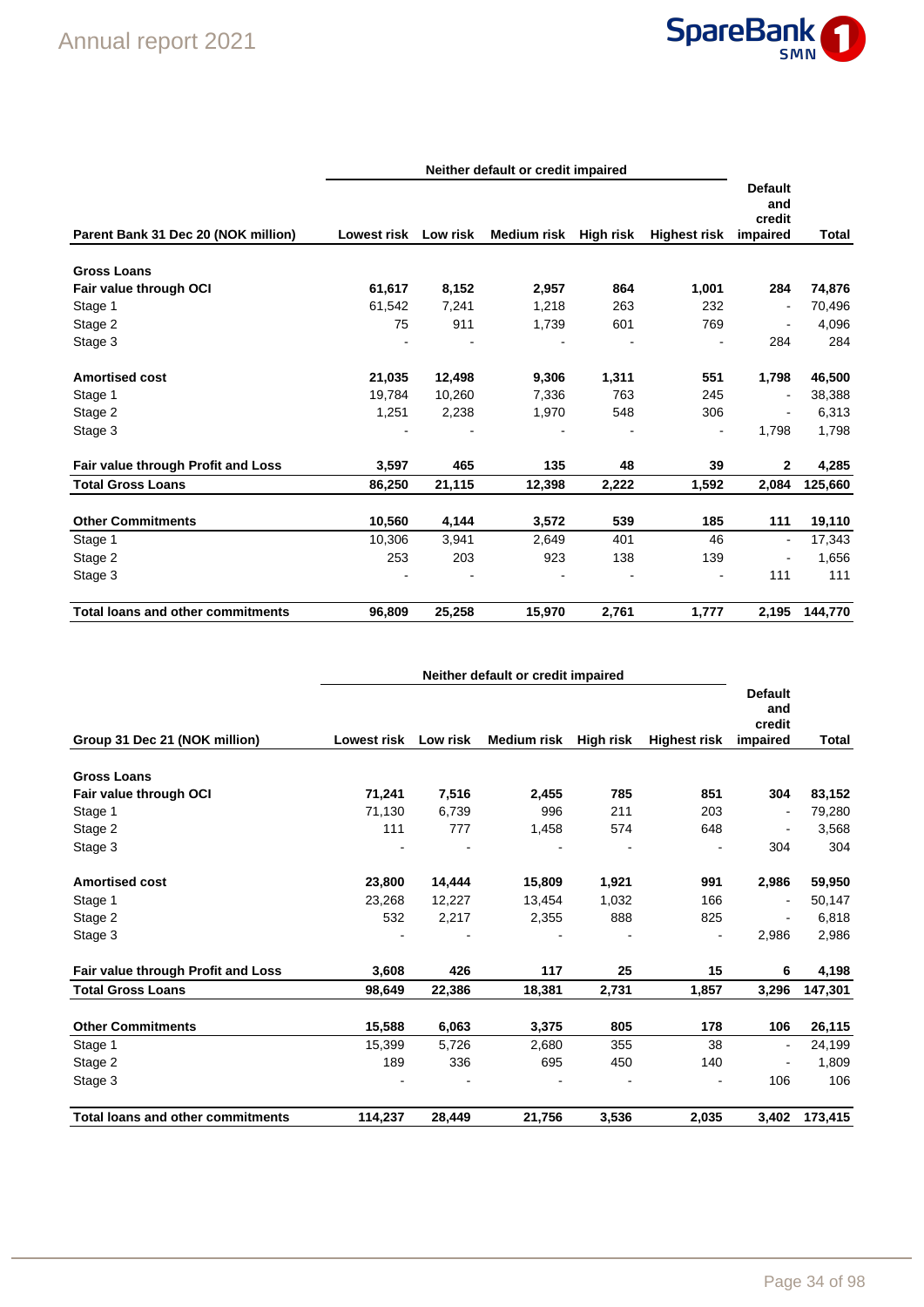| Parent Bank 31 Dec 20 (NOK million) | Neither default or credit impaired | | | | | Default and credit impaired | Total |
|---|---|---|---|---|---|---|---|
| | Lowest risk | Low risk | Medium risk | High risk | Highest risk | | |
| **Gross Loans** | | | | | | | |
| **Fair value through OCI** | **61,617** | **8,152** | **2,957** | **864** | **1,001** | **284** | **74,876** |
| Stage 1 | 61,542 | 7,241 | 1,218 | 263 | 232 | - | 70,496 |
| Stage 2 | 75 | 911 | 1,739 | 601 | 769 | - | 4,096 |
| Stage 3 | - | - | - | - | - | 284 | 284 |
| **Amortised cost** | **21,035** | **12,498** | **9,306** | **1,311** | **551** | **1,798** | **46,500** |
| Stage 1 | 19,784 | 10,260 | 7,336 | 763 | 245 | - | 38,388 |
| Stage 2 | 1,251 | 2,238 | 1,970 | 548 | 306 | - | 6,313 |
| Stage 3 | - | - | - | - | - | 1,798 | 1,798 |
| **Fair value through Profit and Loss** | **3,597** | **465** | **135** | **48** | **39** | **2** | **4,285** |
| **Total Gross Loans** | **86,250** | **21,115** | **12,398** | **2,222** | **1,592** | **2,084** | **125,660** |
| **Other Commitments** | **10,560** | **4,144** | **3,572** | **539** | **185** | **111** | **19,110** |
| Stage 1 | 10,306 | 3,941 | 2,649 | 401 | 46 | - | 17,343 |
| Stage 2 | 253 | 203 | 923 | 138 | 139 | - | 1,656 |
| Stage 3 | - | - | - | - | - | 111 | 111 |
| **Total loans and other commitments** | **96,809** | **25,258** | **15,970** | **2,761** | **1,777** | **2,195** | **144,770** |

| Group 31 Dec 21 (NOK million) | Neither default or credit impaired | | | | | Default and credit impaired | Total |
|---|---|---|---|---|---|---|---|
| | Lowest risk | Low risk | Medium risk | High risk | Highest risk | | |
| **Gross Loans** | | | | | | | |
| **Fair value through OCI** | **71,241** | **7,516** | **2,455** | **785** | **851** | **304** | **83,152** |
| Stage 1 | 71,130 | 6,739 | 996 | 211 | 203 | - | 79,280 |
| Stage 2 | 111 | 777 | 1,458 | 574 | 648 | - | 3,568 |
| Stage 3 | - | - | - | - | - | 304 | 304 |
| **Amortised cost** | **23,800** | **14,444** | **15,809** | **1,921** | **991** | **2,986** | **59,950** |
| Stage 1 | 23,268 | 12,227 | 13,454 | 1,032 | 166 | - | 50,147 |
| Stage 2 | 532 | 2,217 | 2,355 | 888 | 825 | - | 6,818 |
| Stage 3 | - | - | - | - | - | 2,986 | 2,986 |
| **Fair value through Profit and Loss** | **3,608** | **426** | **117** | **25** | **15** | **6** | **4,198** |
| **Total Gross Loans** | **98,649** | **22,386** | **18,381** | **2,731** | **1,857** | **3,296** | **147,301** |
| **Other Commitments** | **15,588** | **6,063** | **3,375** | **805** | **178** | **106** | **26,115** |
| Stage 1 | 15,399 | 5,726 | 2,680 | 355 | 38 | - | 24,199 |
| Stage 2 | 189 | 336 | 695 | 450 | 140 | - | 1,809 |
| Stage 3 | - | - | - | - | - | 106 | 106 |
| **Total loans and other commitments** | **114,237** | **28,449** | **21,756** | **3,536** | **2,035** | **3,402** | **173,415** |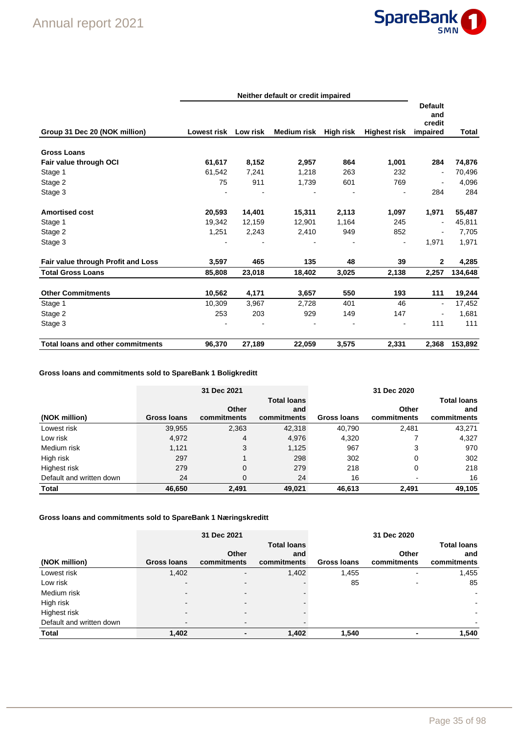| Group 31 Dec 20 (NOK million) | Neither default or credit impaired | | | | | Default and credit impaired | Total |
|---|---|---|---|---|---|---|---|
| | Lowest risk | Low risk | Medium risk | High risk | Highest risk | | |
| **Gross Loans** | | | | | | | |
| **Fair value through OCI** | **61,617** | **8,152** | **2,957** | **864** | **1,001** | **284** | **74,876** |
| Stage 1 | 61,542 | 7,241 | 1,218 | 263 | 232 | - | 70,496 |
| Stage 2 | 75 | 911 | 1,739 | 601 | 769 | - | 4,096 |
| Stage 3 | - | - | - | - | - | 284 | 284 |
| **Amortised cost** | **20,593** | **14,401** | **15,311** | **2,113** | **1,097** | **1,971** | **55,487** |
| Stage 1 | 19,342 | 12,159 | 12,901 | 1,164 | 245 | - | 45,811 |
| Stage 2 | 1,251 | 2,243 | 2,410 | 949 | 852 | - | 7,705 |
| Stage 3 | - | - | - | - | - | 1,971 | 1,971 |
| **Fair value through Profit and Loss** | **3,597** | **465** | **135** | **48** | **39** | **2** | **4,285** |
| **Total Gross Loans** | **85,808** | **23,018** | **18,402** | **3,025** | **2,138** | **2,257** | **134,648** |
| **Other Commitments** | **10,562** | **4,171** | **3,657** | **550** | **193** | **111** | **19,244** |
| Stage 1 | 10,309 | 3,967 | 2,728 | 401 | 46 | - | 17,452 |
| Stage 2 | 253 | 203 | 929 | 149 | 147 | - | 1,681 |
| Stage 3 | - | - | - | - | - | 111 | 111 |
| **Total loans and other commitments** | **96,370** | **27,189** | **22,059** | **3,575** | **2,331** | **2,368** | **153,892** |

**Gross loans and commitments sold to SpareBank 1 Boligkreditt**

| (NOK million) | 31 Dec 2021 | | | 31 Dec 2020 | | |
|---|---|---|---|---|---|---|
| | Gross loans | Other commitments | Total loans and commitments | Gross loans | Other commitments | Total loans and commitments |
| Lowest risk | 39,955 | 2,363 | 42,318 | 40,790 | 2,481 | 43,271 |
| Low risk | 4,972 | 4 | 4,976 | 4,320 | 7 | 4,327 |
| Medium risk | 1,121 | 3 | 1,125 | 967 | 3 | 970 |
| High risk | 297 | 1 | 298 | 302 | 0 | 302 |
| Highest risk | 279 | 0 | 279 | 218 | 0 | 218 |
| Default and written down | 24 | 0 | 24 | 16 | - | 16 |
| **Total** | **46,650** | **2,491** | **49,021** | **46,613** | **2,491** | **49,105** |

**Gross loans and commitments sold to SpareBank 1 Næringskreditt**

| (NOK million) | 31 Dec 2021 | | | 31 Dec 2020 | | |
|---|---|---|---|---|---|---|
| | Gross loans | Other commitments | Total loans and commitments | Gross loans | Other commitments | Total loans and commitments |
| Lowest risk | 1,402 | - | 1,402 | 1,455 | - | 1,455 |
| Low risk | - | - | - | 85 | - | 85 |
| Medium risk | - | - | - | | | - |
| High risk | - | - | - | | | - |
| Highest risk | - | - | - | | | - |
| Default and written down | - | - | - | | | - |
| **Total** | **1,402** | **-** | **1,402** | **1,540** | **-** | **1,540** |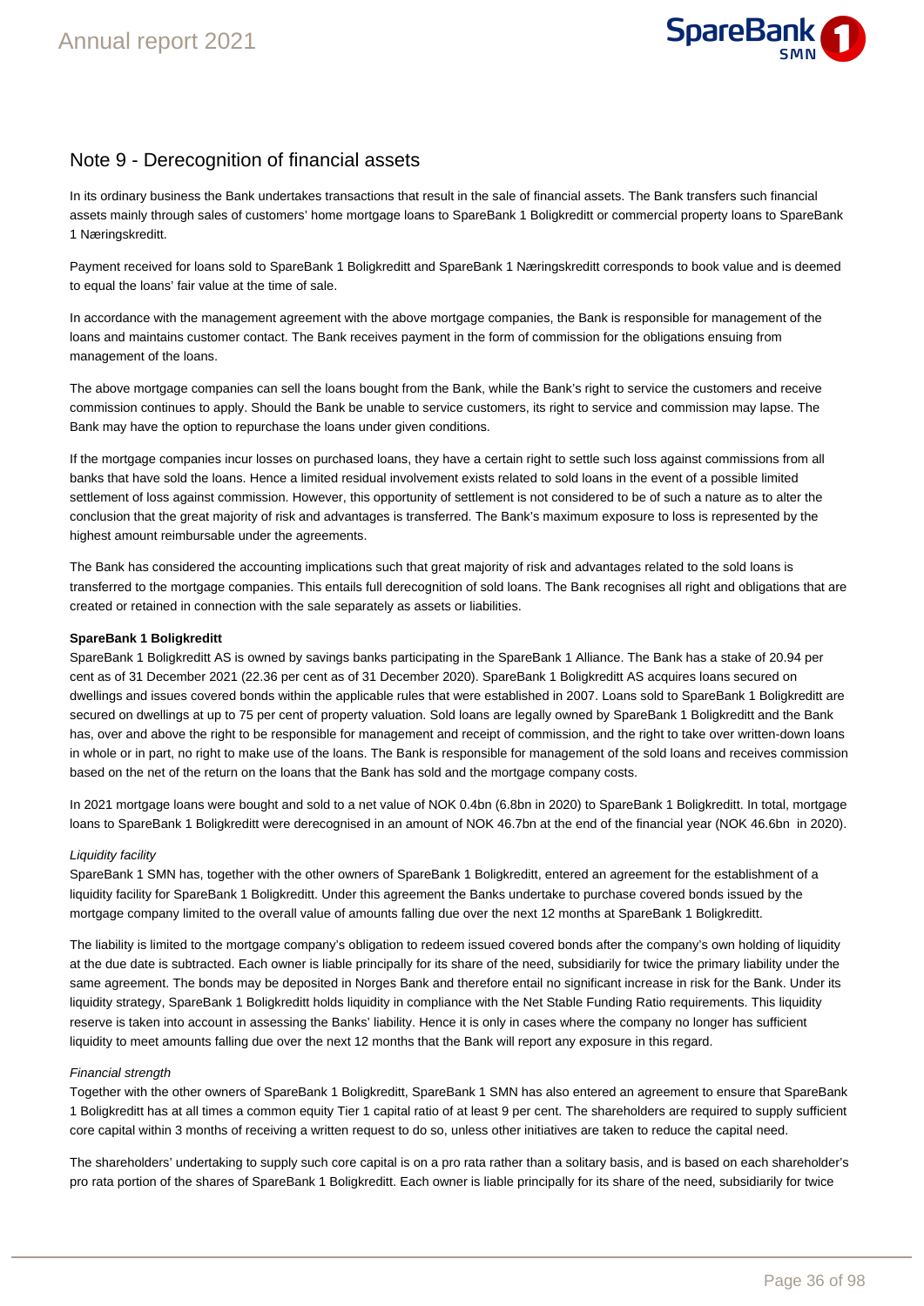## Note 9 - Derecognition of financial assets

In its ordinary business the Bank undertakes transactions that result in the sale of financial assets. The Bank transfers such financial assets mainly through sales of customers' home mortgage loans to SpareBank 1 Boligkreditt or commercial property loans to SpareBank 1 Næringskreditt.

Payment received for loans sold to SpareBank 1 Boligkreditt and SpareBank 1 Næringskreditt corresponds to book value and is deemed to equal the loans' fair value at the time of sale.

In accordance with the management agreement with the above mortgage companies, the Bank is responsible for management of the loans and maintains customer contact. The Bank receives payment in the form of commission for the obligations ensuing from management of the loans.

The above mortgage companies can sell the loans bought from the Bank, while the Bank's right to service the customers and receive commission continues to apply. Should the Bank be unable to service customers, its right to service and commission may lapse. The Bank may have the option to repurchase the loans under given conditions.

If the mortgage companies incur losses on purchased loans, they have a certain right to settle such loss against commissions from all banks that have sold the loans. Hence a limited residual involvement exists related to sold loans in the event of a possible limited settlement of loss against commission. However, this opportunity of settlement is not considered to be of such a nature as to alter the conclusion that the great majority of risk and advantages is transferred. The Bank's maximum exposure to loss is represented by the highest amount reimbursable under the agreements.

The Bank has considered the accounting implications such that great majority of risk and advantages related to the sold loans is transferred to the mortgage companies. This entails full derecognition of sold loans. The Bank recognises all right and obligations that are created or retained in connection with the sale separately as assets or liabilities.

**SpareBank 1 Boligkreditt**

SpareBank 1 Boligkreditt AS is owned by savings banks participating in the SpareBank 1 Alliance. The Bank has a stake of 20.94 per cent as of 31 December 2021 (22.36 per cent as of 31 December 2020). SpareBank 1 Boligkreditt AS acquires loans secured on dwellings and issues covered bonds within the applicable rules that were established in 2007. Loans sold to SpareBank 1 Boligkreditt are secured on dwellings at up to 75 per cent of property valuation. Sold loans are legally owned by SpareBank 1 Boligkreditt and the Bank has, over and above the right to be responsible for management and receipt of commission, and the right to take over written-down loans in whole or in part, no right to make use of the loans. The Bank is responsible for management of the sold loans and receives commission based on the net of the return on the loans that the Bank has sold and the mortgage company costs.

In 2021 mortgage loans were bought and sold to a net value of NOK 0.4bn (6.8bn in 2020) to SpareBank 1 Boligkreditt. In total, mortgage loans to SpareBank 1 Boligkreditt were derecognised in an amount of NOK 46.7bn at the end of the financial year (NOK 46.6bn in 2020).

*Liquidity facility*

SpareBank 1 SMN has, together with the other owners of SpareBank 1 Boligkreditt, entered an agreement for the establishment of a liquidity facility for SpareBank 1 Boligkreditt. Under this agreement the Banks undertake to purchase covered bonds issued by the mortgage company limited to the overall value of amounts falling due over the next 12 months at SpareBank 1 Boligkreditt.

The liability is limited to the mortgage company's obligation to redeem issued covered bonds after the company's own holding of liquidity at the due date is subtracted. Each owner is liable principally for its share of the need, subsidiarily for twice the primary liability under the same agreement. The bonds may be deposited in Norges Bank and therefore entail no significant increase in risk for the Bank. Under its liquidity strategy, SpareBank 1 Boligkreditt holds liquidity in compliance with the Net Stable Funding Ratio requirements. This liquidity reserve is taken into account in assessing the Banks' liability. Hence it is only in cases where the company no longer has sufficient liquidity to meet amounts falling due over the next 12 months that the Bank will report any exposure in this regard.

*Financial strength*

Together with the other owners of SpareBank 1 Boligkreditt, SpareBank 1 SMN has also entered an agreement to ensure that SpareBank 1 Boligkreditt has at all times a common equity Tier 1 capital ratio of at least 9 per cent. The shareholders are required to supply sufficient core capital within 3 months of receiving a written request to do so, unless other initiatives are taken to reduce the capital need.

The shareholders' undertaking to supply such core capital is on a pro rata rather than a solitary basis, and is based on each shareholder's pro rata portion of the shares of SpareBank 1 Boligkreditt. Each owner is liable principally for its share of the need, subsidiarily for twice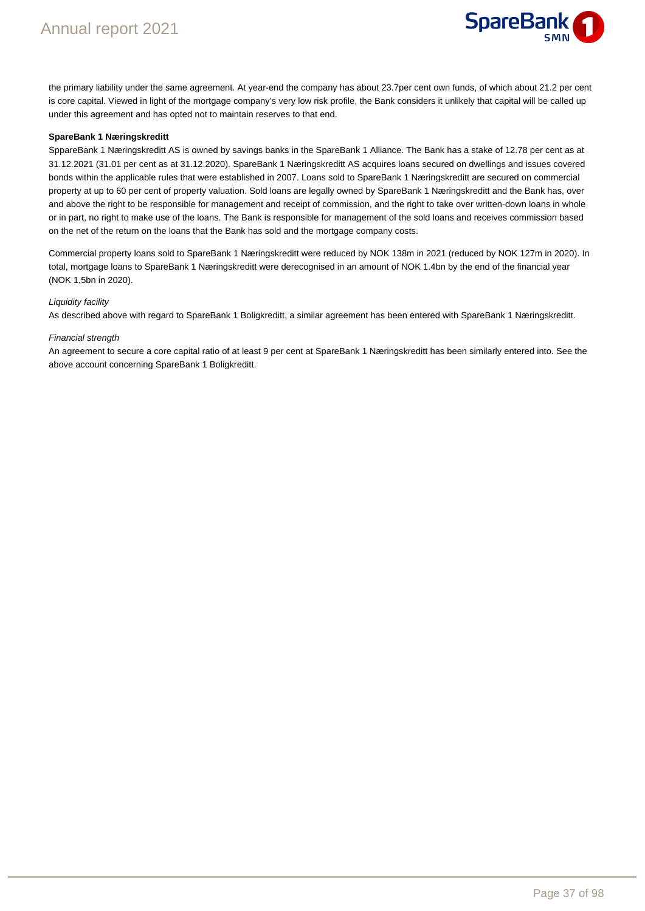the primary liability under the same agreement. At year-end the company has about 23.7per cent own funds, of which about 21.2 per cent is core capital. Viewed in light of the mortgage company's very low risk profile, the Bank considers it unlikely that capital will be called up under this agreement and has opted not to maintain reserves to that end.

**SpareBank 1 Næringskreditt**

SppareBank 1 Næringskreditt AS is owned by savings banks in the SpareBank 1 Alliance. The Bank has a stake of 12.78 per cent as at 31.12.2021 (31.01 per cent as at 31.12.2020). SpareBank 1 Næringskreditt AS acquires loans secured on dwellings and issues covered bonds within the applicable rules that were established in 2007. Loans sold to SpareBank 1 Næringskreditt are secured on commercial property at up to 60 per cent of property valuation. Sold loans are legally owned by SpareBank 1 Næringskreditt and the Bank has, over and above the right to be responsible for management and receipt of commission, and the right to take over written-down loans in whole or in part, no right to make use of the loans. The Bank is responsible for management of the sold loans and receives commission based on the net of the return on the loans that the Bank has sold and the mortgage company costs.

Commercial property loans sold to SpareBank 1 Næringskreditt were reduced by NOK 138m in 2021 (reduced by NOK 127m in 2020). In total, mortgage loans to SpareBank 1 Næringskreditt were derecognised in an amount of NOK 1.4bn by the end of the financial year (NOK 1,5bn in 2020).

*Liquidity facility*

As described above with regard to SpareBank 1 Boligkreditt, a similar agreement has been entered with SpareBank 1 Næringskreditt.

*Financial strength*

An agreement to secure a core capital ratio of at least 9 per cent at SpareBank 1 Næringskreditt has been similarly entered into. See the above account concerning SpareBank 1 Boligkreditt.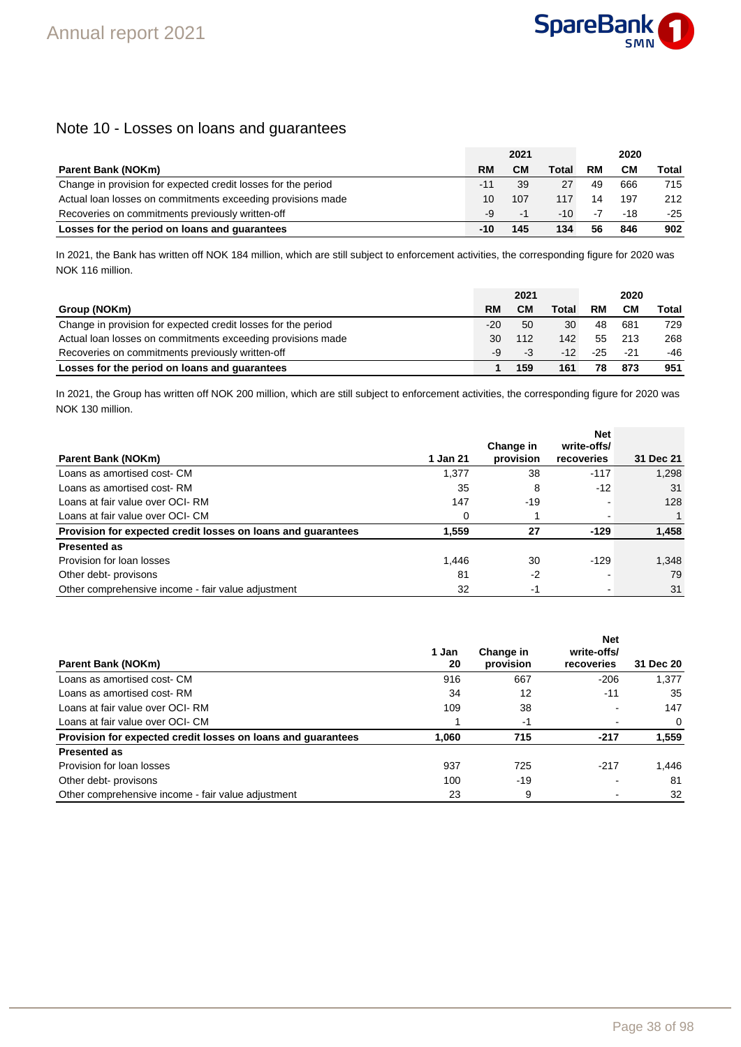## Note 10 - Losses on loans and guarantees

| Parent Bank (NOKm) | 2021 RM | 2021 CM | 2021 Total | 2020 RM | 2020 CM | 2020 Total |
|---|---|---|---|---|---|---|
| Change in provision for expected credit losses for the period | -11 | 39 | 27 | 49 | 666 | 715 |
| Actual loan losses on commitments exceeding provisions made | 10 | 107 | 117 | 14 | 197 | 212 |
| Recoveries on commitments previously written-off | -9 | -1 | -10 | -7 | -18 | -25 |
| **Losses for the period on loans and guarantees** | **-10** | **145** | **134** | **56** | **846** | **902** |

In 2021, the Bank has written off NOK 184 million, which are still subject to enforcement activities, the corresponding figure for 2020 was NOK 116 million.

| Group (NOKm) | 2021 RM | 2021 CM | 2021 Total | 2020 RM | 2020 CM | 2020 Total |
|---|---|---|---|---|---|---|
| Change in provision for expected credit losses for the period | -20 | 50 | 30 | 48 | 681 | 729 |
| Actual loan losses on commitments exceeding provisions made | 30 | 112 | 142 | 55 | 213 | 268 |
| Recoveries on commitments previously written-off | -9 | -3 | -12 | -25 | -21 | -46 |
| **Losses for the period on loans and guarantees** | **1** | **159** | **161** | **78** | **873** | **951** |

In 2021, the Group has written off NOK 200 million, which are still subject to enforcement activities, the corresponding figure for 2020 was NOK 130 million.

| Parent Bank (NOKm) | 1 Jan 21 | Change in provision | Net write-offs/ recoveries | 31 Dec 21 |
|---|---|---|---|---|
| Loans as amortised cost- CM | 1,377 | 38 | -117 | 1,298 |
| Loans as amortised cost- RM | 35 | 8 | -12 | 31 |
| Loans at fair value over OCI- RM | 147 | -19 | - | 128 |
| Loans at fair value over OCI- CM | 0 | 1 | - | 1 |
| **Provision for expected credit losses on loans and guarantees** | **1,559** | **27** | **-129** | **1,458** |
| **Presented as** | | | | |
| Provision for loan losses | 1,446 | 30 | -129 | 1,348 |
| Other debt- provisons | 81 | -2 | - | 79 |
| Other comprehensive income - fair value adjustment | 32 | -1 | - | 31 |

| Parent Bank (NOKm) | 1 Jan 20 | Change in provision | Net write-offs/ recoveries | 31 Dec 20 |
|---|---|---|---|---|
| Loans as amortised cost- CM | 916 | 667 | -206 | 1,377 |
| Loans as amortised cost- RM | 34 | 12 | -11 | 35 |
| Loans at fair value over OCI- RM | 109 | 38 | - | 147 |
| Loans at fair value over OCI- CM | 1 | -1 | - | 0 |
| **Provision for expected credit losses on loans and guarantees** | **1,060** | **715** | **-217** | **1,559** |
| **Presented as** | | | | |
| Provision for loan losses | 937 | 725 | -217 | 1,446 |
| Other debt- provisons | 100 | -19 | - | 81 |
| Other comprehensive income - fair value adjustment | 23 | 9 | - | 32 |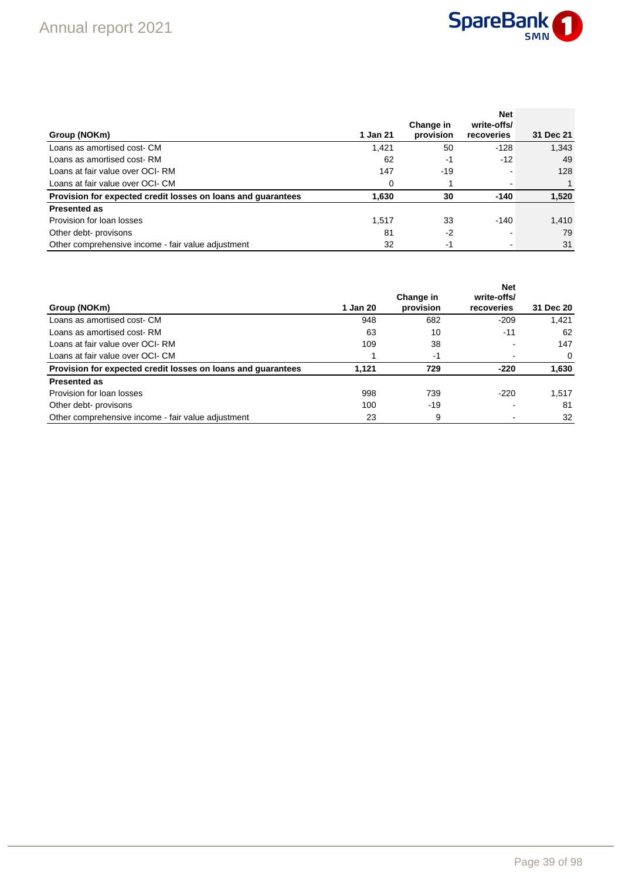| Group (NOKm) | 1 Jan 21 | Change in provision | Net write-offs/ recoveries | 31 Dec 21 |
|---|---|---|---|---|
| Loans as amortised cost- CM | 1,421 | 50 | -128 | 1,343 |
| Loans as amortised cost- RM | 62 | -1 | -12 | 49 |
| Loans at fair value over OCI- RM | 147 | -19 | - | 128 |
| Loans at fair value over OCI- CM | 0 | 1 | - | 1 |
| **Provision for expected credit losses on loans and guarantees** | **1,630** | **30** | **-140** | **1,520** |
| **Presented as** | | | | |
| Provision for loan losses | 1,517 | 33 | -140 | 1,410 |
| Other debt- provisons | 81 | -2 | - | 79 |
| Other comprehensive income - fair value adjustment | 32 | -1 | - | 31 |

| Group (NOKm) | 1 Jan 20 | Change in provision | Net write-offs/ recoveries | 31 Dec 20 |
|---|---|---|---|---|
| Loans as amortised cost- CM | 948 | 682 | -209 | 1,421 |
| Loans as amortised cost- RM | 63 | 10 | -11 | 62 |
| Loans at fair value over OCI- RM | 109 | 38 | - | 147 |
| Loans at fair value over OCI- CM | 1 | -1 | - | 0 |
| **Provision for expected credit losses on loans and guarantees** | **1,121** | **729** | **-220** | **1,630** |
| **Presented as** | | | | |
| Provision for loan losses | 998 | 739 | -220 | 1,517 |
| Other debt- provisons | 100 | -19 | - | 81 |
| Other comprehensive income - fair value adjustment | 23 | 9 | - | 32 |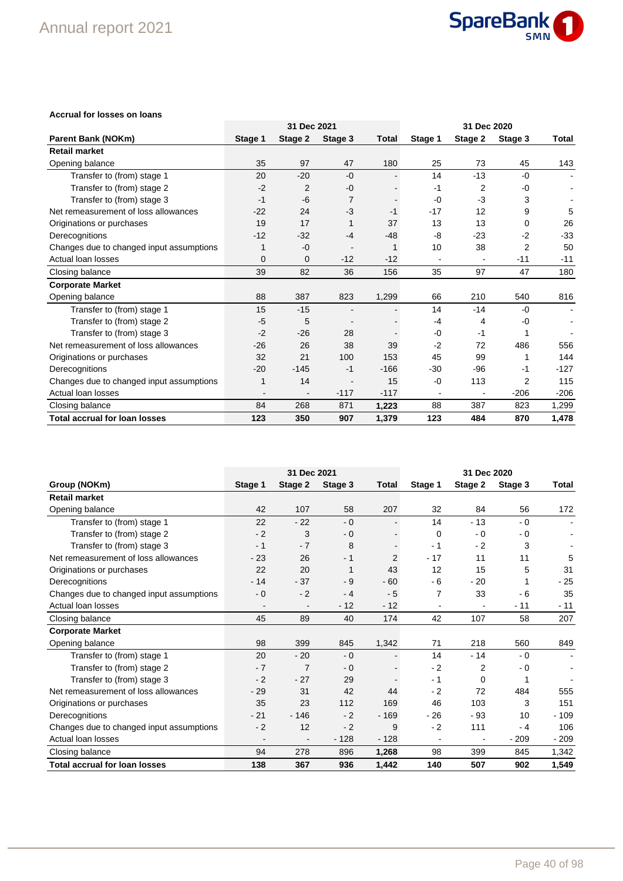**Accrual for losses on loans**

| Parent Bank (NOKm) | 31 Dec 2021 Stage 1 | Stage 2 | Stage 3 | Total | 31 Dec 2020 Stage 1 | Stage 2 | Stage 3 | Total |
|---|---|---|---|---|---|---|---|---|
| **Retail market** | | | | | | | | |
| Opening balance | 35 | 97 | 47 | 180 | 25 | 73 | 45 | 143 |
| Transfer to (from) stage 1 | 20 | -20 | -0 | - | 14 | -13 | -0 | - |
| Transfer to (from) stage 2 | -2 | 2 | -0 | - | -1 | 2 | -0 | - |
| Transfer to (from) stage 3 | -1 | -6 | 7 | - | -0 | -3 | 3 | - |
| Net remeasurement of loss allowances | -22 | 24 | -3 | -1 | -17 | 12 | 9 | 5 |
| Originations or purchases | 19 | 17 | 1 | 37 | 13 | 13 | 0 | 26 |
| Derecognitions | -12 | -32 | -4 | -48 | -8 | -23 | -2 | -33 |
| Changes due to changed input assumptions | 1 | -0 | - | 1 | 10 | 38 | 2 | 50 |
| Actual loan losses | 0 | 0 | -12 | -12 | - | - | -11 | -11 |
| Closing balance | 39 | 82 | 36 | 156 | 35 | 97 | 47 | 180 |
| **Corporate Market** | | | | | | | | |
| Opening balance | 88 | 387 | 823 | 1,299 | 66 | 210 | 540 | 816 |
| Transfer to (from) stage 1 | 15 | -15 | - | - | 14 | -14 | -0 | - |
| Transfer to (from) stage 2 | -5 | 5 | - | - | -4 | 4 | -0 | - |
| Transfer to (from) stage 3 | -2 | -26 | 28 | - | -0 | -1 | 1 | - |
| Net remeasurement of loss allowances | -26 | 26 | 38 | 39 | -2 | 72 | 486 | 556 |
| Originations or purchases | 32 | 21 | 100 | 153 | 45 | 99 | 1 | 144 |
| Derecognitions | -20 | -145 | -1 | -166 | -30 | -96 | -1 | -127 |
| Changes due to changed input assumptions | 1 | 14 | - | 15 | -0 | 113 | 2 | 115 |
| Actual loan losses | - | - | -117 | -117 | - | - | -206 | -206 |
| Closing balance | 84 | 268 | 871 | **1,223** | 88 | 387 | 823 | 1,299 |
| **Total accrual for loan losses** | **123** | **350** | **907** | **1,379** | **123** | **484** | **870** | **1,478** |

| Group (NOKm) | 31 Dec 2021 Stage 1 | Stage 2 | Stage 3 | Total | 31 Dec 2020 Stage 1 | Stage 2 | Stage 3 | Total |
|---|---|---|---|---|---|---|---|---|
| **Retail market** | | | | | | | | |
| Opening balance | 42 | 107 | 58 | 207 | 32 | 84 | 56 | 172 |
| Transfer to (from) stage 1 | 22 | - 22 | - 0 | - | 14 | - 13 | - 0 | - |
| Transfer to (from) stage 2 | - 2 | 3 | - 0 | - | 0 | - 0 | - 0 | - |
| Transfer to (from) stage 3 | - 1 | - 7 | 8 | - | - 1 | - 2 | 3 | - |
| Net remeasurement of loss allowances | - 23 | 26 | - 1 | 2 | - 17 | 11 | 11 | 5 |
| Originations or purchases | 22 | 20 | 1 | 43 | 12 | 15 | 5 | 31 |
| Derecognitions | - 14 | - 37 | - 9 | - 60 | - 6 | - 20 | 1 | - 25 |
| Changes due to changed input assumptions | - 0 | - 2 | - 4 | - 5 | 7 | 33 | - 6 | 35 |
| Actual loan losses | - | - | - 12 | - 12 | - | - | - 11 | - 11 |
| Closing balance | 45 | 89 | 40 | 174 | 42 | 107 | 58 | 207 |
| **Corporate Market** | | | | | | | | |
| Opening balance | 98 | 399 | 845 | 1,342 | 71 | 218 | 560 | 849 |
| Transfer to (from) stage 1 | 20 | - 20 | - 0 | - | 14 | - 14 | - 0 | - |
| Transfer to (from) stage 2 | - 7 | 7 | - 0 | - | - 2 | 2 | - 0 | - |
| Transfer to (from) stage 3 | - 2 | - 27 | 29 | - | - 1 | 0 | 1 | - |
| Net remeasurement of loss allowances | - 29 | 31 | 42 | 44 | - 2 | 72 | 484 | 555 |
| Originations or purchases | 35 | 23 | 112 | 169 | 46 | 103 | 3 | 151 |
| Derecognitions | - 21 | - 146 | - 2 | - 169 | - 26 | - 93 | 10 | - 109 |
| Changes due to changed input assumptions | - 2 | 12 | - 2 | 9 | - 2 | 111 | - 4 | 106 |
| Actual loan losses | - | - | - 128 | - 128 | - | - | - 209 | - 209 |
| Closing balance | 94 | 278 | 896 | **1,268** | 98 | 399 | 845 | 1,342 |
| **Total accrual for loan losses** | **138** | **367** | **936** | **1,442** | **140** | **507** | **902** | **1,549** |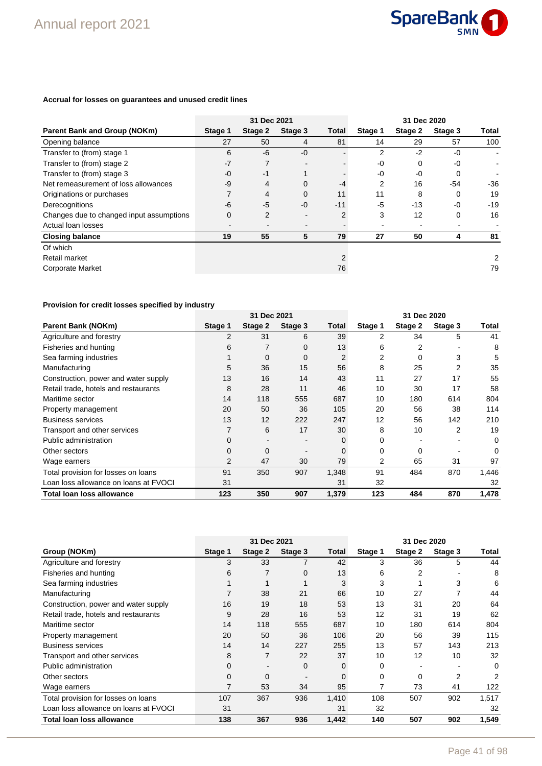**Accrual for losses on guarantees and unused credit lines**

| | 31 Dec 2021 | | | | 31 Dec 2020 | | | |
|---|---|---|---|---|---|---|---|---|
| **Parent Bank and Group (NOKm)** | **Stage 1** | **Stage 2** | **Stage 3** | **Total** | **Stage 1** | **Stage 2** | **Stage 3** | **Total** |
| Opening balance | 27 | 50 | 4 | 81 | 14 | 29 | 57 | 100 |
| Transfer to (from) stage 1 | 6 | -6 | -0 | - | 2 | -2 | -0 | - |
| Transfer to (from) stage 2 | -7 | 7 | - | - | -0 | 0 | -0 | - |
| Transfer to (from) stage 3 | -0 | -1 | 1 | - | -0 | -0 | 0 | - |
| Net remeasurement of loss allowances | -9 | 4 | 0 | -4 | 2 | 16 | -54 | -36 |
| Originations or purchases | 7 | 4 | 0 | 11 | 11 | 8 | 0 | 19 |
| Derecognitions | -6 | -5 | -0 | -11 | -5 | -13 | -0 | -19 |
| Changes due to changed input assumptions | 0 | 2 | - | 2 | 3 | 12 | 0 | 16 |
| Actual loan losses | - | - | - | - | - | - | - | - |
| **Closing balance** | **19** | **55** | **5** | **79** | **27** | **50** | **4** | **81** |
| Of which | | | | | | | | |
| Retail market | | | | 2 | | | | 2 |
| Corporate Market | | | | 76 | | | | 79 |

**Provision for credit losses specified by industry**

| | 31 Dec 2021 | | | | 31 Dec 2020 | | | |
|---|---|---|---|---|---|---|---|---|
| **Parent Bank (NOKm)** | **Stage 1** | **Stage 2** | **Stage 3** | **Total** | **Stage 1** | **Stage 2** | **Stage 3** | **Total** |
| Agriculture and forestry | 2 | 31 | 6 | 39 | 2 | 34 | 5 | 41 |
| Fisheries and hunting | 6 | 7 | 0 | 13 | 6 | 2 | - | 8 |
| Sea farming industries | 1 | 0 | 0 | 2 | 2 | 0 | 3 | 5 |
| Manufacturing | 5 | 36 | 15 | 56 | 8 | 25 | 2 | 35 |
| Construction, power and water supply | 13 | 16 | 14 | 43 | 11 | 27 | 17 | 55 |
| Retail trade, hotels and restaurants | 8 | 28 | 11 | 46 | 10 | 30 | 17 | 58 |
| Maritime sector | 14 | 118 | 555 | 687 | 10 | 180 | 614 | 804 |
| Property management | 20 | 50 | 36 | 105 | 20 | 56 | 38 | 114 |
| Business services | 13 | 12 | 222 | 247 | 12 | 56 | 142 | 210 |
| Transport and other services | 7 | 6 | 17 | 30 | 8 | 10 | 2 | 19 |
| Public administration | 0 | - | - | 0 | 0 | - | - | 0 |
| Other sectors | 0 | 0 | - | 0 | 0 | 0 | - | 0 |
| Wage earners | 2 | 47 | 30 | 79 | 2 | 65 | 31 | 97 |
| Total provision for losses on loans | 91 | 350 | 907 | 1,348 | 91 | 484 | 870 | 1,446 |
| Loan loss allowance on loans at FVOCI | 31 | | | 31 | 32 | | | 32 |
| **Total loan loss allowance** | **123** | **350** | **907** | **1,379** | **123** | **484** | **870** | **1,478** |

| | 31 Dec 2021 | | | | 31 Dec 2020 | | | |
|---|---|---|---|---|---|---|---|---|
| **Group (NOKm)** | **Stage 1** | **Stage 2** | **Stage 3** | **Total** | **Stage 1** | **Stage 2** | **Stage 3** | **Total** |
| Agriculture and forestry | 3 | 33 | 7 | 42 | 3 | 36 | 5 | 44 |
| Fisheries and hunting | 6 | 7 | 0 | 13 | 6 | 2 | - | 8 |
| Sea farming industries | 1 | 1 | 1 | 3 | 3 | 1 | 3 | 6 |
| Manufacturing | 7 | 38 | 21 | 66 | 10 | 27 | 7 | 44 |
| Construction, power and water supply | 16 | 19 | 18 | 53 | 13 | 31 | 20 | 64 |
| Retail trade, hotels and restaurants | 9 | 28 | 16 | 53 | 12 | 31 | 19 | 62 |
| Maritime sector | 14 | 118 | 555 | 687 | 10 | 180 | 614 | 804 |
| Property management | 20 | 50 | 36 | 106 | 20 | 56 | 39 | 115 |
| Business services | 14 | 14 | 227 | 255 | 13 | 57 | 143 | 213 |
| Transport and other services | 8 | 7 | 22 | 37 | 10 | 12 | 10 | 32 |
| Public administration | 0 | - | 0 | 0 | 0 | - | - | 0 |
| Other sectors | 0 | 0 | - | 0 | 0 | 0 | 2 | 2 |
| Wage earners | 7 | 53 | 34 | 95 | 7 | 73 | 41 | 122 |
| Total provision for losses on loans | 107 | 367 | 936 | 1,410 | 108 | 507 | 902 | 1,517 |
| Loan loss allowance on loans at FVOCI | 31 | | | 31 | 32 | | | 32 |
| **Total loan loss allowance** | **138** | **367** | **936** | **1,442** | **140** | **507** | **902** | **1,549** |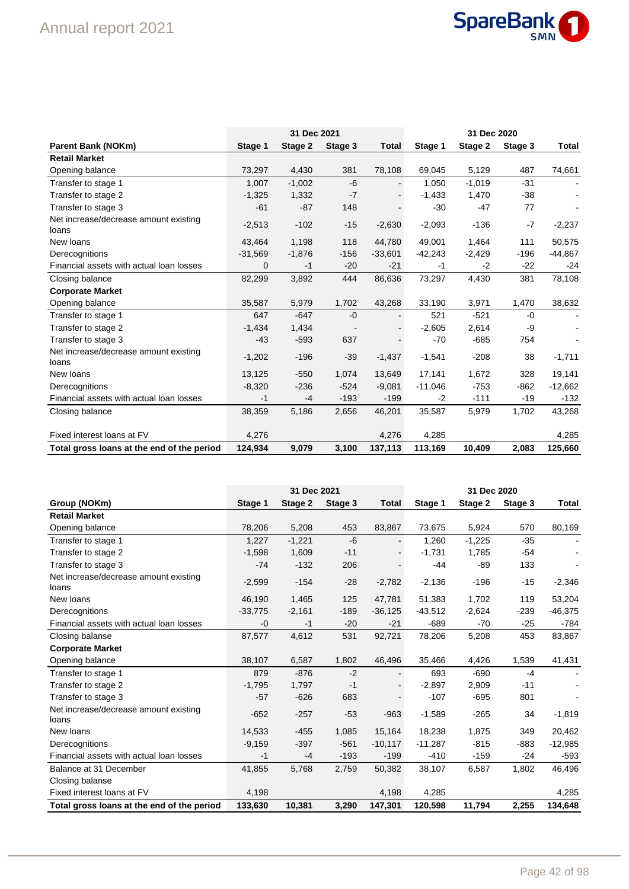| | 31 Dec 2021 | | | | 31 Dec 2020 | | | |
|---|---|---|---|---|---|---|---|---|
| **Parent Bank (NOKm)** | **Stage 1** | **Stage 2** | **Stage 3** | **Total** | **Stage 1** | **Stage 2** | **Stage 3** | **Total** |
| **Retail Market** | | | | | | | | |
| Opening balance | 73,297 | 4,430 | 381 | 78,108 | 69,045 | 5,129 | 487 | 74,661 |
| Transfer to stage 1 | 1,007 | -1,002 | -6 | - | 1,050 | -1,019 | -31 | - |
| Transfer to stage 2 | -1,325 | 1,332 | -7 | - | -1,433 | 1,470 | -38 | - |
| Transfer to stage 3 | -61 | -87 | 148 | - | -30 | -47 | 77 | - |
| Net increase/decrease amount existing loans | -2,513 | -102 | -15 | -2,630 | -2,093 | -136 | -7 | -2,237 |
| New loans | 43,464 | 1,198 | 118 | 44,780 | 49,001 | 1,464 | 111 | 50,575 |
| Derecognitions | -31,569 | -1,876 | -156 | -33,601 | -42,243 | -2,429 | -196 | -44,867 |
| Financial assets with actual loan losses | 0 | -1 | -20 | -21 | -1 | -2 | -22 | -24 |
| Closing balance | 82,299 | 3,892 | 444 | 86,636 | 73,297 | 4,430 | 381 | 78,108 |
| **Corporate Market** | | | | | | | | |
| Opening balance | 35,587 | 5,979 | 1,702 | 43,268 | 33,190 | 3,971 | 1,470 | 38,632 |
| Transfer to stage 1 | 647 | -647 | -0 | - | 521 | -521 | -0 | - |
| Transfer to stage 2 | -1,434 | 1,434 | - | - | -2,605 | 2,614 | -9 | - |
| Transfer to stage 3 | -43 | -593 | 637 | - | -70 | -685 | 754 | - |
| Net increase/decrease amount existing loans | -1,202 | -196 | -39 | -1,437 | -1,541 | -208 | 38 | -1,711 |
| New loans | 13,125 | -550 | 1,074 | 13,649 | 17,141 | 1,672 | 328 | 19,141 |
| Derecognitions | -8,320 | -236 | -524 | -9,081 | -11,046 | -753 | -862 | -12,662 |
| Financial assets with actual loan losses | -1 | -4 | -193 | -199 | -2 | -111 | -19 | -132 |
| Closing balance | 38,359 | 5,186 | 2,656 | 46,201 | 35,587 | 5,979 | 1,702 | 43,268 |
| | | | | | | | | |
| Fixed interest loans at FV | 4,276 | | | 4,276 | 4,285 | | | 4,285 |
| **Total gross loans at the end of the period** | **124,934** | **9,079** | **3,100** | **137,113** | **113,169** | **10,409** | **2,083** | **125,660** |

| | 31 Dec 2021 | | | | 31 Dec 2020 | | | |
|---|---|---|---|---|---|---|---|---|
| **Group (NOKm)** | **Stage 1** | **Stage 2** | **Stage 3** | **Total** | **Stage 1** | **Stage 2** | **Stage 3** | **Total** |
| **Retail Market** | | | | | | | | |
| Opening balance | 78,206 | 5,208 | 453 | 83,867 | 73,675 | 5,924 | 570 | 80,169 |
| Transfer to stage 1 | 1,227 | -1,221 | -6 | - | 1,260 | -1,225 | -35 | - |
| Transfer to stage 2 | -1,598 | 1,609 | -11 | - | -1,731 | 1,785 | -54 | - |
| Transfer to stage 3 | -74 | -132 | 206 | - | -44 | -89 | 133 | - |
| Net increase/decrease amount existing loans | -2,599 | -154 | -28 | -2,782 | -2,136 | -196 | -15 | -2,346 |
| New loans | 46,190 | 1,465 | 125 | 47,781 | 51,383 | 1,702 | 119 | 53,204 |
| Derecognitions | -33,775 | -2,161 | -189 | -36,125 | -43,512 | -2,624 | -239 | -46,375 |
| Financial assets with actual loan losses | -0 | -1 | -20 | -21 | -689 | -70 | -25 | -784 |
| Closing balanse | 87,577 | 4,612 | 531 | 92,721 | 78,206 | 5,208 | 453 | 83,867 |
| **Corporate Market** | | | | | | | | |
| Opening balance | 38,107 | 6,587 | 1,802 | 46,496 | 35,466 | 4,426 | 1,539 | 41,431 |
| Transfer to stage 1 | 879 | -876 | -2 | - | 693 | -690 | -4 | - |
| Transfer to stage 2 | -1,795 | 1,797 | -1 | - | -2,897 | 2,909 | -11 | - |
| Transfer to stage 3 | -57 | -626 | 683 | - | -107 | -695 | 801 | - |
| Net increase/decrease amount existing loans | -652 | -257 | -53 | -963 | -1,589 | -265 | 34 | -1,819 |
| New loans | 14,533 | -455 | 1,085 | 15,164 | 18,238 | 1,875 | 349 | 20,462 |
| Derecognitions | -9,159 | -397 | -561 | -10,117 | -11,287 | -815 | -883 | -12,985 |
| Financial assets with actual loan losses | -1 | -4 | -193 | -199 | -410 | -159 | -24 | -593 |
| Balance at 31 December | 41,855 | 5,768 | 2,759 | 50,382 | 38,107 | 6,587 | 1,802 | 46,496 |
| Closing balanse | | | | | | | | |
| Fixed interest loans at FV | 4,198 | | | 4,198 | 4,285 | | | 4,285 |
| **Total gross loans at the end of the period** | **133,630** | **10,381** | **3,290** | **147,301** | **120,598** | **11,794** | **2,255** | **134,648** |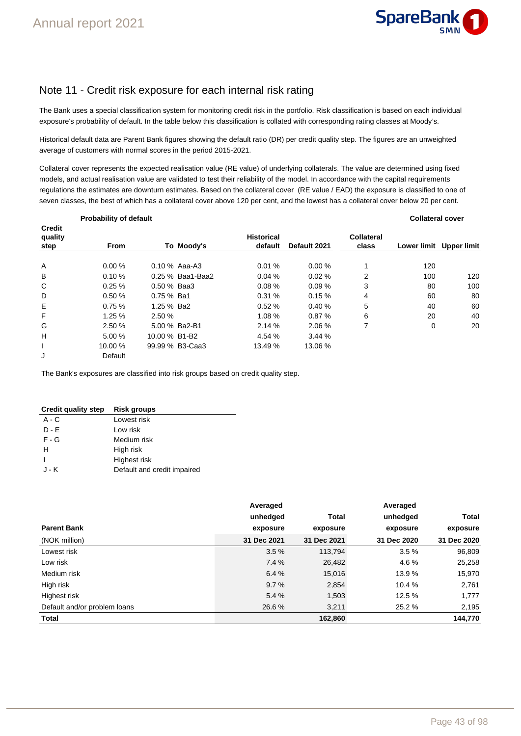# Note 11 - Credit risk exposure for each internal risk rating

The Bank uses a special classification system for monitoring credit risk in the portfolio. Risk classification is based on each individual exposure's probability of default. In the table below this classification is collated with corresponding rating classes at Moody's.

Historical default data are Parent Bank figures showing the default ratio (DR) per credit quality step. The figures are an unweighted average of customers with normal scores in the period 2015-2021.

Collateral cover represents the expected realisation value (RE value) of underlying collaterals. The value are determined using fixed models, and actual realisation value are validated to test their reliability of the model. In accordance with the capital requirements regulations the estimates are downturn estimates. Based on the collateral cover (RE value / EAD) the exposure is classified to one of seven classes, the best of which has a collateral cover above 120 per cent, and the lowest has a collateral cover below 20 per cent.

| | Probability of default | | | | | | Collateral cover | |
|---|---|---|---|---|---|---|---|---|
| Credit quality step | From | To | Moody's | Historical default | Default 2021 | Collateral class | Lower limit | Upper limit |
| A | 0.00 % | 0.10 % | Aaa-A3 | 0.01 % | 0.00 % | 1 | 120 | |
| B | 0.10 % | 0.25 % | Baa1-Baa2 | 0.04 % | 0.02 % | 2 | 100 | 120 |
| C | 0.25 % | 0.50 % | Baa3 | 0.08 % | 0.09 % | 3 | 80 | 100 |
| D | 0.50 % | 0.75 % | Ba1 | 0.31 % | 0.15 % | 4 | 60 | 80 |
| E | 0.75 % | 1.25 % | Ba2 | 0.52 % | 0.40 % | 5 | 40 | 60 |
| F | 1.25 % | 2.50 % | | 1.08 % | 0.87 % | 6 | 20 | 40 |
| G | 2.50 % | 5.00 % | Ba2-B1 | 2.14 % | 2.06 % | 7 | 0 | 20 |
| H | 5.00 % | 10.00 % | B1-B2 | 4.54 % | 3.44 % | | | |
| I | 10.00 % | 99.99 % | B3-Caa3 | 13.49 % | 13.06 % | | | |
| J | Default | | | | | | | |

The Bank's exposures are classified into risk groups based on credit quality step.

| Credit quality step | Risk groups |
|---|---|
| A - C | Lowest risk |
| D - E | Low risk |
| F - G | Medium risk |
| H | High risk |
| I | Highest risk |
| J - K | Default and credit impaired |

| Parent Bank | Averaged unhedged exposure | Total exposure | Averaged unhedged exposure | Total exposure |
|---|---|---|---|---|
| (NOK million) | 31 Dec 2021 | 31 Dec 2021 | 31 Dec 2020 | 31 Dec 2020 |
| Lowest risk | 3.5 % | 113,794 | 3.5 % | 96,809 |
| Low risk | 7.4 % | 26,482 | 4.6 % | 25,258 |
| Medium risk | 6.4 % | 15,016 | 13.9 % | 15,970 |
| High risk | 9.7 % | 2,854 | 10.4 % | 2,761 |
| Highest risk | 5.4 % | 1,503 | 12.5 % | 1,777 |
| Default and/or problem loans | 26.6 % | 3,211 | 25.2 % | 2,195 |
| **Total** | | **162,860** | | **144,770** |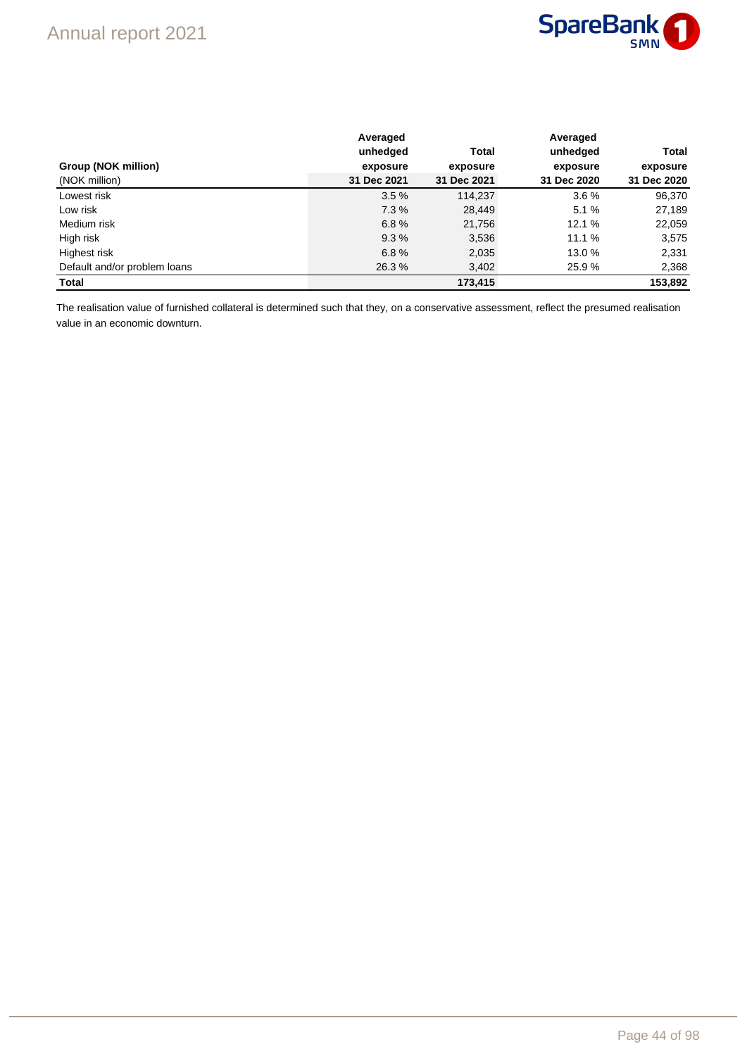| Group (NOK million)<br>(NOK million) | Averaged unhedged exposure<br>31 Dec 2021 | Total exposure<br>31 Dec 2021 | Averaged unhedged exposure<br>31 Dec 2020 | Total exposure<br>31 Dec 2020 |
|---|---|---|---|---|
| Lowest risk | 3.5 % | 114,237 | 3.6 % | 96,370 |
| Low risk | 7.3 % | 28,449 | 5.1 % | 27,189 |
| Medium risk | 6.8 % | 21,756 | 12.1 % | 22,059 |
| High risk | 9.3 % | 3,536 | 11.1 % | 3,575 |
| Highest risk | 6.8 % | 2,035 | 13.0 % | 2,331 |
| Default and/or problem loans | 26.3 % | 3,402 | 25.9 % | 2,368 |
| **Total** | | **173,415** | | **153,892** |

The realisation value of furnished collateral is determined such that they, on a conservative assessment, reflect the presumed realisation value in an economic downturn.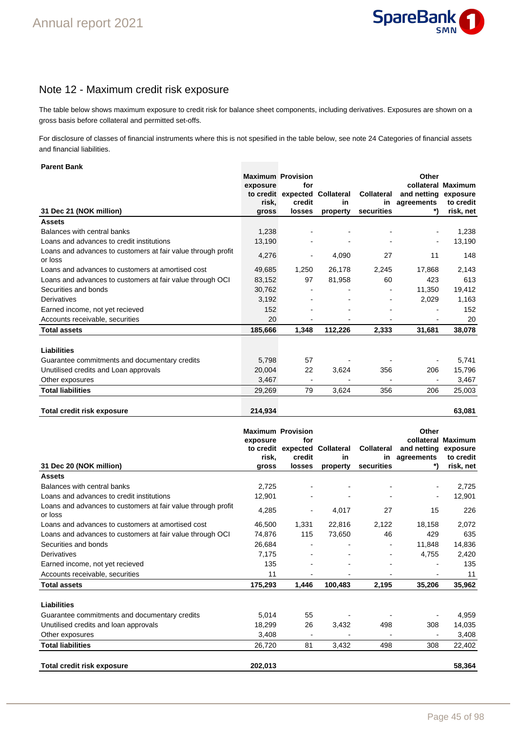# Note 12 - Maximum credit risk exposure

The table below shows maximum exposure to credit risk for balance sheet components, including derivatives. Exposures are shown on a gross basis before collateral and permitted set-offs.

For disclosure of classes of financial instruments where this is not spesified in the table below, see note 24 Categories of financial assets and financial liabilities.

**Parent Bank**

| 31 Dec 21 (NOK million) | Maximum exposure to credit risk, gross | Provision for expected credit losses | Collateral in property | Collateral in securities | Other collateral and netting agreements *) | Maximum exposure to credit risk, net |
|---|---|---|---|---|---|---|
| **Assets** | | | | | | |
| Balances with central banks | 1,238 | - | - | - | - | 1,238 |
| Loans and advances to credit institutions | 13,190 | - | - | - | - | 13,190 |
| Loans and advances to customers at fair value through profit or loss | 4,276 | - | 4,090 | 27 | 11 | 148 |
| Loans and advances to customers at amortised cost | 49,685 | 1,250 | 26,178 | 2,245 | 17,868 | 2,143 |
| Loans and advances to customers at fair value through OCI | 83,152 | 97 | 81,958 | 60 | 423 | 613 |
| Securities and bonds | 30,762 | - | - | - | 11,350 | 19,412 |
| Derivatives | 3,192 | - | - | - | 2,029 | 1,163 |
| Earned income, not yet recieved | 152 | - | - | - | - | 152 |
| Accounts receivable, securities | 20 | - | - | - | - | 20 |
| **Total assets** | **185,666** | **1,348** | **112,226** | **2,333** | **31,681** | **38,078** |
| | | | | | | |
| **Liabilities** | | | | | | |
| Guarantee commitments and documentary credits | 5,798 | 57 | - | - | - | 5,741 |
| Unutilised credits and Loan approvals | 20,004 | 22 | 3,624 | 356 | 206 | 15,796 |
| Other exposures | 3,467 | - | - | - | - | 3,467 |
| **Total liabilities** | 29,269 | 79 | 3,624 | 356 | 206 | 25,003 |
| | | | | | | |
| **Total credit risk exposure** | **214,934** | | | | | **63,081** |

| 31 Dec 20 (NOK million) | Maximum exposure to credit risk, gross | Provision for expected credit losses | Collateral in property | Collateral in securities | Other collateral and netting agreements *) | Maximum exposure to credit risk, net |
|---|---|---|---|---|---|---|
| **Assets** | | | | | | |
| Balances with central banks | 2,725 | - | - | - | - | 2,725 |
| Loans and advances to credit institutions | 12,901 | - | - | - | - | 12,901 |
| Loans and advances to customers at fair value through profit or loss | 4,285 | - | 4,017 | 27 | 15 | 226 |
| Loans and advances to customers at amortised cost | 46,500 | 1,331 | 22,816 | 2,122 | 18,158 | 2,072 |
| Loans and advances to customers at fair value through OCI | 74,876 | 115 | 73,650 | 46 | 429 | 635 |
| Securities and bonds | 26,684 | - | - | - | 11,848 | 14,836 |
| Derivatives | 7,175 | - | - | - | 4,755 | 2,420 |
| Earned income, not yet recieved | 135 | - | - | - | - | 135 |
| Accounts receivable, securities | 11 | - | - | - | - | 11 |
| **Total assets** | **175,293** | **1,446** | **100,483** | **2,195** | **35,206** | **35,962** |
| | | | | | | |
| **Liabilities** | | | | | | |
| Guarantee commitments and documentary credits | 5,014 | 55 | - | - | - | 4,959 |
| Unutilised credits and loan approvals | 18,299 | 26 | 3,432 | 498 | 308 | 14,035 |
| Other exposures | 3,408 | - | - | - | - | 3,408 |
| **Total liabilities** | 26,720 | 81 | 3,432 | 498 | 308 | 22,402 |
| | | | | | | |
| **Total credit risk exposure** | **202,013** | | | | | **58,364** |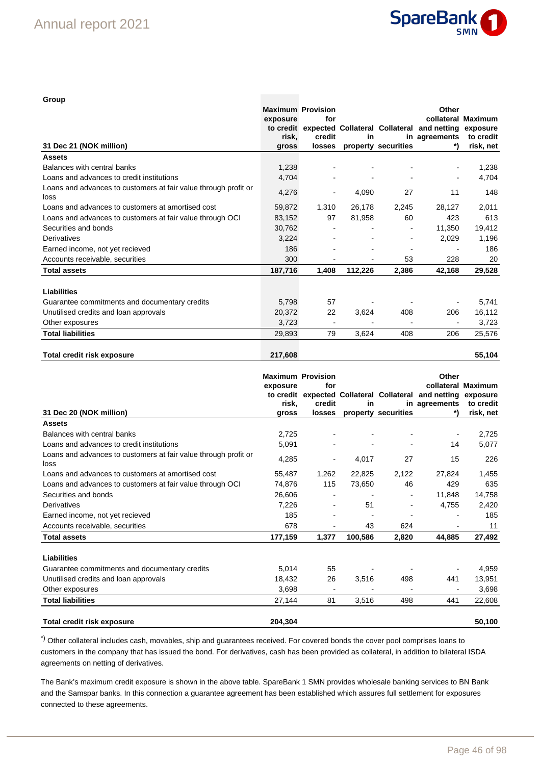**Group**

| 31 Dec 21 (NOK million) | Maximum exposure to credit risk, gross | Provision for expected credit losses | Collateral in property | Collateral in securities | Other collateral and netting agreements *) | Maximum exposure to credit risk, net |
|---|---|---|---|---|---|---|
| **Assets** | | | | | | |
| Balances with central banks | 1,238 | - | - | - | - | 1,238 |
| Loans and advances to credit institutions | 4,704 | - | - | - | - | 4,704 |
| Loans and advances to customers at fair value through profit or loss | 4,276 | - | 4,090 | 27 | 11 | 148 |
| Loans and advances to customers at amortised cost | 59,872 | 1,310 | 26,178 | 2,245 | 28,127 | 2,011 |
| Loans and advances to customers at fair value through OCI | 83,152 | 97 | 81,958 | 60 | 423 | 613 |
| Securities and bonds | 30,762 | - | - | - | 11,350 | 19,412 |
| Derivatives | 3,224 | - | - | - | 2,029 | 1,196 |
| Earned income, not yet recieved | 186 | - | - | - | - | 186 |
| Accounts receivable, securities | 300 | - | - | 53 | 228 | 20 |
| **Total assets** | **187,716** | **1,408** | **112,226** | **2,386** | **42,168** | **29,528** |
| | | | | | | |
| **Liabilities** | | | | | | |
| Guarantee commitments and documentary credits | 5,798 | 57 | - | - | - | 5,741 |
| Unutilised credits and loan approvals | 20,372 | 22 | 3,624 | 408 | 206 | 16,112 |
| Other exposures | 3,723 | - | - | - | - | 3,723 |
| **Total liabilities** | 29,893 | 79 | 3,624 | 408 | 206 | 25,576 |
| | | | | | | |
| **Total credit risk exposure** | **217,608** | | | | | **55,104** |

| 31 Dec 20 (NOK million) | Maximum exposure to credit risk, gross | Provision for expected credit losses | Collateral in property | Collateral in securities | Other collateral and netting agreements *) | Maximum exposure to credit risk, net |
|---|---|---|---|---|---|---|
| **Assets** | | | | | | |
| Balances with central banks | 2,725 | - | - | - | - | 2,725 |
| Loans and advances to credit institutions | 5,091 | - | - | - | 14 | 5,077 |
| Loans and advances to customers at fair value through profit or loss | 4,285 | - | 4,017 | 27 | 15 | 226 |
| Loans and advances to customers at amortised cost | 55,487 | 1,262 | 22,825 | 2,122 | 27,824 | 1,455 |
| Loans and advances to customers at fair value through OCI | 74,876 | 115 | 73,650 | 46 | 429 | 635 |
| Securities and bonds | 26,606 | - | - | - | 11,848 | 14,758 |
| Derivatives | 7,226 | - | 51 | - | 4,755 | 2,420 |
| Earned income, not yet recieved | 185 | - | - | - | - | 185 |
| Accounts receivable, securities | 678 | - | 43 | 624 | - | 11 |
| **Total assets** | **177,159** | **1,377** | **100,586** | **2,820** | **44,885** | **27,492** |
| | | | | | | |
| **Liabilities** | | | | | | |
| Guarantee commitments and documentary credits | 5,014 | 55 | - | - | - | 4,959 |
| Unutilised credits and loan approvals | 18,432 | 26 | 3,516 | 498 | 441 | 13,951 |
| Other exposures | 3,698 | - | - | - | - | 3,698 |
| **Total liabilities** | 27,144 | 81 | 3,516 | 498 | 441 | 22,608 |
| | | | | | | |
| **Total credit risk exposure** | **204,304** | | | | | **50,100** |

*) Other collateral includes cash, movables, ship and guarantees received. For covered bonds the cover pool comprises loans to customers in the company that has issued the bond. For derivatives, cash has been provided as collateral, in addition to bilateral ISDA agreements on netting of derivatives.

The Bank's maximum credit exposure is shown in the above table. SpareBank 1 SMN provides wholesale banking services to BN Bank and the Samspar banks. In this connection a guarantee agreement has been established which assures full settlement for exposures connected to these agreements.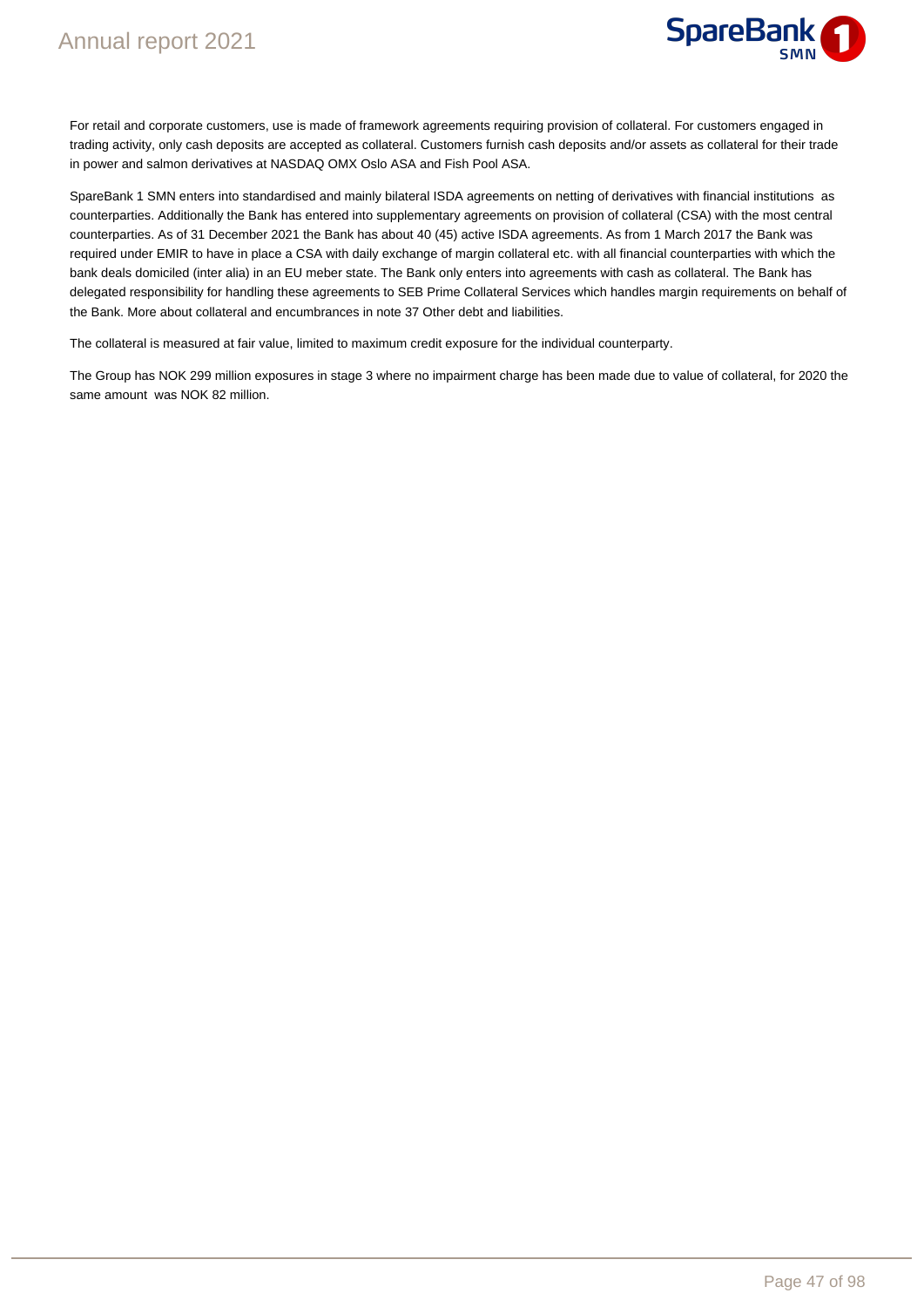For retail and corporate customers, use is made of framework agreements requiring provision of collateral. For customers engaged in trading activity, only cash deposits are accepted as collateral. Customers furnish cash deposits and/or assets as collateral for their trade in power and salmon derivatives at NASDAQ OMX Oslo ASA and Fish Pool ASA.

SpareBank 1 SMN enters into standardised and mainly bilateral ISDA agreements on netting of derivatives with financial institutions as counterparties. Additionally the Bank has entered into supplementary agreements on provision of collateral (CSA) with the most central counterparties. As of 31 December 2021 the Bank has about 40 (45) active ISDA agreements. As from 1 March 2017 the Bank was required under EMIR to have in place a CSA with daily exchange of margin collateral etc. with all financial counterparties with which the bank deals domiciled (inter alia) in an EU meber state. The Bank only enters into agreements with cash as collateral. The Bank has delegated responsibility for handling these agreements to SEB Prime Collateral Services which handles margin requirements on behalf of the Bank. More about collateral and encumbrances in note 37 Other debt and liabilities.

The collateral is measured at fair value, limited to maximum credit exposure for the individual counterparty.

The Group has NOK 299 million exposures in stage 3 where no impairment charge has been made due to value of collateral, for 2020 the same amount was NOK 82 million.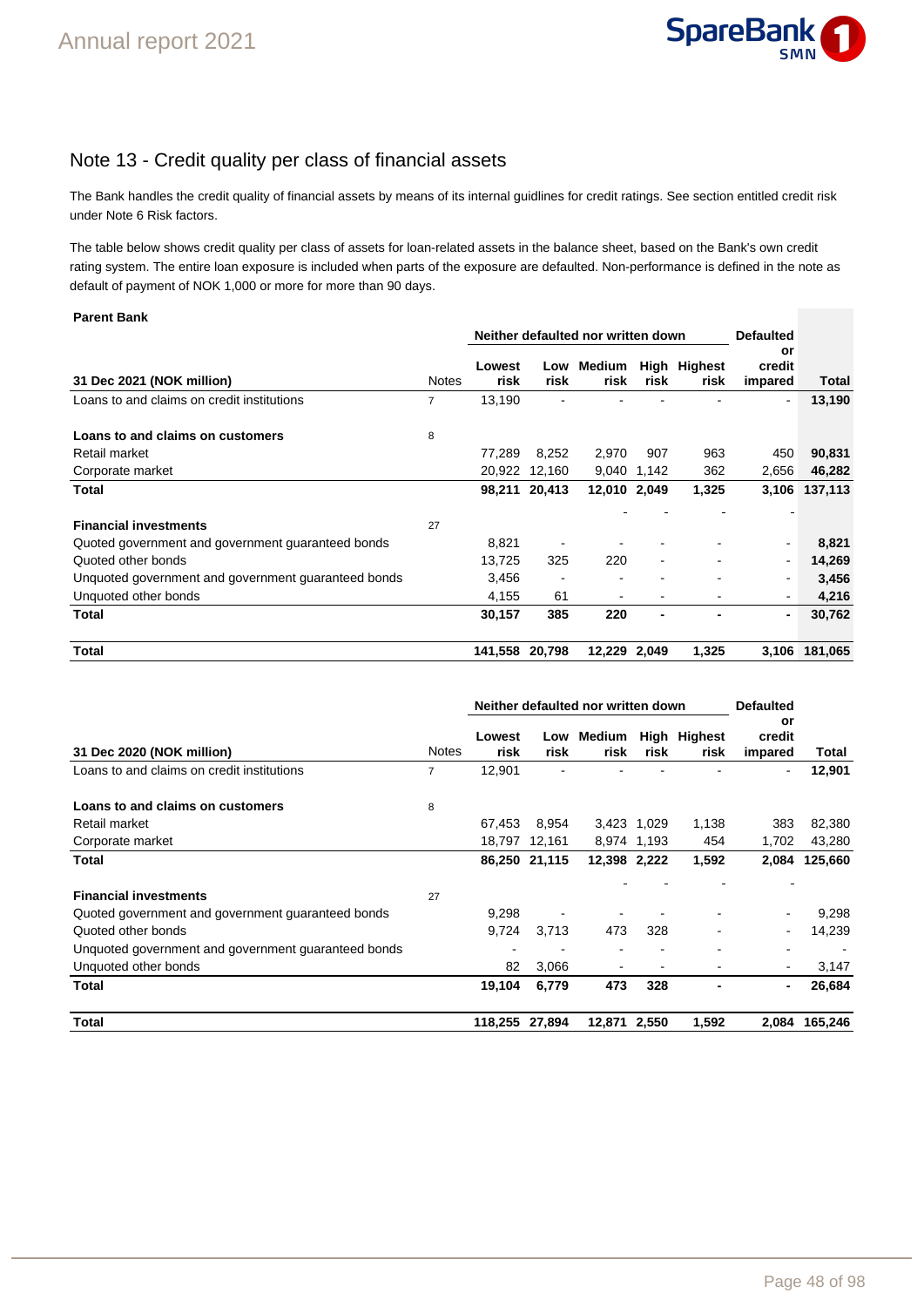# Note 13 - Credit quality per class of financial assets

The Bank handles the credit quality of financial assets by means of its internal guidlines for credit ratings. See section entitled credit risk under Note 6 Risk factors.

The table below shows credit quality per class of assets for loan-related assets in the balance sheet, based on the Bank's own credit rating system. The entire loan exposure is included when parts of the exposure are defaulted. Non-performance is defined in the note as default of payment of NOK 1,000 or more for more than 90 days.

**Parent Bank**

| | | Neither defaulted nor written down | | | | | Defaulted or credit impared | |
|---|---|---|---|---|---|---|---|---|
| **31 Dec 2021 (NOK million)** | Notes | Lowest risk | Low risk | Medium risk | High risk | Highest risk | | Total |
| Loans to and claims on credit institutions | 7 | 13,190 | - | - | - | - | - | **13,190** |
| | | | | | | | | |
| **Loans to and claims on customers** | 8 | | | | | | | |
| Retail market | | 77,289 | 8,252 | 2,970 | 907 | 963 | 450 | **90,831** |
| Corporate market | | 20,922 | 12,160 | 9,040 | 1,142 | 362 | 2,656 | **46,282** |
| **Total** | | **98,211** | **20,413** | **12,010** | **2,049** | **1,325** | **3,106** | **137,113** |
| | | | | - | - | - | - | |
| **Financial investments** | 27 | | | | | | | |
| Quoted government and government guaranteed bonds | | 8,821 | - | - | - | - | - | **8,821** |
| Quoted other bonds | | 13,725 | 325 | 220 | - | - | - | **14,269** |
| Unquoted government and government guaranteed bonds | | 3,456 | - | - | - | - | - | **3,456** |
| Unquoted other bonds | | 4,155 | 61 | - | - | - | - | **4,216** |
| **Total** | | **30,157** | **385** | **220** | **-** | **-** | **-** | **30,762** |
| | | | | | | | | |
| **Total** | | **141,558** | **20,798** | **12,229** | **2,049** | **1,325** | **3,106** | **181,065** |

| | | Neither defaulted nor written down | | | | | Defaulted or credit impared | |
|---|---|---|---|---|---|---|---|---|
| **31 Dec 2020 (NOK million)** | Notes | Lowest risk | Low risk | Medium risk | High risk | Highest risk | | Total |
| Loans to and claims on credit institutions | 7 | 12,901 | - | - | - | - | - | **12,901** |
| | | | | | | | | |
| **Loans to and claims on customers** | 8 | | | | | | | |
| Retail market | | 67,453 | 8,954 | 3,423 | 1,029 | 1,138 | 383 | 82,380 |
| Corporate market | | 18,797 | 12,161 | 8,974 | 1,193 | 454 | 1,702 | 43,280 |
| **Total** | | **86,250** | **21,115** | **12,398** | **2,222** | **1,592** | **2,084** | **125,660** |
| | | | | - | - | - | - | |
| **Financial investments** | 27 | | | | | | | |
| Quoted government and government guaranteed bonds | | 9,298 | - | - | - | - | - | 9,298 |
| Quoted other bonds | | 9,724 | 3,713 | 473 | 328 | - | - | 14,239 |
| Unquoted government and government guaranteed bonds | | - | - | - | - | - | - | - |
| Unquoted other bonds | | 82 | 3,066 | - | - | - | - | 3,147 |
| **Total** | | **19,104** | **6,779** | **473** | **328** | **-** | **-** | **26,684** |
| | | | | | | | | |
| **Total** | | **118,255** | **27,894** | **12,871** | **2,550** | **1,592** | **2,084** | **165,246** |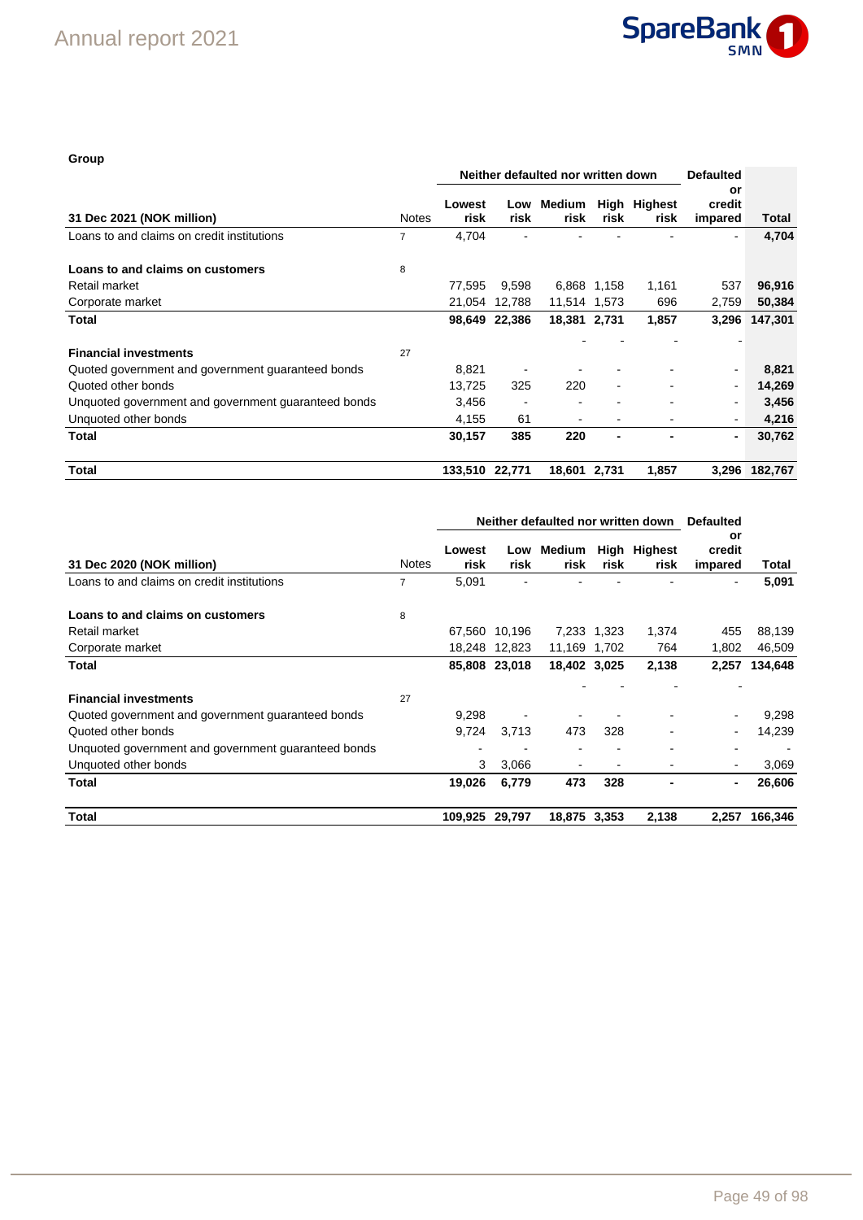**Group**

| 31 Dec 2021 (NOK million) | Notes | Neither defaulted nor written down | | | | | Defaulted or credit impared | Total |
|---|---|---|---|---|---|---|---|---|
| | | Lowest risk | Low risk | Medium risk | High risk | Highest risk | | |
| Loans to and claims on credit institutions | 7 | 4,704 | - | - | - | - | - | **4,704** |
| | | | | | | | | |
| **Loans to and claims on customers** | 8 | | | | | | | |
| Retail market | | 77,595 | 9,598 | 6,868 | 1,158 | 1,161 | 537 | **96,916** |
| Corporate market | | 21,054 | 12,788 | 11,514 | 1,573 | 696 | 2,759 | **50,384** |
| **Total** | | **98,649** | **22,386** | **18,381** | **2,731** | **1,857** | **3,296** | **147,301** |
| | | | | - | - | - | - | |
| **Financial investments** | 27 | | | | | | | |
| Quoted government and government guaranteed bonds | | 8,821 | - | - | - | - | - | **8,821** |
| Quoted other bonds | | 13,725 | 325 | 220 | - | - | - | **14,269** |
| Unquoted government and government guaranteed bonds | | 3,456 | - | - | - | - | - | **3,456** |
| Unquoted other bonds | | 4,155 | 61 | - | - | - | - | **4,216** |
| **Total** | | **30,157** | **385** | **220** | **-** | **-** | **-** | **30,762** |
| | | | | | | | | |
| **Total** | | **133,510** | **22,771** | **18,601** | **2,731** | **1,857** | **3,296** | **182,767** |

| 31 Dec 2020 (NOK million) | Notes | Neither defaulted nor written down | | | | | Defaulted or credit impared | Total |
|---|---|---|---|---|---|---|---|---|
| | | Lowest risk | Low risk | Medium risk | High risk | Highest risk | | |
| Loans to and claims on credit institutions | 7 | 5,091 | - | - | - | - | - | **5,091** |
| | | | | | | | | |
| **Loans to and claims on customers** | 8 | | | | | | | |
| Retail market | | 67,560 | 10,196 | 7,233 | 1,323 | 1,374 | 455 | 88,139 |
| Corporate market | | 18,248 | 12,823 | 11,169 | 1,702 | 764 | 1,802 | 46,509 |
| **Total** | | **85,808** | **23,018** | **18,402** | **3,025** | **2,138** | **2,257** | **134,648** |
| | | | | - | - | - | - | |
| **Financial investments** | 27 | | | | | | | |
| Quoted government and government guaranteed bonds | | 9,298 | - | - | - | - | - | 9,298 |
| Quoted other bonds | | 9,724 | 3,713 | 473 | 328 | - | - | 14,239 |
| Unquoted government and government guaranteed bonds | | - | - | - | - | - | - | - |
| Unquoted other bonds | | 3 | 3,066 | - | - | - | - | 3,069 |
| **Total** | | **19,026** | **6,779** | **473** | **328** | **-** | **-** | **26,606** |
| | | | | | | | | |
| **Total** | | **109,925** | **29,797** | **18,875** | **3,353** | **2,138** | **2,257** | **166,346** |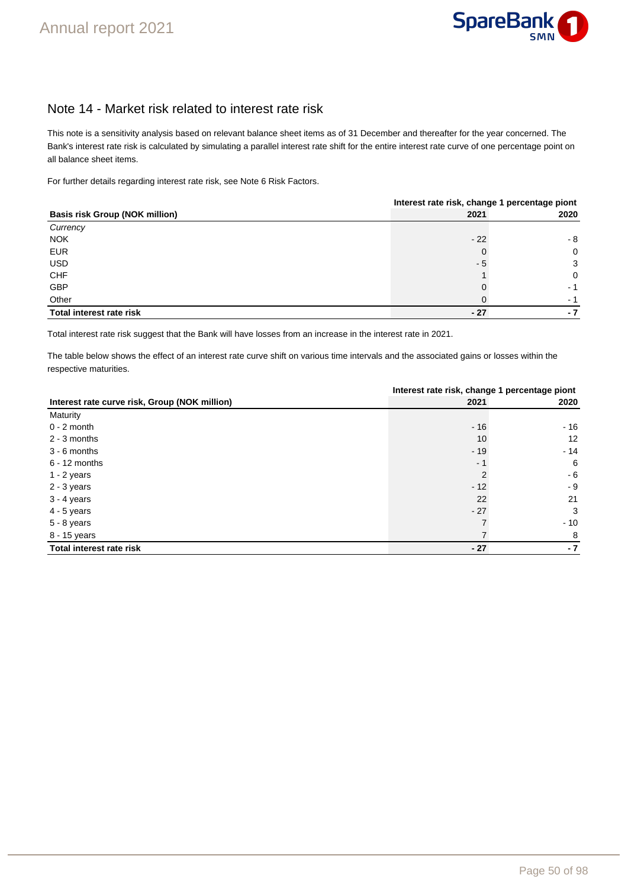# Note 14 - Market risk related to interest rate risk

This note is a sensitivity analysis based on relevant balance sheet items as of 31 December and thereafter for the year concerned. The Bank's interest rate risk is calculated by simulating a parallel interest rate shift for the entire interest rate curve of one percentage point on all balance sheet items.

For further details regarding interest rate risk, see Note 6 Risk Factors.

| | Interest rate risk, change 1 percentage piont | |
|---|---|---|
| **Basis risk Group (NOK million)** | **2021** | **2020** |
| *Currency* | | |
| NOK | - 22 | - 8 |
| EUR | 0 | 0 |
| USD | - 5 | 3 |
| CHF | 1 | 0 |
| GBP | 0 | - 1 |
| Other | 0 | - 1 |
| **Total interest rate risk** | **- 27** | **- 7** |

Total interest rate risk suggest that the Bank will have losses from an increase in the interest rate in 2021.

The table below shows the effect of an interest rate curve shift on various time intervals and the associated gains or losses within the respective maturities.

| | Interest rate risk, change 1 percentage piont | |
|---|---|---|
| **Interest rate curve risk, Group (NOK million)** | **2021** | **2020** |
| Maturity | | |
| 0 - 2 month | - 16 | - 16 |
| 2 - 3 months | 10 | 12 |
| 3 - 6 months | - 19 | - 14 |
| 6 - 12 months | - 1 | 6 |
| 1 - 2 years | 2 | - 6 |
| 2 - 3 years | - 12 | - 9 |
| 3 - 4 years | 22 | 21 |
| 4 - 5 years | - 27 | 3 |
| 5 - 8 years | 7 | - 10 |
| 8 - 15 years | 7 | 8 |
| **Total interest rate risk** | **- 27** | **- 7** |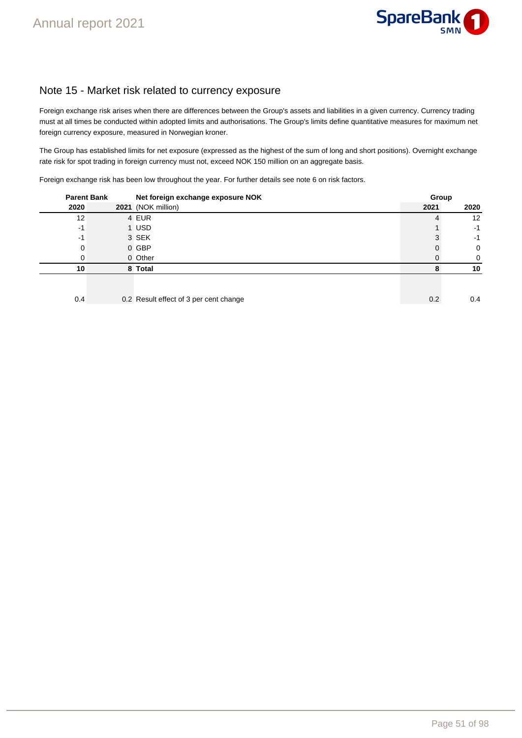## Note 15 - Market risk related to currency exposure

Foreign exchange risk arises when there are differences between the Group's assets and liabilities in a given currency. Currency trading must at all times be conducted within adopted limits and authorisations. The Group's limits define quantitative measures for maximum net foreign currency exposure, measured in Norwegian kroner.

The Group has established limits for net exposure (expressed as the highest of the sum of long and short positions). Overnight exchange rate risk for spot trading in foreign currency must not, exceed NOK 150 million on an aggregate basis.

Foreign exchange risk has been low throughout the year. For further details see note 6 on risk factors.

| Parent Bank | | Net foreign exchange exposure NOK | Group | |
|---|---|---|---|---|
| **2020** | **2021** | (NOK million) | **2021** | **2020** |
| 12 | 4 | EUR | 4 | 12 |
| -1 | 1 | USD | 1 | -1 |
| -1 | 3 | SEK | 3 | -1 |
| 0 | 0 | GBP | 0 | 0 |
| 0 | 0 | Other | 0 | 0 |
| **10** | **8** | **Total** | **8** | **10** |
| | | | | |
| 0.4 | 0.2 | Result effect of 3 per cent change | 0.2 | 0.4 |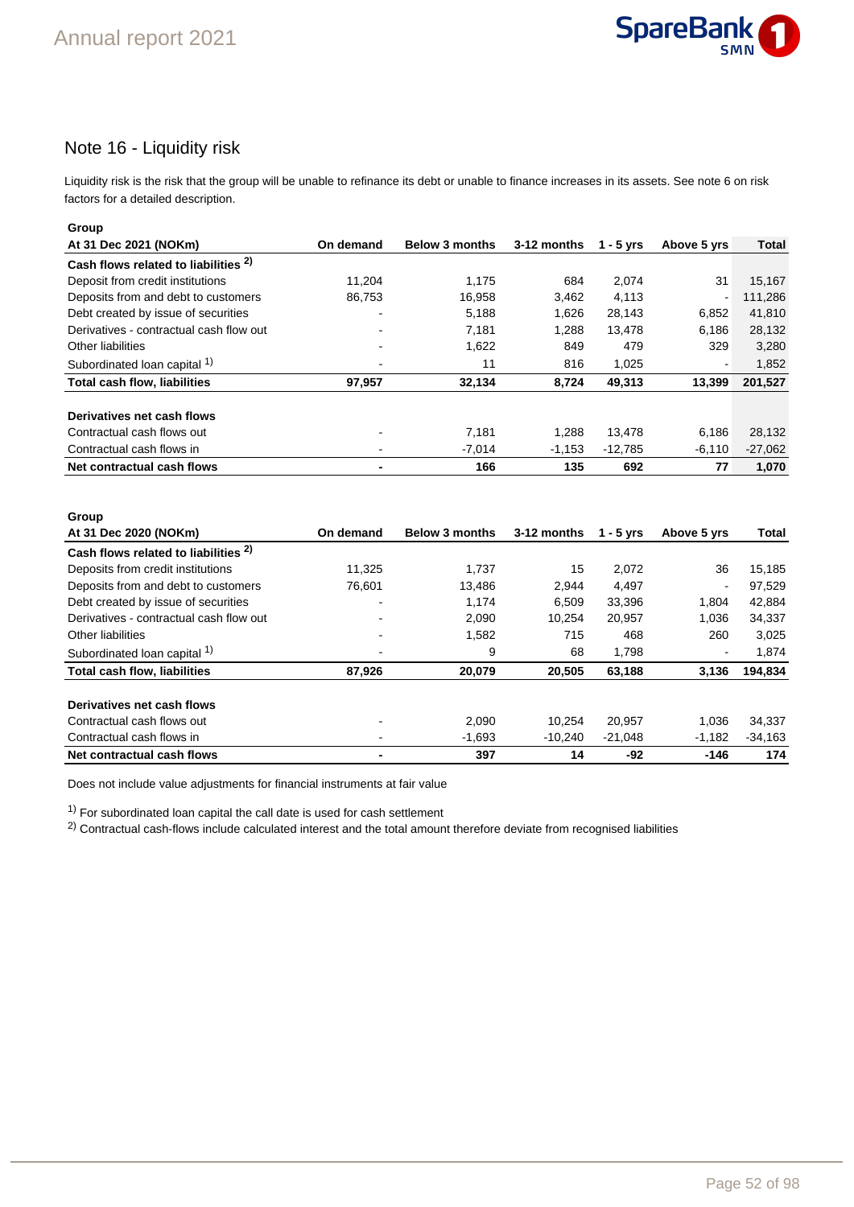## Note 16 - Liquidity risk

Liquidity risk is the risk that the group will be unable to refinance its debt or unable to finance increases in its assets. See note 6 on risk factors for a detailed description.

**Group**

| At 31 Dec 2021 (NOKm) | On demand | Below 3 months | 3-12 months | 1 - 5 yrs | Above 5 yrs | Total |
|---|---|---|---|---|---|---|
| **Cash flows related to liabilities** [2] | | | | | | |
| Deposit from credit institutions | 11,204 | 1,175 | 684 | 2,074 | 31 | 15,167 |
| Deposits from and debt to customers | 86,753 | 16,958 | 3,462 | 4,113 | - | 111,286 |
| Debt created by issue of securities | - | 5,188 | 1,626 | 28,143 | 6,852 | 41,810 |
| Derivatives - contractual cash flow out | - | 7,181 | 1,288 | 13,478 | 6,186 | 28,132 |
| Other liabilities | - | 1,622 | 849 | 479 | 329 | 3,280 |
| Subordinated loan capital [1] | - | 11 | 816 | 1,025 | - | 1,852 |
| **Total cash flow, liabilities** | **97,957** | **32,134** | **8,724** | **49,313** | **13,399** | **201,527** |
| | | | | | | |
| **Derivatives net cash flows** | | | | | | |
| Contractual cash flows out | - | 7,181 | 1,288 | 13,478 | 6,186 | 28,132 |
| Contractual cash flows in | - | -7,014 | -1,153 | -12,785 | -6,110 | -27,062 |
| **Net contractual cash flows** | **-** | **166** | **135** | **692** | **77** | **1,070** |

**Group**

| At 31 Dec 2020 (NOKm) | On demand | Below 3 months | 3-12 months | 1 - 5 yrs | Above 5 yrs | Total |
|---|---|---|---|---|---|---|
| **Cash flows related to liabilities** [2] | | | | | | |
| Deposits from credit institutions | 11,325 | 1,737 | 15 | 2,072 | 36 | 15,185 |
| Deposits from and debt to customers | 76,601 | 13,486 | 2,944 | 4,497 | - | 97,529 |
| Debt created by issue of securities | - | 1,174 | 6,509 | 33,396 | 1,804 | 42,884 |
| Derivatives - contractual cash flow out | - | 2,090 | 10,254 | 20,957 | 1,036 | 34,337 |
| Other liabilities | - | 1,582 | 715 | 468 | 260 | 3,025 |
| Subordinated loan capital [1] | - | 9 | 68 | 1,798 | - | 1,874 |
| **Total cash flow, liabilities** | **87,926** | **20,079** | **20,505** | **63,188** | **3,136** | **194,834** |
| | | | | | | |
| **Derivatives net cash flows** | | | | | | |
| Contractual cash flows out | - | 2,090 | 10,254 | 20,957 | 1,036 | 34,337 |
| Contractual cash flows in | - | -1,693 | -10,240 | -21,048 | -1,182 | -34,163 |
| **Net contractual cash flows** | **-** | **397** | **14** | **-92** | **-146** | **174** |

Does not include value adjustments for financial instruments at fair value

[1] For subordinated loan capital the call date is used for cash settlement

[2] Contractual cash-flows include calculated interest and the total amount therefore deviate from recognised liabilities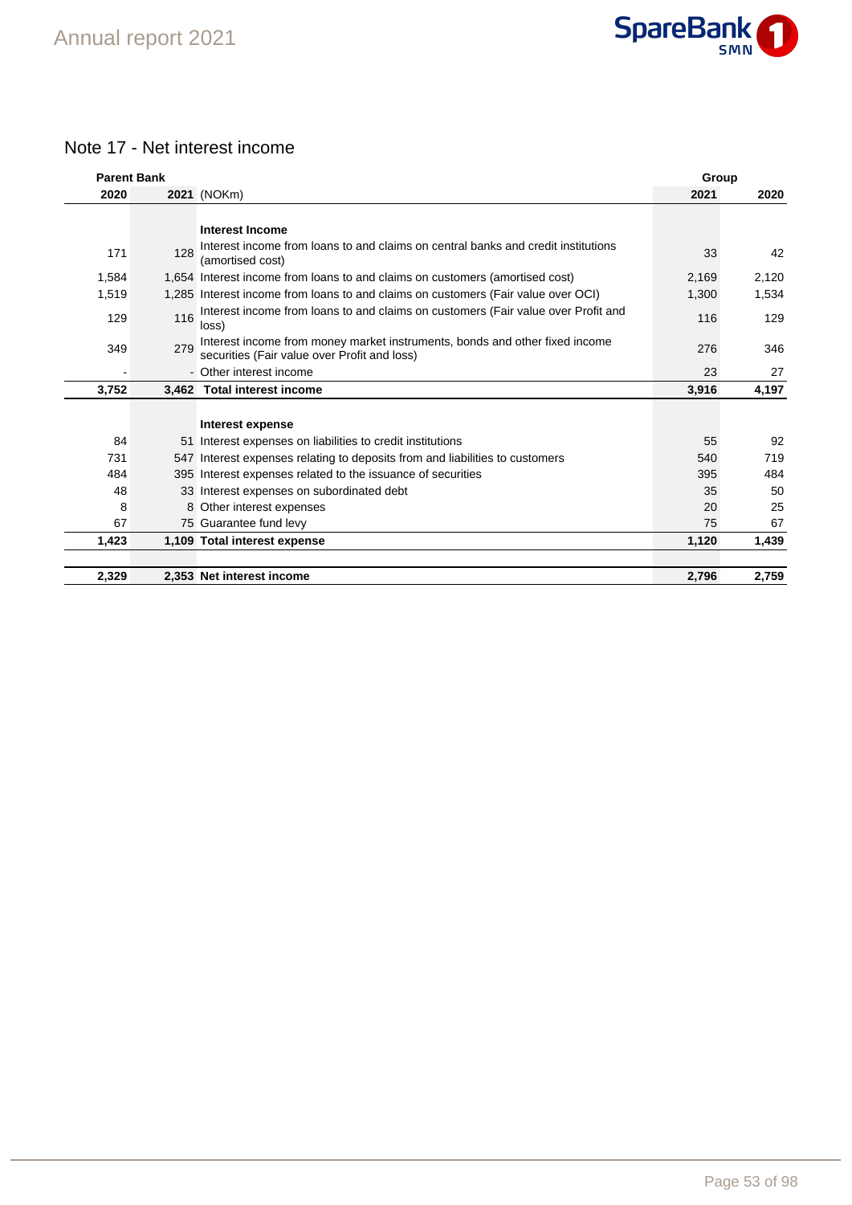## Note 17 - Net interest income

| Parent Bank | | | Group | |
|---|---|---|---|---|
| 2020 | 2021 | (NOKm) | 2021 | 2020 |
| | | **Interest Income** | | |
| 171 | 128 | Interest income from loans to and claims on central banks and credit institutions (amortised cost) | 33 | 42 |
| 1,584 | 1,654 | Interest income from loans to and claims on customers (amortised cost) | 2,169 | 2,120 |
| 1,519 | 1,285 | Interest income from loans to and claims on customers (Fair value over OCI) | 1,300 | 1,534 |
| 129 | 116 | Interest income from loans to and claims on customers (Fair value over Profit and loss) | 116 | 129 |
| 349 | 279 | Interest income from money market instruments, bonds and other fixed income securities (Fair value over Profit and loss) | 276 | 346 |
| - | - | Other interest income | 23 | 27 |
| **3,752** | **3,462** | **Total interest income** | **3,916** | **4,197** |
| | | **Interest expense** | | |
| 84 | 51 | Interest expenses on liabilities to credit institutions | 55 | 92 |
| 731 | 547 | Interest expenses relating to deposits from and liabilities to customers | 540 | 719 |
| 484 | 395 | Interest expenses related to the issuance of securities | 395 | 484 |
| 48 | 33 | Interest expenses on subordinated debt | 35 | 50 |
| 8 | 8 | Other interest expenses | 20 | 25 |
| 67 | 75 | Guarantee fund levy | 75 | 67 |
| **1,423** | **1,109** | **Total interest expense** | **1,120** | **1,439** |
| | | | | |
| **2,329** | **2,353** | **Net interest income** | **2,796** | **2,759** |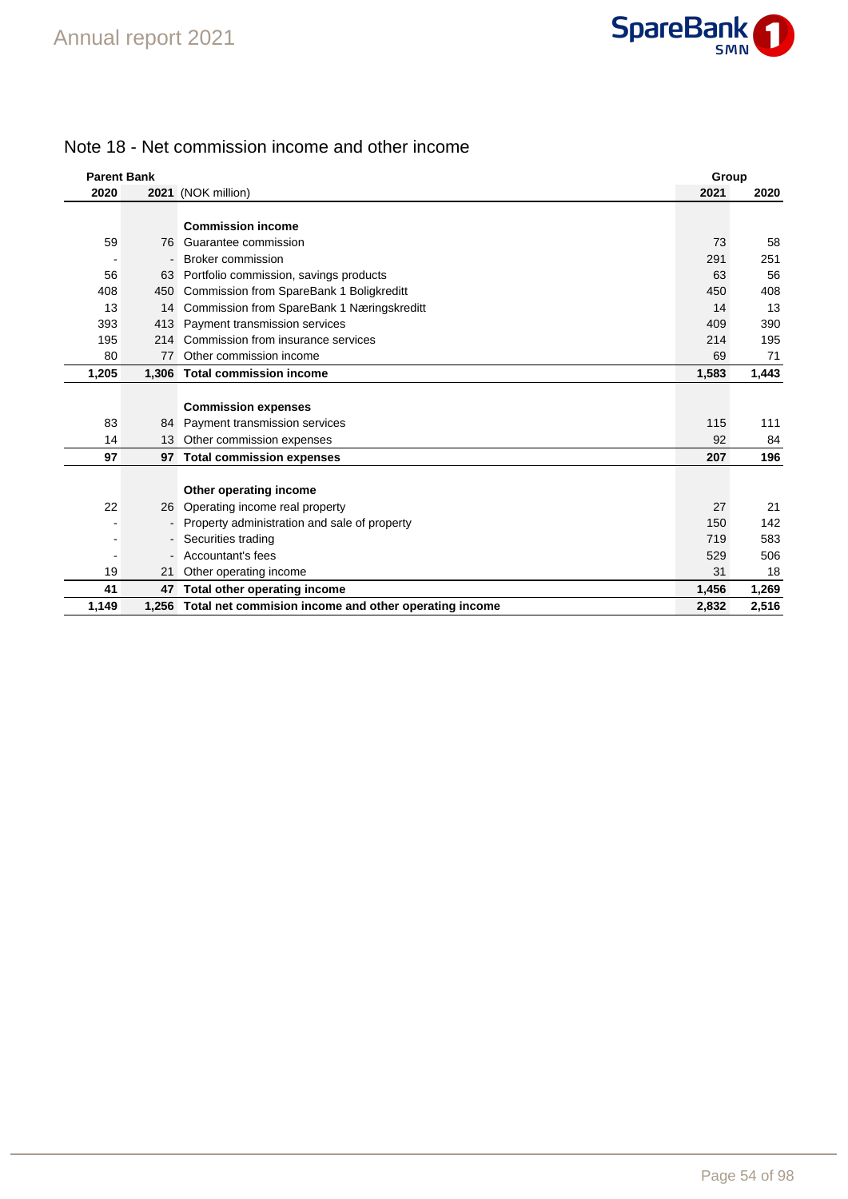## Note 18 - Net commission income and other income

| Parent Bank | | | Group | |
|---|---|---|---|---|
| 2020 | 2021 | (NOK million) | 2021 | 2020 |
| | | **Commission income** | | |
| 59 | 76 | Guarantee commission | 73 | 58 |
| - | - | Broker commission | 291 | 251 |
| 56 | 63 | Portfolio commission, savings products | 63 | 56 |
| 408 | 450 | Commission from SpareBank 1 Boligkreditt | 450 | 408 |
| 13 | 14 | Commission from SpareBank 1 Næringskreditt | 14 | 13 |
| 393 | 413 | Payment transmission services | 409 | 390 |
| 195 | 214 | Commission from insurance services | 214 | 195 |
| 80 | 77 | Other commission income | 69 | 71 |
| **1,205** | **1,306** | **Total commission income** | **1,583** | **1,443** |
| | | **Commission expenses** | | |
| 83 | 84 | Payment transmission services | 115 | 111 |
| 14 | 13 | Other commission expenses | 92 | 84 |
| **97** | **97** | **Total commission expenses** | **207** | **196** |
| | | **Other operating income** | | |
| 22 | 26 | Operating income real property | 27 | 21 |
| - | - | Property administration and sale of property | 150 | 142 |
| - | - | Securities trading | 719 | 583 |
| - | - | Accountant's fees | 529 | 506 |
| 19 | 21 | Other operating income | 31 | 18 |
| **41** | **47** | **Total other operating income** | **1,456** | **1,269** |
| **1,149** | **1,256** | **Total net commision income and other operating income** | **2,832** | **2,516** |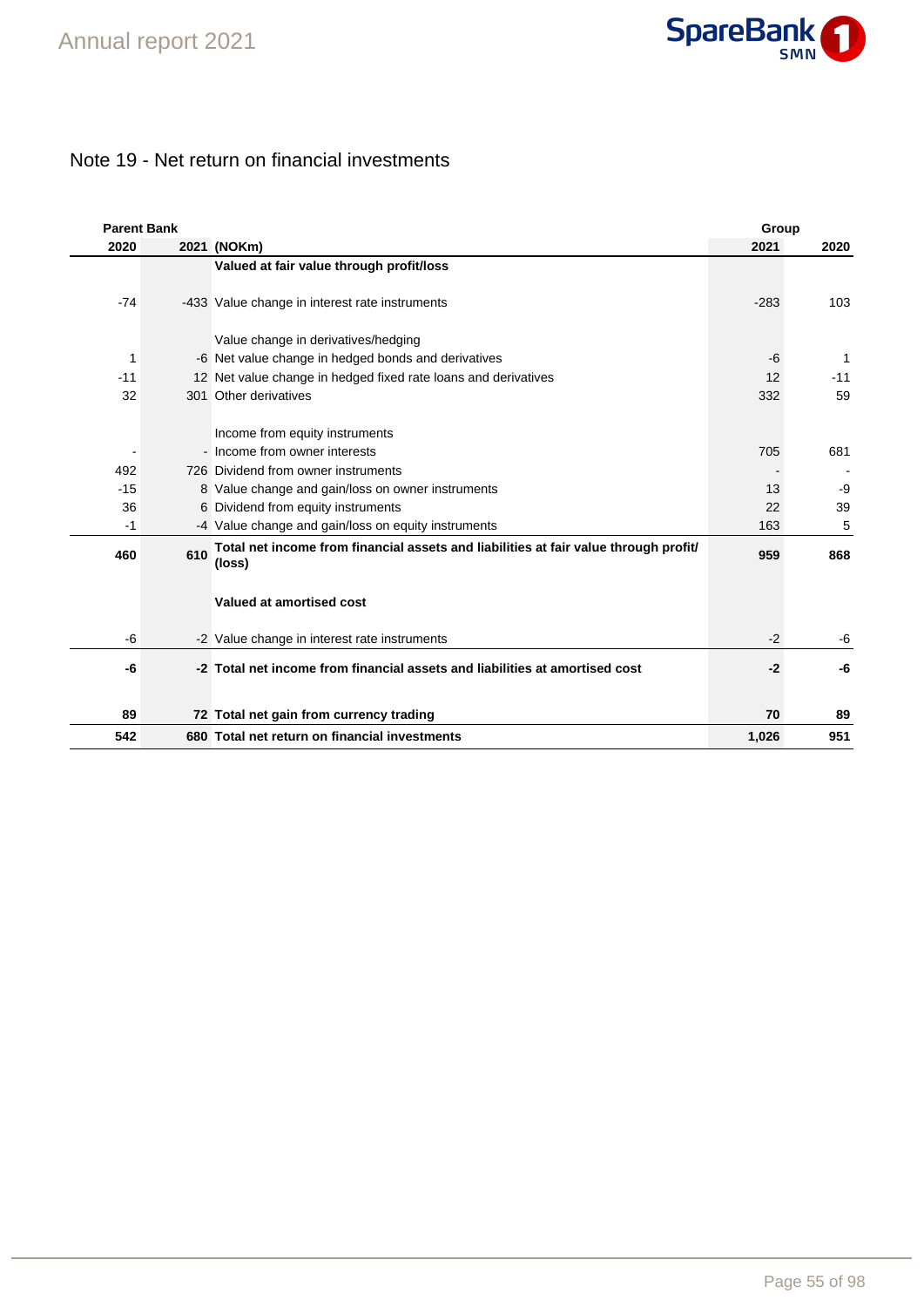# Note 19 - Net return on financial investments

| Parent Bank | | | Group | |
|---|---|---|---|---|
| 2020 | 2021 | (NOKm) | 2021 | 2020 |
| | | **Valued at fair value through profit/loss** | | |
| -74 | -433 | Value change in interest rate instruments | -283 | 103 |
| | | Value change in derivatives/hedging | | |
| 1 | -6 | Net value change in hedged bonds and derivatives | -6 | 1 |
| -11 | 12 | Net value change in hedged fixed rate loans and derivatives | 12 | -11 |
| 32 | 301 | Other derivatives | 332 | 59 |
| | | Income from equity instruments | | |
| - | - | Income from owner interests | 705 | 681 |
| 492 | 726 | Dividend from owner instruments | - | - |
| -15 | 8 | Value change and gain/loss on owner instruments | 13 | -9 |
| 36 | 6 | Dividend from equity instruments | 22 | 39 |
| -1 | -4 | Value change and gain/loss on equity instruments | 163 | 5 |
| **460** | **610** | **Total net income from financial assets and liabilities at fair value through profit/(loss)** | **959** | **868** |
| | | **Valued at amortised cost** | | |
| -6 | -2 | Value change in interest rate instruments | -2 | -6 |
| **-6** | **-2** | **Total net income from financial assets and liabilities at amortised cost** | **-2** | **-6** |
| **89** | **72** | **Total net gain from currency trading** | **70** | **89** |
| **542** | **680** | **Total net return on financial investments** | **1,026** | **951** |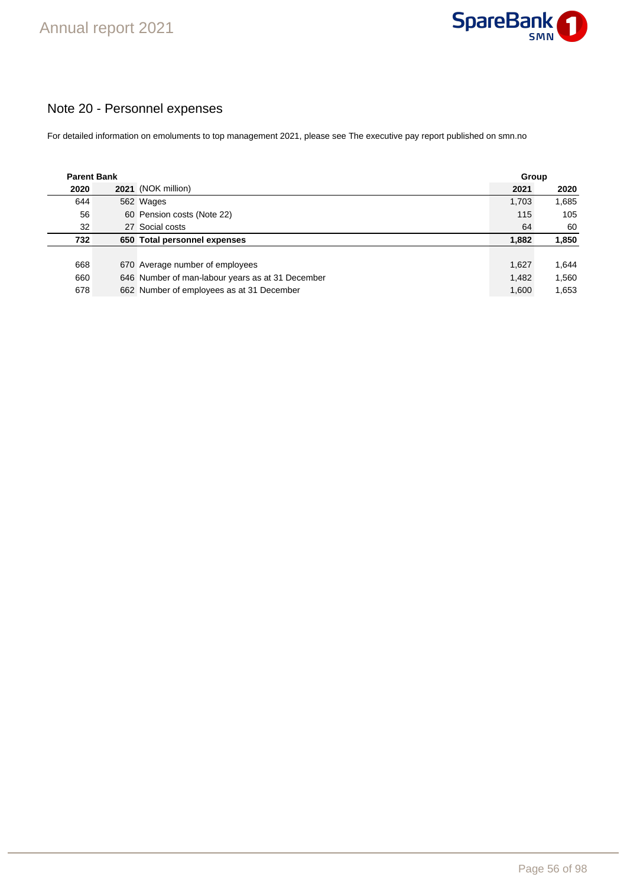## Note 20 - Personnel expenses

For detailed information on emoluments to top management 2021, please see The executive pay report published on smn.no

| Parent Bank | | | Group | |
|---|---|---|---|---|
| **2020** | **2021** | (NOK million) | **2021** | **2020** |
| 644 | 562 | Wages | 1,703 | 1,685 |
| 56 | 60 | Pension costs (Note 22) | 115 | 105 |
| 32 | 27 | Social costs | 64 | 60 |
| **732** | **650** | **Total personnel expenses** | **1,882** | **1,850** |
| | | | | |
| 668 | 670 | Average number of employees | 1,627 | 1,644 |
| 660 | 646 | Number of man-labour years as at 31 December | 1,482 | 1,560 |
| 678 | 662 | Number of employees as at 31 December | 1,600 | 1,653 |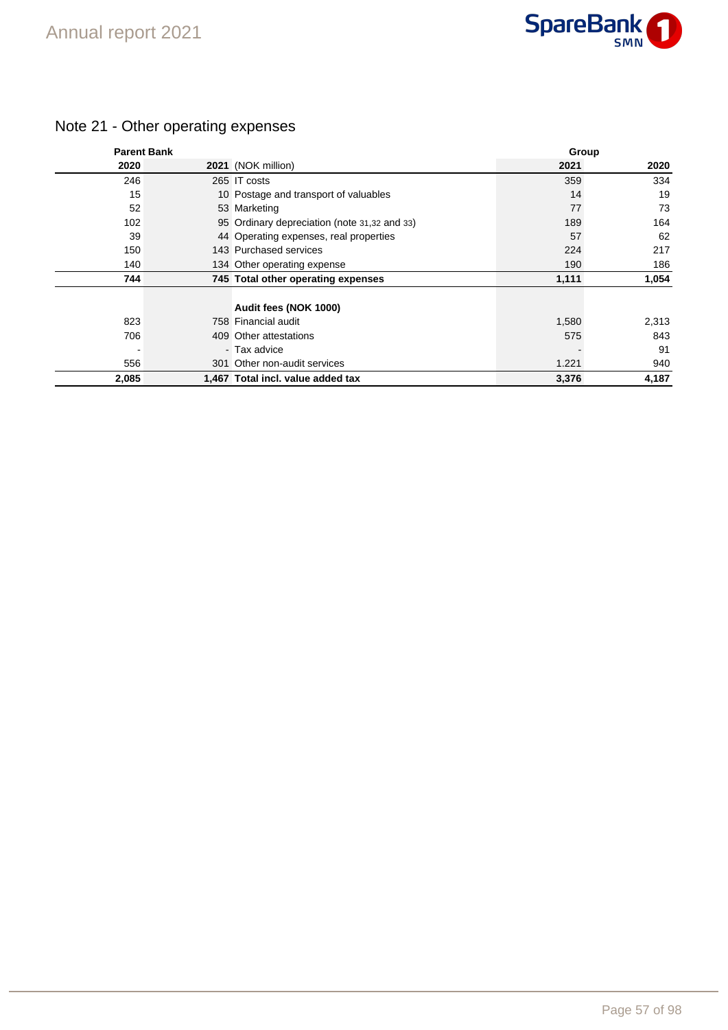# Note 21 - Other operating expenses

| Parent Bank | | | Group | |
|---|---|---|---|---|
| 2020 | 2021 | (NOK million) | 2021 | 2020 |
| 246 | 265 | IT costs | 359 | 334 |
| 15 | 10 | Postage and transport of valuables | 14 | 19 |
| 52 | 53 | Marketing | 77 | 73 |
| 102 | 95 | Ordinary depreciation (note 31,32 and 33) | 189 | 164 |
| 39 | 44 | Operating expenses, real properties | 57 | 62 |
| 150 | 143 | Purchased services | 224 | 217 |
| 140 | 134 | Other operating expense | 190 | 186 |
| **744** | **745** | **Total other operating expenses** | **1,111** | **1,054** |
| | | | | |
| | | **Audit fees (NOK 1000)** | | |
| 823 | 758 | Financial audit | 1,580 | 2,313 |
| 706 | 409 | Other attestations | 575 | 843 |
| - | - | Tax advice | - | 91 |
| 556 | 301 | Other non-audit services | 1.221 | 940 |
| **2,085** | **1,467** | **Total incl. value added tax** | **3,376** | **4,187** |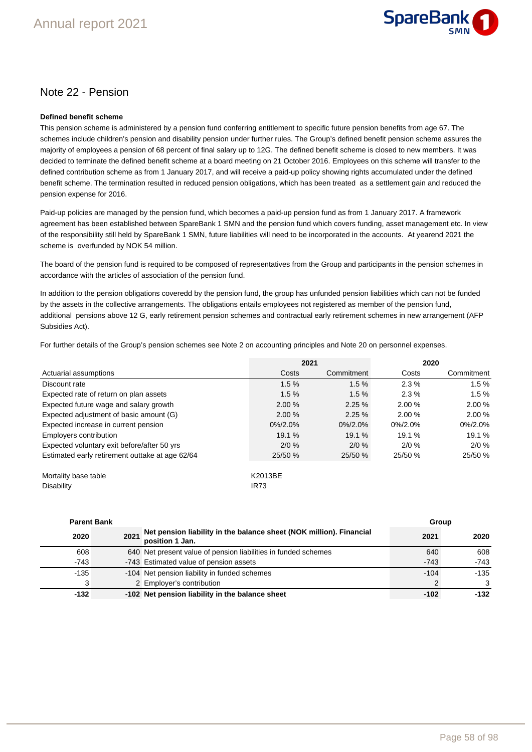## Note 22 - Pension

**Defined benefit scheme**

This pension scheme is administered by a pension fund conferring entitlement to specific future pension benefits from age 67. The schemes include children's pension and disability pension under further rules. The Group's defined benefit pension scheme assures the majority of employees a pension of 68 percent of final salary up to 12G. The defined benefit scheme is closed to new members. It was decided to terminate the defined benefit scheme at a board meeting on 21 October 2016. Employees on this scheme will transfer to the defined contribution scheme as from 1 January 2017, and will receive a paid-up policy showing rights accumulated under the defined benefit scheme. The termination resulted in reduced pension obligations, which has been treated as a settlement gain and reduced the pension expense for 2016.

Paid-up policies are managed by the pension fund, which becomes a paid-up pension fund as from 1 January 2017. A framework agreement has been established between SpareBank 1 SMN and the pension fund which covers funding, asset management etc. In view of the responsibility still held by SpareBank 1 SMN, future liabilities will need to be incorporated in the accounts. At yearend 2021 the scheme is overfunded by NOK 54 million.

The board of the pension fund is required to be composed of representatives from the Group and participants in the pension schemes in accordance with the articles of association of the pension fund.

In addition to the pension obligations coveredd by the pension fund, the group has unfunded pension liabilities which can not be funded by the assets in the collective arrangements. The obligations entails employees not registered as member of the pension fund, additional pensions above 12 G, early retirement pension schemes and contractual early retirement schemes in new arrangement (AFP Subsidies Act).

For further details of the Group's pension schemes see Note 2 on accounting principles and Note 20 on personnel expenses.

| | 2021 | | 2020 | |
|---|---|---|---|---|
| Actuarial assumptions | Costs | Commitment | Costs | Commitment |
| Discount rate | 1.5 % | 1.5 % | 2.3 % | 1.5 % |
| Expected rate of return on plan assets | 1.5 % | 1.5 % | 2.3 % | 1.5 % |
| Expected future wage and salary growth | 2.00 % | 2.25 % | 2.00 % | 2.00 % |
| Expected adjustment of basic amount (G) | 2.00 % | 2.25 % | 2.00 % | 2.00 % |
| Expected increase in current pension | 0%/2.0% | 0%/2.0% | 0%/2.0% | 0%/2.0% |
| Employers contribution | 19.1 % | 19.1 % | 19.1 % | 19.1 % |
| Expected voluntary exit before/after 50 yrs | 2/0 % | 2/0 % | 2/0 % | 2/0 % |
| Estimated early retirement outtake at age 62/64 | 25/50 % | 25/50 % | 25/50 % | 25/50 % |

| | |
|---|---|
| Mortality base table | K2013BE |
| Disability | IR73 |

| Parent Bank | | | Group | |
|---|---|---|---|---|
| 2020 | 2021 | Net pension liability in the balance sheet (NOK million). Financial position 1 Jan. | 2021 | 2020 |
| 608 | 640 | Net present value of pension liabilities in funded schemes | 640 | 608 |
| -743 | -743 | Estimated value of pension assets | -743 | -743 |
| -135 | -104 | Net pension liability in funded schemes | -104 | -135 |
| 3 | 2 | Employer's contribution | 2 | 3 |
| **-132** | **-102** | **Net pension liability in the balance sheet** | **-102** | **-132** |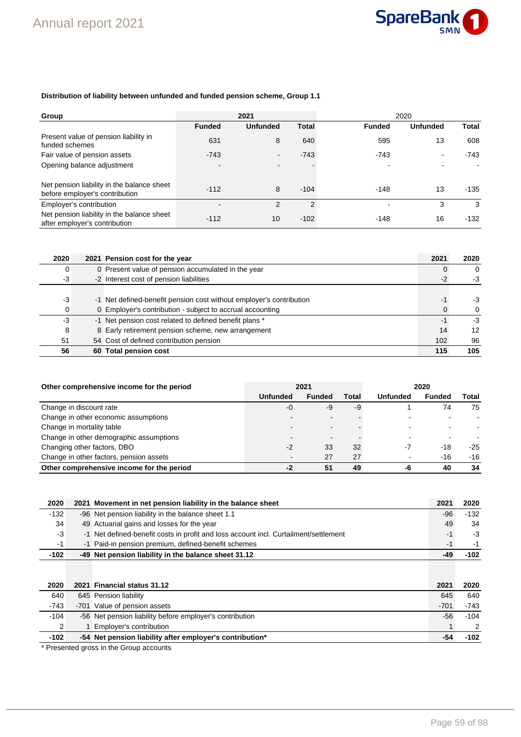**Distribution of liability between unfunded and funded pension scheme, Group 1.1**

| Group | 2021 | | | 2020 | | |
|---|---|---|---|---|---|---|
| | Funded | Unfunded | Total | Funded | Unfunded | Total |
| Present value of pension liability in funded schemes | 631 | 8 | 640 | 595 | 13 | 608 |
| Fair value of pension assets | -743 | - | -743 | -743 | - | -743 |
| Opening balance adjustment | - | - | - | - | - | - |
| Net pension liability in the balance sheet before employer's contribution | -112 | 8 | -104 | -148 | 13 | -135 |
| Employer's contribution | - | 2 | 2 | - | 3 | 3 |
| Net pension liability in the balance sheet after employer's contribution | -112 | 10 | -102 | -148 | 16 | -132 |

| 2020 | 2021 | Pension cost for the year | 2021 | 2020 |
|---|---|---|---|---|
| 0 | 0 | Present value of pension accumulated in the year | 0 | 0 |
| -3 | -2 | Interest cost of pension liabilities | -2 | -3 |
| -3 | -1 | Net defined-benefit pension cost without employer's contribution | -1 | -3 |
| 0 | 0 | Employer's contribution - subject to accrual accounting | 0 | 0 |
| -3 | -1 | Net pension cost related to defined benefit plans * | -1 | -3 |
| 8 | 8 | Early retirement pension scheme, new arrangement | 14 | 12 |
| 51 | 54 | Cost of defined contribution pension | 102 | 96 |
| **56** | **60** | **Total pension cost** | **115** | **105** |

| Other comprehensive income for the period | 2021 | | | 2020 | | |
|---|---|---|---|---|---|---|
| | Unfunded | Funded | Total | Unfunded | Funded | Total |
| Change in discount rate | -0 | -9 | -9 | 1 | 74 | 75 |
| Change in other economic assumptions | - | - | - | - | - | - |
| Change in mortality table | - | - | - | - | - | - |
| Change in other demographic assumptions | - | - | - | - | - | - |
| Changing other factors, DBO | -2 | 33 | 32 | -7 | -18 | -25 |
| Change in other factors, pension assets | - | 27 | 27 | - | -16 | -16 |
| **Other comprehensive income for the period** | **-2** | **51** | **49** | **-6** | **40** | **34** |

| 2020 | 2021 | Movement in net pension liability in the balance sheet | 2021 | 2020 |
|---|---|---|---|---|
| -132 | -96 | Net pension liability in the balance sheet 1.1 | -96 | -132 |
| 34 | 49 | Actuarial gains and losses for the year | 49 | 34 |
| -3 | -1 | Net defined-benefit costs in profit and loss account incl. Curtailment/settlement | -1 | -3 |
| -1 | -1 | Paid-in pension premium, defined-benefit schemes | -1 | -1 |
| **-102** | **-49** | **Net pension liability in the balance sheet 31.12** | **-49** | **-102** |

| 2020 | 2021 | Financial status 31.12 | 2021 | 2020 |
|---|---|---|---|---|
| 640 | 645 | Pension liability | 645 | 640 |
| -743 | -701 | Value of pension assets | -701 | -743 |
| -104 | -56 | Net pension liability before employer's contribution | -56 | -104 |
| 2 | 1 | Employer's contribution | 1 | 2 |
| **-102** | **-54** | **Net pension liability after employer's contribution*** | **-54** | **-102** |

* Presented gross in the Group accounts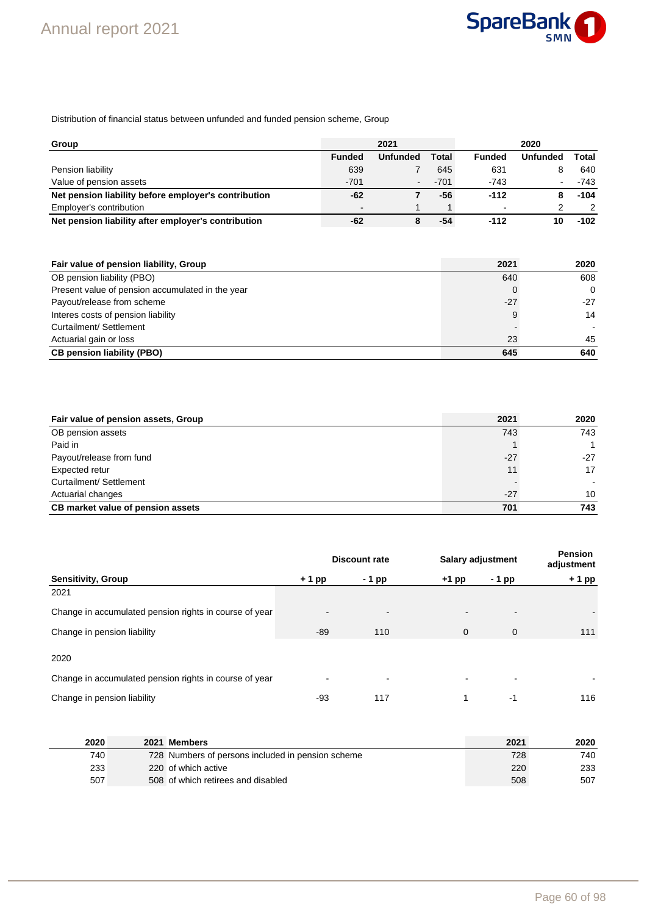Distribution of financial status between unfunded and funded pension scheme, Group

| Group | 2021 | | | 2020 | | |
|---|---|---|---|---|---|---|
| | Funded | Unfunded | Total | Funded | Unfunded | Total |
| Pension liability | 639 | 7 | 645 | 631 | 8 | 640 |
| Value of pension assets | -701 | - | -701 | -743 | - | -743 |
| **Net pension liability before employer's contribution** | **-62** | **7** | **-56** | **-112** | **8** | **-104** |
| Employer's contribution | - | 1 | 1 | - | 2 | 2 |
| **Net pension liability after employer's contribution** | **-62** | **8** | **-54** | **-112** | **10** | **-102** |

| Fair value of pension liability, Group | 2021 | 2020 |
|---|---|---|
| OB pension liability (PBO) | 640 | 608 |
| Present value of pension accumulated in the year | 0 | 0 |
| Payout/release from scheme | -27 | -27 |
| Interes costs of pension liability | 9 | 14 |
| Curtailment/ Settlement | - | - |
| Actuarial gain or loss | 23 | 45 |
| **CB pension liability (PBO)** | **645** | **640** |

| Fair value of pension assets, Group | 2021 | 2020 |
|---|---|---|
| OB pension assets | 743 | 743 |
| Paid in | 1 | 1 |
| Payout/release from fund | -27 | -27 |
| Expected retur | 11 | 17 |
| Curtailment/ Settlement | - | - |
| Actuarial changes | -27 | 10 |
| **CB market value of pension assets** | **701** | **743** |

| | Discount rate | | Salary adjustment | | Pension adjustment |
|---|---|---|---|---|---|
| **Sensitivity, Group** | **+ 1 pp** | **- 1 pp** | **+1 pp** | **- 1 pp** | **+ 1 pp** |
| 2021 | | | | | |
| Change in accumulated pension rights in course of year | - | - | - | - | - |
| Change in pension liability | -89 | 110 | 0 | 0 | 111 |
| 2020 | | | | | |
| Change in accumulated pension rights in course of year | - | - | - | - | - |
| Change in pension liability | -93 | 117 | 1 | -1 | 116 |

| 2020 | 2021 | Members | 2021 | 2020 |
|---|---|---|---|---|
| 740 | 728 | Numbers of persons included in pension scheme | 728 | 740 |
| 233 | 220 | of which active | 220 | 233 |
| 507 | 508 | of which retirees and disabled | 508 | 507 |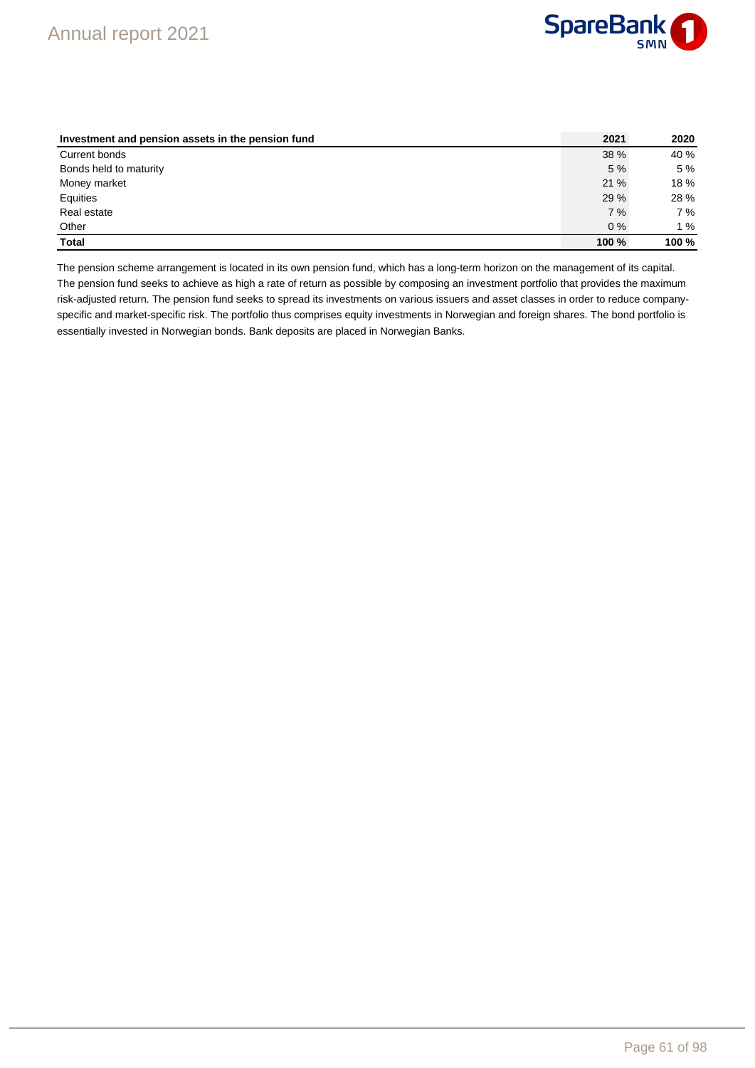| Investment and pension assets in the pension fund | 2021 | 2020 |
|---|---|---|
| Current bonds | 38 % | 40 % |
| Bonds held to maturity | 5 % | 5 % |
| Money market | 21 % | 18 % |
| Equities | 29 % | 28 % |
| Real estate | 7 % | 7 % |
| Other | 0 % | 1 % |
| **Total** | **100 %** | **100 %** |

The pension scheme arrangement is located in its own pension fund, which has a long-term horizon on the management of its capital. The pension fund seeks to achieve as high a rate of return as possible by composing an investment portfolio that provides the maximum risk-adjusted return. The pension fund seeks to spread its investments on various issuers and asset classes in order to reduce company-specific and market-specific risk. The portfolio thus comprises equity investments in Norwegian and foreign shares. The bond portfolio is essentially invested in Norwegian bonds. Bank deposits are placed in Norwegian Banks.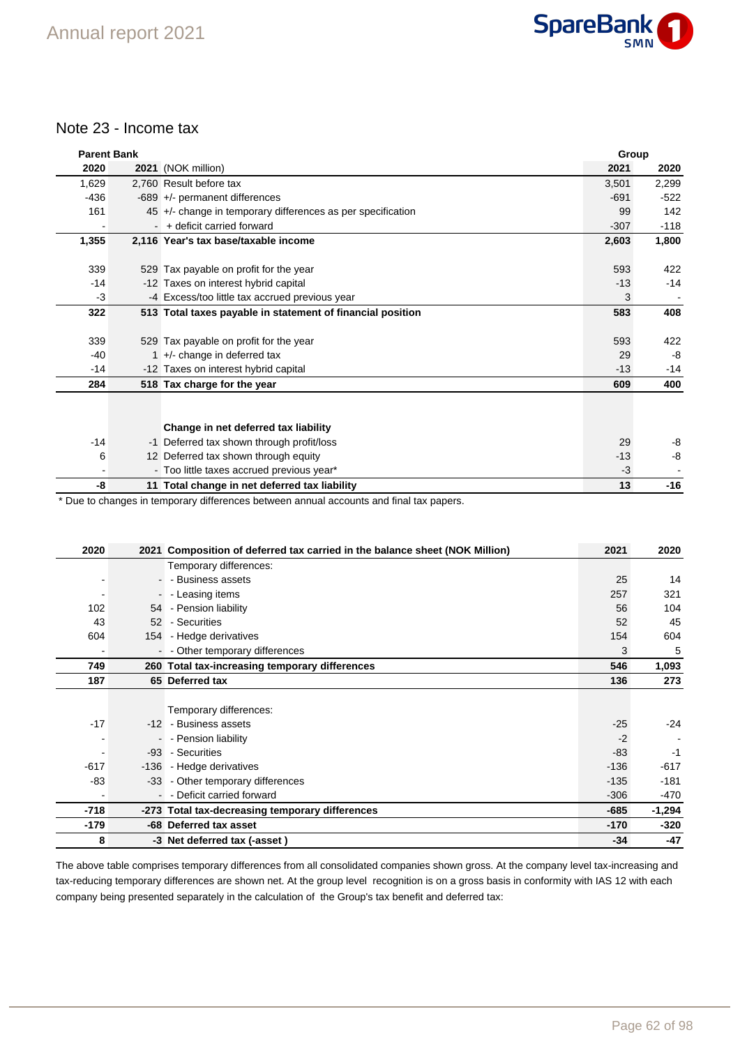## Note 23 - Income tax

| Parent Bank | | | Group | |
|---|---|---|---|---|
| **2020** | **2021** | (NOK million) | **2021** | **2020** |
| 1,629 | 2,760 | Result before tax | 3,501 | 2,299 |
| -436 | -689 | +/- permanent differences | -691 | -522 |
| 161 | 45 | +/- change in temporary differences as per specification | 99 | 142 |
| - | - | + deficit carried forward | -307 | -118 |
| **1,355** | **2,116** | **Year's tax base/taxable income** | **2,603** | **1,800** |
| | | | | |
| 339 | 529 | Tax payable on profit for the year | 593 | 422 |
| -14 | -12 | Taxes on interest hybrid capital | -13 | -14 |
| -3 | -4 | Excess/too little tax accrued previous year | 3 | - |
| **322** | **513** | **Total taxes payable in statement of financial position** | **583** | **408** |
| | | | | |
| 339 | 529 | Tax payable on profit for the year | 593 | 422 |
| -40 | 1 | +/- change in deferred tax | 29 | -8 |
| -14 | -12 | Taxes on interest hybrid capital | -13 | -14 |
| **284** | **518** | **Tax charge for the year** | **609** | **400** |
| | | | | |
| | | **Change in net deferred tax liability** | | |
| -14 | -1 | Deferred tax shown through profit/loss | 29 | -8 |
| 6 | 12 | Deferred tax shown through equity | -13 | -8 |
| - | - | Too little taxes accrued previous year* | -3 | - |
| **-8** | **11** | **Total change in net deferred tax liability** | **13** | **-16** |

\* Due to changes in temporary differences between annual accounts and final tax papers.

| 2020 | 2021 | Composition of deferred tax carried in the balance sheet (NOK Million) | 2021 | 2020 |
|---|---|---|---|---|
| | | Temporary differences: | | |
| - | - | - Business assets | 25 | 14 |
| - | - | - Leasing items | 257 | 321 |
| 102 | 54 | - Pension liability | 56 | 104 |
| 43 | 52 | - Securities | 52 | 45 |
| 604 | 154 | - Hedge derivatives | 154 | 604 |
| - | - | - Other temporary differences | 3 | 5 |
| **749** | **260** | **Total tax-increasing temporary differences** | **546** | **1,093** |
| **187** | **65** | **Deferred tax** | **136** | **273** |
| | | | | |
| | | Temporary differences: | | |
| -17 | -12 | - Business assets | -25 | -24 |
| - | - | - Pension liability | -2 | - |
| - | -93 | - Securities | -83 | -1 |
| -617 | -136 | - Hedge derivatives | -136 | -617 |
| -83 | -33 | - Other temporary differences | -135 | -181 |
| - | - | - Deficit carried forward | -306 | -470 |
| **-718** | **-273** | **Total tax-decreasing temporary differences** | **-685** | **-1,294** |
| **-179** | **-68** | **Deferred tax asset** | **-170** | **-320** |
| **8** | **-3** | **Net deferred tax (-asset )** | **-34** | **-47** |

The above table comprises temporary differences from all consolidated companies shown gross. At the company level tax-increasing and tax-reducing temporary differences are shown net. At the group level recognition is on a gross basis in conformity with IAS 12 with each company being presented separately in the calculation of the Group's tax benefit and deferred tax: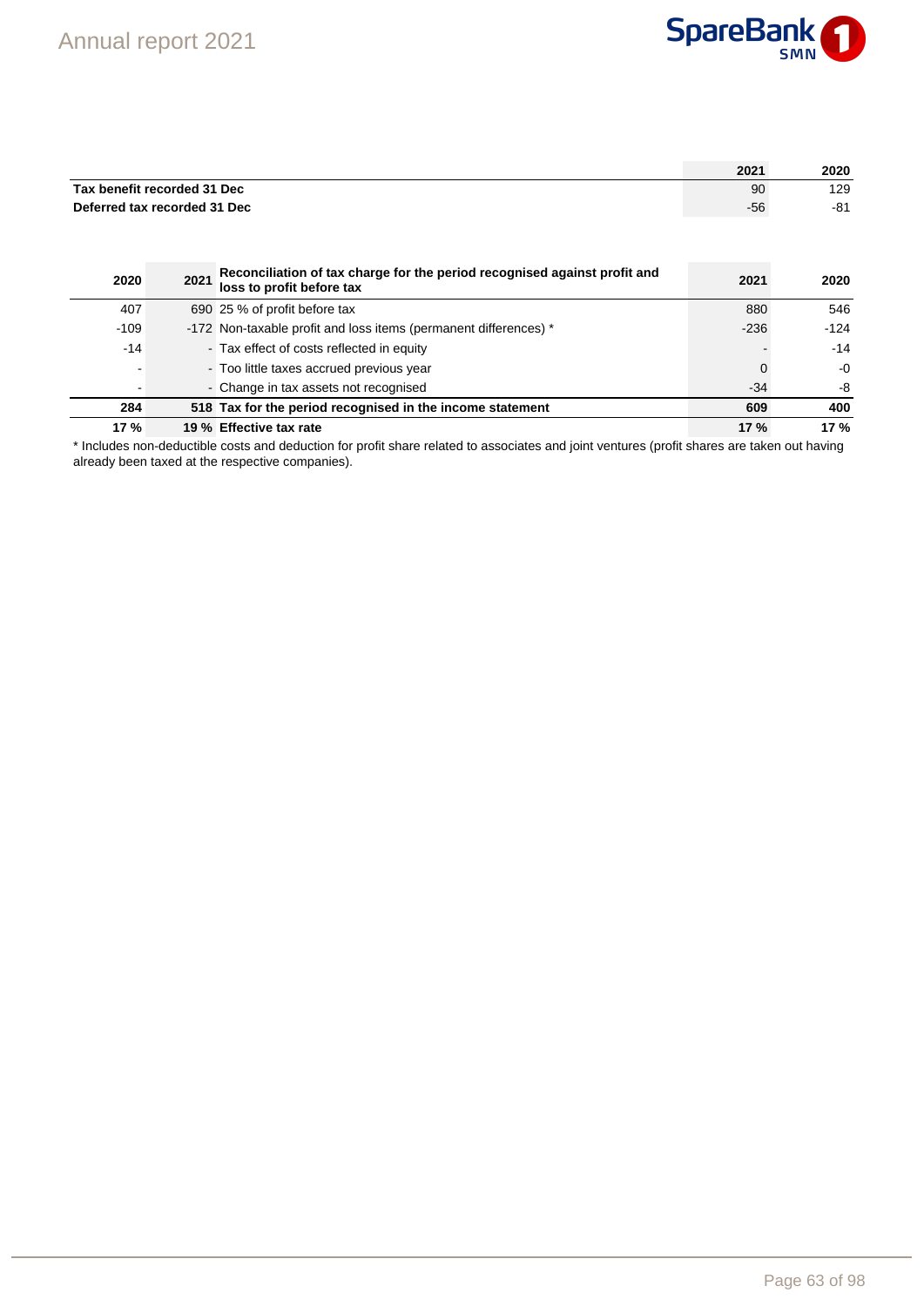| | 2021 | 2020 |
|---|---|---|
| **Tax benefit recorded 31 Dec** | 90 | 129 |
| **Deferred tax recorded 31 Dec** | -56 | -81 |

| 2020 | 2021 | Reconciliation of tax charge for the period recognised against profit and loss to profit before tax | 2021 | 2020 |
|---|---|---|---|---|
| 407 | 690 | 25 % of profit before tax | 880 | 546 |
| -109 | -172 | Non-taxable profit and loss items (permanent differences) * | -236 | -124 |
| -14 | - | Tax effect of costs reflected in equity | - | -14 |
| - | - | Too little taxes accrued previous year | 0 | -0 |
| - | - | Change in tax assets not recognised | -34 | -8 |
| **284** | **518** | **Tax for the period recognised in the income statement** | **609** | **400** |
| **17 %** | **19 %** | **Effective tax rate** | **17 %** | **17 %** |

* Includes non-deductible costs and deduction for profit share related to associates and joint ventures (profit shares are taken out having already been taxed at the respective companies).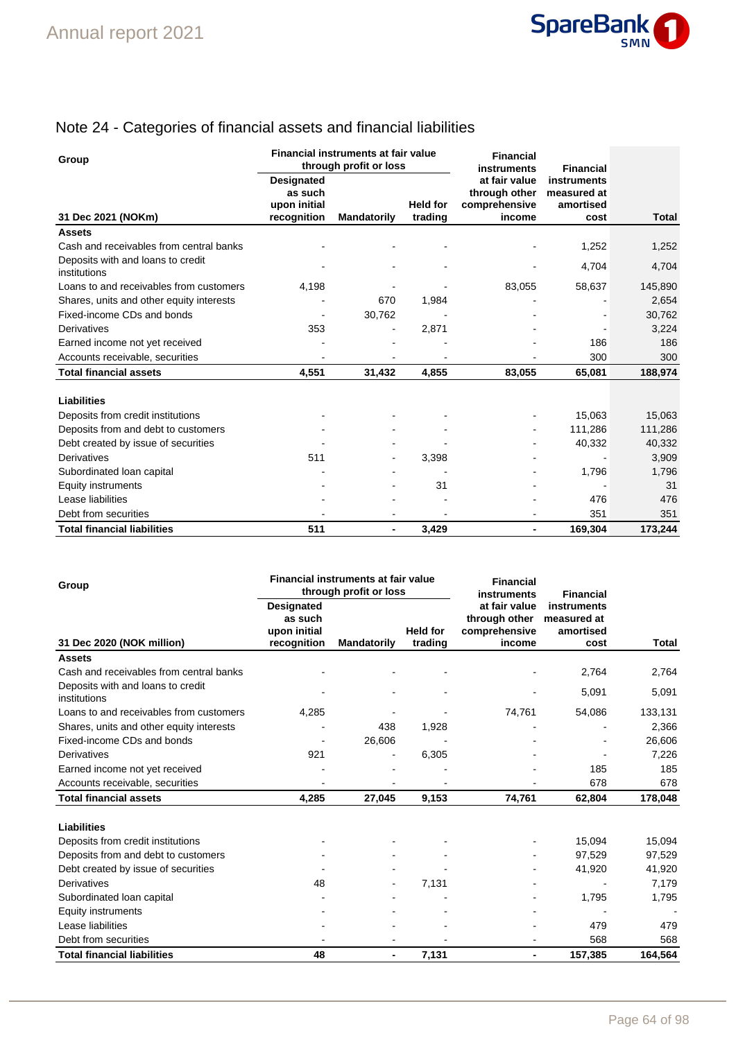# Note 24 - Categories of financial assets and financial liabilities

| Group | Financial instruments at fair value through profit or loss | | | Financial instruments at fair value through other comprehensive income | Financial instruments measured at amortised cost | |
|---|---|---|---|---|---|---|
| 31 Dec 2021 (NOKm) | Designated as such upon initial recognition | Mandatorily | Held for trading | | | Total |
| **Assets** | | | | | | |
| Cash and receivables from central banks | - | - | - | - | 1,252 | 1,252 |
| Deposits with and loans to credit institutions | - | - | - | - | 4,704 | 4,704 |
| Loans to and receivables from customers | 4,198 | - | - | 83,055 | 58,637 | 145,890 |
| Shares, units and other equity interests | - | 670 | 1,984 | - | - | 2,654 |
| Fixed-income CDs and bonds | - | 30,762 | - | - | - | 30,762 |
| Derivatives | 353 | - | 2,871 | - | - | 3,224 |
| Earned income not yet received | - | - | - | - | 186 | 186 |
| Accounts receivable, securities | - | - | - | - | 300 | 300 |
| **Total financial assets** | **4,551** | **31,432** | **4,855** | **83,055** | **65,081** | **188,974** |
| | | | | | | |
| **Liabilities** | | | | | | |
| Deposits from credit institutions | - | - | - | - | 15,063 | 15,063 |
| Deposits from and debt to customers | - | - | - | - | 111,286 | 111,286 |
| Debt created by issue of securities | - | - | - | - | 40,332 | 40,332 |
| Derivatives | 511 | - | 3,398 | - | - | 3,909 |
| Subordinated loan capital | - | - | - | - | 1,796 | 1,796 |
| Equity instruments | - | - | 31 | - | - | 31 |
| Lease liabilities | - | - | - | - | 476 | 476 |
| Debt from securities | - | - | - | - | 351 | 351 |
| **Total financial liabilities** | **511** | **-** | **3,429** | **-** | **169,304** | **173,244** |

| Group | Financial instruments at fair value through profit or loss | | | Financial instruments at fair value through other comprehensive income | Financial instruments measured at amortised cost | |
|---|---|---|---|---|---|---|
| 31 Dec 2020 (NOK million) | Designated as such upon initial recognition | Mandatorily | Held for trading | | | Total |
| **Assets** | | | | | | |
| Cash and receivables from central banks | - | - | - | - | 2,764 | 2,764 |
| Deposits with and loans to credit institutions | - | - | - | - | 5,091 | 5,091 |
| Loans to and receivables from customers | 4,285 | - | - | 74,761 | 54,086 | 133,131 |
| Shares, units and other equity interests | - | 438 | 1,928 | - | - | 2,366 |
| Fixed-income CDs and bonds | - | 26,606 | - | - | - | 26,606 |
| Derivatives | 921 | - | 6,305 | - | - | 7,226 |
| Earned income not yet received | - | - | - | - | 185 | 185 |
| Accounts receivable, securities | - | - | - | - | 678 | 678 |
| **Total financial assets** | **4,285** | **27,045** | **9,153** | **74,761** | **62,804** | **178,048** |
| | | | | | | |
| **Liabilities** | | | | | | |
| Deposits from credit institutions | - | - | - | - | 15,094 | 15,094 |
| Deposits from and debt to customers | - | - | - | - | 97,529 | 97,529 |
| Debt created by issue of securities | - | - | - | - | 41,920 | 41,920 |
| Derivatives | 48 | - | 7,131 | - | - | 7,179 |
| Subordinated loan capital | - | - | - | - | 1,795 | 1,795 |
| Equity instruments | - | - | - | - | - | - |
| Lease liabilities | - | - | - | - | 479 | 479 |
| Debt from securities | - | - | - | - | 568 | 568 |
| **Total financial liabilities** | **48** | **-** | **7,131** | **-** | **157,385** | **164,564** |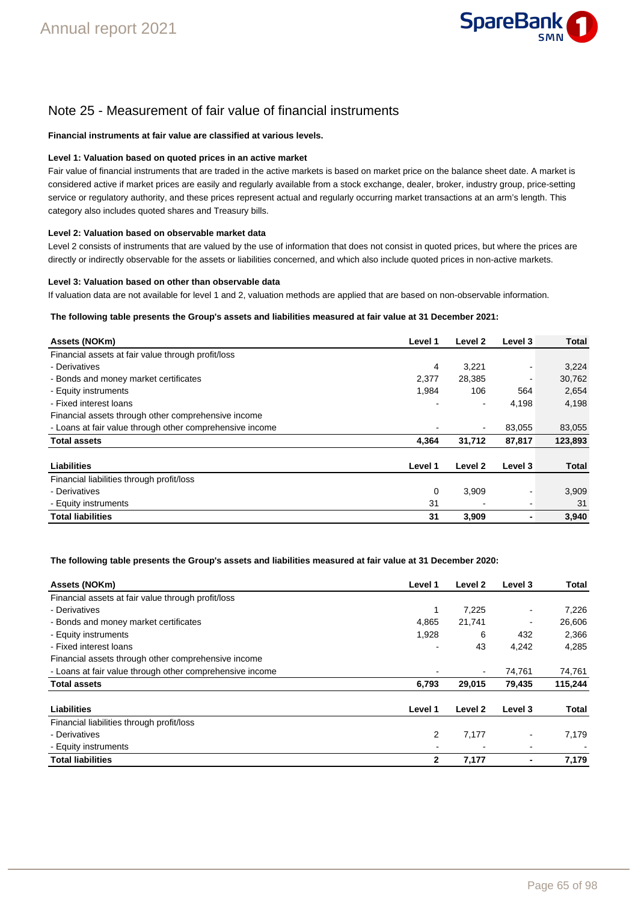## Note 25 - Measurement of fair value of financial instruments

**Financial instruments at fair value are classified at various levels.**

**Level 1: Valuation based on quoted prices in an active market**

Fair value of financial instruments that are traded in the active markets is based on market price on the balance sheet date. A market is considered active if market prices are easily and regularly available from a stock exchange, dealer, broker, industry group, price-setting service or regulatory authority, and these prices represent actual and regularly occurring market transactions at an arm's length. This category also includes quoted shares and Treasury bills.

**Level 2: Valuation based on observable market data**

Level 2 consists of instruments that are valued by the use of information that does not consist in quoted prices, but where the prices are directly or indirectly observable for the assets or liabilities concerned, and which also include quoted prices in non-active markets.

**Level 3: Valuation based on other than observable data**

If valuation data are not available for level 1 and 2, valuation methods are applied that are based on non-observable information.

**The following table presents the Group's assets and liabilities measured at fair value at 31 December 2021:**

| Assets (NOKm) | Level 1 | Level 2 | Level 3 | Total |
|---|---|---|---|---|
| Financial assets at fair value through profit/loss | | | | |
| - Derivatives | 4 | 3,221 | - | 3,224 |
| - Bonds and money market certificates | 2,377 | 28,385 | - | 30,762 |
| - Equity instruments | 1,984 | 106 | 564 | 2,654 |
| - Fixed interest loans | - | - | 4,198 | 4,198 |
| Financial assets through other comprehensive income | | | | |
| - Loans at fair value through other comprehensive income | - | - | 83,055 | 83,055 |
| **Total assets** | **4,364** | **31,712** | **87,817** | **123,893** |

| Liabilities | Level 1 | Level 2 | Level 3 | Total |
|---|---|---|---|---|
| Financial liabilities through profit/loss | | | | |
| - Derivatives | 0 | 3,909 | - | 3,909 |
| - Equity instruments | 31 | - | - | 31 |
| **Total liabilities** | **31** | **3,909** | **-** | **3,940** |

**The following table presents the Group's assets and liabilities measured at fair value at 31 December 2020:**

| Assets (NOKm) | Level 1 | Level 2 | Level 3 | Total |
|---|---|---|---|---|
| Financial assets at fair value through profit/loss | | | | |
| - Derivatives | 1 | 7,225 | - | 7,226 |
| - Bonds and money market certificates | 4,865 | 21,741 | - | 26,606 |
| - Equity instruments | 1,928 | 6 | 432 | 2,366 |
| - Fixed interest loans | - | 43 | 4,242 | 4,285 |
| Financial assets through other comprehensive income | | | | |
| - Loans at fair value through other comprehensive income | - | - | 74,761 | 74,761 |
| **Total assets** | **6,793** | **29,015** | **79,435** | **115,244** |

| Liabilities | Level 1 | Level 2 | Level 3 | Total |
|---|---|---|---|---|
| Financial liabilities through profit/loss | | | | |
| - Derivatives | 2 | 7,177 | - | 7,179 |
| - Equity instruments | - | - | - | - |
| **Total liabilities** | **2** | **7,177** | **-** | **7,179** |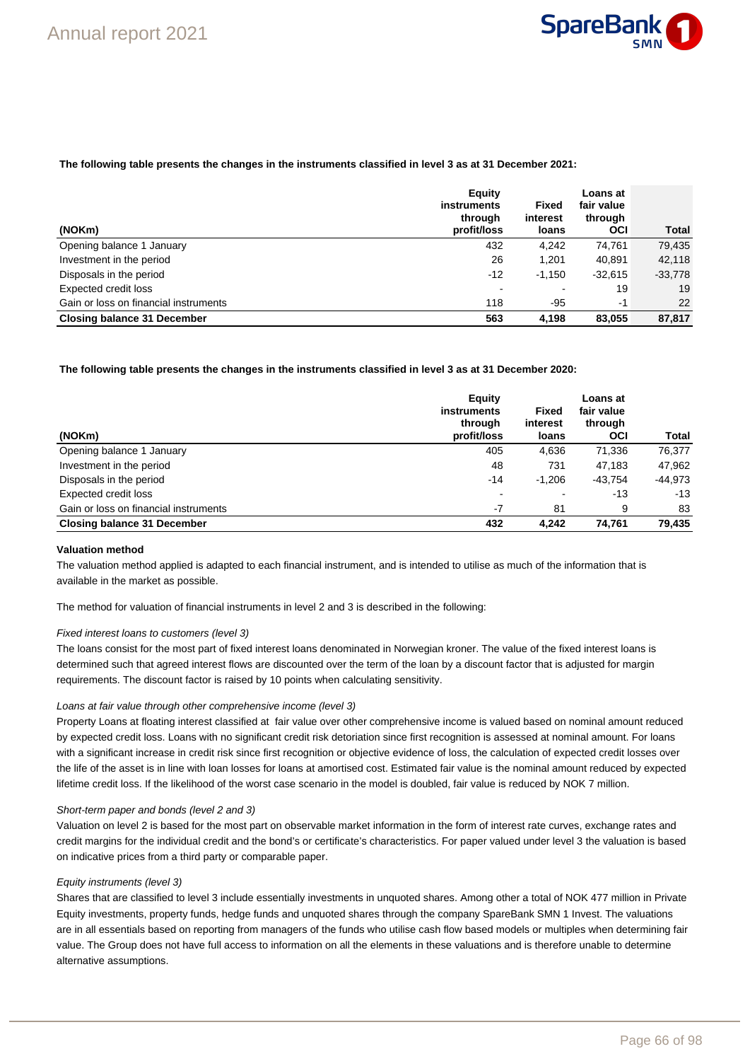**The following table presents the changes in the instruments classified in level 3 as at 31 December 2021:**

| (NOKm) | Equity instruments through profit/loss | Fixed interest loans | Loans at fair value through OCI | Total |
|---|---|---|---|---|
| Opening balance 1 January | 432 | 4,242 | 74,761 | 79,435 |
| Investment in the period | 26 | 1,201 | 40,891 | 42,118 |
| Disposals in the period | -12 | -1,150 | -32,615 | -33,778 |
| Expected credit loss | - | - | 19 | 19 |
| Gain or loss on financial instruments | 118 | -95 | -1 | 22 |
| **Closing balance 31 December** | **563** | **4,198** | **83,055** | **87,817** |

**The following table presents the changes in the instruments classified in level 3 as at 31 December 2020:**

| (NOKm) | Equity instruments through profit/loss | Fixed interest loans | Loans at fair value through OCI | Total |
|---|---|---|---|---|
| Opening balance 1 January | 405 | 4,636 | 71,336 | 76,377 |
| Investment in the period | 48 | 731 | 47,183 | 47,962 |
| Disposals in the period | -14 | -1,206 | -43,754 | -44,973 |
| Expected credit loss | - | - | -13 | -13 |
| Gain or loss on financial instruments | -7 | 81 | 9 | 83 |
| **Closing balance 31 December** | **432** | **4,242** | **74,761** | **79,435** |

**Valuation method**

The valuation method applied is adapted to each financial instrument, and is intended to utilise as much of the information that is available in the market as possible.

The method for valuation of financial instruments in level 2 and 3 is described in the following:

*Fixed interest loans to customers (level 3)*

The loans consist for the most part of fixed interest loans denominated in Norwegian kroner. The value of the fixed interest loans is determined such that agreed interest flows are discounted over the term of the loan by a discount factor that is adjusted for margin requirements. The discount factor is raised by 10 points when calculating sensitivity.

*Loans at fair value through other comprehensive income (level 3)*

Property Loans at floating interest classified at fair value over other comprehensive income is valued based on nominal amount reduced by expected credit loss. Loans with no significant credit risk detoriation since first recognition is assessed at nominal amount. For loans with a significant increase in credit risk since first recognition or objective evidence of loss, the calculation of expected credit losses over the life of the asset is in line with loan losses for loans at amortised cost. Estimated fair value is the nominal amount reduced by expected lifetime credit loss. If the likelihood of the worst case scenario in the model is doubled, fair value is reduced by NOK 7 million.

*Short-term paper and bonds (level 2 and 3)*

Valuation on level 2 is based for the most part on observable market information in the form of interest rate curves, exchange rates and credit margins for the individual credit and the bond's or certificate's characteristics. For paper valued under level 3 the valuation is based on indicative prices from a third party or comparable paper.

*Equity instruments (level 3)*

Shares that are classified to level 3 include essentially investments in unquoted shares. Among other a total of NOK 477 million in Private Equity investments, property funds, hedge funds and unquoted shares through the company SpareBank SMN 1 Invest. The valuations are in all essentials based on reporting from managers of the funds who utilise cash flow based models or multiples when determining fair value. The Group does not have full access to information on all the elements in these valuations and is therefore unable to determine alternative assumptions.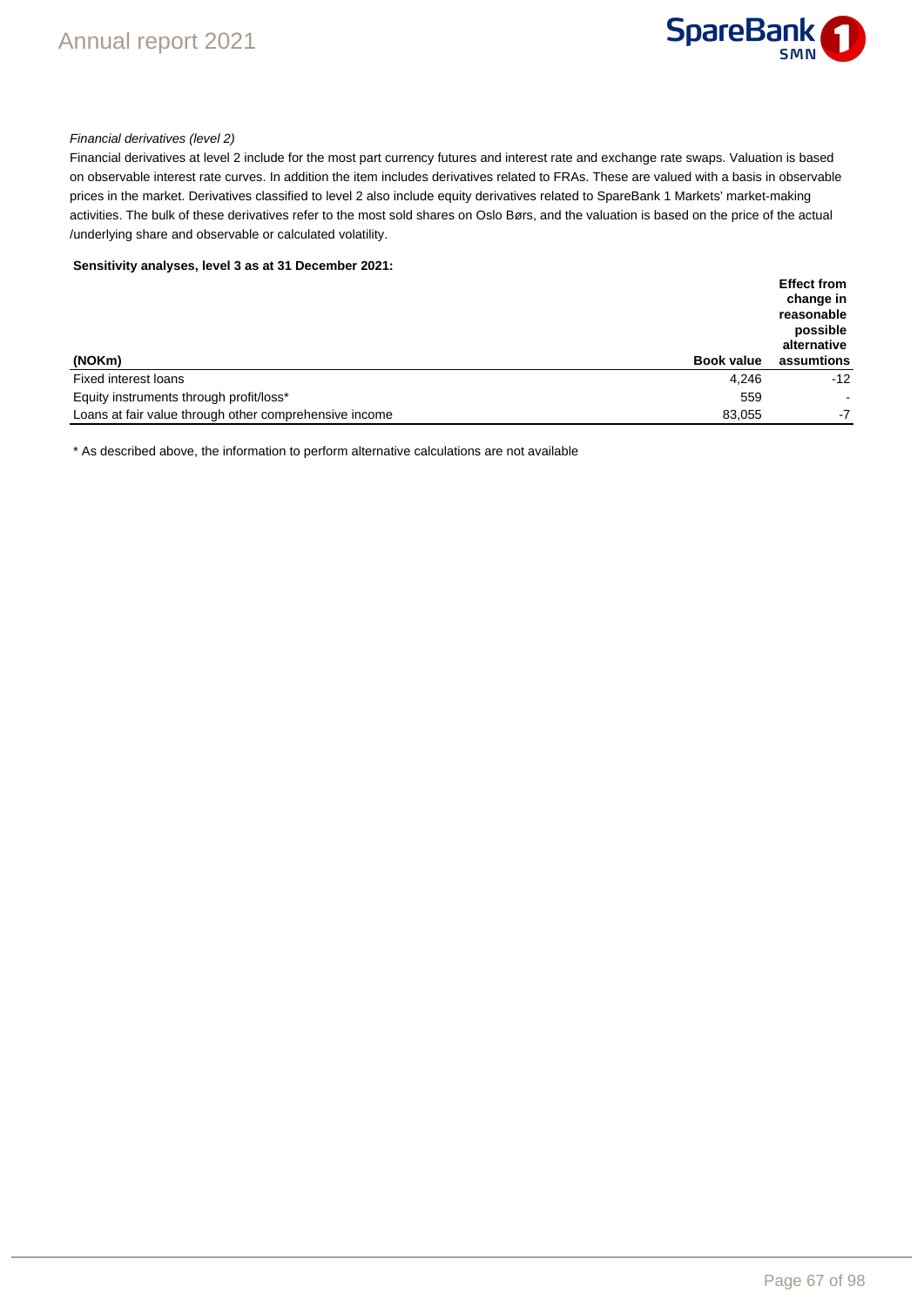*Financial derivatives (level 2)*

Financial derivatives at level 2 include for the most part currency futures and interest rate and exchange rate swaps. Valuation is based on observable interest rate curves. In addition the item includes derivatives related to FRAs. These are valued with a basis in observable prices in the market. Derivatives classified to level 2 also include equity derivatives related to SpareBank 1 Markets' market-making activities. The bulk of these derivatives refer to the most sold shares on Oslo Børs, and the valuation is based on the price of the actual /underlying share and observable or calculated volatility.

**Sensitivity analyses, level 3 as at 31 December 2021:**

| (NOKm) | Book value | Effect from change in reasonable possible alternative assumtions |
|---|---|---|
| Fixed interest loans | 4,246 | -12 |
| Equity instruments through profit/loss* | 559 | - |
| Loans at fair value through other comprehensive income | 83,055 | -7 |

* As described above, the information to perform alternative calculations are not available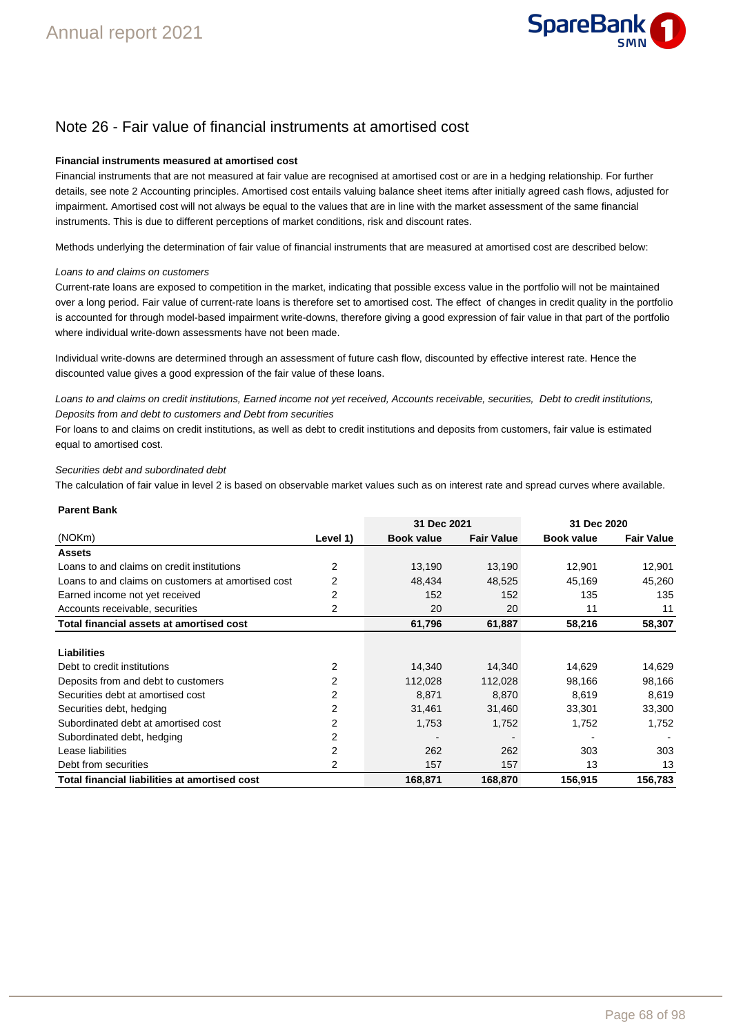# Note 26 - Fair value of financial instruments at amortised cost

**Financial instruments measured at amortised cost**

Financial instruments that are not measured at fair value are recognised at amortised cost or are in a hedging relationship. For further details, see note 2 Accounting principles. Amortised cost entails valuing balance sheet items after initially agreed cash flows, adjusted for impairment. Amortised cost will not always be equal to the values that are in line with the market assessment of the same financial instruments. This is due to different perceptions of market conditions, risk and discount rates.

Methods underlying the determination of fair value of financial instruments that are measured at amortised cost are described below:

*Loans to and claims on customers*

Current-rate loans are exposed to competition in the market, indicating that possible excess value in the portfolio will not be maintained over a long period. Fair value of current-rate loans is therefore set to amortised cost. The effect of changes in credit quality in the portfolio is accounted for through model-based impairment write-downs, therefore giving a good expression of fair value in that part of the portfolio where individual write-down assessments have not been made.

Individual write-downs are determined through an assessment of future cash flow, discounted by effective interest rate. Hence the discounted value gives a good expression of the fair value of these loans.

*Loans to and claims on credit institutions, Earned income not yet received, Accounts receivable, securities, Debt to credit institutions, Deposits from and debt to customers and Debt from securities*

For loans to and claims on credit institutions, as well as debt to credit institutions and deposits from customers, fair value is estimated equal to amortised cost.

*Securities debt and subordinated debt*

The calculation of fair value in level 2 is based on observable market values such as on interest rate and spread curves where available.

**Parent Bank**

| | | 31 Dec 2021 | | 31 Dec 2020 | |
|---|---|---|---|---|---|
| (NOKm) | Level 1) | Book value | Fair Value | Book value | Fair Value |
| **Assets** | | | | | |
| Loans to and claims on credit institutions | 2 | 13,190 | 13,190 | 12,901 | 12,901 |
| Loans to and claims on customers at amortised cost | 2 | 48,434 | 48,525 | 45,169 | 45,260 |
| Earned income not yet received | 2 | 152 | 152 | 135 | 135 |
| Accounts receivable, securities | 2 | 20 | 20 | 11 | 11 |
| **Total financial assets at amortised cost** | | **61,796** | **61,887** | **58,216** | **58,307** |
| | | | | | |
| **Liabilities** | | | | | |
| Debt to credit institutions | 2 | 14,340 | 14,340 | 14,629 | 14,629 |
| Deposits from and debt to customers | 2 | 112,028 | 112,028 | 98,166 | 98,166 |
| Securities debt at amortised cost | 2 | 8,871 | 8,870 | 8,619 | 8,619 |
| Securities debt, hedging | 2 | 31,461 | 31,460 | 33,301 | 33,300 |
| Subordinated debt at amortised cost | 2 | 1,753 | 1,752 | 1,752 | 1,752 |
| Subordinated debt, hedging | 2 | - | - | - | - |
| Lease liabilities | 2 | 262 | 262 | 303 | 303 |
| Debt from securities | 2 | 157 | 157 | 13 | 13 |
| **Total financial liabilities at amortised cost** | | **168,871** | **168,870** | **156,915** | **156,783** |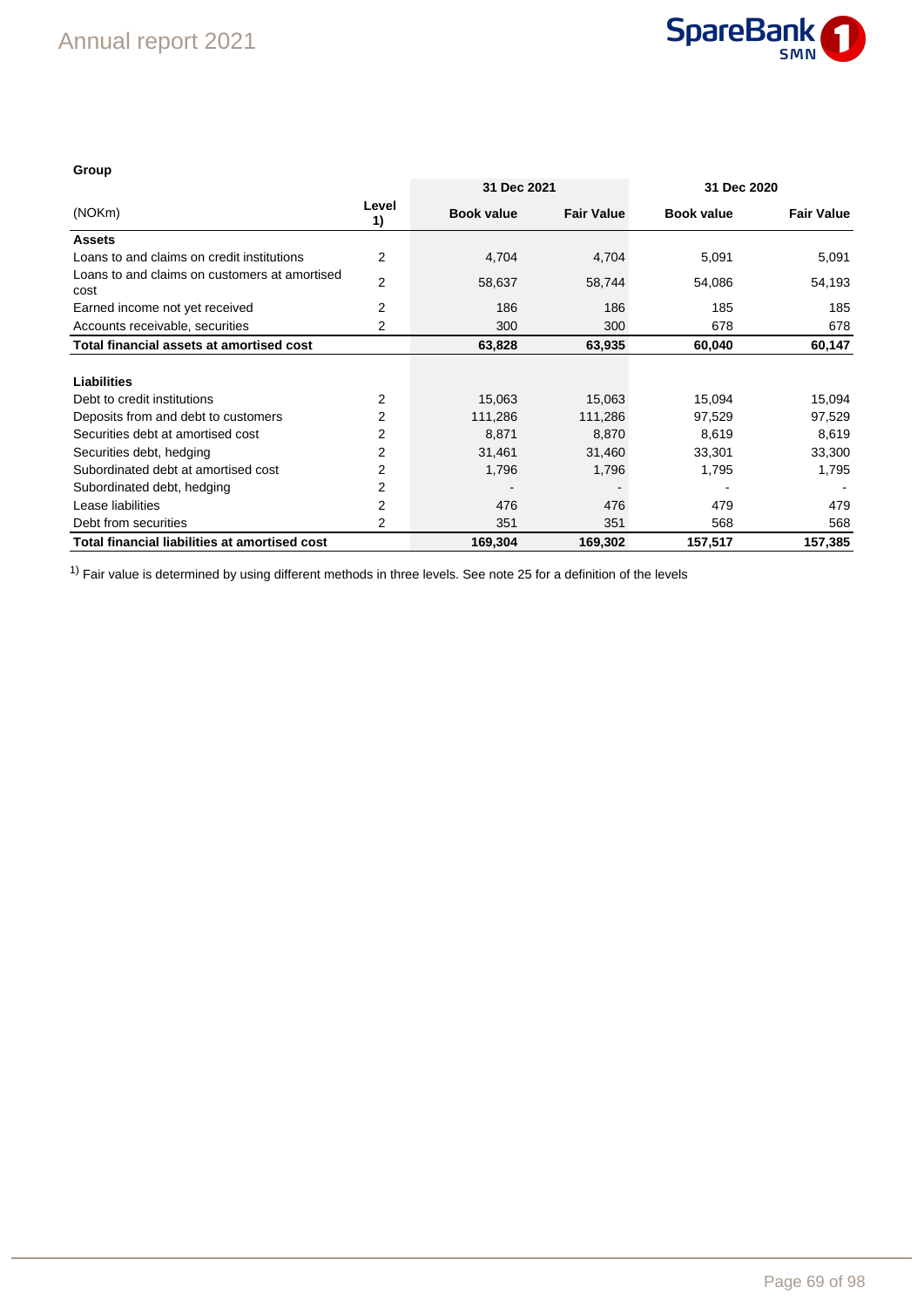**Group**

| (NOKm) | Level 1) | 31 Dec 2021 | | 31 Dec 2020 | |
|---|---|---|---|---|---|
| | | Book value | Fair Value | Book value | Fair Value |
| **Assets** | | | | | |
| Loans to and claims on credit institutions | 2 | 4,704 | 4,704 | 5,091 | 5,091 |
| Loans to and claims on customers at amortised cost | 2 | 58,637 | 58,744 | 54,086 | 54,193 |
| Earned income not yet received | 2 | 186 | 186 | 185 | 185 |
| Accounts receivable, securities | 2 | 300 | 300 | 678 | 678 |
| **Total financial assets at amortised cost** | | **63,828** | **63,935** | **60,040** | **60,147** |
| | | | | | |
| **Liabilities** | | | | | |
| Debt to credit institutions | 2 | 15,063 | 15,063 | 15,094 | 15,094 |
| Deposits from and debt to customers | 2 | 111,286 | 111,286 | 97,529 | 97,529 |
| Securities debt at amortised cost | 2 | 8,871 | 8,870 | 8,619 | 8,619 |
| Securities debt, hedging | 2 | 31,461 | 31,460 | 33,301 | 33,300 |
| Subordinated debt at amortised cost | 2 | 1,796 | 1,796 | 1,795 | 1,795 |
| Subordinated debt, hedging | 2 | - | - | - | - |
| Lease liabilities | 2 | 476 | 476 | 479 | 479 |
| Debt from securities | 2 | 351 | 351 | 568 | 568 |
| **Total financial liabilities at amortised cost** | | **169,304** | **169,302** | **157,517** | **157,385** |

[1] Fair value is determined by using different methods in three levels. See note 25 for a definition of the levels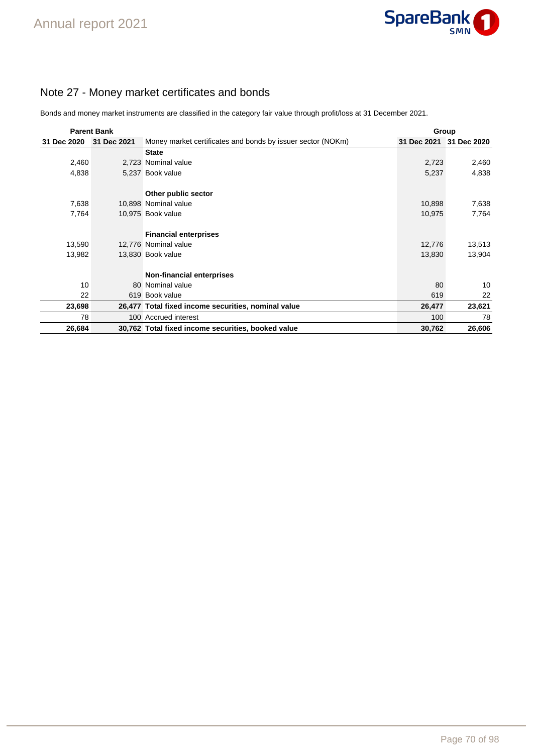## Note 27 - Money market certificates and bonds

Bonds and money market instruments are classified in the category fair value through profit/loss at 31 December 2021.

| Parent Bank | | | Group | |
|---|---|---|---|---|
| 31 Dec 2020 | 31 Dec 2021 | Money market certificates and bonds by issuer sector (NOKm) | 31 Dec 2021 | 31 Dec 2020 |
| | | **State** | | |
| 2,460 | 2,723 | Nominal value | 2,723 | 2,460 |
| 4,838 | 5,237 | Book value | 5,237 | 4,838 |
| | | **Other public sector** | | |
| 7,638 | 10,898 | Nominal value | 10,898 | 7,638 |
| 7,764 | 10,975 | Book value | 10,975 | 7,764 |
| | | **Financial enterprises** | | |
| 13,590 | 12,776 | Nominal value | 12,776 | 13,513 |
| 13,982 | 13,830 | Book value | 13,830 | 13,904 |
| | | **Non-financial enterprises** | | |
| 10 | 80 | Nominal value | 80 | 10 |
| 22 | 619 | Book value | 619 | 22 |
| **23,698** | **26,477** | **Total fixed income securities, nominal value** | **26,477** | **23,621** |
| 78 | 100 | Accrued interest | 100 | 78 |
| **26,684** | **30,762** | **Total fixed income securities, booked value** | **30,762** | **26,606** |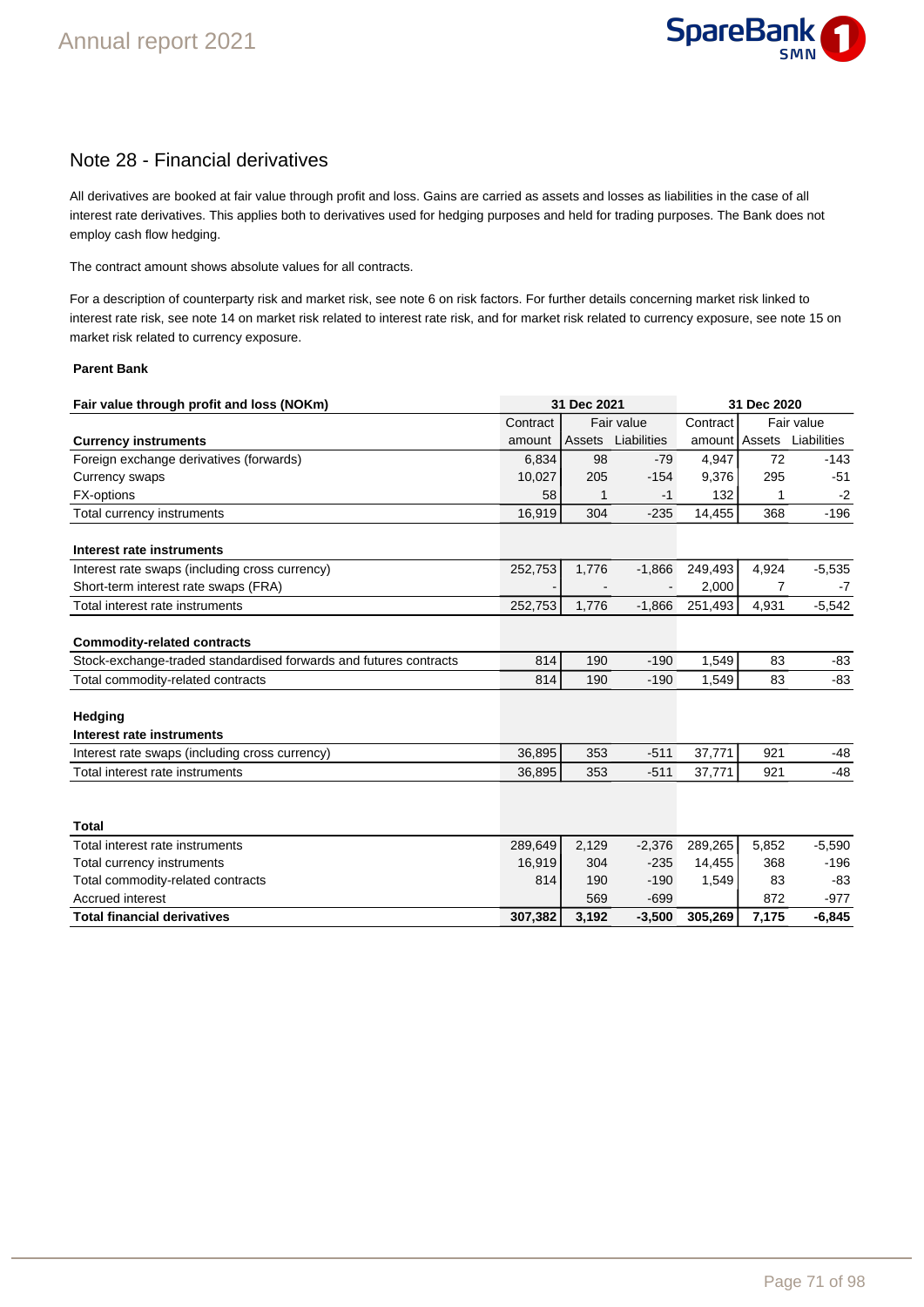## Note 28 - Financial derivatives

All derivatives are booked at fair value through profit and loss. Gains are carried as assets and losses as liabilities in the case of all interest rate derivatives. This applies both to derivatives used for hedging purposes and held for trading purposes. The Bank does not employ cash flow hedging.

The contract amount shows absolute values for all contracts.

For a description of counterparty risk and market risk, see note 6 on risk factors. For further details concerning market risk linked to interest rate risk, see note 14 on market risk related to interest rate risk, and for market risk related to currency exposure, see note 15 on market risk related to currency exposure.

**Parent Bank**

| **Fair value through profit and loss (NOKm)** | **31 Dec 2021** | | | **31 Dec 2020** | | |
|---|---|---|---|---|---|---|
| | Contract | Fair value | | Contract | Fair value | |
| **Currency instruments** | amount | Assets | Liabilities | amount | Assets | Liabilities |
| Foreign exchange derivatives (forwards) | 6,834 | 98 | -79 | 4,947 | 72 | -143 |
| Currency swaps | 10,027 | 205 | -154 | 9,376 | 295 | -51 |
| FX-options | 58 | 1 | -1 | 132 | 1 | -2 |
| Total currency instruments | 16,919 | 304 | -235 | 14,455 | 368 | -196 |
| | | | | | | |
| **Interest rate instruments** | | | | | | |
| Interest rate swaps (including cross currency) | 252,753 | 1,776 | -1,866 | 249,493 | 4,924 | -5,535 |
| Short-term interest rate swaps (FRA) | - | - | - | 2,000 | 7 | -7 |
| Total interest rate instruments | 252,753 | 1,776 | -1,866 | 251,493 | 4,931 | -5,542 |
| | | | | | | |
| **Commodity-related contracts** | | | | | | |
| Stock-exchange-traded standardised forwards and futures contracts | 814 | 190 | -190 | 1,549 | 83 | -83 |
| Total commodity-related contracts | 814 | 190 | -190 | 1,549 | 83 | -83 |
| | | | | | | |
| **Hedging** | | | | | | |
| **Interest rate instruments** | | | | | | |
| Interest rate swaps (including cross currency) | 36,895 | 353 | -511 | 37,771 | 921 | -48 |
| Total interest rate instruments | 36,895 | 353 | -511 | 37,771 | 921 | -48 |
| | | | | | | |
| **Total** | | | | | | |
| Total interest rate instruments | 289,649 | 2,129 | -2,376 | 289,265 | 5,852 | -5,590 |
| Total currency instruments | 16,919 | 304 | -235 | 14,455 | 368 | -196 |
| Total commodity-related contracts | 814 | 190 | -190 | 1,549 | 83 | -83 |
| Accrued interest | | 569 | -699 | | 872 | -977 |
| **Total financial derivatives** | **307,382** | **3,192** | **-3,500** | **305,269** | **7,175** | **-6,845** |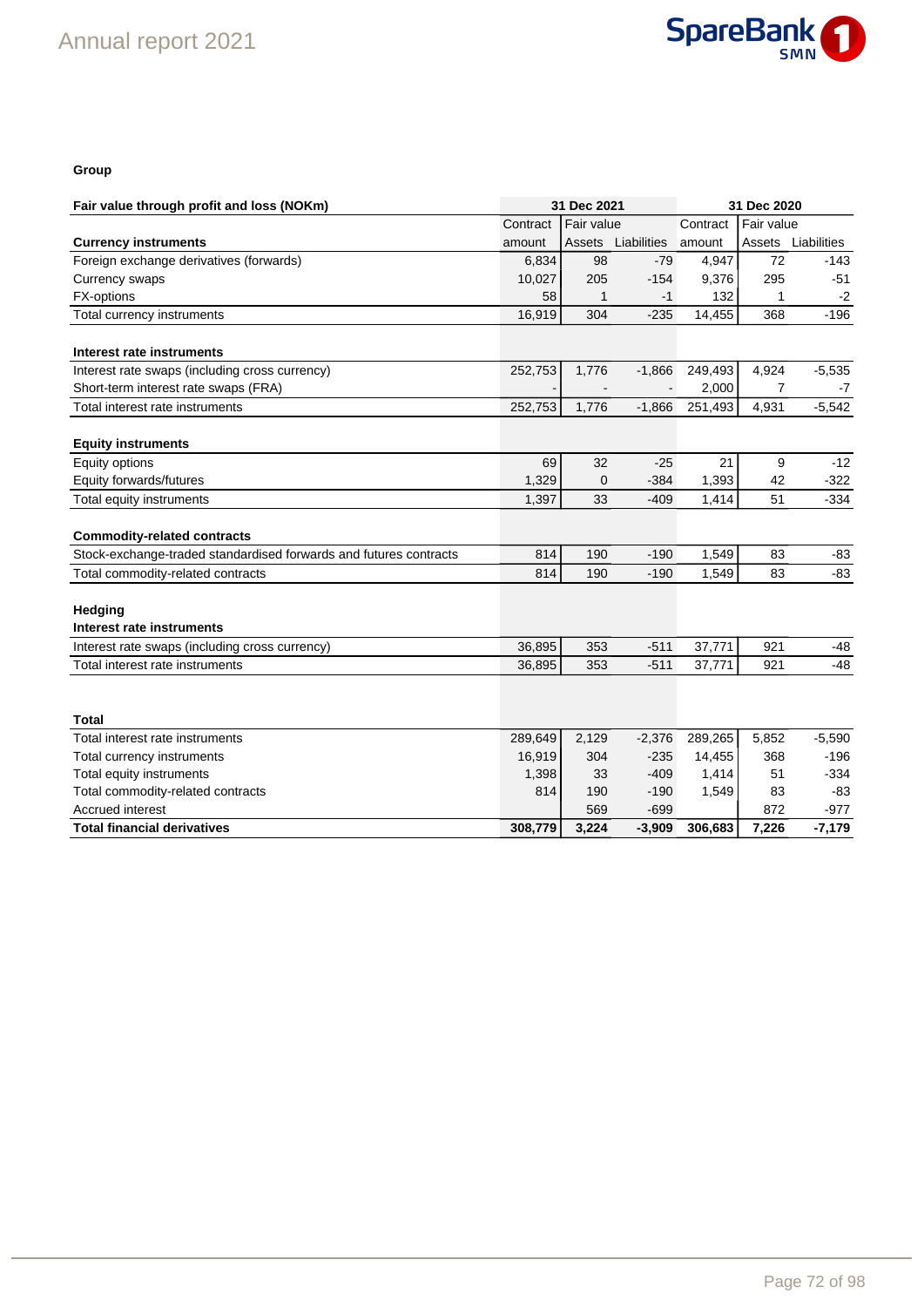**Group**

| Fair value through profit and loss (NOKm) | 31 Dec 2021 | | | 31 Dec 2020 | | |
|---|---|---|---|---|---|---|
| | Contract | Fair value | | Contract | Fair value | |
| **Currency instruments** | amount | Assets | Liabilities | amount | Assets | Liabilities |
| Foreign exchange derivatives (forwards) | 6,834 | 98 | -79 | 4,947 | 72 | -143 |
| Currency swaps | 10,027 | 205 | -154 | 9,376 | 295 | -51 |
| FX-options | 58 | 1 | -1 | 132 | 1 | -2 |
| Total currency instruments | 16,919 | 304 | -235 | 14,455 | 368 | -196 |
| | | | | | | |
| **Interest rate instruments** | | | | | | |
| Interest rate swaps (including cross currency) | 252,753 | 1,776 | -1,866 | 249,493 | 4,924 | -5,535 |
| Short-term interest rate swaps (FRA) | - | - | - | 2,000 | 7 | -7 |
| Total interest rate instruments | 252,753 | 1,776 | -1,866 | 251,493 | 4,931 | -5,542 |
| | | | | | | |
| **Equity instruments** | | | | | | |
| Equity options | 69 | 32 | -25 | 21 | 9 | -12 |
| Equity forwards/futures | 1,329 | 0 | -384 | 1,393 | 42 | -322 |
| Total equity instruments | 1,397 | 33 | -409 | 1,414 | 51 | -334 |
| | | | | | | |
| **Commodity-related contracts** | | | | | | |
| Stock-exchange-traded standardised forwards and futures contracts | 814 | 190 | -190 | 1,549 | 83 | -83 |
| Total commodity-related contracts | 814 | 190 | -190 | 1,549 | 83 | -83 |
| | | | | | | |
| **Hedging** | | | | | | |
| **Interest rate instruments** | | | | | | |
| Interest rate swaps (including cross currency) | 36,895 | 353 | -511 | 37,771 | 921 | -48 |
| Total interest rate instruments | 36,895 | 353 | -511 | 37,771 | 921 | -48 |
| | | | | | | |
| **Total** | | | | | | |
| Total interest rate instruments | 289,649 | 2,129 | -2,376 | 289,265 | 5,852 | -5,590 |
| Total currency instruments | 16,919 | 304 | -235 | 14,455 | 368 | -196 |
| Total equity instruments | 1,398 | 33 | -409 | 1,414 | 51 | -334 |
| Total commodity-related contracts | 814 | 190 | -190 | 1,549 | 83 | -83 |
| Accrued interest | | 569 | -699 | | 872 | -977 |
| **Total financial derivatives** | **308,779** | **3,224** | **-3,909** | **306,683** | **7,226** | **-7,179** |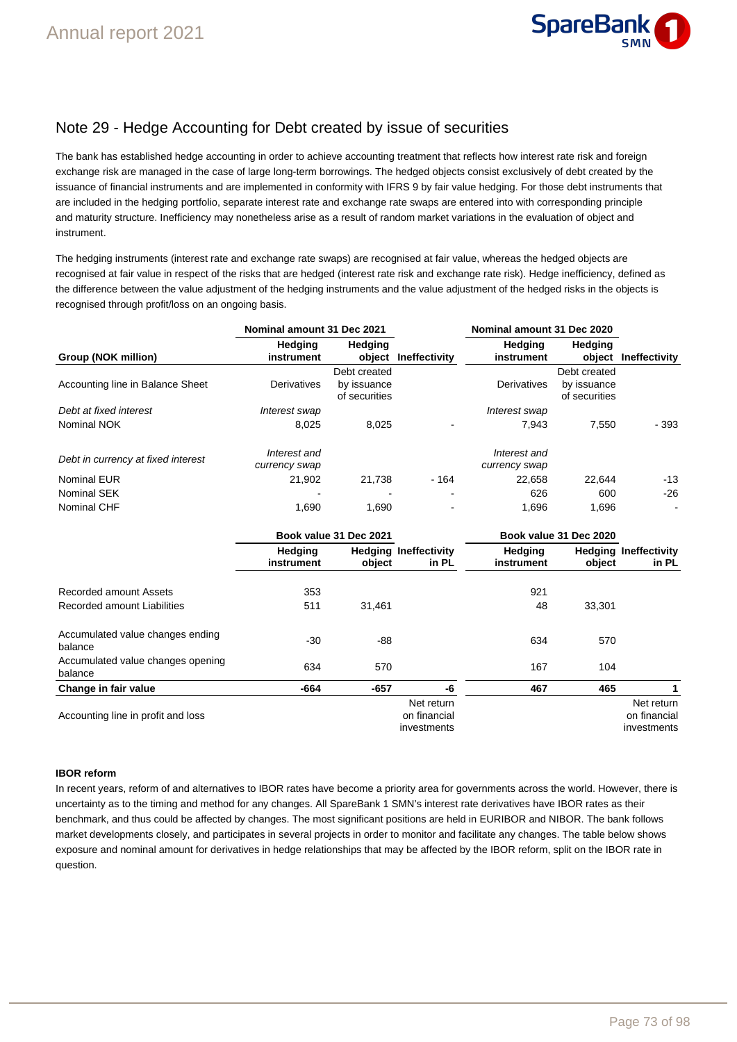# Note 29 - Hedge Accounting for Debt created by issue of securities

The bank has established hedge accounting in order to achieve accounting treatment that reflects how interest rate risk and foreign exchange risk are managed in the case of large long-term borrowings. The hedged objects consist exclusively of debt created by the issuance of financial instruments and are implemented in conformity with IFRS 9 by fair value hedging. For those debt instruments that are included in the hedging portfolio, separate interest rate and exchange rate swaps are entered into with corresponding principle and maturity structure. Inefficiency may nonetheless arise as a result of random market variations in the evaluation of object and instrument.

The hedging instruments (interest rate and exchange rate swaps) are recognised at fair value, whereas the hedged objects are recognised at fair value in respect of the risks that are hedged (interest rate risk and exchange rate risk). Hedge inefficiency, defined as the difference between the value adjustment of the hedging instruments and the value adjustment of the hedged risks in the objects is recognised through profit/loss on an ongoing basis.

| | Nominal amount 31 Dec 2021 | | | Nominal amount 31 Dec 2020 | | |
|---|---|---|---|---|---|---|
| **Group (NOK million)** | **Hedging instrument** | **Hedging object** | **Ineffectivity** | **Hedging instrument** | **Hedging object** | **Ineffectivity** |
| Accounting line in Balance Sheet | Derivatives | Debt created by issuance of securities | | Derivatives | Debt created by issuance of securities | |
| *Debt at fixed interest* | *Interest swap* | | | *Interest swap* | | |
| Nominal NOK | 8,025 | 8,025 | - | 7,943 | 7,550 | - 393 |
| *Debt in currency at fixed interest* | *Interest and currency swap* | | | *Interest and currency swap* | | |
| Nominal EUR | 21,902 | 21,738 | - 164 | 22,658 | 22,644 | -13 |
| Nominal SEK | - | - | - | 626 | 600 | -26 |
| Nominal CHF | 1,690 | 1,690 | - | 1,696 | 1,696 | - |

| | Book value 31 Dec 2021 | | | Book value 31 Dec 2020 | | |
|---|---|---|---|---|---|---|
| | **Hedging instrument** | **Hedging object** | **Ineffectivity in PL** | **Hedging instrument** | **Hedging object** | **Ineffectivity in PL** |
| Recorded amount Assets | 353 | | | 921 | | |
| Recorded amount Liabilities | 511 | 31,461 | | 48 | 33,301 | |
| Accumulated value changes ending balance | -30 | -88 | | 634 | 570 | |
| Accumulated value changes opening balance | 634 | 570 | | 167 | 104 | |
| **Change in fair value** | **-664** | **-657** | **-6** | **467** | **465** | **1** |
| Accounting line in profit and loss | | | Net return on financial investments | | | Net return on financial investments |

**IBOR reform**

In recent years, reform of and alternatives to IBOR rates have become a priority area for governments across the world. However, there is uncertainty as to the timing and method for any changes. All SpareBank 1 SMN's interest rate derivatives have IBOR rates as their benchmark, and thus could be affected by changes. The most significant positions are held in EURIBOR and NIBOR. The bank follows market developments closely, and participates in several projects in order to monitor and facilitate any changes. The table below shows exposure and nominal amount for derivatives in hedge relationships that may be affected by the IBOR reform, split on the IBOR rate in question.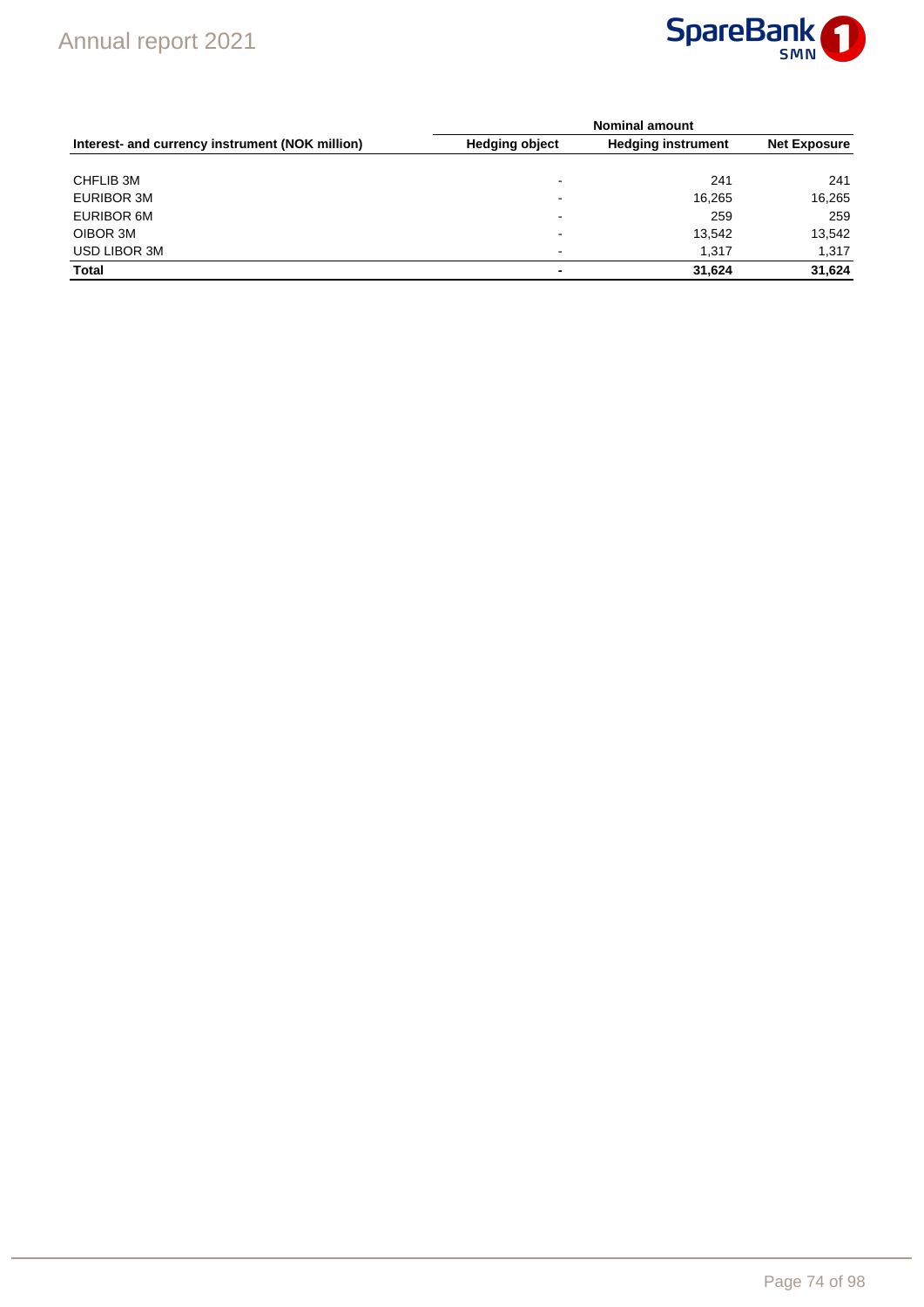| | Nominal amount | | |
|---|---|---|---|
| **Interest- and currency instrument (NOK million)** | **Hedging object** | **Hedging instrument** | **Net Exposure** |
| CHFLIB 3M | - | 241 | 241 |
| EURIBOR 3M | - | 16,265 | 16,265 |
| EURIBOR 6M | - | 259 | 259 |
| OIBOR 3M | - | 13,542 | 13,542 |
| USD LIBOR 3M | - | 1,317 | 1,317 |
| **Total** | **-** | **31,624** | **31,624** |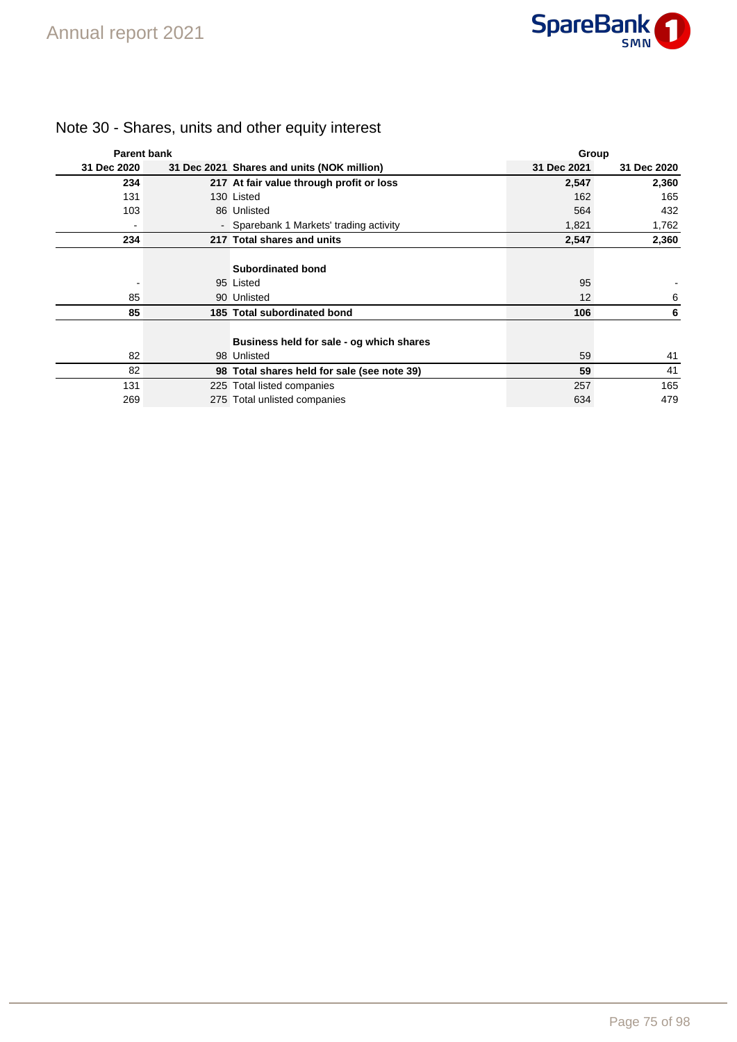# Note 30 - Shares, units and other equity interest

| Parent bank | | | Group | |
|---|---|---|---|---|
| 31 Dec 2020 | 31 Dec 2021 | Shares and units (NOK million) | 31 Dec 2021 | 31 Dec 2020 |
| **234** | **217** | **At fair value through profit or loss** | **2,547** | **2,360** |
| 131 | 130 | Listed | 162 | 165 |
| 103 | 86 | Unlisted | 564 | 432 |
| - | - | Sparebank 1 Markets' trading activity | 1,821 | 1,762 |
| **234** | **217** | **Total shares and units** | **2,547** | **2,360** |
| | | | | |
| | | **Subordinated bond** | | |
| - | 95 | Listed | 95 | - |
| 85 | 90 | Unlisted | 12 | 6 |
| **85** | **185** | **Total subordinated bond** | **106** | **6** |
| | | | | |
| | | **Business held for sale - og which shares** | | |
| 82 | 98 | Unlisted | 59 | 41 |
| 82 | **98** | **Total shares held for sale (see note 39)** | **59** | 41 |
| 131 | 225 | Total listed companies | 257 | 165 |
| 269 | 275 | Total unlisted companies | 634 | 479 |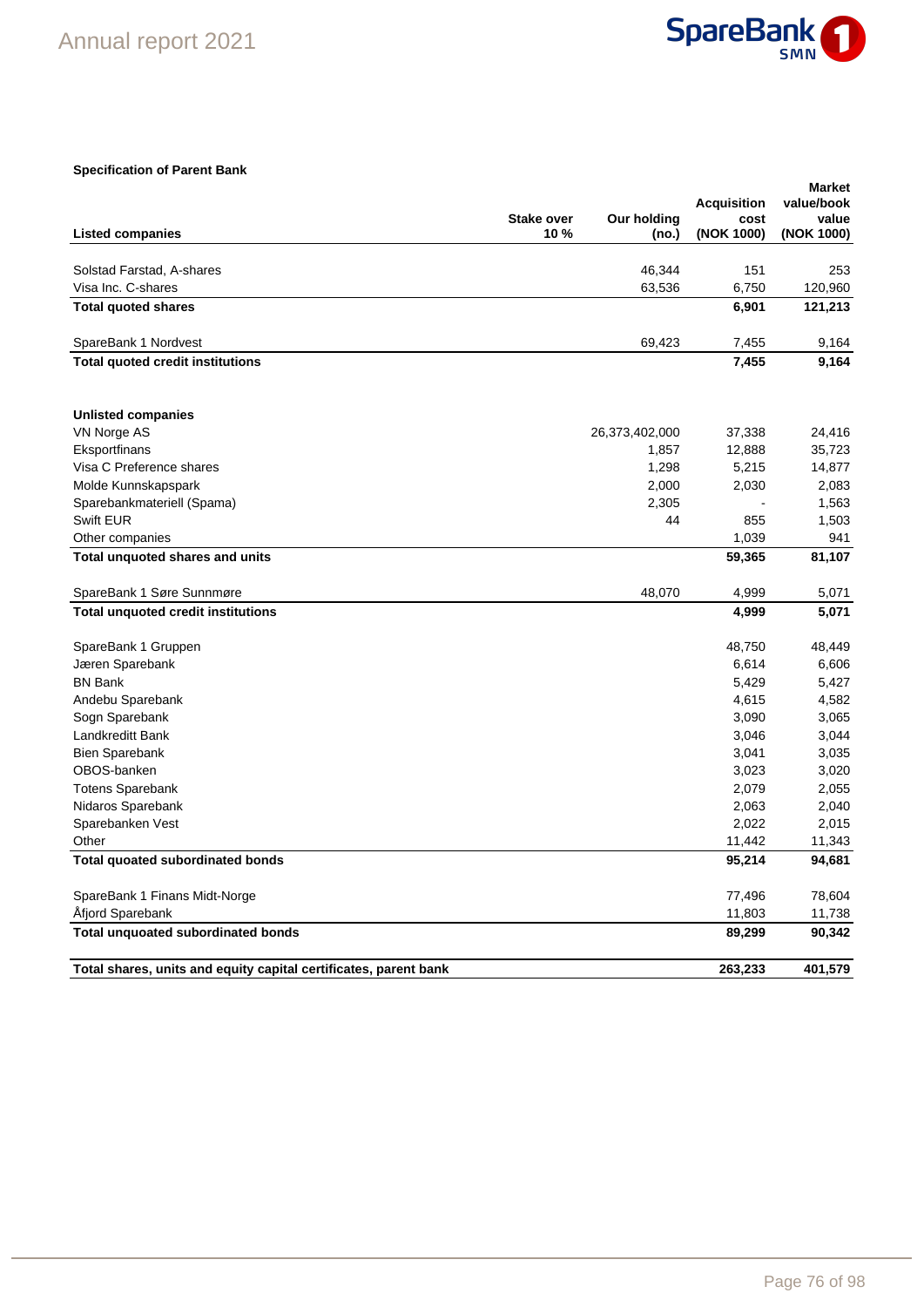**Specification of Parent Bank**

| Listed companies | Stake over 10 % | Our holding (no.) | Acquisition cost (NOK 1000) | Market value/book value (NOK 1000) |
|---|---|---|---|---|
| Solstad Farstad, A-shares | | 46,344 | 151 | 253 |
| Visa Inc. C-shares | | 63,536 | 6,750 | 120,960 |
| **Total quoted shares** | | | **6,901** | **121,213** |
| SpareBank 1 Nordvest | | 69,423 | 7,455 | 9,164 |
| **Total quoted credit institutions** | | | **7,455** | **9,164** |
| **Unlisted companies** | | | | |
| VN Norge AS | | 26,373,402,000 | 37,338 | 24,416 |
| Eksportfinans | | 1,857 | 12,888 | 35,723 |
| Visa C Preference shares | | 1,298 | 5,215 | 14,877 |
| Molde Kunnskapspark | | 2,000 | 2,030 | 2,083 |
| Sparebankmateriell (Spama) | | 2,305 | - | 1,563 |
| Swift EUR | | 44 | 855 | 1,503 |
| Other companies | | | 1,039 | 941 |
| **Total unquoted shares and units** | | | **59,365** | **81,107** |
| SpareBank 1 Søre Sunnmøre | | 48,070 | 4,999 | 5,071 |
| **Total unquoted credit institutions** | | | **4,999** | **5,071** |
| SpareBank 1 Gruppen | | | 48,750 | 48,449 |
| Jæren Sparebank | | | 6,614 | 6,606 |
| BN Bank | | | 5,429 | 5,427 |
| Andebu Sparebank | | | 4,615 | 4,582 |
| Sogn Sparebank | | | 3,090 | 3,065 |
| Landkreditt Bank | | | 3,046 | 3,044 |
| Bien Sparebank | | | 3,041 | 3,035 |
| OBOS-banken | | | 3,023 | 3,020 |
| Totens Sparebank | | | 2,079 | 2,055 |
| Nidaros Sparebank | | | 2,063 | 2,040 |
| Sparebanken Vest | | | 2,022 | 2,015 |
| Other | | | 11,442 | 11,343 |
| **Total quoated subordinated bonds** | | | **95,214** | **94,681** |
| SpareBank 1 Finans Midt-Norge | | | 77,496 | 78,604 |
| Åfjord Sparebank | | | 11,803 | 11,738 |
| **Total unquoated subordinated bonds** | | | **89,299** | **90,342** |
| **Total shares, units and equity capital certificates, parent bank** | | | **263,233** | **401,579** |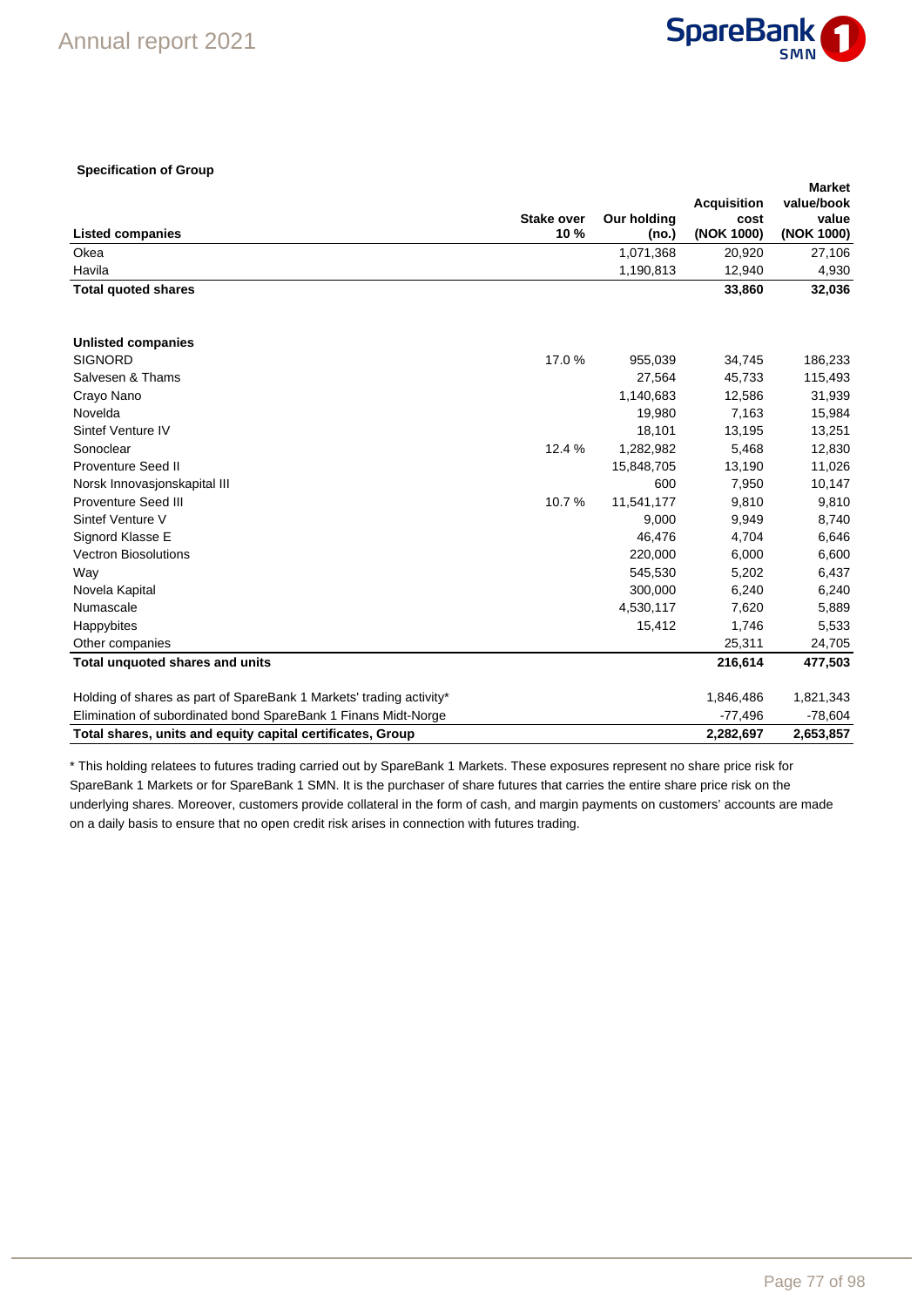**Specification of Group**

| Listed companies | Stake over 10 % | Our holding (no.) | Acquisition cost (NOK 1000) | Market value/book value (NOK 1000) |
|---|---|---|---|---|
| Okea | | 1,071,368 | 20,920 | 27,106 |
| Havila | | 1,190,813 | 12,940 | 4,930 |
| **Total quoted shares** | | | **33,860** | **32,036** |
| | | | | |
| **Unlisted companies** | | | | |
| SIGNORD | 17.0 % | 955,039 | 34,745 | 186,233 |
| Salvesen & Thams | | 27,564 | 45,733 | 115,493 |
| Crayo Nano | | 1,140,683 | 12,586 | 31,939 |
| Novelda | | 19,980 | 7,163 | 15,984 |
| Sintef Venture IV | | 18,101 | 13,195 | 13,251 |
| Sonoclear | 12.4 % | 1,282,982 | 5,468 | 12,830 |
| Proventure Seed II | | 15,848,705 | 13,190 | 11,026 |
| Norsk Innovasjonskapital III | | 600 | 7,950 | 10,147 |
| Proventure Seed III | 10.7 % | 11,541,177 | 9,810 | 9,810 |
| Sintef Venture V | | 9,000 | 9,949 | 8,740 |
| Signord Klasse E | | 46,476 | 4,704 | 6,646 |
| Vectron Biosolutions | | 220,000 | 6,000 | 6,600 |
| Way | | 545,530 | 5,202 | 6,437 |
| Novela Kapital | | 300,000 | 6,240 | 6,240 |
| Numascale | | 4,530,117 | 7,620 | 5,889 |
| Happybites | | 15,412 | 1,746 | 5,533 |
| Other companies | | | 25,311 | 24,705 |
| **Total unquoted shares and units** | | | **216,614** | **477,503** |
| | | | | |
| Holding of shares as part of SpareBank 1 Markets' trading activity* | | | 1,846,486 | 1,821,343 |
| Elimination of subordinated bond SpareBank 1 Finans Midt-Norge | | | -77,496 | -78,604 |
| **Total shares, units and equity capital certificates, Group** | | | **2,282,697** | **2,653,857** |

\* This holding relatees to futures trading carried out by SpareBank 1 Markets. These exposures represent no share price risk for SpareBank 1 Markets or for SpareBank 1 SMN. It is the purchaser of share futures that carries the entire share price risk on the underlying shares. Moreover, customers provide collateral in the form of cash, and margin payments on customers' accounts are made on a daily basis to ensure that no open credit risk arises in connection with futures trading.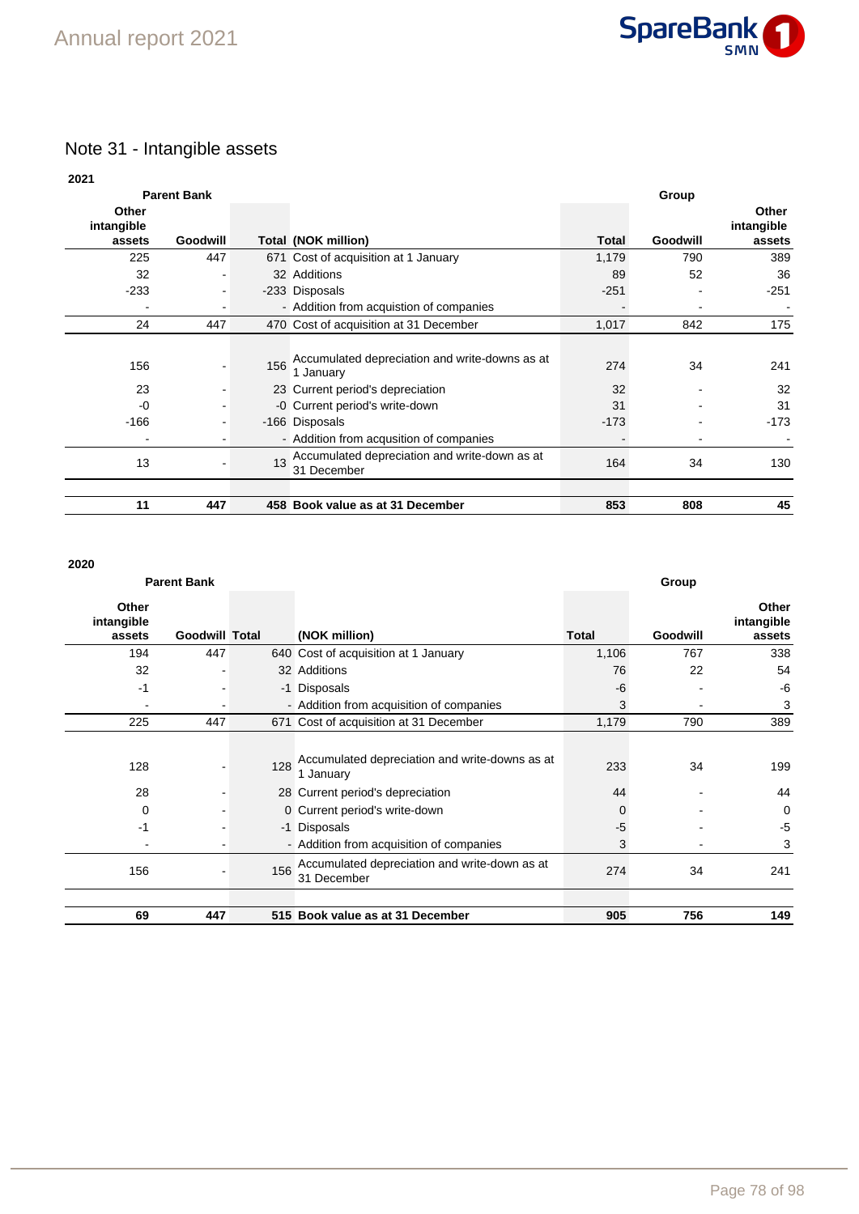## Note 31 - Intangible assets

**2021**

| Parent Bank | | | | Group | | |
|---|---|---|---|---|---|---|
| Other intangible assets | Goodwill | Total | (NOK million) | Total | Goodwill | Other intangible assets |
| 225 | 447 | 671 | Cost of acquisition at 1 January | 1,179 | 790 | 389 |
| 32 | - | 32 | Additions | 89 | 52 | 36 |
| -233 | - | -233 | Disposals | -251 | - | -251 |
| - | - | - | Addition from acqusition of companies | - | - | - |
| 24 | 447 | 470 | Cost of acquisition at 31 December | 1,017 | 842 | 175 |
| | | | | | | |
| 156 | - | 156 | Accumulated depreciation and write-downs as at 1 January | 274 | 34 | 241 |
| 23 | - | 23 | Current period's depreciation | 32 | - | 32 |
| -0 | - | -0 | Current period's write-down | 31 | - | 31 |
| -166 | - | -166 | Disposals | -173 | - | -173 |
| - | - | - | Addition from acqusition of companies | - | - | - |
| 13 | - | 13 | Accumulated depreciation and write-down as at 31 December | 164 | 34 | 130 |
| | | | | | | |
| **11** | **447** | **458** | **Book value as at 31 December** | **853** | **808** | **45** |

**2020**

| Parent Bank | | | | Group | | |
|---|---|---|---|---|---|---|
| Other intangible assets | Goodwill | Total | (NOK million) | Total | Goodwill | Other intangible assets |
| 194 | 447 | 640 | Cost of acquisition at 1 January | 1,106 | 767 | 338 |
| 32 | - | 32 | Additions | 76 | 22 | 54 |
| -1 | - | -1 | Disposals | -6 | - | -6 |
| - | - | - | Addition from acquisition of companies | 3 | - | 3 |
| 225 | 447 | 671 | Cost of acquisition at 31 December | 1,179 | 790 | 389 |
| | | | | | | |
| 128 | - | 128 | Accumulated depreciation and write-downs as at 1 January | 233 | 34 | 199 |
| 28 | - | 28 | Current period's depreciation | 44 | - | 44 |
| 0 | - | 0 | Current period's write-down | 0 | - | 0 |
| -1 | - | -1 | Disposals | -5 | - | -5 |
| - | - | - | Addition from acquisition of companies | 3 | - | 3 |
| 156 | - | 156 | Accumulated depreciation and write-down as at 31 December | 274 | 34 | 241 |
| | | | | | | |
| **69** | **447** | **515** | **Book value as at 31 December** | **905** | **756** | **149** |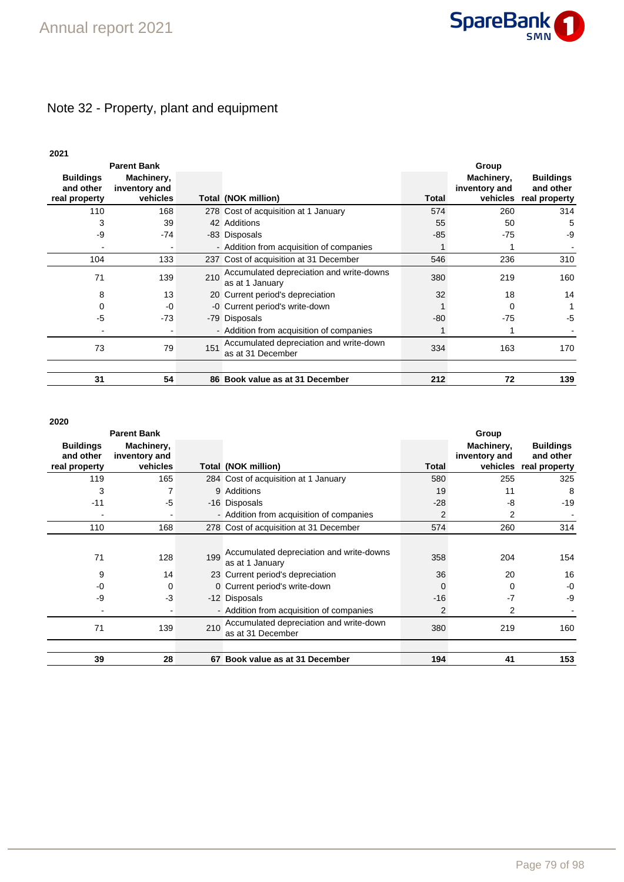# Note 32 - Property, plant and equipment

**2021**

| Parent Bank | | | | Group | | |
|---|---|---|---|---|---|---|
| **Buildings and other real property** | **Machinery, inventory and vehicles** | **Total** | **(NOK million)** | **Total** | **Machinery, inventory and vehicles** | **Buildings and other real property** |
| 110 | 168 | 278 | Cost of acquisition at 1 January | 574 | 260 | 314 |
| 3 | 39 | 42 | Additions | 55 | 50 | 5 |
| -9 | -74 | -83 | Disposals | -85 | -75 | -9 |
| - | - | - | Addition from acquisition of companies | 1 | 1 | - |
| 104 | 133 | 237 | Cost of acquisition at 31 December | 546 | 236 | 310 |
| 71 | 139 | 210 | Accumulated depreciation and write-downs as at 1 January | 380 | 219 | 160 |
| 8 | 13 | 20 | Current period's depreciation | 32 | 18 | 14 |
| 0 | -0 | -0 | Current period's write-down | 1 | 0 | 1 |
| -5 | -73 | -79 | Disposals | -80 | -75 | -5 |
| - | - | - | Addition from acquisition of companies | 1 | 1 | - |
| 73 | 79 | 151 | Accumulated depreciation and write-down as at 31 December | 334 | 163 | 170 |
| **31** | **54** | **86** | **Book value as at 31 December** | **212** | **72** | **139** |

**2020**

| Parent Bank | | | | Group | | |
|---|---|---|---|---|---|---|
| **Buildings and other real property** | **Machinery, inventory and vehicles** | **Total** | **(NOK million)** | **Total** | **Machinery, inventory and vehicles** | **Buildings and other real property** |
| 119 | 165 | 284 | Cost of acquisition at 1 January | 580 | 255 | 325 |
| 3 | 7 | 9 | Additions | 19 | 11 | 8 |
| -11 | -5 | -16 | Disposals | -28 | -8 | -19 |
| - | - | - | Addition from acquisition of companies | 2 | 2 | - |
| 110 | 168 | 278 | Cost of acquisition at 31 December | 574 | 260 | 314 |
| 71 | 128 | 199 | Accumulated depreciation and write-downs as at 1 January | 358 | 204 | 154 |
| 9 | 14 | 23 | Current period's depreciation | 36 | 20 | 16 |
| -0 | 0 | 0 | Current period's write-down | 0 | 0 | -0 |
| -9 | -3 | -12 | Disposals | -16 | -7 | -9 |
| - | - | - | Addition from acquisition of companies | 2 | 2 | - |
| 71 | 139 | 210 | Accumulated depreciation and write-down as at 31 December | 380 | 219 | 160 |
| **39** | **28** | **67** | **Book value as at 31 December** | **194** | **41** | **153** |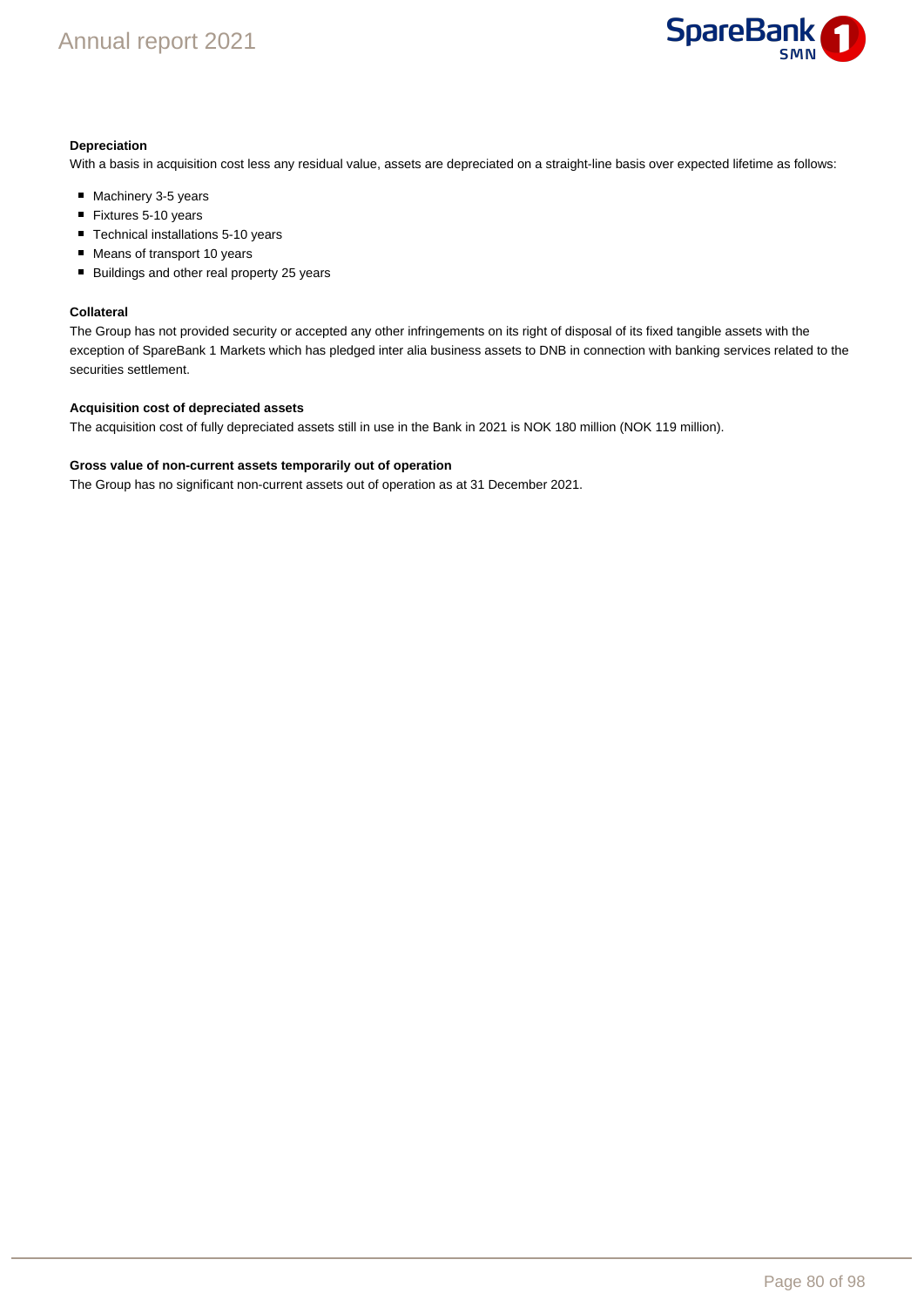**Depreciation**

With a basis in acquisition cost less any residual value, assets are depreciated on a straight-line basis over expected lifetime as follows:

- Machinery 3-5 years
- Fixtures 5-10 years
- Technical installations 5-10 years
- Means of transport 10 years
- Buildings and other real property 25 years

**Collateral**

The Group has not provided security or accepted any other infringements on its right of disposal of its fixed tangible assets with the exception of SpareBank 1 Markets which has pledged inter alia business assets to DNB in connection with banking services related to the securities settlement.

**Acquisition cost of depreciated assets**

The acquisition cost of fully depreciated assets still in use in the Bank in 2021 is NOK 180 million (NOK 119 million).

**Gross value of non-current assets temporarily out of operation**

The Group has no significant non-current assets out of operation as at 31 December 2021.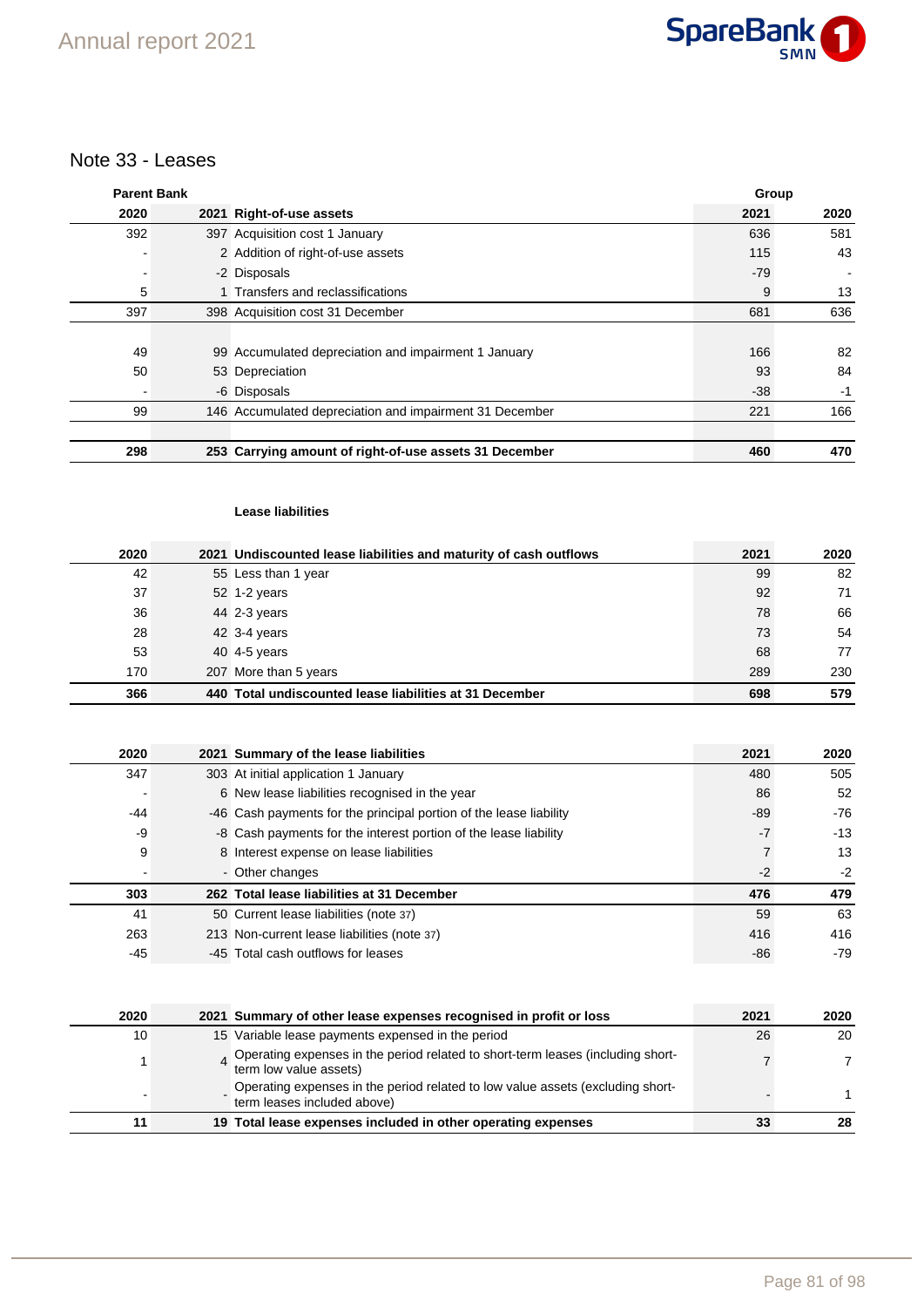## Note 33 - Leases

| Parent Bank | | | Group | |
|---|---|---|---|---|
| 2020 | 2021 | Right-of-use assets | 2021 | 2020 |
| 392 | 397 | Acquisition cost 1 January | 636 | 581 |
| - | 2 | Addition of right-of-use assets | 115 | 43 |
| - | -2 | Disposals | -79 | - |
| 5 | 1 | Transfers and reclassifications | 9 | 13 |
| 397 | 398 | Acquisition cost 31 December | 681 | 636 |
| | | | | |
| 49 | 99 | Accumulated depreciation and impairment 1 January | 166 | 82 |
| 50 | 53 | Depreciation | 93 | 84 |
| - | -6 | Disposals | -38 | -1 |
| 99 | 146 | Accumulated depreciation and impairment 31 December | 221 | 166 |
| | | | | |
| **298** | **253** | **Carrying amount of right-of-use assets 31 December** | **460** | **470** |

**Lease liabilities**

| 2020 | 2021 | Undiscounted lease liabilities and maturity of cash outflows | 2021 | 2020 |
|---|---|---|---|---|
| 42 | 55 | Less than 1 year | 99 | 82 |
| 37 | 52 | 1-2 years | 92 | 71 |
| 36 | 44 | 2-3 years | 78 | 66 |
| 28 | 42 | 3-4 years | 73 | 54 |
| 53 | 40 | 4-5 years | 68 | 77 |
| 170 | 207 | More than 5 years | 289 | 230 |
| **366** | **440** | **Total undiscounted lease liabilities at 31 December** | **698** | **579** |

| 2020 | 2021 | Summary of the lease liabilities | 2021 | 2020 |
|---|---|---|---|---|
| 347 | 303 | At initial application 1 January | 480 | 505 |
| - | 6 | New lease liabilities recognised in the year | 86 | 52 |
| -44 | -46 | Cash payments for the principal portion of the lease liability | -89 | -76 |
| -9 | -8 | Cash payments for the interest portion of the lease liability | -7 | -13 |
| 9 | 8 | Interest expense on lease liabilities | 7 | 13 |
| - | - | Other changes | -2 | -2 |
| **303** | **262** | **Total lease liabilities at 31 December** | **476** | **479** |
| 41 | 50 | Current lease liabilities (note 37) | 59 | 63 |
| 263 | 213 | Non-current lease liabilities (note 37) | 416 | 416 |
| -45 | -45 | Total cash outflows for leases | -86 | -79 |

| 2020 | 2021 | Summary of other lease expenses recognised in profit or loss | 2021 | 2020 |
|---|---|---|---|---|
| 10 | 15 | Variable lease payments expensed in the period | 26 | 20 |
| 1 | 4 | Operating expenses in the period related to short-term leases (including short-term low value assets) | 7 | 7 |
| - | - | Operating expenses in the period related to low value assets (excluding short-term leases included above) | - | 1 |
| **11** | **19** | **Total lease expenses included in other operating expenses** | **33** | **28** |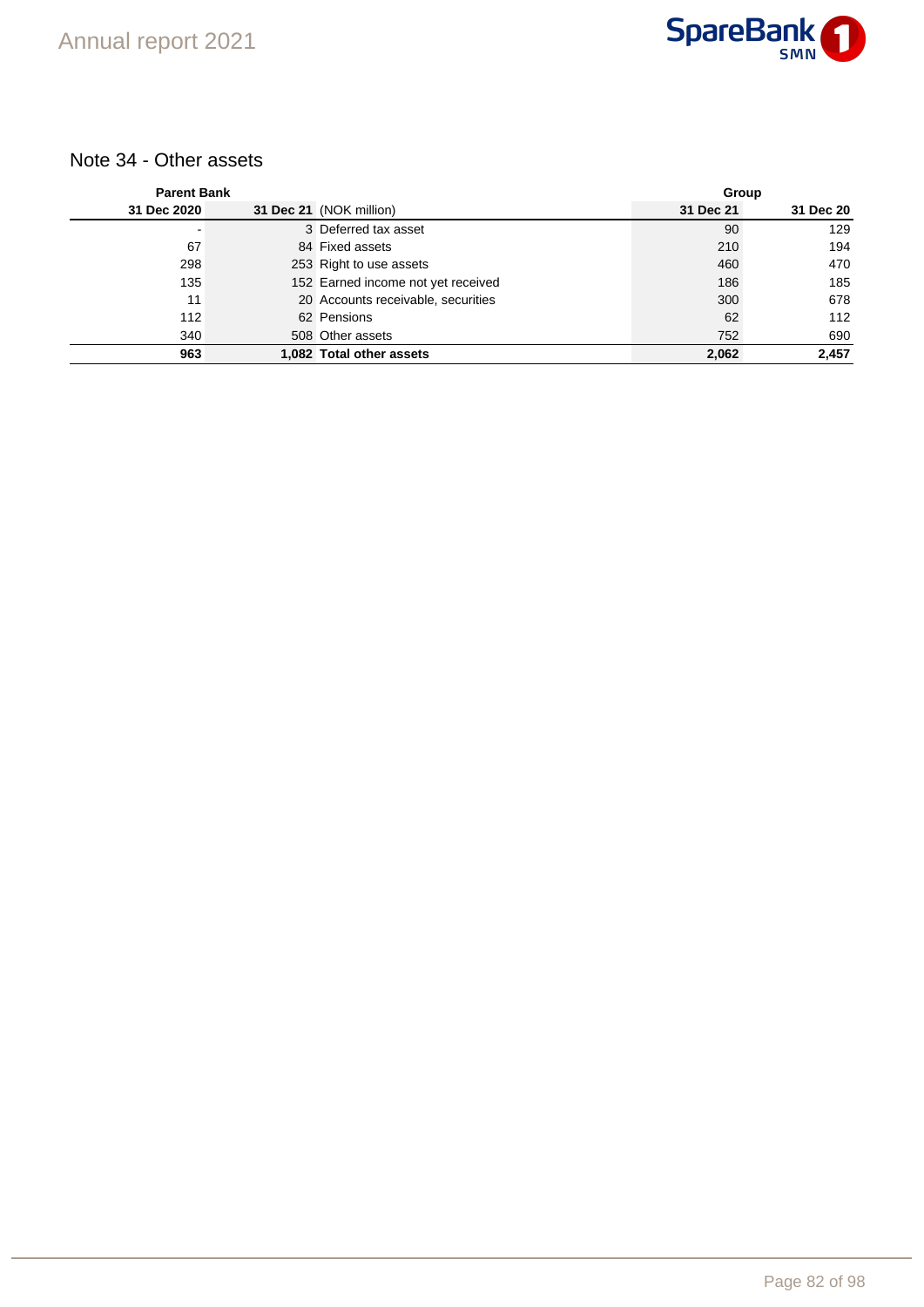## Note 34 - Other assets

| Parent Bank | | | Group | |
|---|---|---|---|---|
| 31 Dec 2020 | 31 Dec 21 | (NOK million) | 31 Dec 21 | 31 Dec 20 |
| - | 3 | Deferred tax asset | 90 | 129 |
| 67 | 84 | Fixed assets | 210 | 194 |
| 298 | 253 | Right to use assets | 460 | 470 |
| 135 | 152 | Earned income not yet received | 186 | 185 |
| 11 | 20 | Accounts receivable, securities | 300 | 678 |
| 112 | 62 | Pensions | 62 | 112 |
| 340 | 508 | Other assets | 752 | 690 |
| **963** | **1,082** | **Total other assets** | **2,062** | **2,457** |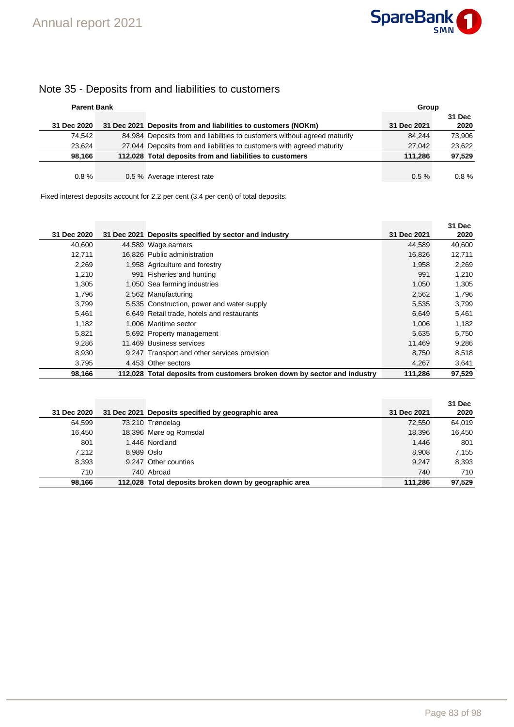# Note 35 - Deposits from and liabilities to customers

| Parent Bank | | | Group | |
|---|---|---|---|---|
| 31 Dec 2020 | 31 Dec 2021 | Deposits from and liabilities to customers (NOKm) | 31 Dec 2021 | 31 Dec 2020 |
| 74,542 | 84,984 | Deposits from and liabilities to customers without agreed maturity | 84,244 | 73,906 |
| 23,624 | 27,044 | Deposits from and liabilities to customers with agreed maturity | 27,042 | 23,622 |
| **98,166** | **112,028** | **Total deposits from and liabilities to customers** | **111,286** | **97,529** |
| | | | | |
| 0.8 % | 0.5 % | Average interest rate | 0.5 % | 0.8 % |

Fixed interest deposits account for 2.2 per cent (3.4 per cent) of total deposits.

| 31 Dec 2020 | 31 Dec 2021 | Deposits specified by sector and industry | 31 Dec 2021 | 31 Dec 2020 |
|---|---|---|---|---|
| 40,600 | 44,589 | Wage earners | 44,589 | 40,600 |
| 12,711 | 16,826 | Public administration | 16,826 | 12,711 |
| 2,269 | 1,958 | Agriculture and forestry | 1,958 | 2,269 |
| 1,210 | 991 | Fisheries and hunting | 991 | 1,210 |
| 1,305 | 1,050 | Sea farming industries | 1,050 | 1,305 |
| 1,796 | 2,562 | Manufacturing | 2,562 | 1,796 |
| 3,799 | 5,535 | Construction, power and water supply | 5,535 | 3,799 |
| 5,461 | 6,649 | Retail trade, hotels and restaurants | 6,649 | 5,461 |
| 1,182 | 1,006 | Maritime sector | 1,006 | 1,182 |
| 5,821 | 5,692 | Property management | 5,635 | 5,750 |
| 9,286 | 11,469 | Business services | 11,469 | 9,286 |
| 8,930 | 9,247 | Transport and other services provision | 8,750 | 8,518 |
| 3,795 | 4,453 | Other sectors | 4,267 | 3,641 |
| **98,166** | **112,028** | **Total deposits from customers broken down by sector and industry** | **111,286** | **97,529** |

| 31 Dec 2020 | 31 Dec 2021 | Deposits specified by geographic area | 31 Dec 2021 | 31 Dec 2020 |
|---|---|---|---|---|
| 64,599 | 73,210 | Trøndelag | 72,550 | 64,019 |
| 16,450 | 18,396 | Møre og Romsdal | 18,396 | 16,450 |
| 801 | 1,446 | Nordland | 1,446 | 801 |
| 7,212 | 8,989 | Oslo | 8,908 | 7,155 |
| 8,393 | 9,247 | Other counties | 9,247 | 8,393 |
| 710 | 740 | Abroad | 740 | 710 |
| **98,166** | **112,028** | **Total deposits broken down by geographic area** | **111,286** | **97,529** |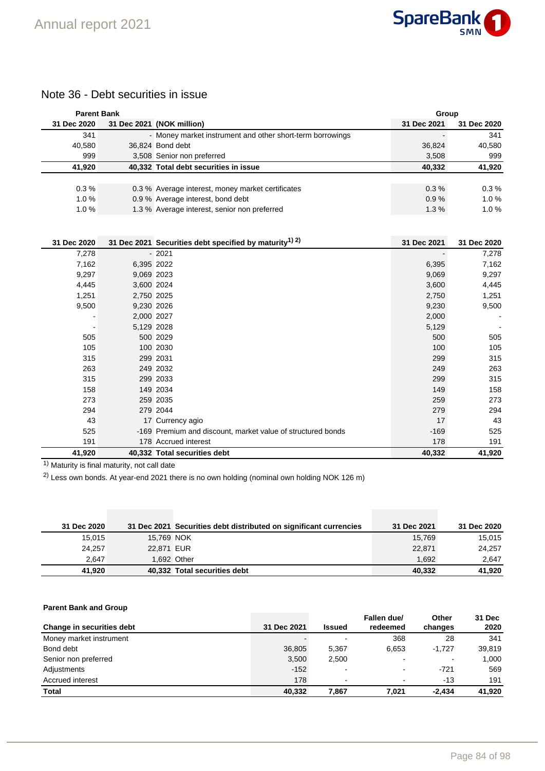# Note 36 - Debt securities in issue

| Parent Bank | | | Group | |
|---|---|---|---|---|
| 31 Dec 2020 | 31 Dec 2021 | (NOK million) | 31 Dec 2021 | 31 Dec 2020 |
| 341 | - | Money market instrument and other short-term borrowings | - | 341 |
| 40,580 | 36,824 | Bond debt | 36,824 | 40,580 |
| 999 | 3,508 | Senior non preferred | 3,508 | 999 |
| **41,920** | **40,332** | **Total debt securities in issue** | **40,332** | **41,920** |
| | | | | |
| 0.3 % | 0.3 % | Average interest, money market certificates | 0.3 % | 0.3 % |
| 1.0 % | 0.9 % | Average interest, bond debt | 0.9 % | 1.0 % |
| 1.0 % | 1.3 % | Average interest, senior non preferred | 1.3 % | 1.0 % |

| 31 Dec 2020 | 31 Dec 2021 | Securities debt specified by maturity[1) 2)] | 31 Dec 2021 | 31 Dec 2020 |
|---|---|---|---|---|
| 7,278 | - | 2021 | - | 7,278 |
| 7,162 | 6,395 | 2022 | 6,395 | 7,162 |
| 9,297 | 9,069 | 2023 | 9,069 | 9,297 |
| 4,445 | 3,600 | 2024 | 3,600 | 4,445 |
| 1,251 | 2,750 | 2025 | 2,750 | 1,251 |
| 9,500 | 9,230 | 2026 | 9,230 | 9,500 |
| - | 2,000 | 2027 | 2,000 | - |
| - | 5,129 | 2028 | 5,129 | - |
| 505 | 500 | 2029 | 500 | 505 |
| 105 | 100 | 2030 | 100 | 105 |
| 315 | 299 | 2031 | 299 | 315 |
| 263 | 249 | 2032 | 249 | 263 |
| 315 | 299 | 2033 | 299 | 315 |
| 158 | 149 | 2034 | 149 | 158 |
| 273 | 259 | 2035 | 259 | 273 |
| 294 | 279 | 2044 | 279 | 294 |
| 43 | 17 | Currency agio | 17 | 43 |
| 525 | -169 | Premium and discount, market value of structured bonds | -169 | 525 |
| 191 | 178 | Accrued interest | 178 | 191 |
| **41,920** | **40,332** | **Total securities debt** | **40,332** | **41,920** |

[1)] Maturity is final maturity, not call date

[2)] Less own bonds. At year-end 2021 there is no own holding (nominal own holding NOK 126 m)

| 31 Dec 2020 | 31 Dec 2021 | Securities debt distributed on significant currencies | 31 Dec 2021 | 31 Dec 2020 |
|---|---|---|---|---|
| 15,015 | 15,769 | NOK | 15,769 | 15,015 |
| 24,257 | 22,871 | EUR | 22,871 | 24,257 |
| 2,647 | 1,692 | Other | 1,692 | 2,647 |
| **41,920** | **40,332** | **Total securities debt** | **40,332** | **41,920** |

**Parent Bank and Group**

| Change in securities debt | 31 Dec 2021 | Issued | Fallen due/ redeemed | Other changes | 31 Dec 2020 |
|---|---|---|---|---|---|
| Money market instrument | - | - | 368 | 28 | 341 |
| Bond debt | 36,805 | 5,367 | 6,653 | -1,727 | 39,819 |
| Senior non preferred | 3,500 | 2,500 | - | - | 1,000 |
| Adjustments | -152 | - | - | -721 | 569 |
| Accrued interest | 178 | - | - | -13 | 191 |
| **Total** | **40,332** | **7,867** | **7,021** | **-2,434** | **41,920** |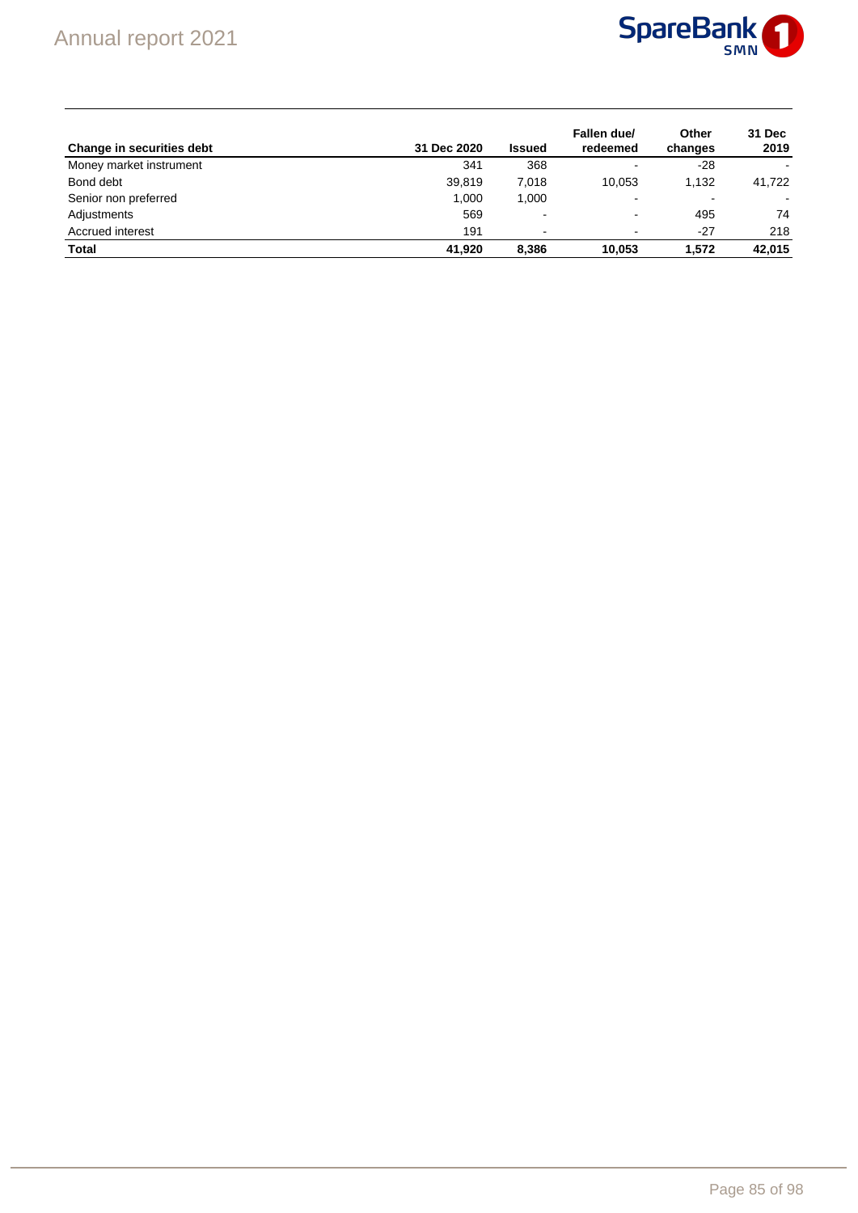| Change in securities debt | 31 Dec 2020 | Issued | Fallen due/ redeemed | Other changes | 31 Dec 2019 |
|---|---|---|---|---|---|
| Money market instrument | 341 | 368 | - | -28 | - |
| Bond debt | 39,819 | 7,018 | 10,053 | 1,132 | 41,722 |
| Senior non preferred | 1,000 | 1,000 | - | - | - |
| Adjustments | 569 | - | - | 495 | 74 |
| Accrued interest | 191 | - | - | -27 | 218 |
| **Total** | **41,920** | **8,386** | **10,053** | **1,572** | **42,015** |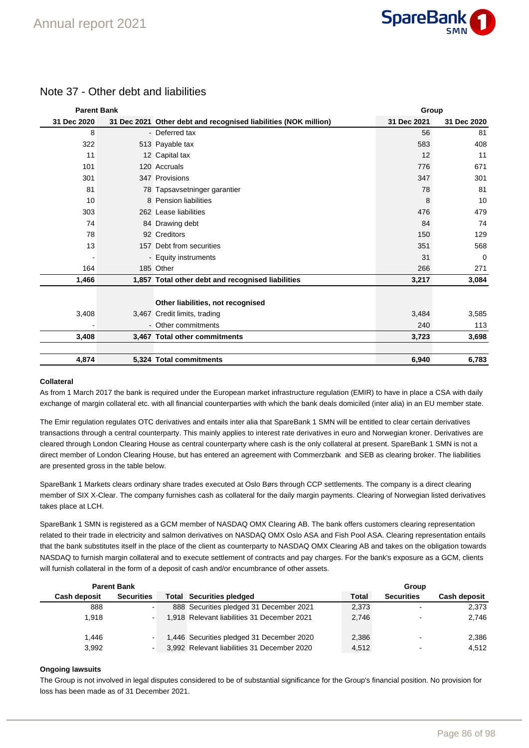## Note 37 - Other debt and liabilities

| Parent Bank | | | Group | |
|---|---|---|---|---|
| 31 Dec 2020 | 31 Dec 2021 | Other debt and recognised liabilities (NOK million) | 31 Dec 2021 | 31 Dec 2020 |
| 8 | - | Deferred tax | 56 | 81 |
| 322 | 513 | Payable tax | 583 | 408 |
| 11 | 12 | Capital tax | 12 | 11 |
| 101 | 120 | Accruals | 776 | 671 |
| 301 | 347 | Provisions | 347 | 301 |
| 81 | 78 | Tapsavsetninger garantier | 78 | 81 |
| 10 | 8 | Pension liabilities | 8 | 10 |
| 303 | 262 | Lease liabilities | 476 | 479 |
| 74 | 84 | Drawing debt | 84 | 74 |
| 78 | 92 | Creditors | 150 | 129 |
| 13 | 157 | Debt from securities | 351 | 568 |
| - | - | Equity instruments | 31 | 0 |
| 164 | 185 | Other | 266 | 271 |
| **1,466** | **1,857** | **Total other debt and recognised liabilities** | **3,217** | **3,084** |
| | | | | |
| | | **Other liabilities, not recognised** | | |
| 3,408 | 3,467 | Credit limits, trading | 3,484 | 3,585 |
| - | - | Other commitments | 240 | 113 |
| **3,408** | **3,467** | **Total other commitments** | **3,723** | **3,698** |
| | | | | |
| **4,874** | **5,324** | **Total commitments** | **6,940** | **6,783** |

**Collateral**

As from 1 March 2017 the bank is required under the European market infrastructure regulation (EMIR) to have in place a CSA with daily exchange of margin collateral etc. with all financial counterparties with which the bank deals domiciled (inter alia) in an EU member state.

The Emir regulation regulates OTC derivatives and entails inter alia that SpareBank 1 SMN will be entitled to clear certain derivatives transactions through a central counterparty. This mainly applies to interest rate derivatives in euro and Norwegian kroner. Derivatives are cleared through London Clearing House as central counterparty where cash is the only collateral at present. SpareBank 1 SMN is not a direct member of London Clearing House, but has entered an agreement with Commerzbank and SEB as clearing broker. The liabilities are presented gross in the table below.

SpareBank 1 Markets clears ordinary share trades executed at Oslo Børs through CCP settlements. The company is a direct clearing member of SIX X-Clear. The company furnishes cash as collateral for the daily margin payments. Clearing of Norwegian listed derivatives takes place at LCH.

SpareBank 1 SMN is registered as a GCM member of NASDAQ OMX Clearing AB. The bank offers customers clearing representation related to their trade in electricity and salmon derivatives on NASDAQ OMX Oslo ASA and Fish Pool ASA. Clearing representation entails that the bank substitutes itself in the place of the client as counterparty to NASDAQ OMX Clearing AB and takes on the obligation towards NASDAQ to furnish margin collateral and to execute settlement of contracts and pay charges. For the bank's exposure as a GCM, clients will furnish collateral in the form of a deposit of cash and/or encumbrance of other assets.

| Parent Bank | | | | Group | | |
|---|---|---|---|---|---|---|
| Cash deposit | Securities | Total | Securities pledged | Total | Securities | Cash deposit |
| 888 | - | 888 | Securities pledged 31 December 2021 | 2,373 | - | 2,373 |
| 1,918 | - | 1,918 | Relevant liabilities 31 December 2021 | 2,746 | - | 2,746 |
| | | | | | | |
| 1,446 | - | 1,446 | Securities pledged 31 December 2020 | 2,386 | - | 2,386 |
| 3,992 | - | 3,992 | Relevant liabilities 31 December 2020 | 4,512 | - | 4,512 |

**Ongoing lawsuits**

The Group is not involved in legal disputes considered to be of substantial significance for the Group's financial position. No provision for loss has been made as of 31 December 2021.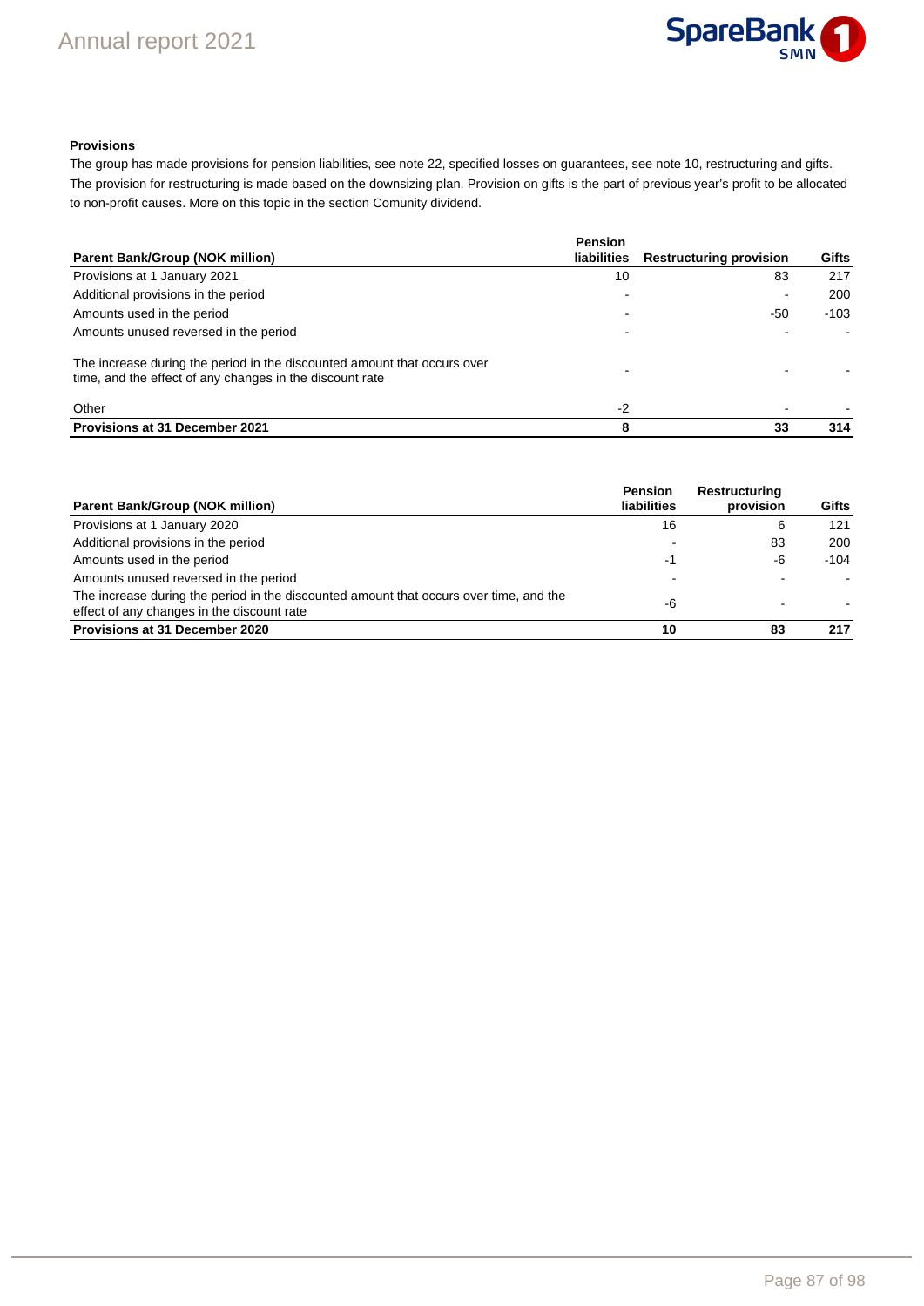### Provisions

The group has made provisions for pension liabilities, see note 22, specified losses on guarantees, see note 10, restructuring and gifts. The provision for restructuring is made based on the downsizing plan. Provision on gifts is the part of previous year's profit to be allocated to non-profit causes. More on this topic in the section Comunity dividend.

| Parent Bank/Group (NOK million) | Pension liabilities | Restructuring provision | Gifts |
|---|---|---|---|
| Provisions at 1 January 2021 | 10 | 83 | 217 |
| Additional provisions in the period | - | - | 200 |
| Amounts used in the period | - | -50 | -103 |
| Amounts unused reversed in the period | - | - | - |
| The increase during the period in the discounted amount that occurs over time, and the effect of any changes in the discount rate | - | - | - |
| Other | -2 | - | - |
| **Provisions at 31 December 2021** | **8** | **33** | **314** |

| Parent Bank/Group (NOK million) | Pension liabilities | Restructuring provision | Gifts |
|---|---|---|---|
| Provisions at 1 January 2020 | 16 | 6 | 121 |
| Additional provisions in the period | - | 83 | 200 |
| Amounts used in the period | -1 | -6 | -104 |
| Amounts unused reversed in the period | - | - | - |
| The increase during the period in the discounted amount that occurs over time, and the effect of any changes in the discount rate | -6 | - | - |
| **Provisions at 31 December 2020** | **10** | **83** | **217** |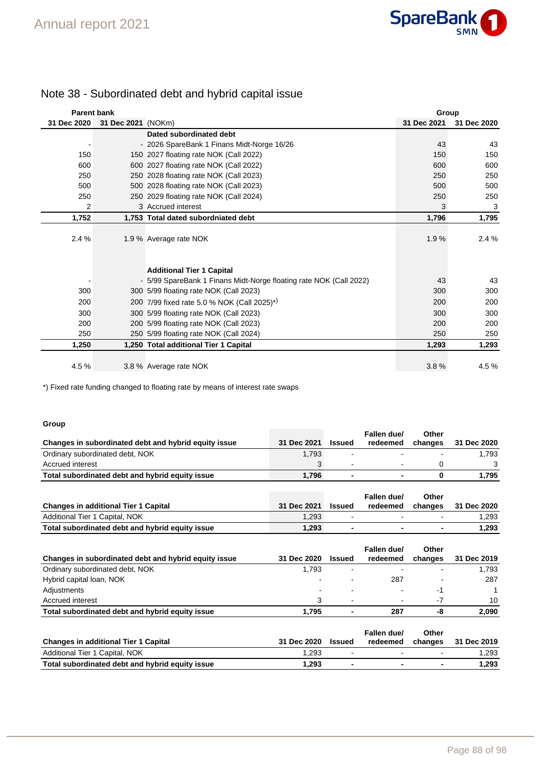# Note 38 - Subordinated debt and hybrid capital issue

| Parent bank | | | Group | |
|---|---|---|---|---|
| 31 Dec 2020 | 31 Dec 2021 | (NOKm) | 31 Dec 2021 | 31 Dec 2020 |
| | | **Dated subordinated debt** | | |
| - | - | 2026 SpareBank 1 Finans Midt-Norge 16/26 | 43 | 43 |
| 150 | 150 | 2027 floating rate NOK (Call 2022) | 150 | 150 |
| 600 | 600 | 2027 floating rate NOK (Call 2022) | 600 | 600 |
| 250 | 250 | 2028 floating rate NOK (Call 2023) | 250 | 250 |
| 500 | 500 | 2028 floating rate NOK (Call 2023) | 500 | 500 |
| 250 | 250 | 2029 floating rate NOK (Call 2024) | 250 | 250 |
| 2 | 3 | Accrued interest | 3 | 3 |
| **1,752** | **1,753** | **Total dated subordniated debt** | **1,796** | **1,795** |
| 2.4 % | 1.9 % | Average rate NOK | 1.9 % | 2.4 % |
| | | **Additional Tier 1 Capital** | | |
| - | - | 5/99 SpareBank 1 Finans Midt-Norge floating rate NOK (Call 2022) | 43 | 43 |
| 300 | 300 | 5/99 floating rate NOK (Call 2023) | 300 | 300 |
| 200 | 200 | 7/99 fixed rate 5.0 % NOK (Call 2025)*) | 200 | 200 |
| 300 | 300 | 5/99 floating rate NOK (Call 2023) | 300 | 300 |
| 200 | 200 | 5/99 floating rate NOK (Call 2023) | 200 | 200 |
| 250 | 250 | 5/99 floating rate NOK (Call 2024) | 250 | 250 |
| **1,250** | **1,250** | **Total additional Tier 1 Capital** | **1,293** | **1,293** |
| 4.5 % | 3.8 % | Average rate NOK | 3.8 % | 4.5 % |

*) Fixed rate funding changed to floating rate by means of interest rate swaps

**Group**

| Changes in subordinated debt and hybrid equity issue | 31 Dec 2021 | Issued | Fallen due/ redeemed | Other changes | 31 Dec 2020 |
|---|---|---|---|---|---|
| Ordinary subordinated debt, NOK | 1,793 | - | - | - | 1,793 |
| Accrued interest | 3 | - | - | 0 | 3 |
| **Total subordinated debt and hybrid equity issue** | **1,796** | **-** | **-** | **0** | **1,795** |

| Changes in additional Tier 1 Capital | 31 Dec 2021 | Issued | Fallen due/ redeemed | Other changes | 31 Dec 2020 |
|---|---|---|---|---|---|
| Additional Tier 1 Capital, NOK | 1,293 | - | - | - | 1,293 |
| **Total subordinated debt and hybrid equity issue** | **1,293** | **-** | **-** | **-** | **1,293** |

| Changes in subordinated debt and hybrid equity issue | 31 Dec 2020 | Issued | Fallen due/ redeemed | Other changes | 31 Dec 2019 |
|---|---|---|---|---|---|
| Ordinary subordinated debt, NOK | 1,793 | - | - | - | 1,793 |
| Hybrid capital loan, NOK | - | - | 287 | - | 287 |
| Adjustments | - | - | - | -1 | 1 |
| Accrued interest | 3 | - | - | -7 | 10 |
| **Total subordinated debt and hybrid equity issue** | **1,795** | **-** | **287** | **-8** | **2,090** |

| Changes in additional Tier 1 Capital | 31 Dec 2020 | Issued | Fallen due/ redeemed | Other changes | 31 Dec 2019 |
|---|---|---|---|---|---|
| Additional Tier 1 Capital, NOK | 1,293 | - | - | - | 1,293 |
| **Total subordinated debt and hybrid equity issue** | **1,293** | **-** | **-** | **-** | **1,293** |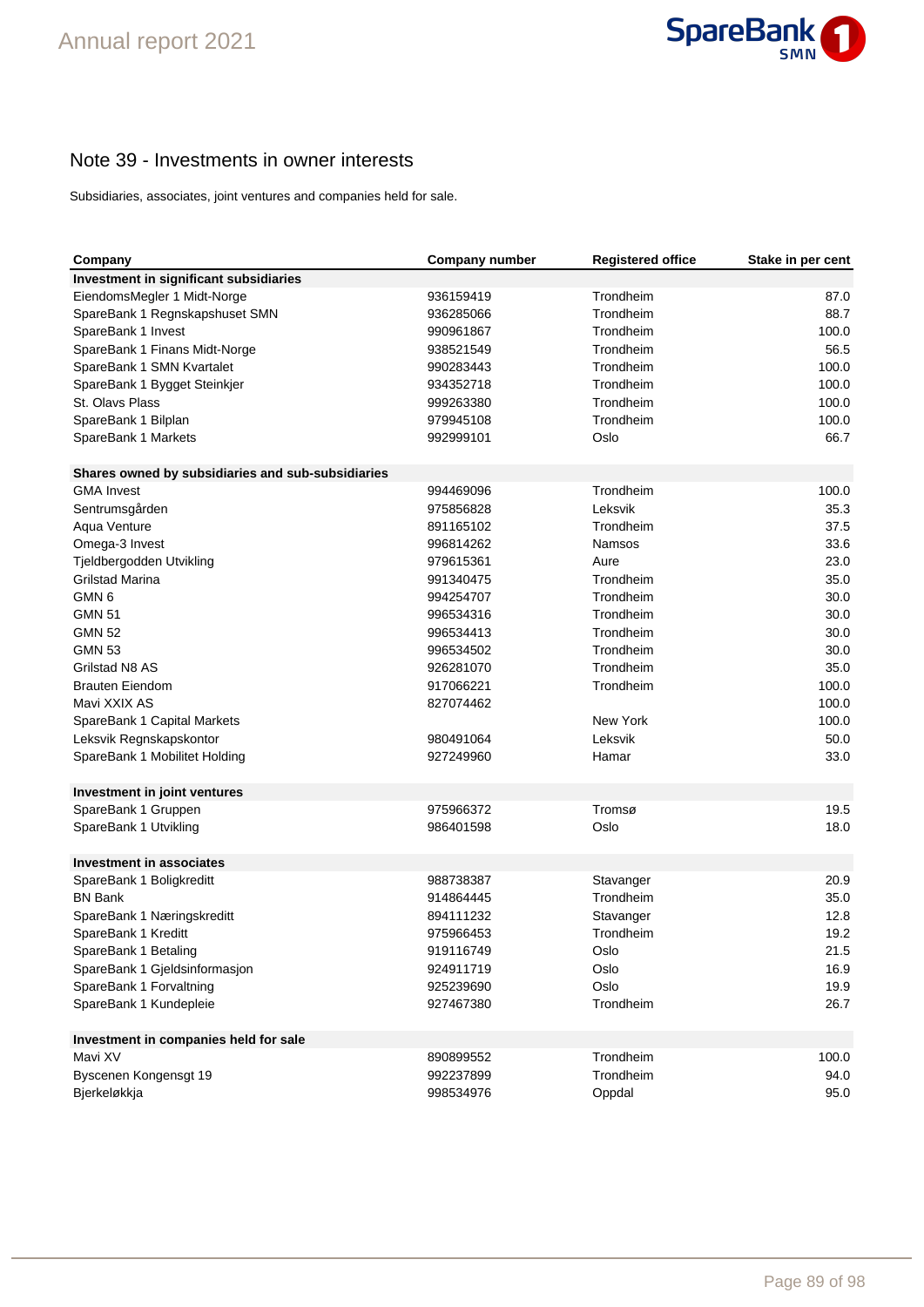## Note 39 - Investments in owner interests

Subsidiaries, associates, joint ventures and companies held for sale.

| Company | Company number | Registered office | Stake in per cent |
|---|---|---|---|
| **Investment in significant subsidiaries** | | | |
| EiendomsMegler 1 Midt-Norge | 936159419 | Trondheim | 87.0 |
| SpareBank 1 Regnskapshuset SMN | 936285066 | Trondheim | 88.7 |
| SpareBank 1 Invest | 990961867 | Trondheim | 100.0 |
| SpareBank 1 Finans Midt-Norge | 938521549 | Trondheim | 56.5 |
| SpareBank 1 SMN Kvartalet | 990283443 | Trondheim | 100.0 |
| SpareBank 1 Bygget Steinkjer | 934352718 | Trondheim | 100.0 |
| St. Olavs Plass | 999263380 | Trondheim | 100.0 |
| SpareBank 1 Bilplan | 979945108 | Trondheim | 100.0 |
| SpareBank 1 Markets | 992999101 | Oslo | 66.7 |
| | | | |
| **Shares owned by subsidiaries and sub-subsidiaries** | | | |
| GMA Invest | 994469096 | Trondheim | 100.0 |
| Sentrumsgården | 975856828 | Leksvik | 35.3 |
| Aqua Venture | 891165102 | Trondheim | 37.5 |
| Omega-3 Invest | 996814262 | Namsos | 33.6 |
| Tjeldbergodden Utvikling | 979615361 | Aure | 23.0 |
| Grilstad Marina | 991340475 | Trondheim | 35.0 |
| GMN 6 | 994254707 | Trondheim | 30.0 |
| GMN 51 | 996534316 | Trondheim | 30.0 |
| GMN 52 | 996534413 | Trondheim | 30.0 |
| GMN 53 | 996534502 | Trondheim | 30.0 |
| Grilstad N8 AS | 926281070 | Trondheim | 35.0 |
| Brauten Eiendom | 917066221 | Trondheim | 100.0 |
| Mavi XXIX AS | 827074462 | | 100.0 |
| SpareBank 1 Capital Markets | | New York | 100.0 |
| Leksvik Regnskapskontor | 980491064 | Leksvik | 50.0 |
| SpareBank 1 Mobilitet Holding | 927249960 | Hamar | 33.0 |
| | | | |
| **Investment in joint ventures** | | | |
| SpareBank 1 Gruppen | 975966372 | Tromsø | 19.5 |
| SpareBank 1 Utvikling | 986401598 | Oslo | 18.0 |
| | | | |
| **Investment in associates** | | | |
| SpareBank 1 Boligkreditt | 988738387 | Stavanger | 20.9 |
| BN Bank | 914864445 | Trondheim | 35.0 |
| SpareBank 1 Næringskreditt | 894111232 | Stavanger | 12.8 |
| SpareBank 1 Kreditt | 975966453 | Trondheim | 19.2 |
| SpareBank 1 Betaling | 919116749 | Oslo | 21.5 |
| SpareBank 1 Gjeldsinformasjon | 924911719 | Oslo | 16.9 |
| SpareBank 1 Forvaltning | 925239690 | Oslo | 19.9 |
| SpareBank 1 Kundepleie | 927467380 | Trondheim | 26.7 |
| | | | |
| **Investment in companies held for sale** | | | |
| Mavi XV | 890899552 | Trondheim | 100.0 |
| Byscenen Kongensgt 19 | 992237899 | Trondheim | 94.0 |
| Bjerkeløkkja | 998534976 | Oppdal | 95.0 |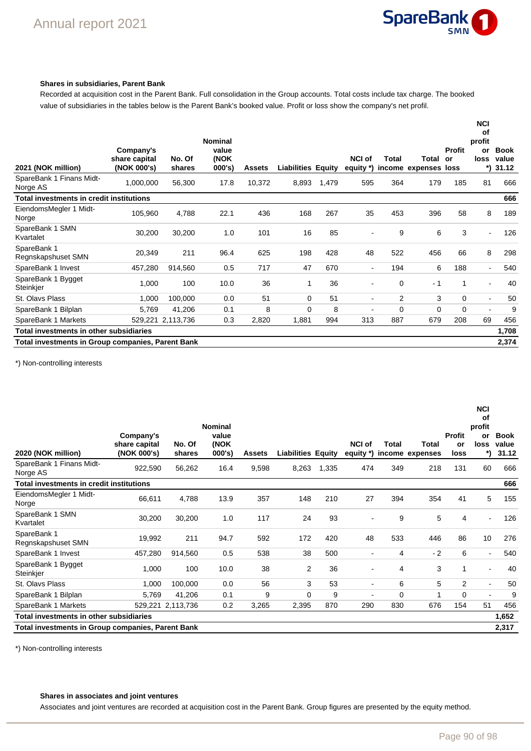### Shares in subsidiaries, Parent Bank

Recorded at acquisition cost in the Parent Bank. Full consolidation in the Group accounts. Total costs include tax charge. The booked value of subsidiaries in the tables below is the Parent Bank's booked value. Profit or loss show the company's net profil.

| 2021 (NOK million) | Company's share capital (NOK 000's) | No. Of shares | Nominal value (NOK 000's) | Assets | Liabilities | Equity | NCI of equity *) | Total income | Total expenses | Profit or loss | NCI of profit or loss *) | Book value 31.12 |
|---|---|---|---|---|---|---|---|---|---|---|---|---|
| SpareBank 1 Finans Midt-Norge AS | 1,000,000 | 56,300 | 17.8 | 10,372 | 8,893 | 1,479 | 595 | 364 | 179 | 185 | 81 | 666 |
| **Total investments in credit institutions** | | | | | | | | | | | | **666** |
| EiendomsMegler 1 Midt-Norge | 105,960 | 4,788 | 22.1 | 436 | 168 | 267 | 35 | 453 | 396 | 58 | 8 | 189 |
| SpareBank 1 SMN Kvartalet | 30,200 | 30,200 | 1.0 | 101 | 16 | 85 | - | 9 | 6 | 3 | - | 126 |
| SpareBank 1 Regnskapshuset SMN | 20,349 | 211 | 96.4 | 625 | 198 | 428 | 48 | 522 | 456 | 66 | 8 | 298 |
| SpareBank 1 Invest | 457,280 | 914,560 | 0.5 | 717 | 47 | 670 | - | 194 | 6 | 188 | - | 540 |
| SpareBank 1 Bygget Steinkjer | 1,000 | 100 | 10.0 | 36 | 1 | 36 | - | 0 | - 1 | 1 | - | 40 |
| St. Olavs Plass | 1,000 | 100,000 | 0.0 | 51 | 0 | 51 | - | 2 | 3 | 0 | - | 50 |
| SpareBank 1 Bilplan | 5,769 | 41,206 | 0.1 | 8 | 0 | 8 | - | 0 | 0 | 0 | - | 9 |
| SpareBank 1 Markets | 529,221 | 2,113,736 | 0.3 | 2,820 | 1,881 | 994 | 313 | 887 | 679 | 208 | 69 | 456 |
| **Total investments in other subsidiaries** | | | | | | | | | | | | **1,708** |
| **Total investments in Group companies, Parent Bank** | | | | | | | | | | | | **2,374** |

*) Non-controlling interests

| 2020 (NOK million) | Company's share capital (NOK 000's) | No. Of shares | Nominal value (NOK 000's) | Assets | Liabilities | Equity | NCI of equity *) | Total income | Total expenses | Profit or loss | NCI of profit or loss *) | Book value 31.12 |
|---|---|---|---|---|---|---|---|---|---|---|---|---|
| SpareBank 1 Finans Midt-Norge AS | 922,590 | 56,262 | 16.4 | 9,598 | 8,263 | 1,335 | 474 | 349 | 218 | 131 | 60 | 666 |
| **Total investments in credit institutions** | | | | | | | | | | | | **666** |
| EiendomsMegler 1 Midt-Norge | 66,611 | 4,788 | 13.9 | 357 | 148 | 210 | 27 | 394 | 354 | 41 | 5 | 155 |
| SpareBank 1 SMN Kvartalet | 30,200 | 30,200 | 1.0 | 117 | 24 | 93 | - | 9 | 5 | 4 | - | 126 |
| SpareBank 1 Regnskapshuset SMN | 19,992 | 211 | 94.7 | 592 | 172 | 420 | 48 | 533 | 446 | 86 | 10 | 276 |
| SpareBank 1 Invest | 457,280 | 914,560 | 0.5 | 538 | 38 | 500 | - | 4 | - 2 | 6 | - | 540 |
| SpareBank 1 Bygget Steinkjer | 1,000 | 100 | 10.0 | 38 | 2 | 36 | - | 4 | 3 | 1 | - | 40 |
| St. Olavs Plass | 1,000 | 100,000 | 0.0 | 56 | 3 | 53 | - | 6 | 5 | 2 | - | 50 |
| SpareBank 1 Bilplan | 5,769 | 41,206 | 0.1 | 9 | 0 | 9 | - | 0 | 1 | 0 | - | 9 |
| SpareBank 1 Markets | 529,221 | 2,113,736 | 0.2 | 3,265 | 2,395 | 870 | 290 | 830 | 676 | 154 | 51 | 456 |
| **Total investments in other subsidiaries** | | | | | | | | | | | | **1,652** |
| **Total investments in Group companies, Parent Bank** | | | | | | | | | | | | **2,317** |

*) Non-controlling interests

### Shares in associates and joint ventures

Associates and joint ventures are recorded at acquisition cost in the Parent Bank. Group figures are presented by the equity method.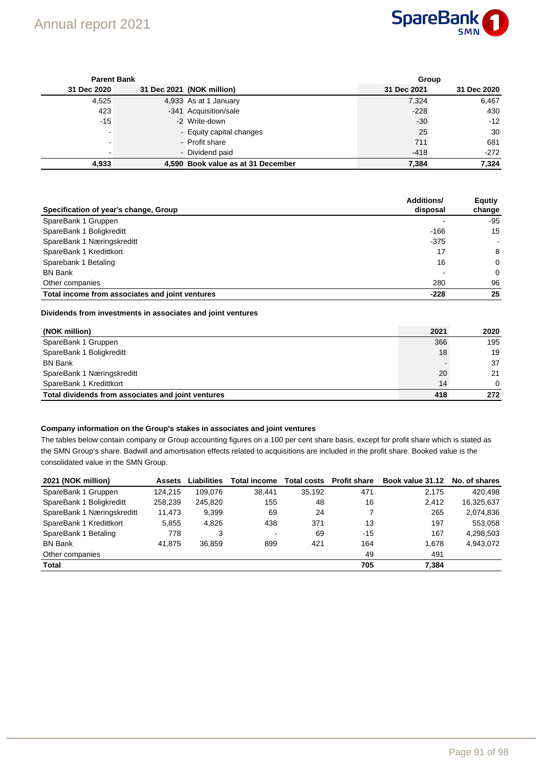| Parent Bank | | | Group | |
|---|---|---|---|---|
| 31 Dec 2020 | 31 Dec 2021 | (NOK million) | 31 Dec 2021 | 31 Dec 2020 |
| 4,525 | 4,933 | As at 1 January | 7,324 | 6,467 |
| 423 | -341 | Acquisition/sale | -228 | 430 |
| -15 | -2 | Write-down | -30 | -12 |
| - | - | Equity capital changes | 25 | 30 |
| - | - | Profit share | 711 | 681 |
| - | - | Dividend paid | -418 | -272 |
| **4,933** | **4,590** | **Book value as at 31 December** | **7,384** | **7,324** |

| Specification of year's change, Group | Additions/ disposal | Equtiy change |
|---|---|---|
| SpareBank 1 Gruppen | - | -95 |
| SpareBank 1 Boligkreditt | -166 | 15 |
| SpareBank 1 Næringskreditt | -375 | - |
| SpareBank 1 Kredittkort | 17 | 8 |
| Sparebank 1 Betaling | 16 | 0 |
| BN Bank | - | 0 |
| Other companies | 280 | 96 |
| **Total income from associates and joint ventures** | **-228** | **25** |

**Dividends from investments in associates and joint ventures**

| (NOK million) | 2021 | 2020 |
|---|---|---|
| SpareBank 1 Gruppen | 366 | 195 |
| SpareBank 1 Boligkreditt | 18 | 19 |
| BN Bank | - | 37 |
| SpareBank 1 Næringskreditt | 20 | 21 |
| SpareBank 1 Kredittkort | 14 | 0 |
| **Total dividends from associates and joint ventures** | **418** | **272** |

**Company information on the Group's stakes in associates and joint ventures**

The tables below contain company or Group accounting figures on a 100 per cent share basis, except for profit share which is stated as the SMN Group's share. Badwill and amortisation effects related to acquisitions are included in the profit share. Booked value is the consolidated value in the SMN Group.

| 2021 (NOK million) | Assets | Liabilities | Total income | Total costs | Profit share | Book value 31.12 | No. of shares |
|---|---|---|---|---|---|---|---|
| SpareBank 1 Gruppen | 124,215 | 109,076 | 38,441 | 35,192 | 471 | 2,175 | 420,498 |
| SpareBank 1 Boligkreditt | 258,239 | 245,820 | 155 | 48 | 16 | 2,412 | 16,325,637 |
| SpareBank 1 Næringskreditt | 11,473 | 9,399 | 69 | 24 | 7 | 265 | 2,074,836 |
| SpareBank 1 Kredittkort | 5,855 | 4,826 | 438 | 371 | 13 | 197 | 553,058 |
| SpareBank 1 Betaling | 778 | 3 | - | 69 | -15 | 167 | 4,298,503 |
| BN Bank | 41,875 | 36,859 | 899 | 421 | 164 | 1,678 | 4,943,072 |
| Other companies | | | | | 49 | 491 | |
| **Total** | | | | | **705** | **7,384** | |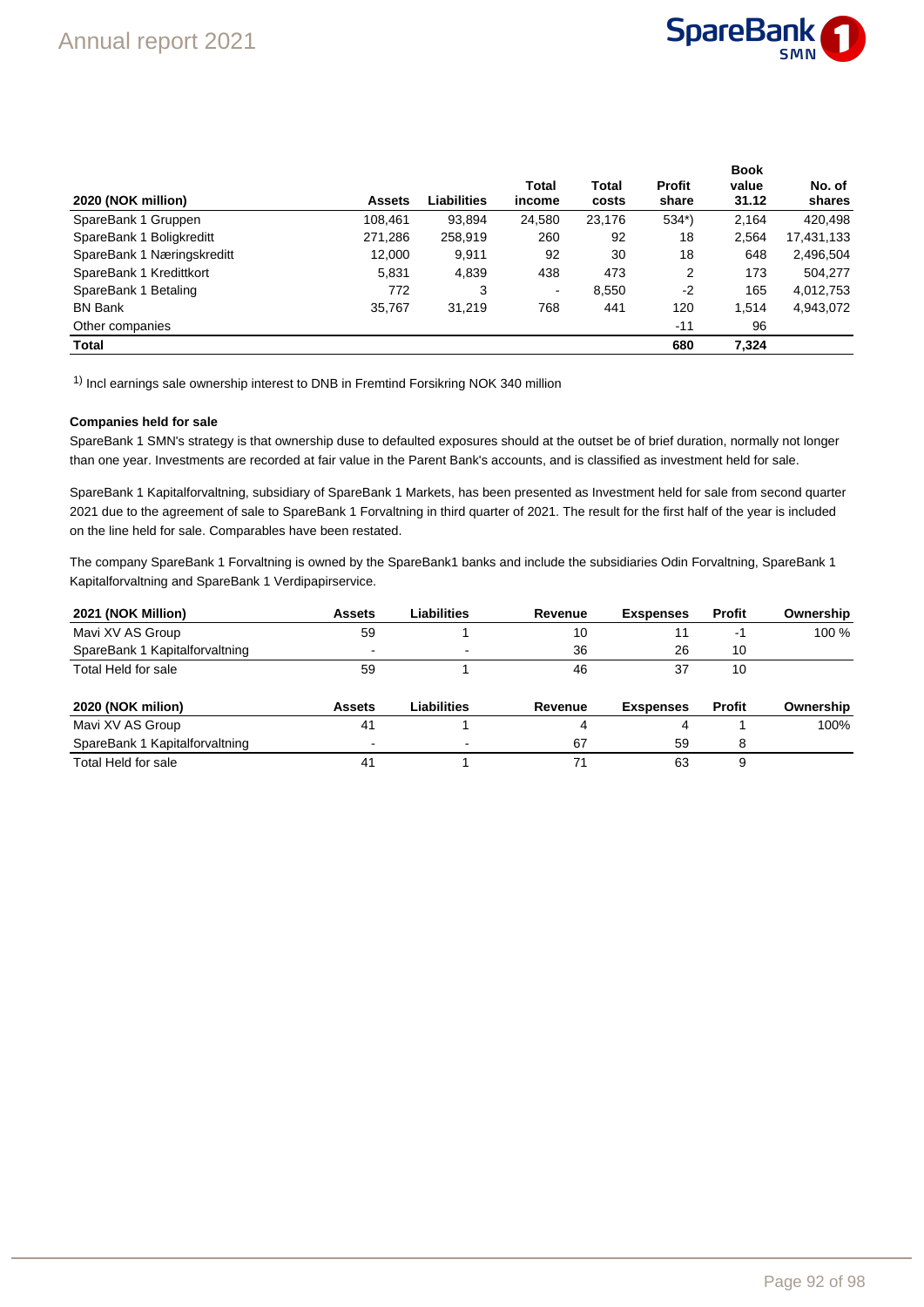| 2020 (NOK million) | Assets | Liabilities | Total income | Total costs | Profit share | Book value 31.12 | No. of shares |
|---|---|---|---|---|---|---|---|
| SpareBank 1 Gruppen | 108,461 | 93,894 | 24,580 | 23,176 | 534*) | 2,164 | 420,498 |
| SpareBank 1 Boligkreditt | 271,286 | 258,919 | 260 | 92 | 18 | 2,564 | 17,431,133 |
| SpareBank 1 Næringskreditt | 12,000 | 9,911 | 92 | 30 | 18 | 648 | 2,496,504 |
| SpareBank 1 Kredittkort | 5,831 | 4,839 | 438 | 473 | 2 | 173 | 504,277 |
| SpareBank 1 Betaling | 772 | 3 | - | 8,550 | -2 | 165 | 4,012,753 |
| BN Bank | 35,767 | 31,219 | 768 | 441 | 120 | 1,514 | 4,943,072 |
| Other companies | | | | | -11 | 96 | |
| **Total** | | | | | **680** | **7,324** | |

1) Incl earnings sale ownership interest to DNB in Fremtind Forsikring NOK 340 million

**Companies held for sale**

SpareBank 1 SMN's strategy is that ownership duse to defaulted exposures should at the outset be of brief duration, normally not longer than one year. Investments are recorded at fair value in the Parent Bank's accounts, and is classified as investment held for sale.

SpareBank 1 Kapitalforvaltning, subsidiary of SpareBank 1 Markets, has been presented as Investment held for sale from second quarter 2021 due to the agreement of sale to SpareBank 1 Forvaltning in third quarter of 2021. The result for the first half of the year is included on the line held for sale. Comparables have been restated.

The company SpareBank 1 Forvaltning is owned by the SpareBank1 banks and include the subsidiaries Odin Forvaltning, SpareBank 1 Kapitalforvaltning and SpareBank 1 Verdipapirservice.

| 2021 (NOK Million) | Assets | Liabilities | Revenue | Exspenses | Profit | Ownership |
|---|---|---|---|---|---|---|
| Mavi XV AS Group | 59 | 1 | 10 | 11 | -1 | 100 % |
| SpareBank 1 Kapitalforvaltning | - | - | 36 | 26 | 10 | |
| Total Held for sale | 59 | 1 | 46 | 37 | 10 | |

| 2020 (NOK milion) | Assets | Liabilities | Revenue | Exspenses | Profit | Ownership |
|---|---|---|---|---|---|---|
| Mavi XV AS Group | 41 | 1 | 4 | 4 | 1 | 100% |
| SpareBank 1 Kapitalforvaltning | - | - | 67 | 59 | 8 | |
| Total Held for sale | 41 | 1 | 71 | 63 | 9 | |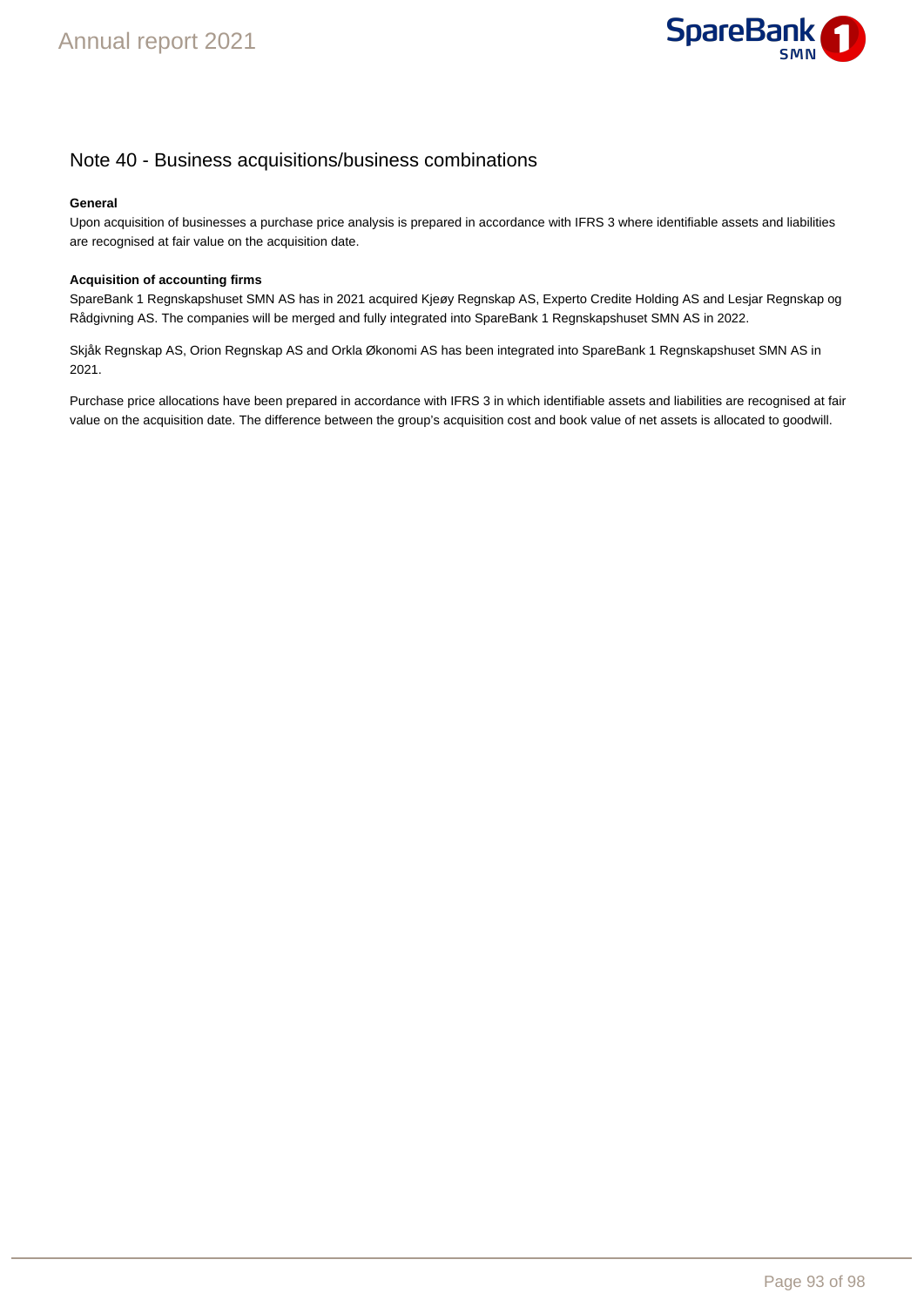## Note 40 - Business acquisitions/business combinations

**General**

Upon acquisition of businesses a purchase price analysis is prepared in accordance with IFRS 3 where identifiable assets and liabilities are recognised at fair value on the acquisition date.

**Acquisition of accounting firms**

SpareBank 1 Regnskapshuset SMN AS has in 2021 acquired Kjeøy Regnskap AS, Experto Credite Holding AS and Lesjar Regnskap og Rådgivning AS. The companies will be merged and fully integrated into SpareBank 1 Regnskapshuset SMN AS in 2022.

Skjåk Regnskap AS, Orion Regnskap AS and Orkla Økonomi AS has been integrated into SpareBank 1 Regnskapshuset SMN AS in 2021.

Purchase price allocations have been prepared in accordance with IFRS 3 in which identifiable assets and liabilities are recognised at fair value on the acquisition date. The difference between the group's acquisition cost and book value of net assets is allocated to goodwill.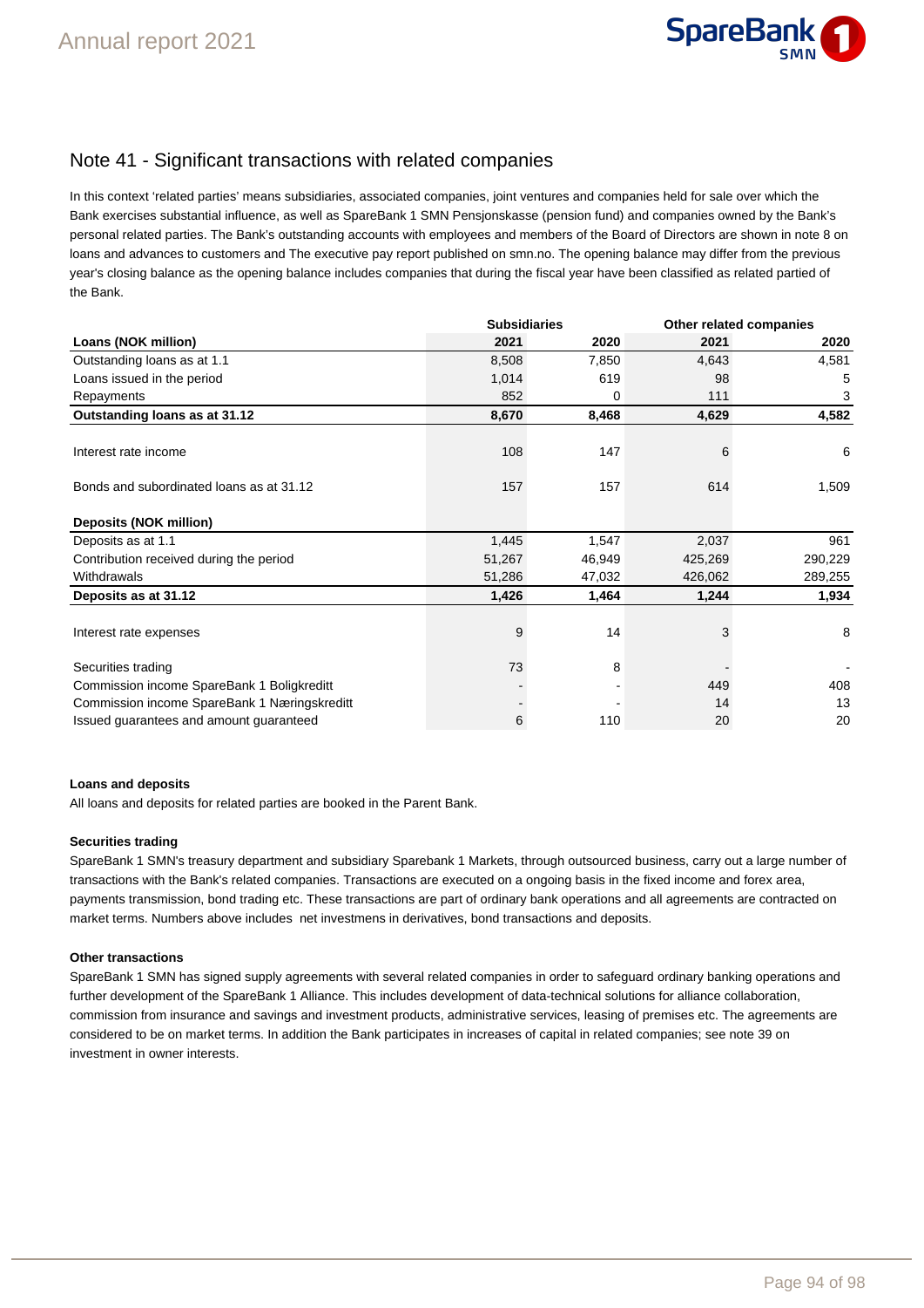## Note 41 - Significant transactions with related companies

In this context 'related parties' means subsidiaries, associated companies, joint ventures and companies held for sale over which the Bank exercises substantial influence, as well as SpareBank 1 SMN Pensjonskasse (pension fund) and companies owned by the Bank's personal related parties. The Bank's outstanding accounts with employees and members of the Board of Directors are shown in note 8 on loans and advances to customers and The executive pay report published on smn.no. The opening balance may differ from the previous year's closing balance as the opening balance includes companies that during the fiscal year have been classified as related partied of the Bank.

| | Subsidiaries | | Other related companies | |
|---|---|---|---|---|
| **Loans (NOK million)** | **2021** | **2020** | **2021** | **2020** |
| Outstanding loans as at 1.1 | 8,508 | 7,850 | 4,643 | 4,581 |
| Loans issued in the period | 1,014 | 619 | 98 | 5 |
| Repayments | 852 | 0 | 111 | 3 |
| **Outstanding loans as at 31.12** | **8,670** | **8,468** | **4,629** | **4,582** |
| | | | | |
| Interest rate income | 108 | 147 | 6 | 6 |
| | | | | |
| Bonds and subordinated loans as at 31.12 | 157 | 157 | 614 | 1,509 |
| | | | | |
| **Deposits (NOK million)** | | | | |
| Deposits as at 1.1 | 1,445 | 1,547 | 2,037 | 961 |
| Contribution received during the period | 51,267 | 46,949 | 425,269 | 290,229 |
| Withdrawals | 51,286 | 47,032 | 426,062 | 289,255 |
| **Deposits as at 31.12** | **1,426** | **1,464** | **1,244** | **1,934** |
| | | | | |
| Interest rate expenses | 9 | 14 | 3 | 8 |
| | | | | |
| Securities trading | 73 | 8 | - | - |
| Commission income SpareBank 1 Boligkreditt | - | - | 449 | 408 |
| Commission income SpareBank 1 Næringskreditt | - | - | 14 | 13 |
| Issued guarantees and amount guaranteed | 6 | 110 | 20 | 20 |

**Loans and deposits**

All loans and deposits for related parties are booked in the Parent Bank.

**Securities trading**

SpareBank 1 SMN's treasury department and subsidiary Sparebank 1 Markets, through outsourced business, carry out a large number of transactions with the Bank's related companies. Transactions are executed on a ongoing basis in the fixed income and forex area, payments transmission, bond trading etc. These transactions are part of ordinary bank operations and all agreements are contracted on market terms. Numbers above includes net investmens in derivatives, bond transactions and deposits.

**Other transactions**

SpareBank 1 SMN has signed supply agreements with several related companies in order to safeguard ordinary banking operations and further development of the SpareBank 1 Alliance. This includes development of data-technical solutions for alliance collaboration, commission from insurance and savings and investment products, administrative services, leasing of premises etc. The agreements are considered to be on market terms. In addition the Bank participates in increases of capital in related companies; see note 39 on investment in owner interests.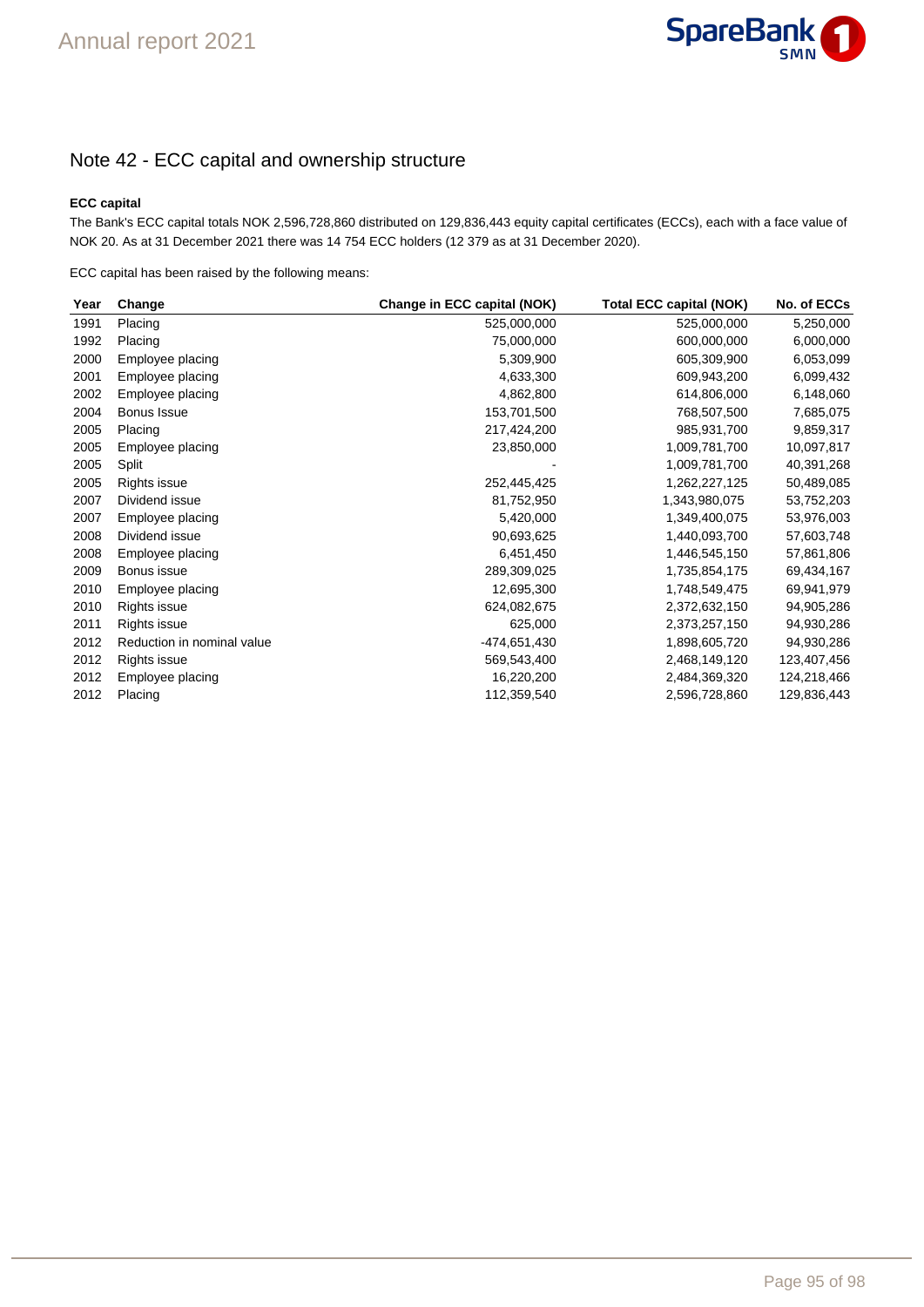## Note 42 - ECC capital and ownership structure

**ECC capital**

The Bank's ECC capital totals NOK 2,596,728,860 distributed on 129,836,443 equity capital certificates (ECCs), each with a face value of NOK 20. As at 31 December 2021 there was 14 754 ECC holders (12 379 as at 31 December 2020).

ECC capital has been raised by the following means:

| Year | Change | Change in ECC capital (NOK) | Total ECC capital (NOK) | No. of ECCs |
|---|---|---|---|---|
| 1991 | Placing | 525,000,000 | 525,000,000 | 5,250,000 |
| 1992 | Placing | 75,000,000 | 600,000,000 | 6,000,000 |
| 2000 | Employee placing | 5,309,900 | 605,309,900 | 6,053,099 |
| 2001 | Employee placing | 4,633,300 | 609,943,200 | 6,099,432 |
| 2002 | Employee placing | 4,862,800 | 614,806,000 | 6,148,060 |
| 2004 | Bonus Issue | 153,701,500 | 768,507,500 | 7,685,075 |
| 2005 | Placing | 217,424,200 | 985,931,700 | 9,859,317 |
| 2005 | Employee placing | 23,850,000 | 1,009,781,700 | 10,097,817 |
| 2005 | Split | - | 1,009,781,700 | 40,391,268 |
| 2005 | Rights issue | 252,445,425 | 1,262,227,125 | 50,489,085 |
| 2007 | Dividend issue | 81,752,950 | 1,343,980,075 | 53,752,203 |
| 2007 | Employee placing | 5,420,000 | 1,349,400,075 | 53,976,003 |
| 2008 | Dividend issue | 90,693,625 | 1,440,093,700 | 57,603,748 |
| 2008 | Employee placing | 6,451,450 | 1,446,545,150 | 57,861,806 |
| 2009 | Bonus issue | 289,309,025 | 1,735,854,175 | 69,434,167 |
| 2010 | Employee placing | 12,695,300 | 1,748,549,475 | 69,941,979 |
| 2010 | Rights issue | 624,082,675 | 2,372,632,150 | 94,905,286 |
| 2011 | Rights issue | 625,000 | 2,373,257,150 | 94,930,286 |
| 2012 | Reduction in nominal value | -474,651,430 | 1,898,605,720 | 94,930,286 |
| 2012 | Rights issue | 569,543,400 | 2,468,149,120 | 123,407,456 |
| 2012 | Employee placing | 16,220,200 | 2,484,369,320 | 124,218,466 |
| 2012 | Placing | 112,359,540 | 2,596,728,860 | 129,836,443 |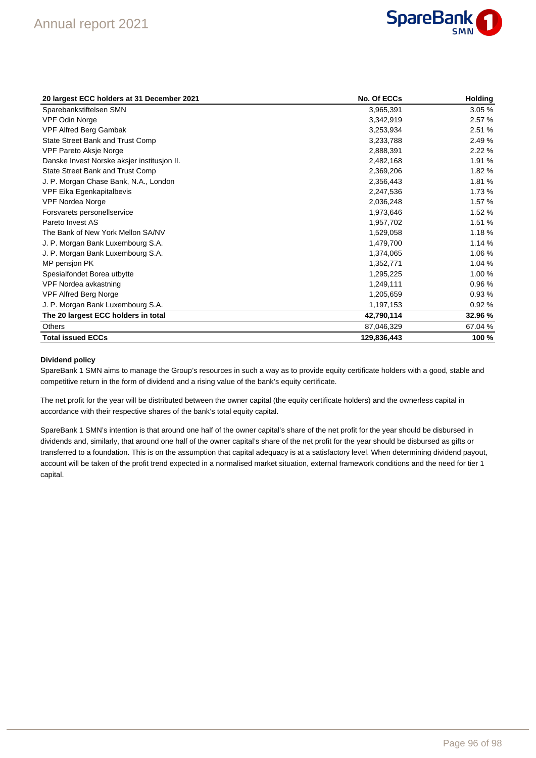| 20 largest ECC holders at 31 December 2021 | No. Of ECCs | Holding |
|---|---|---|
| Sparebankstiftelsen SMN | 3,965,391 | 3.05 % |
| VPF Odin Norge | 3,342,919 | 2.57 % |
| VPF Alfred Berg Gambak | 3,253,934 | 2.51 % |
| State Street Bank and Trust Comp | 3,233,788 | 2.49 % |
| VPF Pareto Aksje Norge | 2,888,391 | 2.22 % |
| Danske Invest Norske aksjer institusjon II. | 2,482,168 | 1.91 % |
| State Street Bank and Trust Comp | 2,369,206 | 1.82 % |
| J. P. Morgan Chase Bank, N.A., London | 2,356,443 | 1.81 % |
| VPF Eika Egenkapitalbevis | 2,247,536 | 1.73 % |
| VPF Nordea Norge | 2,036,248 | 1.57 % |
| Forsvarets personellservice | 1,973,646 | 1.52 % |
| Pareto Invest AS | 1,957,702 | 1.51 % |
| The Bank of New York Mellon SA/NV | 1,529,058 | 1.18 % |
| J. P. Morgan Bank Luxembourg S.A. | 1,479,700 | 1.14 % |
| J. P. Morgan Bank Luxembourg S.A. | 1,374,065 | 1.06 % |
| MP pensjon PK | 1,352,771 | 1.04 % |
| Spesialfondet Borea utbytte | 1,295,225 | 1.00 % |
| VPF Nordea avkastning | 1,249,111 | 0.96 % |
| VPF Alfred Berg Norge | 1,205,659 | 0.93 % |
| J. P. Morgan Bank Luxembourg S.A. | 1,197,153 | 0.92 % |
| **The 20 largest ECC holders in total** | **42,790,114** | **32.96 %** |
| Others | 87,046,329 | 67.04 % |
| **Total issued ECCs** | **129,836,443** | **100 %** |

**Dividend policy**

SpareBank 1 SMN aims to manage the Group's resources in such a way as to provide equity certificate holders with a good, stable and competitive return in the form of dividend and a rising value of the bank's equity certificate.

The net profit for the year will be distributed between the owner capital (the equity certificate holders) and the ownerless capital in accordance with their respective shares of the bank's total equity capital.

SpareBank 1 SMN's intention is that around one half of the owner capital's share of the net profit for the year should be disbursed in dividends and, similarly, that around one half of the owner capital's share of the net profit for the year should be disbursed as gifts or transferred to a foundation. This is on the assumption that capital adequacy is at a satisfactory level. When determining dividend payout, account will be taken of the profit trend expected in a normalised market situation, external framework conditions and the need for tier 1 capital.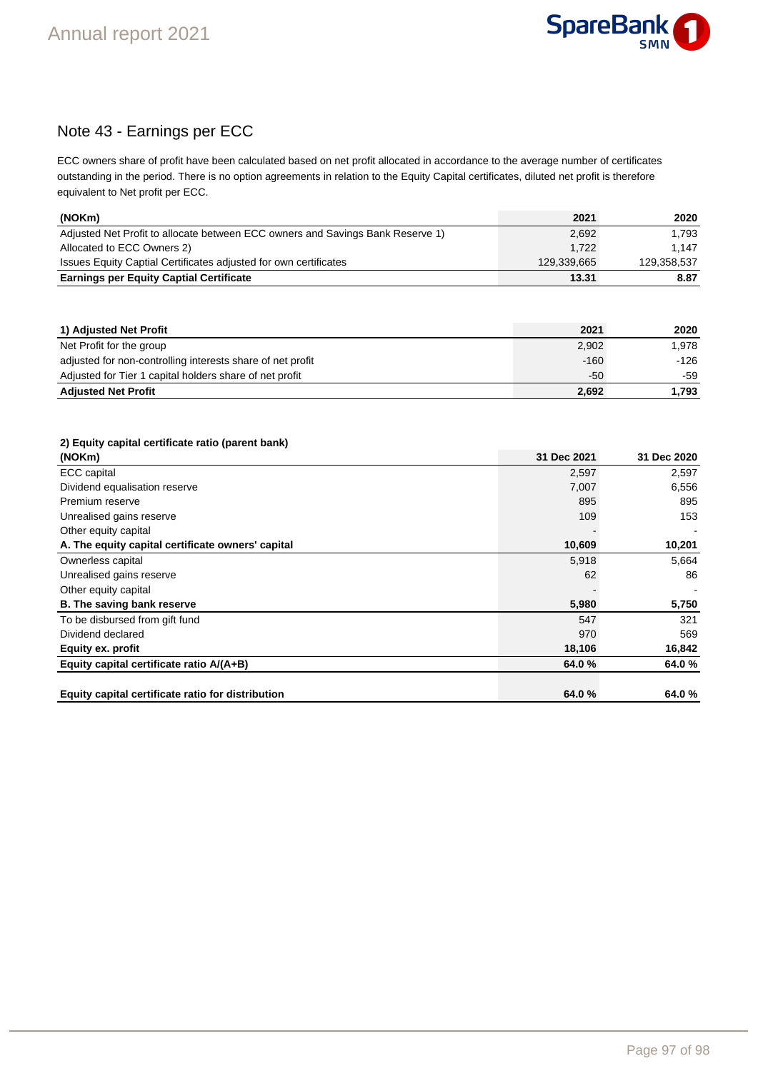## Note 43 - Earnings per ECC

ECC owners share of profit have been calculated based on net profit allocated in accordance to the average number of certificates outstanding in the period. There is no option agreements in relation to the Equity Capital certificates, diluted net profit is therefore equivalent to Net profit per ECC.

| (NOKm) | 2021 | 2020 |
|---|---|---|
| Adjusted Net Profit to allocate between ECC owners and Savings Bank Reserve 1) | 2,692 | 1,793 |
| Allocated to ECC Owners 2) | 1,722 | 1,147 |
| Issues Equity Captial Certificates adjusted for own certificates | 129,339,665 | 129,358,537 |
| **Earnings per Equity Captial Certificate** | **13.31** | **8.87** |

| 1) Adjusted Net Profit | 2021 | 2020 |
|---|---|---|
| Net Profit for the group | 2,902 | 1,978 |
| adjusted for non-controlling interests share of net profit | -160 | -126 |
| Adjusted for Tier 1 capital holders share of net profit | -50 | -59 |
| **Adjusted Net Profit** | **2,692** | **1,793** |

**2) Equity capital certificate ratio (parent bank)**

| (NOKm) | 31 Dec 2021 | 31 Dec 2020 |
|---|---|---|
| ECC capital | 2,597 | 2,597 |
| Dividend equalisation reserve | 7,007 | 6,556 |
| Premium reserve | 895 | 895 |
| Unrealised gains reserve | 109 | 153 |
| Other equity capital | - | - |
| **A. The equity capital certificate owners' capital** | **10,609** | **10,201** |
| Ownerless capital | 5,918 | 5,664 |
| Unrealised gains reserve | 62 | 86 |
| Other equity capital | - | - |
| **B. The saving bank reserve** | **5,980** | **5,750** |
| To be disbursed from gift fund | 547 | 321 |
| Dividend declared | 970 | 569 |
| **Equity ex. profit** | **18,106** | **16,842** |
| **Equity capital certificate ratio A/(A+B)** | **64.0 %** | **64.0 %** |
| | | |
| **Equity capital certificate ratio for distribution** | **64.0 %** | **64.0 %** |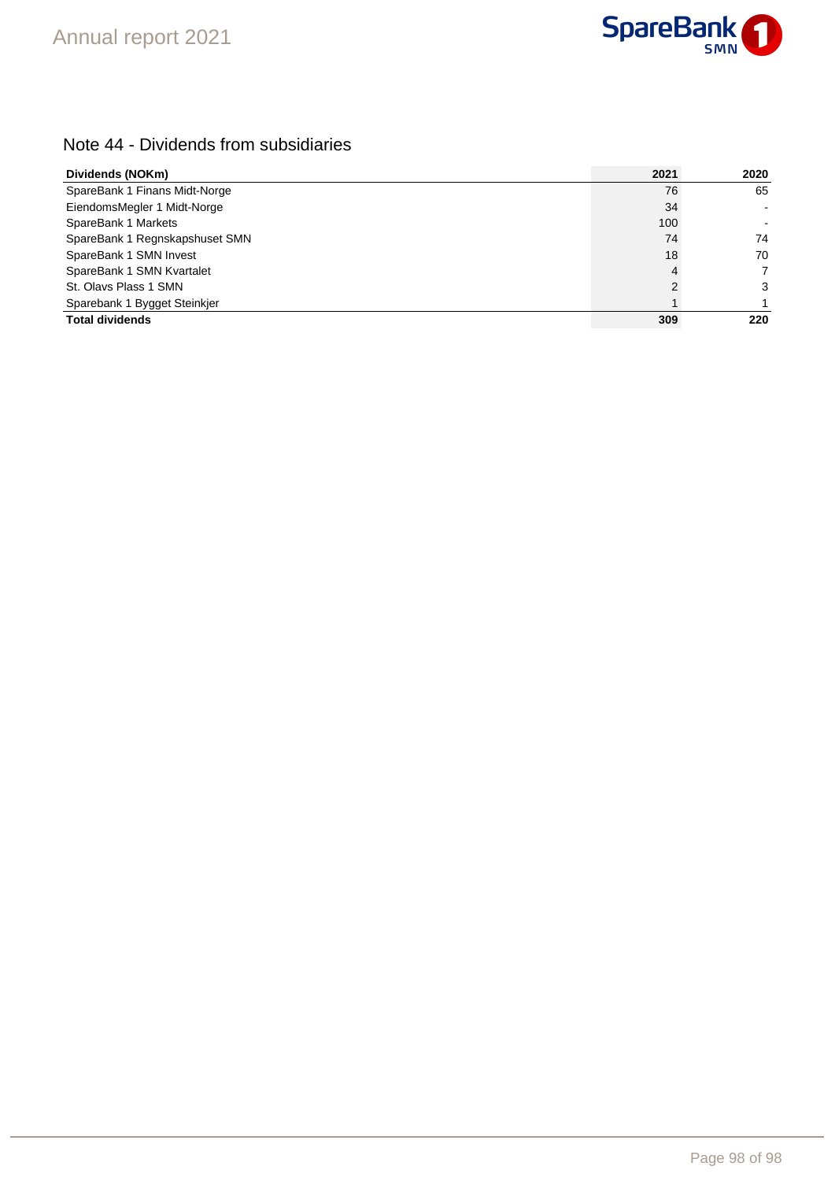## Note 44 - Dividends from subsidiaries

| **Dividends (NOKm)** | **2021** | **2020** |
|---|---|---|
| SpareBank 1 Finans Midt-Norge | 76 | 65 |
| EiendomsMegler 1 Midt-Norge | 34 | - |
| SpareBank 1 Markets | 100 | - |
| SpareBank 1 Regnskapshuset SMN | 74 | 74 |
| SpareBank 1 SMN Invest | 18 | 70 |
| SpareBank 1 SMN Kvartalet | 4 | 7 |
| St. Olavs Plass 1 SMN | 2 | 3 |
| Sparebank 1 Bygget Steinkjer | 1 | 1 |
| **Total dividends** | **309** | **220** |